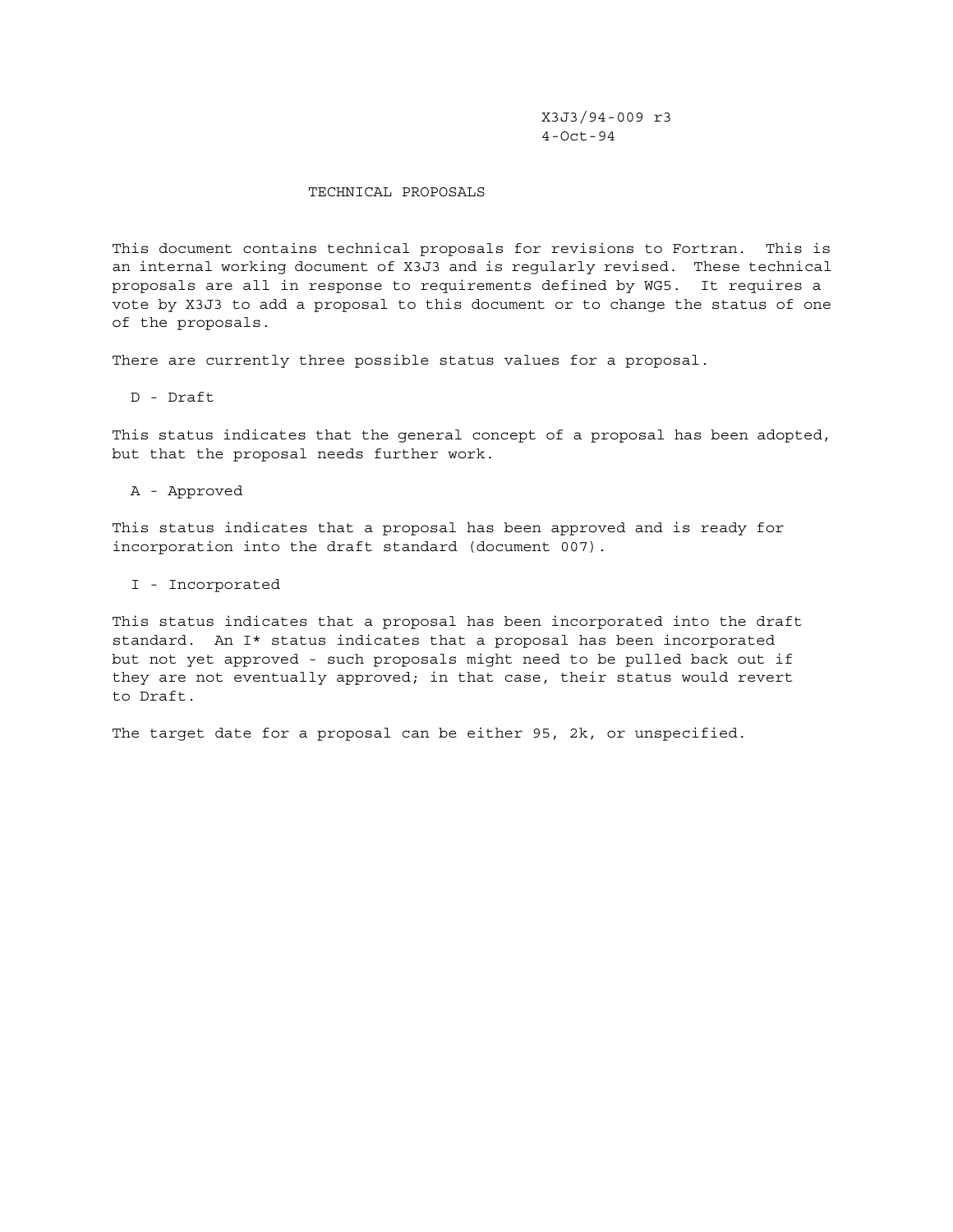X3J3/94-009 r3
4-Oct-94

# TECHNICAL PROPOSALS

This document contains technical proposals for revisions to Fortran. This is an internal working document of X3J3 and is regularly revised. These technical proposals are all in response to requirements defined by WG5. It requires a vote by X3J3 to add a proposal to this document or to change the status of one of the proposals.

There are currently three possible status values for a proposal.

D - Draft

This status indicates that the general concept of a proposal has been adopted, but that the proposal needs further work.

A - Approved

This status indicates that a proposal has been approved and is ready for incorporation into the draft standard (document 007).

I - Incorporated

This status indicates that a proposal has been incorporated into the draft standard. An I* status indicates that a proposal has been incorporated but not yet approved - such proposals might need to be pulled back out if they are not eventually approved; in that case, their status would revert to Draft.

The target date for a proposal can be either 95, 2k, or unspecified.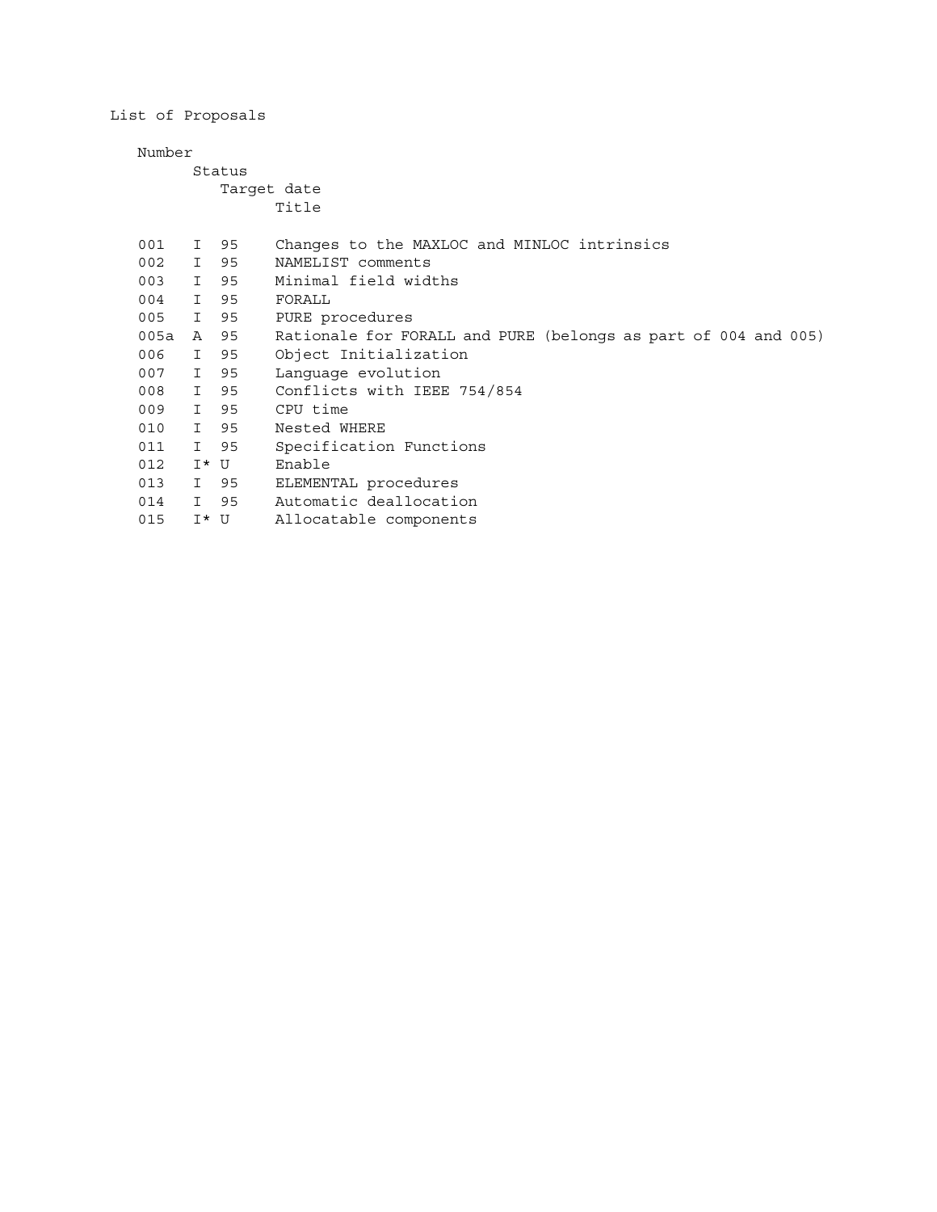List of Proposals

| Number | Status | Target date | Title |
|---|---|---|---|
| 001 | I | 95 | Changes to the MAXLOC and MINLOC intrinsics |
| 002 | I | 95 | NAMELIST comments |
| 003 | I | 95 | Minimal field widths |
| 004 | I | 95 | FORALL |
| 005 | I | 95 | PURE procedures |
| 005a | A | 95 | Rationale for FORALL and PURE (belongs as part of 004 and 005) |
| 006 | I | 95 | Object Initialization |
| 007 | I | 95 | Language evolution |
| 008 | I | 95 | Conflicts with IEEE 754/854 |
| 009 | I | 95 | CPU time |
| 010 | I | 95 | Nested WHERE |
| 011 | I | 95 | Specification Functions |
| 012 | I* | U | Enable |
| 013 | I | 95 | ELEMENTAL procedures |
| 014 | I | 95 | Automatic deallocation |
| 015 | I* | U | Allocatable components |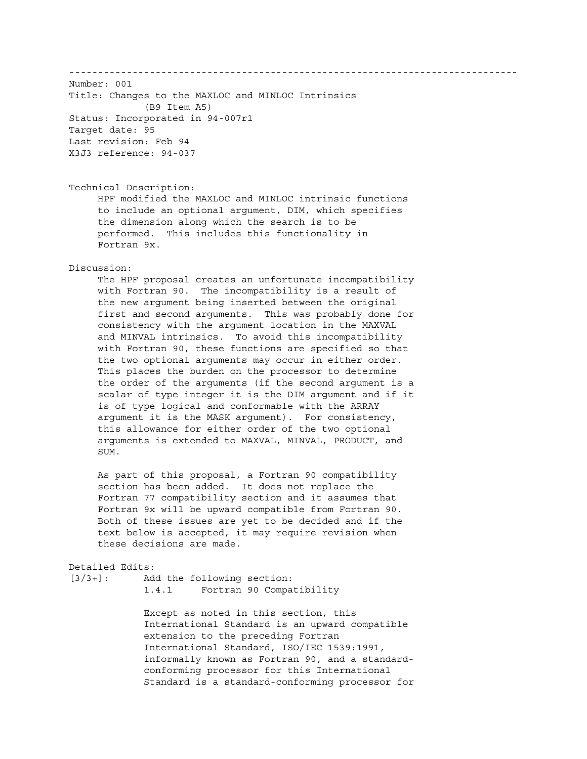---

Number: 001
Title: Changes to the MAXLOC and MINLOC Intrinsics
(B9 Item A5)
Status: Incorporated in 94-007r1
Target date: 95
Last revision: Feb 94
X3J3 reference: 94-037

Technical Description:

HPF modified the MAXLOC and MINLOC intrinsic functions to include an optional argument, DIM, which specifies the dimension along which the search is to be performed. This includes this functionality in Fortran 9x.

Discussion:

The HPF proposal creates an unfortunate incompatibility with Fortran 90. The incompatibility is a result of the new argument being inserted between the original first and second arguments. This was probably done for consistency with the argument location in the MAXVAL and MINVAL intrinsics. To avoid this incompatibility with Fortran 90, these functions are specified so that the two optional arguments may occur in either order. This places the burden on the processor to determine the order of the arguments (if the second argument is a scalar of type integer it is the DIM argument and if it is of type logical and conformable with the ARRAY argument it is the MASK argument). For consistency, this allowance for either order of the two optional arguments is extended to MAXVAL, MINVAL, PRODUCT, and SUM.

As part of this proposal, a Fortran 90 compatibility section has been added. It does not replace the Fortran 77 compatibility section and it assumes that Fortran 9x will be upward compatible from Fortran 90. Both of these issues are yet to be decided and if the text below is accepted, it may require revision when these decisions are made.

Detailed Edits:

[3/3+]: Add the following section:

1.4.1 Fortran 90 Compatibility

Except as noted in this section, this International Standard is an upward compatible extension to the preceding Fortran International Standard, ISO/IEC 1539:1991, informally known as Fortran 90, and a standard-conforming processor for this International Standard is a standard-conforming processor for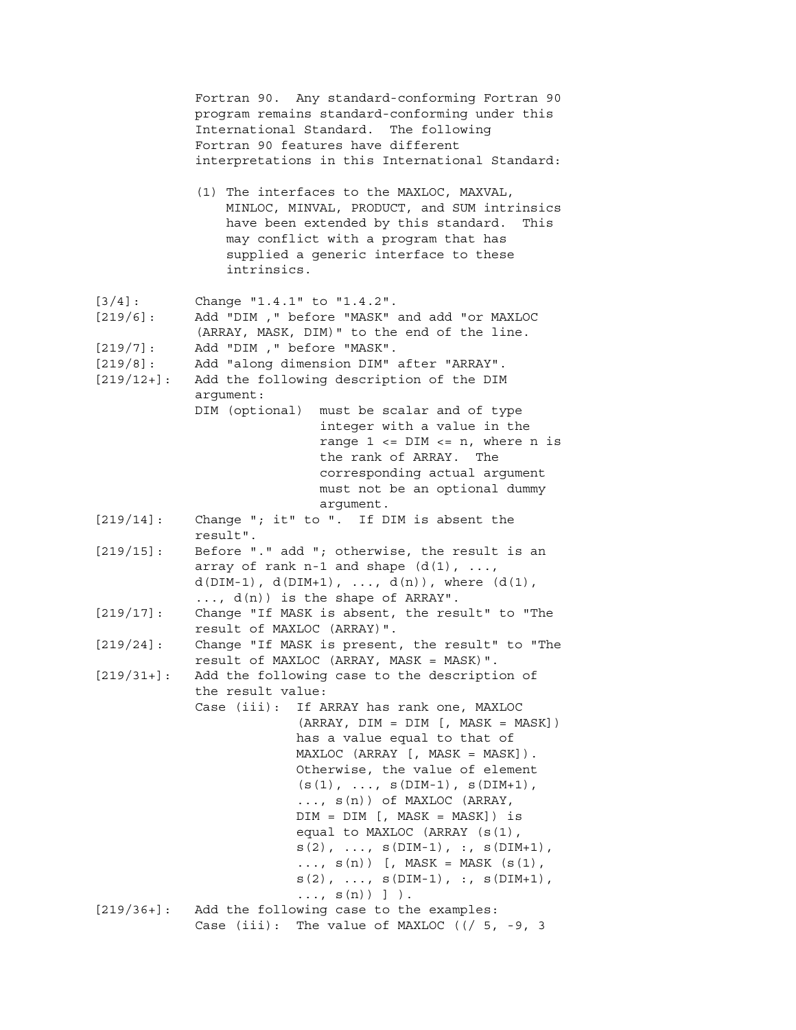Fortran 90. Any standard-conforming Fortran 90 program remains standard-conforming under this International Standard. The following Fortran 90 features have different interpretations in this International Standard:

(1) The interfaces to the MAXLOC, MAXVAL, MINLOC, MINVAL, PRODUCT, and SUM intrinsics have been extended by this standard. This may conflict with a program that has supplied a generic interface to these intrinsics.

[3/4]: Change "1.4.1" to "1.4.2".

[219/6]: Add "DIM ," before "MASK" and add "or MAXLOC (ARRAY, MASK, DIM)" to the end of the line.

[219/7]: Add "DIM ," before "MASK".

[219/8]: Add "along dimension DIM" after "ARRAY".

[219/12+]: Add the following description of the DIM argument:

DIM (optional) must be scalar and of type integer with a value in the range 1 <= DIM <= n, where n is the rank of ARRAY. The corresponding actual argument must not be an optional dummy argument.

[219/14]: Change "; it" to ". If DIM is absent the result".

[219/15]: Before "." add "; otherwise, the result is an array of rank n-1 and shape (d(1), ..., d(DIM-1), d(DIM+1), ..., d(n)), where (d(1), ..., d(n)) is the shape of ARRAY".

[219/17]: Change "If MASK is absent, the result" to "The result of MAXLOC (ARRAY)".

[219/24]: Change "If MASK is present, the result" to "The result of MAXLOC (ARRAY, MASK = MASK)".

[219/31+]: Add the following case to the description of the result value:

Case (iii): If ARRAY has rank one, MAXLOC (ARRAY, DIM = DIM [, MASK = MASK]) has a value equal to that of MAXLOC (ARRAY [, MASK = MASK]). Otherwise, the value of element (s(1), ..., s(DIM-1), s(DIM+1), ..., s(n)) of MAXLOC (ARRAY, DIM = DIM [, MASK = MASK]) is equal to MAXLOC (ARRAY (s(1), s(2), ..., s(DIM-1), :, s(DIM+1), ..., s(n)) [, MASK = MASK (s(1), s(2), ..., s(DIM-1), :, s(DIM+1), ..., s(n)) ] ).

[219/36+]: Add the following case to the examples:

Case (iii): The value of MAXLOC ((/ 5, -9, 3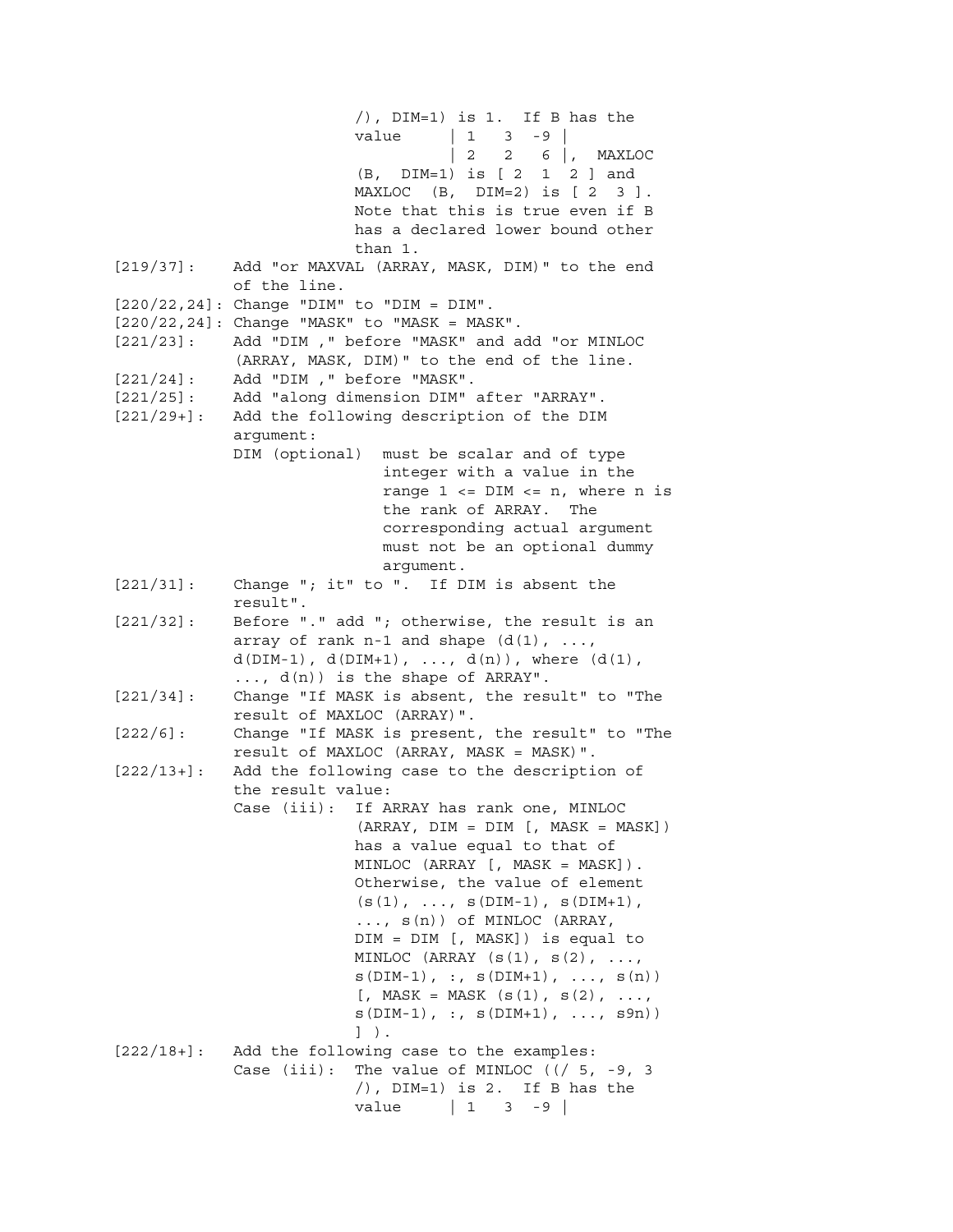/), DIM=1) is 1. If B has the value

```
| 1   3  -9 |
| 2   2   6 |
```

, MAXLOC (B, DIM=1) is [ 2 1 2 ] and MAXLOC (B, DIM=2) is [ 2 3 ]. Note that this is true even if B has a declared lower bound other than 1.

[219/37]: Add "or MAXVAL (ARRAY, MASK, DIM)" to the end of the line.

[220/22,24]: Change "DIM" to "DIM = DIM".

[220/22,24]: Change "MASK" to "MASK = MASK".

[221/23]: Add "DIM ," before "MASK" and add "or MINLOC (ARRAY, MASK, DIM)" to the end of the line.

[221/24]: Add "DIM ," before "MASK".

[221/25]: Add "along dimension DIM" after "ARRAY".

[221/29+]: Add the following description of the DIM argument:

DIM (optional) must be scalar and of type integer with a value in the range 1 <= DIM <= n, where n is the rank of ARRAY. The corresponding actual argument must not be an optional dummy argument.

[221/31]: Change "; it" to ". If DIM is absent the result".

[221/32]: Before "." add "; otherwise, the result is an array of rank n-1 and shape (d(1), ..., d(DIM-1), d(DIM+1), ..., d(n)), where (d(1), ..., d(n)) is the shape of ARRAY".

[221/34]: Change "If MASK is absent, the result" to "The result of MAXLOC (ARRAY)".

[222/6]: Change "If MASK is present, the result" to "The result of MAXLOC (ARRAY, MASK = MASK)".

[222/13+]: Add the following case to the description of the result value:

Case (iii): If ARRAY has rank one, MINLOC (ARRAY, DIM = DIM [, MASK = MASK]) has a value equal to that of MINLOC (ARRAY [, MASK = MASK]). Otherwise, the value of element (s(1), ..., s(DIM-1), s(DIM+1), ..., s(n)) of MINLOC (ARRAY, DIM = DIM [, MASK]) is equal to MINLOC (ARRAY (s(1), s(2), ..., s(DIM-1), :, s(DIM+1), ..., s(n)) [, MASK = MASK (s(1), s(2), ..., s(DIM-1), :, s(DIM+1), ..., s9n)) ] ).

[222/18+]: Add the following case to the examples:

Case (iii): The value of MINLOC ((/ 5, -9, 3 /), DIM=1) is 2. If B has the value

```
| 1   3  -9 |
```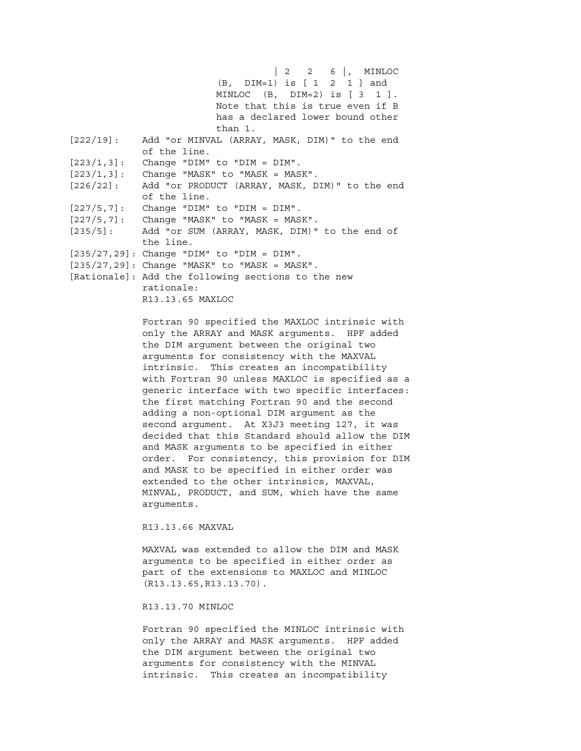| 2   2   6 |, MINLOC (B, DIM=1) is [ 1  2  1 ] and MINLOC (B, DIM=2) is [ 3  1 ]. Note that this is true even if B has a declared lower bound other than 1.

[222/19]: Add "or MINVAL (ARRAY, MASK, DIM)" to the end of the line.

[223/1,3]: Change "DIM" to "DIM = DIM".

[223/1,3]: Change "MASK" to "MASK = MASK".

[226/22]: Add "or PRODUCT (ARRAY, MASK, DIM)" to the end of the line.

[227/5,7]: Change "DIM" to "DIM = DIM".

[227/5,7]: Change "MASK" to "MASK = MASK".

[235/5]: Add "or SUM (ARRAY, MASK, DIM)" to the end of the line.

[235/27,29]: Change "DIM" to "DIM = DIM".

[235/27,29]: Change "MASK" to "MASK = MASK".

[Rationale]: Add the following sections to the new rationale:

R13.13.65 MAXLOC

Fortran 90 specified the MAXLOC intrinsic with only the ARRAY and MASK arguments. HPF added the DIM argument between the original two arguments for consistency with the MAXVAL intrinsic. This creates an incompatibility with Fortran 90 unless MAXLOC is specified as a generic interface with two specific interfaces: the first matching Fortran 90 and the second adding a non-optional DIM argument as the second argument. At X3J3 meeting 127, it was decided that this Standard should allow the DIM and MASK arguments to be specified in either order. For consistency, this provision for DIM and MASK to be specified in either order was extended to the other intrinsics, MAXVAL, MINVAL, PRODUCT, and SUM, which have the same arguments.

R13.13.66 MAXVAL

MAXVAL was extended to allow the DIM and MASK arguments to be specified in either order as part of the extensions to MAXLOC and MINLOC (R13.13.65,R13.13.70).

R13.13.70 MINLOC

Fortran 90 specified the MINLOC intrinsic with only the ARRAY and MASK arguments. HPF added the DIM argument between the original two arguments for consistency with the MINVAL intrinsic. This creates an incompatibility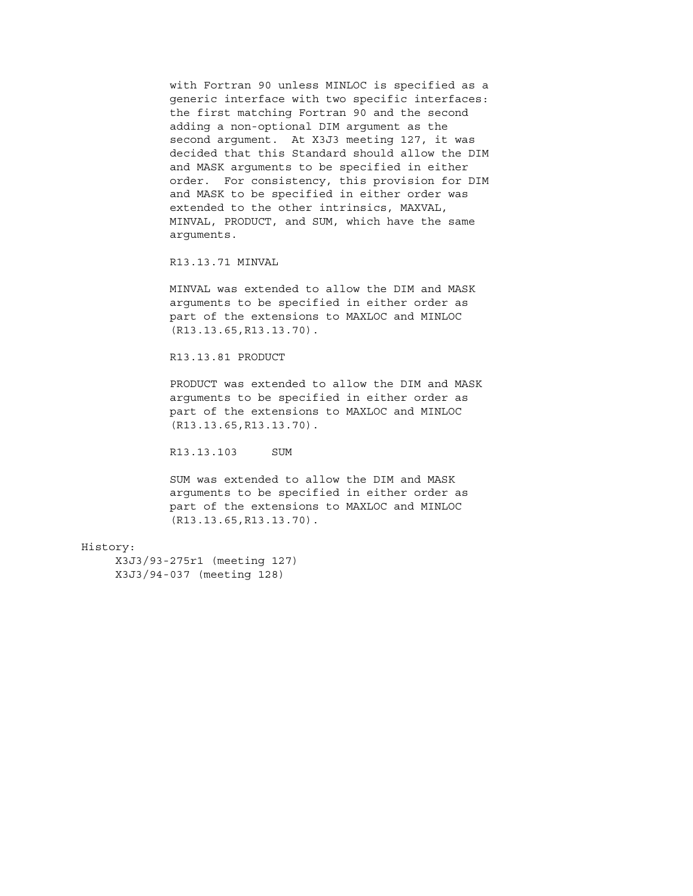with Fortran 90 unless MINLOC is specified as a generic interface with two specific interfaces: the first matching Fortran 90 and the second adding a non-optional DIM argument as the second argument. At X3J3 meeting 127, it was decided that this Standard should allow the DIM and MASK arguments to be specified in either order. For consistency, this provision for DIM and MASK to be specified in either order was extended to the other intrinsics, MAXVAL, MINVAL, PRODUCT, and SUM, which have the same arguments.

R13.13.71 MINVAL

MINVAL was extended to allow the DIM and MASK arguments to be specified in either order as part of the extensions to MAXLOC and MINLOC (R13.13.65,R13.13.70).

R13.13.81 PRODUCT

PRODUCT was extended to allow the DIM and MASK arguments to be specified in either order as part of the extensions to MAXLOC and MINLOC (R13.13.65,R13.13.70).

R13.13.103 SUM

SUM was extended to allow the DIM and MASK arguments to be specified in either order as part of the extensions to MAXLOC and MINLOC (R13.13.65,R13.13.70).

History:

X3J3/93-275r1 (meeting 127)
X3J3/94-037 (meeting 128)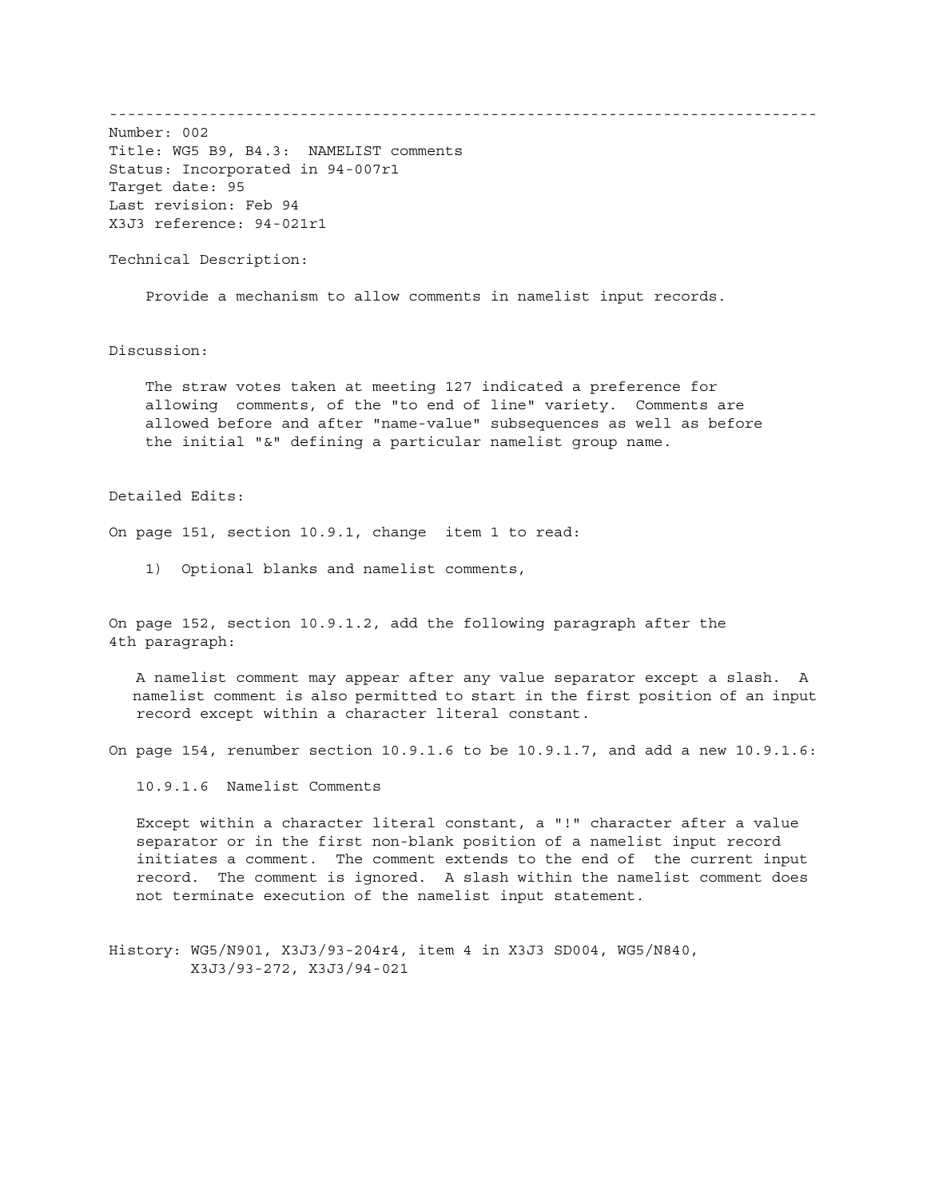---

Number: 002
Title: WG5 B9, B4.3: NAMELIST comments
Status: Incorporated in 94-007r1
Target date: 95
Last revision: Feb 94
X3J3 reference: 94-021r1

Technical Description:

Provide a mechanism to allow comments in namelist input records.

Discussion:

The straw votes taken at meeting 127 indicated a preference for allowing comments, of the "to end of line" variety. Comments are allowed before and after "name-value" subsequences as well as before the initial "&" defining a particular namelist group name.

Detailed Edits:

On page 151, section 10.9.1, change item 1 to read:

1) Optional blanks and namelist comments,

On page 152, section 10.9.1.2, add the following paragraph after the 4th paragraph:

A namelist comment may appear after any value separator except a slash. A namelist comment is also permitted to start in the first position of an input record except within a character literal constant.

On page 154, renumber section 10.9.1.6 to be 10.9.1.7, and add a new 10.9.1.6:

10.9.1.6 Namelist Comments

Except within a character literal constant, a "!" character after a value separator or in the first non-blank position of a namelist input record initiates a comment. The comment extends to the end of the current input record. The comment is ignored. A slash within the namelist comment does not terminate execution of the namelist input statement.

History: WG5/N901, X3J3/93-204r4, item 4 in X3J3 SD004, WG5/N840, X3J3/93-272, X3J3/94-021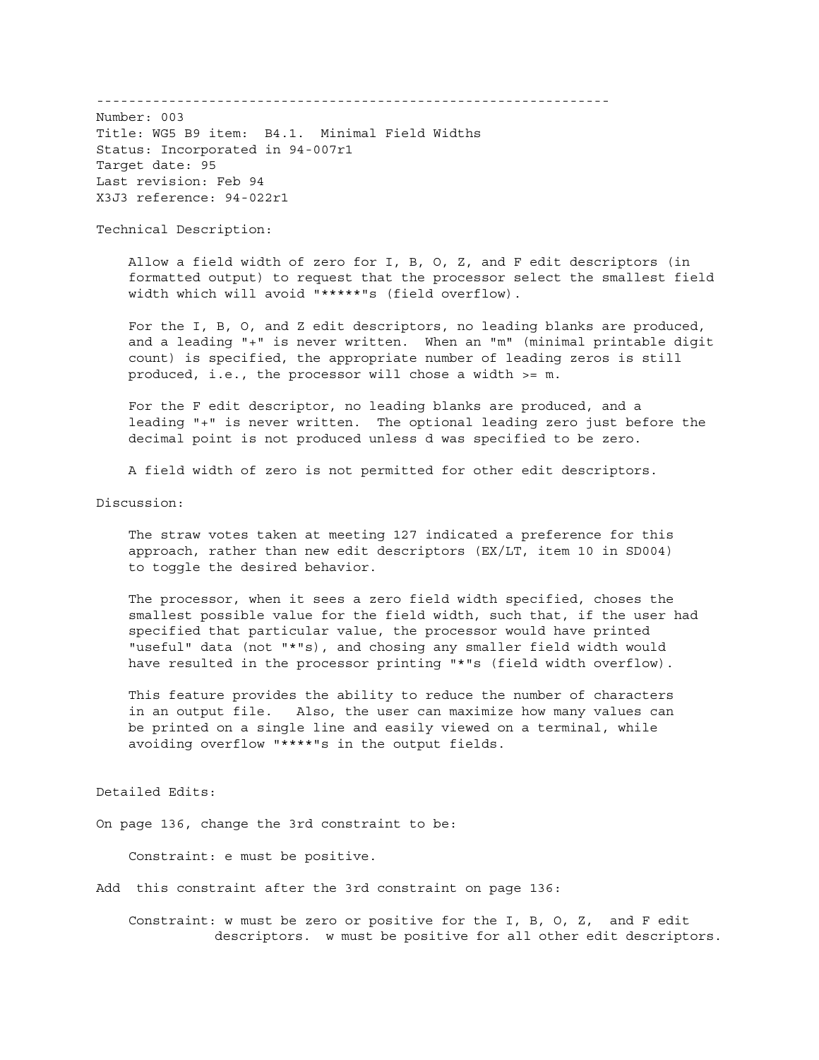---------------------------------------------------------------

Number: 003
Title: WG5 B9 item: B4.1. Minimal Field Widths
Status: Incorporated in 94-007r1
Target date: 95
Last revision: Feb 94
X3J3 reference: 94-022r1

Technical Description:

Allow a field width of zero for I, B, O, Z, and F edit descriptors (in formatted output) to request that the processor select the smallest field width which will avoid "*****"s (field overflow).

For the I, B, O, and Z edit descriptors, no leading blanks are produced, and a leading "+" is never written. When an "m" (minimal printable digit count) is specified, the appropriate number of leading zeros is still produced, i.e., the processor will chose a width >= m.

For the F edit descriptor, no leading blanks are produced, and a leading "+" is never written. The optional leading zero just before the decimal point is not produced unless d was specified to be zero.

A field width of zero is not permitted for other edit descriptors.

Discussion:

The straw votes taken at meeting 127 indicated a preference for this approach, rather than new edit descriptors (EX/LT, item 10 in SD004) to toggle the desired behavior.

The processor, when it sees a zero field width specified, choses the smallest possible value for the field width, such that, if the user had specified that particular value, the processor would have printed "useful" data (not "*"s), and chosing any smaller field width would have resulted in the processor printing "*"s (field width overflow).

This feature provides the ability to reduce the number of characters in an output file. Also, the user can maximize how many values can be printed on a single line and easily viewed on a terminal, while avoiding overflow "****"s in the output fields.

Detailed Edits:

On page 136, change the 3rd constraint to be:

Constraint: e must be positive.

Add this constraint after the 3rd constraint on page 136:

Constraint: w must be zero or positive for the I, B, O, Z, and F edit descriptors. w must be positive for all other edit descriptors.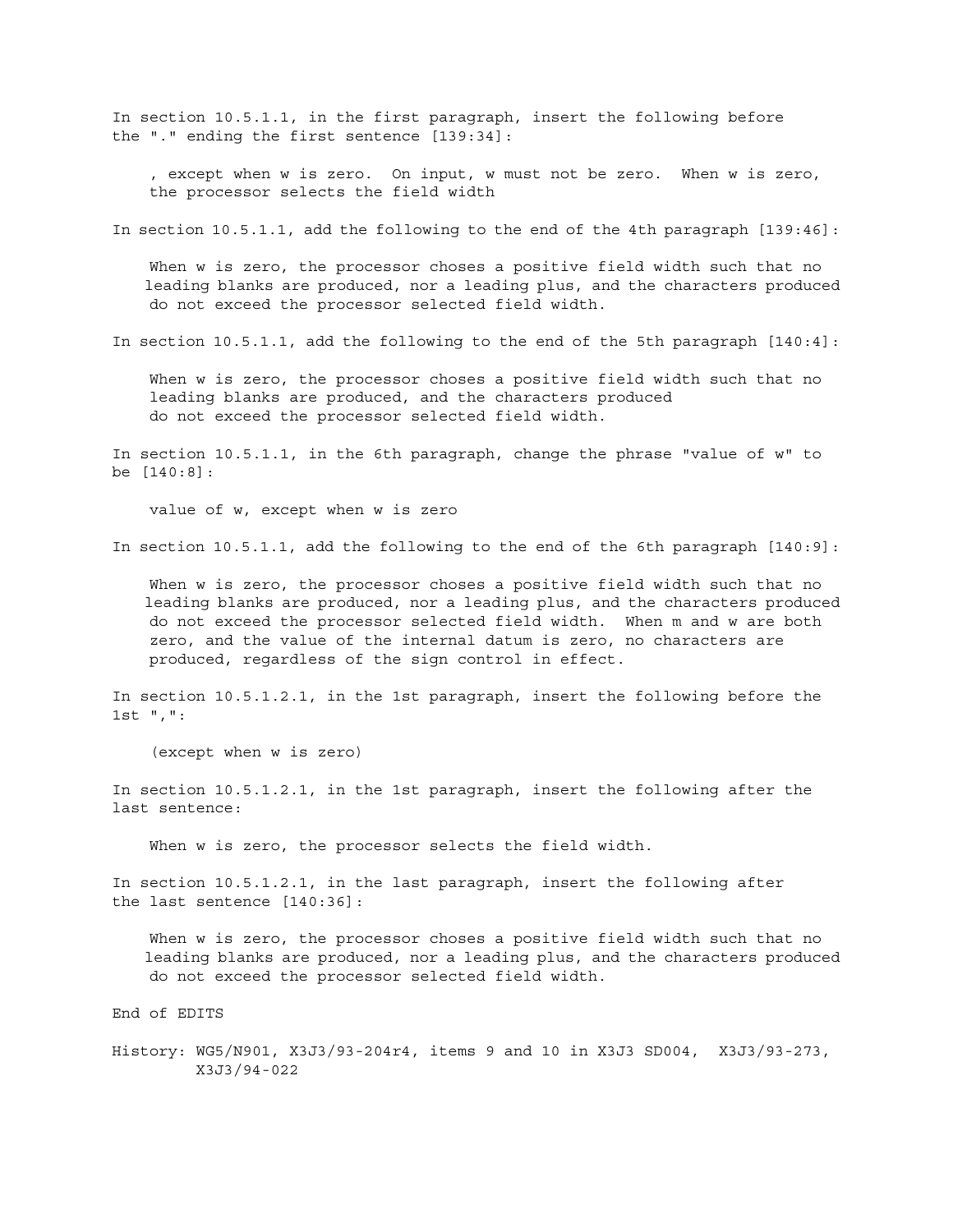In section 10.5.1.1, in the first paragraph, insert the following before the "." ending the first sentence [139:34]:

> , except when w is zero. On input, w must not be zero. When w is zero, the processor selects the field width

In section 10.5.1.1, add the following to the end of the 4th paragraph [139:46]:

> When w is zero, the processor choses a positive field width such that no leading blanks are produced, nor a leading plus, and the characters produced do not exceed the processor selected field width.

In section 10.5.1.1, add the following to the end of the 5th paragraph [140:4]:

> When w is zero, the processor choses a positive field width such that no leading blanks are produced, and the characters produced do not exceed the processor selected field width.

In section 10.5.1.1, in the 6th paragraph, change the phrase "value of w" to be [140:8]:

> value of w, except when w is zero

In section 10.5.1.1, add the following to the end of the 6th paragraph [140:9]:

> When w is zero, the processor choses a positive field width such that no leading blanks are produced, and the characters produced do not exceed the processor selected field width. When m and w are both zero, and the value of the internal datum is zero, no characters are produced, regardless of the sign control in effect.

In section 10.5.1.2.1, in the 1st paragraph, insert the following before the 1st ",":

> (except when w is zero)

In section 10.5.1.2.1, in the 1st paragraph, insert the following after the last sentence:

> When w is zero, the processor selects the field width.

In section 10.5.1.2.1, in the last paragraph, insert the following after the last sentence [140:36]:

> When w is zero, the processor choses a positive field width such that no leading blanks are produced, nor a leading plus, and the characters produced do not exceed the processor selected field width.

End of EDITS

History: WG5/N901, X3J3/93-204r4, items 9 and 10 in X3J3 SD004, X3J3/93-273, X3J3/94-022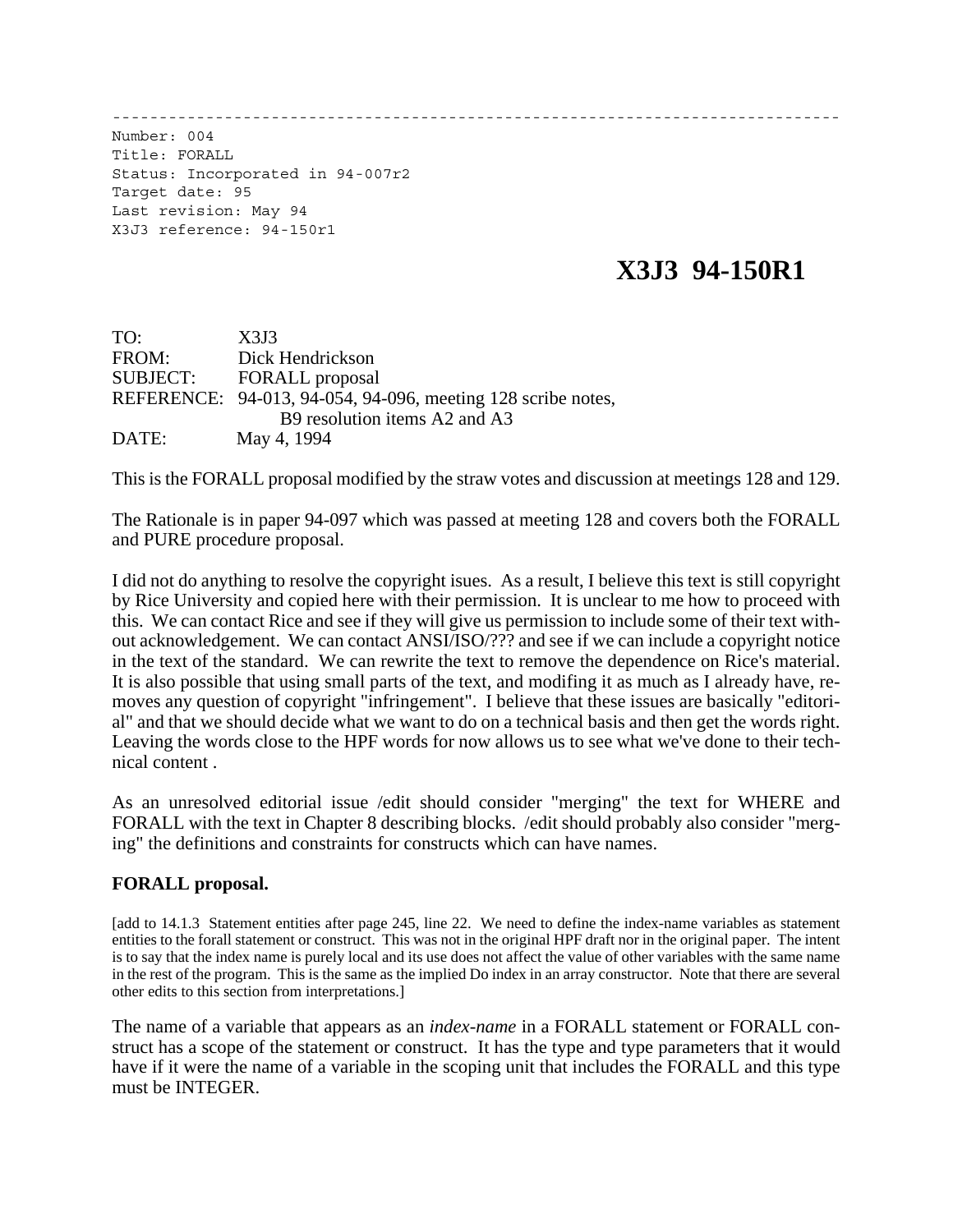```
--------------------------------------------------------------------------
Number: 004
Title: FORALL
Status: Incorporated in 94-007r2
Target date: 95
Last revision: May 94
X3J3 reference: 94-150r1
```

# X3J3 94-150R1

TO: X3J3
FROM: Dick Hendrickson
SUBJECT: FORALL proposal
REFERENCE: 94-013, 94-054, 94-096, meeting 128 scribe notes,
B9 resolution items A2 and A3
DATE: May 4, 1994

This is the FORALL proposal modified by the straw votes and discussion at meetings 128 and 129.

The Rationale is in paper 94-097 which was passed at meeting 128 and covers both the FORALL and PURE procedure proposal.

I did not do anything to resolve the copyright isues. As a result, I believe this text is still copyright by Rice University and copied here with their permission. It is unclear to me how to proceed with this. We can contact Rice and see if they will give us permission to include some of their text without acknowledgement. We can contact ANSI/ISO/??? and see if we can include a copyright notice in the text of the standard. We can rewrite the text to remove the dependence on Rice's material. It is also possible that using small parts of the text, and modifing it as much as I already have, removes any question of copyright "infringement". I believe that these issues are basically "editorial" and that we should decide what we want to do on a technical basis and then get the words right. Leaving the words close to the HPF words for now allows us to see what we've done to their technical content .

As an unresolved editorial issue /edit should consider "merging" the text for WHERE and FORALL with the text in Chapter 8 describing blocks. /edit should probably also consider "merging" the definitions and constraints for constructs which can have names.

**FORALL proposal.**

[add to 14.1.3 Statement entities after page 245, line 22. We need to define the index-name variables as statement entities to the forall statement or construct. This was not in the original HPF draft nor in the original paper. The intent is to say that the index name is purely local and its use does not affect the value of other variables with the same name in the rest of the program. This is the same as the implied Do index in an array constructor. Note that there are several other edits to this section from interpretations.]

The name of a variable that appears as an *index-name* in a FORALL statement or FORALL construct has a scope of the statement or construct. It has the type and type parameters that it would have if it were the name of a variable in the scoping unit that includes the FORALL and this type must be INTEGER.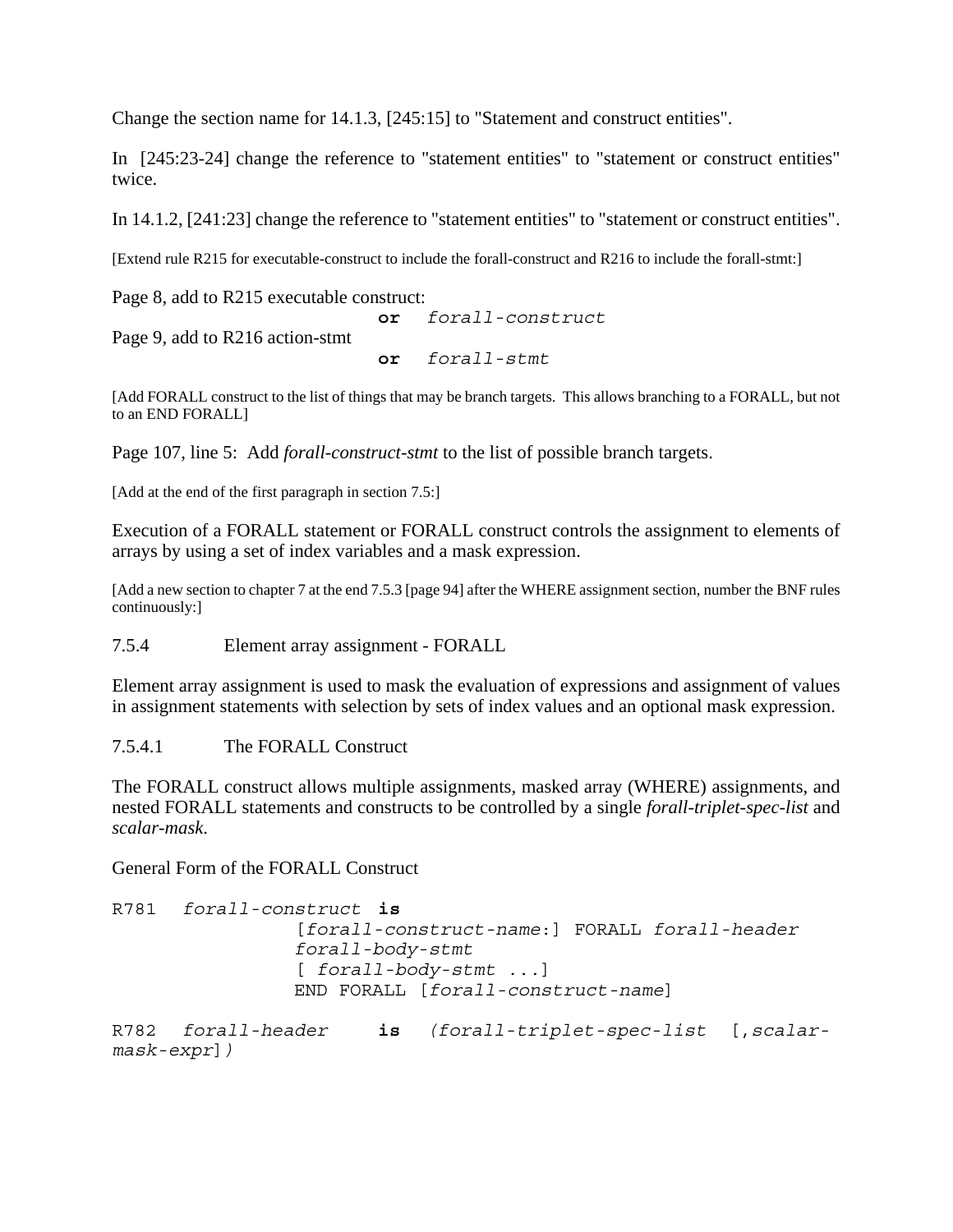Change the section name for 14.1.3, [245:15] to "Statement and construct entities".

In [245:23-24] change the reference to "statement entities" to "statement or construct entities" twice.

In 14.1.2, [241:23] change the reference to "statement entities" to "statement or construct entities".

[Extend rule R215 for executable-construct to include the forall-construct and R216 to include the forall-stmt:]

Page 8, add to R215 executable construct:

```
                                or    forall-construct
```

Page 9, add to R216 action-stmt

```
                                or    forall-stmt
```

[Add FORALL construct to the list of things that may be branch targets. This allows branching to a FORALL, but not to an END FORALL]

Page 107, line 5: Add *forall-construct-stmt* to the list of possible branch targets.

[Add at the end of the first paragraph in section 7.5:]

Execution of a FORALL statement or FORALL construct controls the assignment to elements of arrays by using a set of index variables and a mask expression.

[Add a new section to chapter 7 at the end 7.5.3 [page 94] after the WHERE assignment section, number the BNF rules continuously:]

7.5.4 Element array assignment - FORALL

Element array assignment is used to mask the evaluation of expressions and assignment of values in assignment statements with selection by sets of index values and an optional mask expression.

7.5.4.1 The FORALL Construct

The FORALL construct allows multiple assignments, masked array (WHERE) assignments, and nested FORALL statements and constructs to be controlled by a single *forall-triplet-spec-list* and *scalar-mask*.

General Form of the FORALL Construct

```
R781   forall-construct  is
                  [forall-construct-name:] FORALL forall-header
                  forall-body-stmt
                  [ forall-body-stmt ...]
                  END FORALL [forall-construct-name]

R782   forall-header     is   (forall-triplet-spec-list  [,scalar-
mask-expr])
```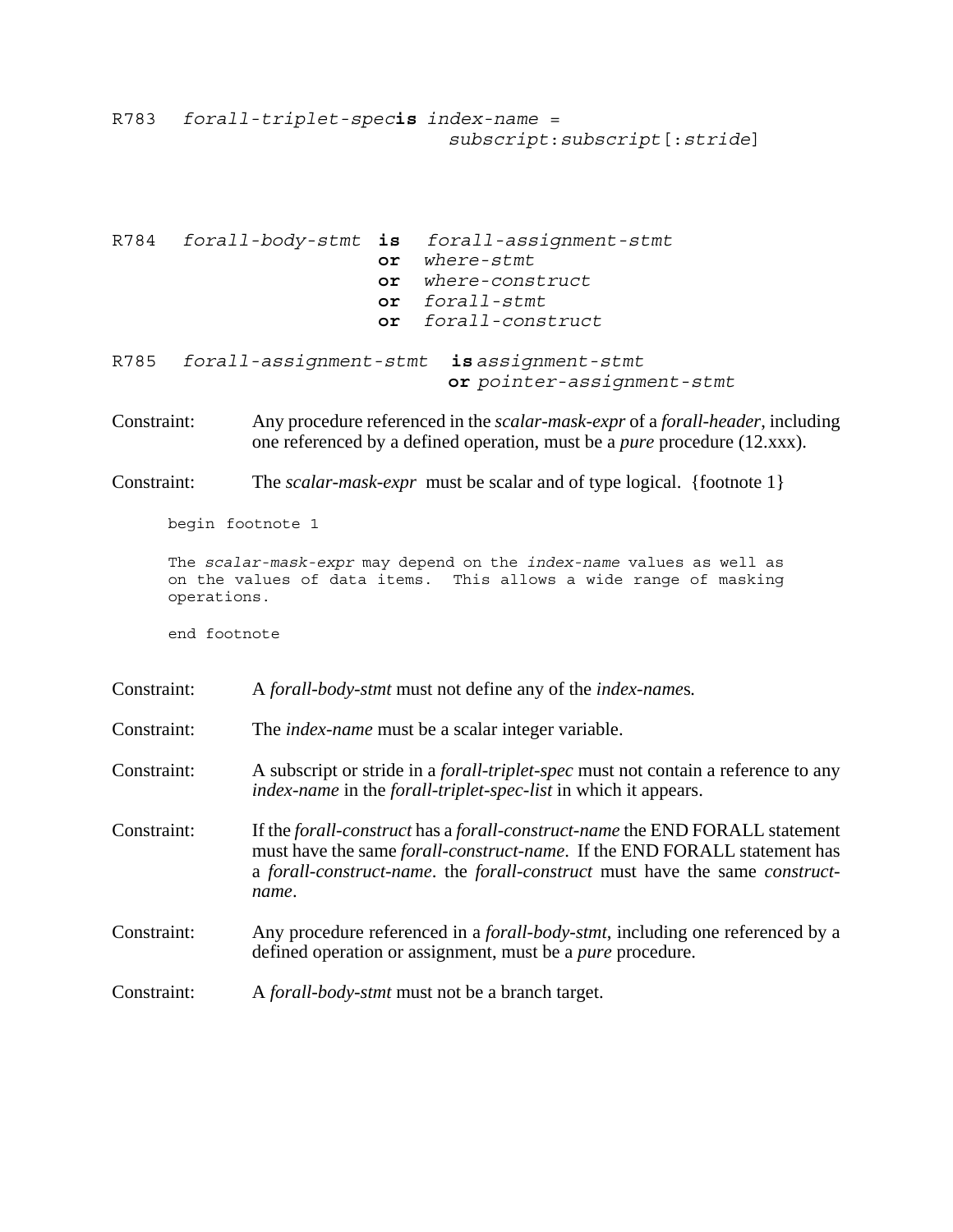R783 *forall-triplet-spec* **is** *index-name* = *subscript*:*subscript*[:*stride*]

R784 *forall-body-stmt* **is** *forall-assignment-stmt*
**or** *where-stmt*
**or** *where-construct*
**or** *forall-stmt*
**or** *forall-construct*

R785 *forall-assignment-stmt* **is** *assignment-stmt*
**or** *pointer-assignment-stmt*

Constraint: Any procedure referenced in the *scalar-mask-expr* of a *forall-header*, including one referenced by a defined operation, must be a *pure* procedure (12.xxx).

Constraint: The *scalar-mask-expr* must be scalar and of type logical. {footnote 1}

begin footnote 1

The *scalar-mask-expr* may depend on the *index-name* values as well as on the values of data items. This allows a wide range of masking operations.

end footnote

Constraint: A *forall-body-stmt* must not define any of the *index-name*s.

Constraint: The *index-name* must be a scalar integer variable.

Constraint: A subscript or stride in a *forall-triplet-spec* must not contain a reference to any *index-name* in the *forall-triplet-spec-list* in which it appears.

Constraint: If the *forall-construct* has a *forall-construct-name* the END FORALL statement must have the same *forall-construct-name*. If the END FORALL statement has a *forall-construct-name*. the *forall-construct* must have the same *construct-name*.

Constraint: Any procedure referenced in a *forall-body-stmt*, including one referenced by a defined operation or assignment, must be a *pure* procedure.

Constraint: A *forall-body-stmt* must not be a branch target.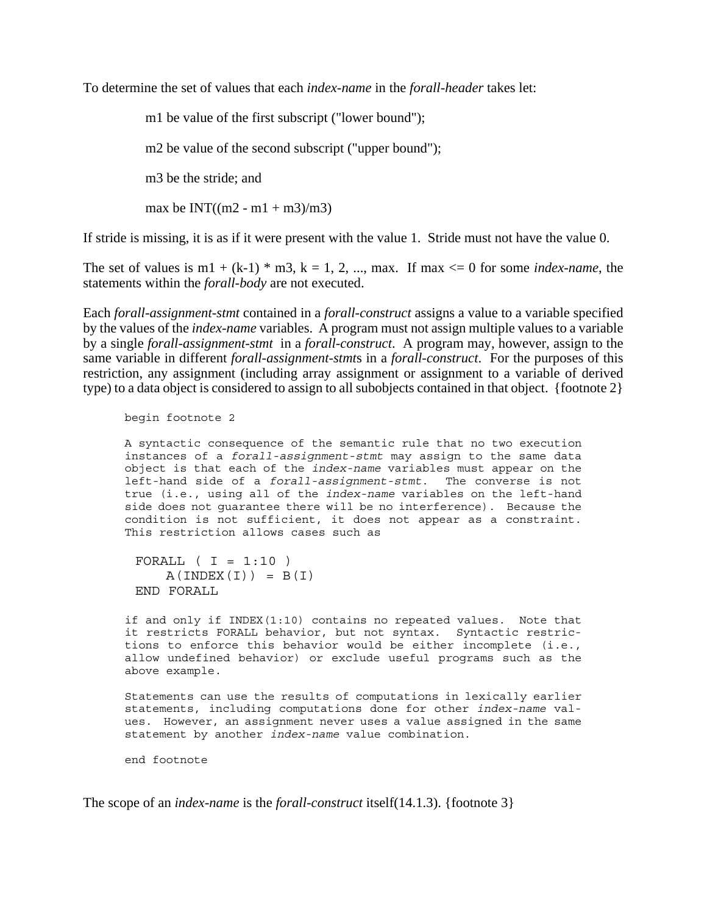To determine the set of values that each *index-name* in the *forall-header* takes let:

> m1 be value of the first subscript ("lower bound");
>
> m2 be value of the second subscript ("upper bound");
>
> m3 be the stride; and
>
> max be INT((m2 - m1 + m3)/m3)

If stride is missing, it is as if it were present with the value 1. Stride must not have the value 0.

The set of values is m1 + (k-1) * m3, k = 1, 2, ..., max. If max <= 0 for some *index-name*, the statements within the *forall-body* are not executed.

Each *forall-assignment-stmt* contained in a *forall-construct* assigns a value to a variable specified by the values of the *index-name* variables. A program must not assign multiple values to a variable by a single *forall-assignment-stmt* in a *forall-construct*. A program may, however, assign to the same variable in different *forall-assignment-stmt*s in a *forall-construct*. For the purposes of this restriction, any assignment (including array assignment or assignment to a variable of derived type) to a data object is considered to assign to all subobjects contained in that object. {footnote 2}

> begin footnote 2
>
> A syntactic consequence of the semantic rule that no two execution instances of a *forall-assignment-stmt* may assign to the same data object is that each of the *index-name* variables must appear on the left-hand side of a *forall-assignment-stmt*. The converse is not true (i.e., using all of the *index-name* variables on the left-hand side does not guarantee there will be no interference). Because the condition is not sufficient, it does not appear as a constraint. This restriction allows cases such as
>
> ```
> FORALL ( I = 1:10 )
>     A(INDEX(I)) = B(I)
> END FORALL
> ```
>
> if and only if INDEX(1:10) contains no repeated values. Note that it restricts FORALL behavior, but not syntax. Syntactic restrictions to enforce this behavior would be either incomplete (i.e., allow undefined behavior) or exclude useful programs such as the above example.
>
> Statements can use the results of computations in lexically earlier statements, including computations done for other *index-name* values. However, an assignment never uses a value assigned in the same statement by another *index-name* value combination.
>
> end footnote

The scope of an *index-name* is the *forall-construct* itself(14.1.3). {footnote 3}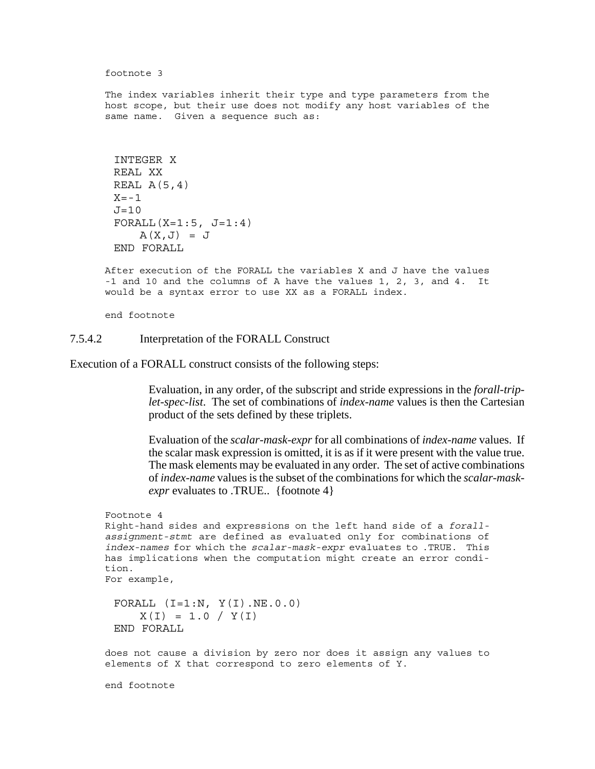footnote 3

The index variables inherit their type and type parameters from the host scope, but their use does not modify any host variables of the same name. Given a sequence such as:

```
 INTEGER X
 REAL XX
 REAL A(5,4)
 X=-1
 J=10
 FORALL(X=1:5, J=1:4)
     A(X,J) = J
 END FORALL
```

After execution of the FORALL the variables X and J have the values -1 and 10 and the columns of A have the values 1, 2, 3, and 4. It would be a syntax error to use XX as a FORALL index.

end footnote

#### 7.5.4.2 Interpretation of the FORALL Construct

Execution of a FORALL construct consists of the following steps:

> Evaluation, in any order, of the subscript and stride expressions in the *forall-triplet-spec-list*. The set of combinations of *index-name* values is then the Cartesian product of the sets defined by these triplets.
>
> Evaluation of the *scalar-mask-expr* for all combinations of *index-name* values. If the scalar mask expression is omitted, it is as if it were present with the value true. The mask elements may be evaluated in any order. The set of active combinations of *index-name* values is the subset of the combinations for which the *scalar-mask-expr* evaluates to .TRUE.. {footnote 4}

Footnote 4
Right-hand sides and expressions on the left hand side of a *forall-assignment-stmt* are defined as evaluated only for combinations of *index-names* for which the *scalar-mask-expr* evaluates to .TRUE. This has implications when the computation might create an error condition.
For example,

```
 FORALL (I=1:N, Y(I).NE.0.0)
     X(I) = 1.0 / Y(I)
 END FORALL
```

does not cause a division by zero nor does it assign any values to elements of X that correspond to zero elements of Y.

end footnote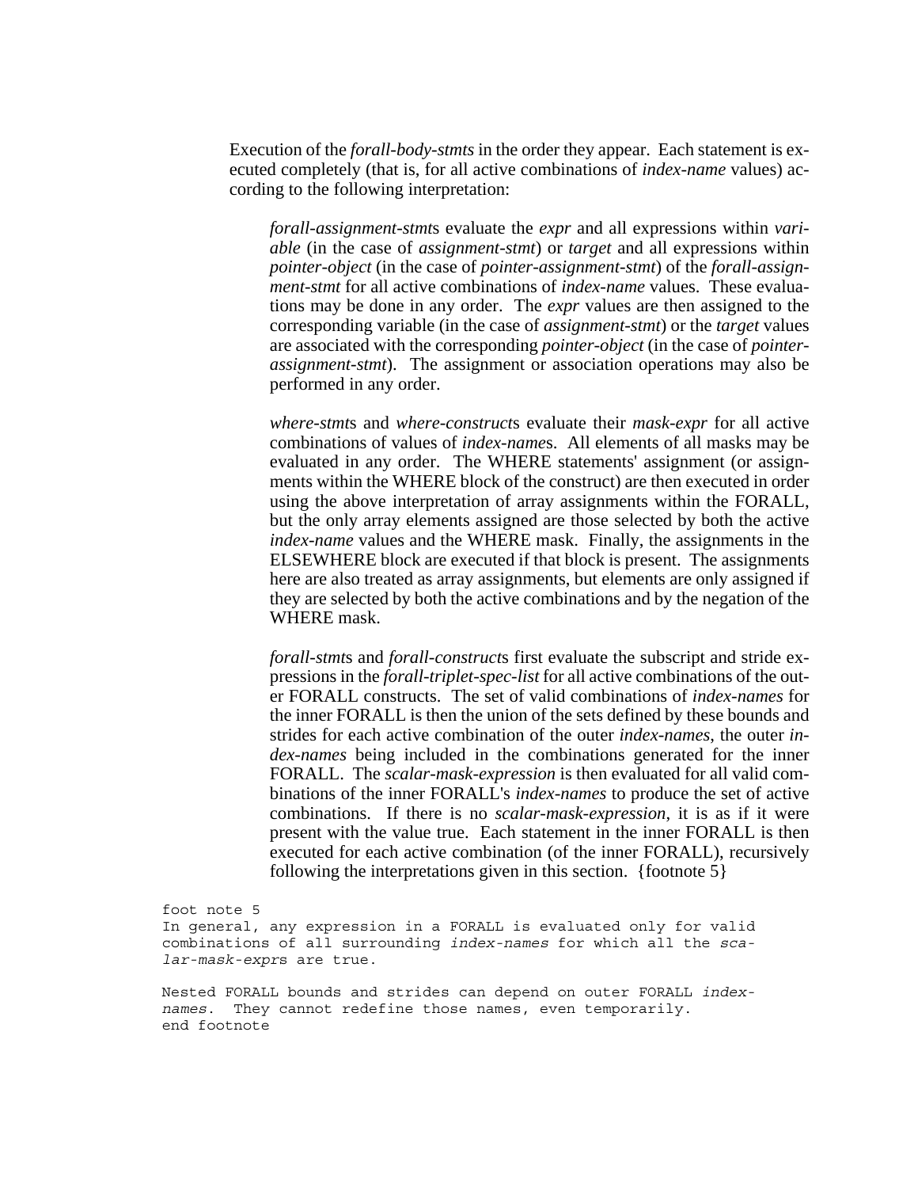Execution of the *forall-body-stmts* in the order they appear. Each statement is executed completely (that is, for all active combinations of *index-name* values) according to the following interpretation:

> *forall-assignment-stmt*s evaluate the *expr* and all expressions within *variable* (in the case of *assignment-stmt*) or *target* and all expressions within *pointer-object* (in the case of *pointer-assignment-stmt*) of the *forall-assignment-stmt* for all active combinations of *index-name* values. These evaluations may be done in any order. The *expr* values are then assigned to the corresponding variable (in the case of *assignment-stmt*) or the *target* values are associated with the corresponding *pointer-object* (in the case of *pointer-assignment-stmt*). The assignment or association operations may also be performed in any order.
>
> *where-stmt*s and *where-construct*s evaluate their *mask-expr* for all active combinations of values of *index-name*s. All elements of all masks may be evaluated in any order. The WHERE statements' assignment (or assignments within the WHERE block of the construct) are then executed in order using the above interpretation of array assignments within the FORALL, but the only array elements assigned are those selected by both the active *index-name* values and the WHERE mask. Finally, the assignments in the ELSEWHERE block are executed if that block is present. The assignments here are also treated as array assignments, but elements are only assigned if they are selected by both the active combinations and by the negation of the WHERE mask.
>
> *forall-stmt*s and *forall-construct*s first evaluate the subscript and stride expressions in the *forall-triplet-spec-list* for all active combinations of the outer FORALL constructs. The set of valid combinations of *index-names* for the inner FORALL is then the union of the sets defined by these bounds and strides for each active combination of the outer *index-names*, the outer *index-names* being included in the combinations generated for the inner FORALL. The *scalar-mask-expression* is then evaluated for all valid combinations of the inner FORALL's *index-names* to produce the set of active combinations. If there is no *scalar-mask-expression*, it is as if it were present with the value true. Each statement in the inner FORALL is then executed for each active combination (of the inner FORALL), recursively following the interpretations given in this section. {footnote 5}

foot note 5
In general, any expression in a FORALL is evaluated only for valid combinations of all surrounding *index-names* for which all the *scalar-mask-expr*s are true.

Nested FORALL bounds and strides can depend on outer FORALL *index-names*. They cannot redefine those names, even temporarily.
end footnote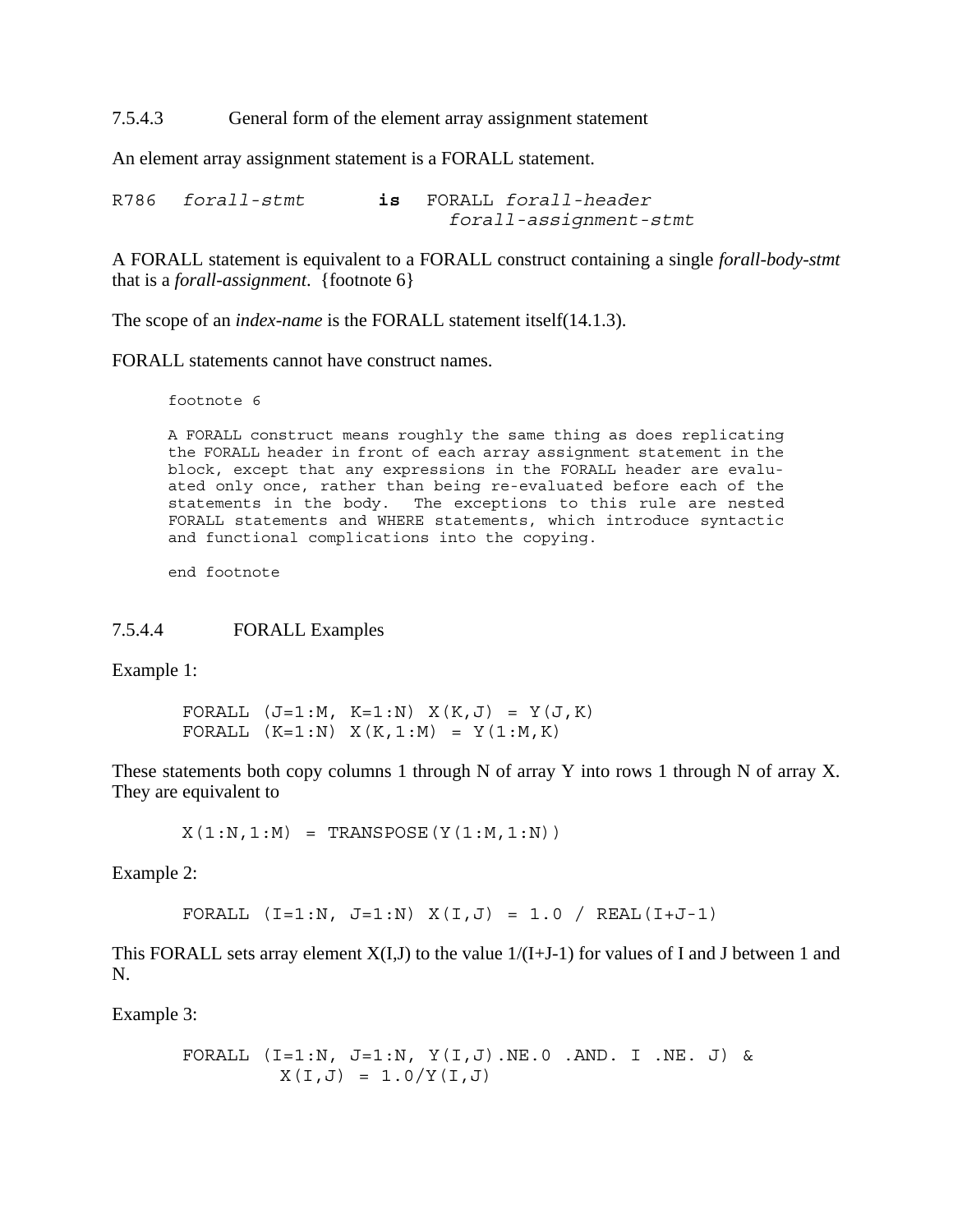### 7.5.4.3 General form of the element array assignment statement

An element array assignment statement is a FORALL statement.

```
R786   forall-stmt        is   FORALL forall-header
                                 forall-assignment-stmt
```

A FORALL statement is equivalent to a FORALL construct containing a single *forall-body-stmt* that is a *forall-assignment*. {footnote 6}

The scope of an *index-name* is the FORALL statement itself(14.1.3).

FORALL statements cannot have construct names.

```
footnote 6

A FORALL construct means roughly the same thing as does replicating
the FORALL header in front of each array assignment statement in the
block, except that any expressions in the FORALL header are evalu-
ated only once, rather than being re-evaluated before each of the
statements in the body.  The exceptions to this rule are nested
FORALL statements and WHERE statements, which introduce syntactic
and functional complications into the copying.

end footnote
```

### 7.5.4.4 FORALL Examples

Example 1:

```
FORALL (J=1:M, K=1:N) X(K,J) = Y(J,K)
FORALL (K=1:N) X(K,1:M) = Y(1:M,K)
```

These statements both copy columns 1 through N of array Y into rows 1 through N of array X. They are equivalent to

```
X(1:N,1:M) = TRANSPOSE(Y(1:M,1:N))
```

Example 2:

```
FORALL (I=1:N, J=1:N) X(I,J) = 1.0 / REAL(I+J-1)
```

This FORALL sets array element X(I,J) to the value 1/(I+J-1) for values of I and J between 1 and N.

Example 3:

```
FORALL (I=1:N, J=1:N, Y(I,J).NE.0 .AND. I .NE. J) &
        X(I,J) = 1.0/Y(I,J)
```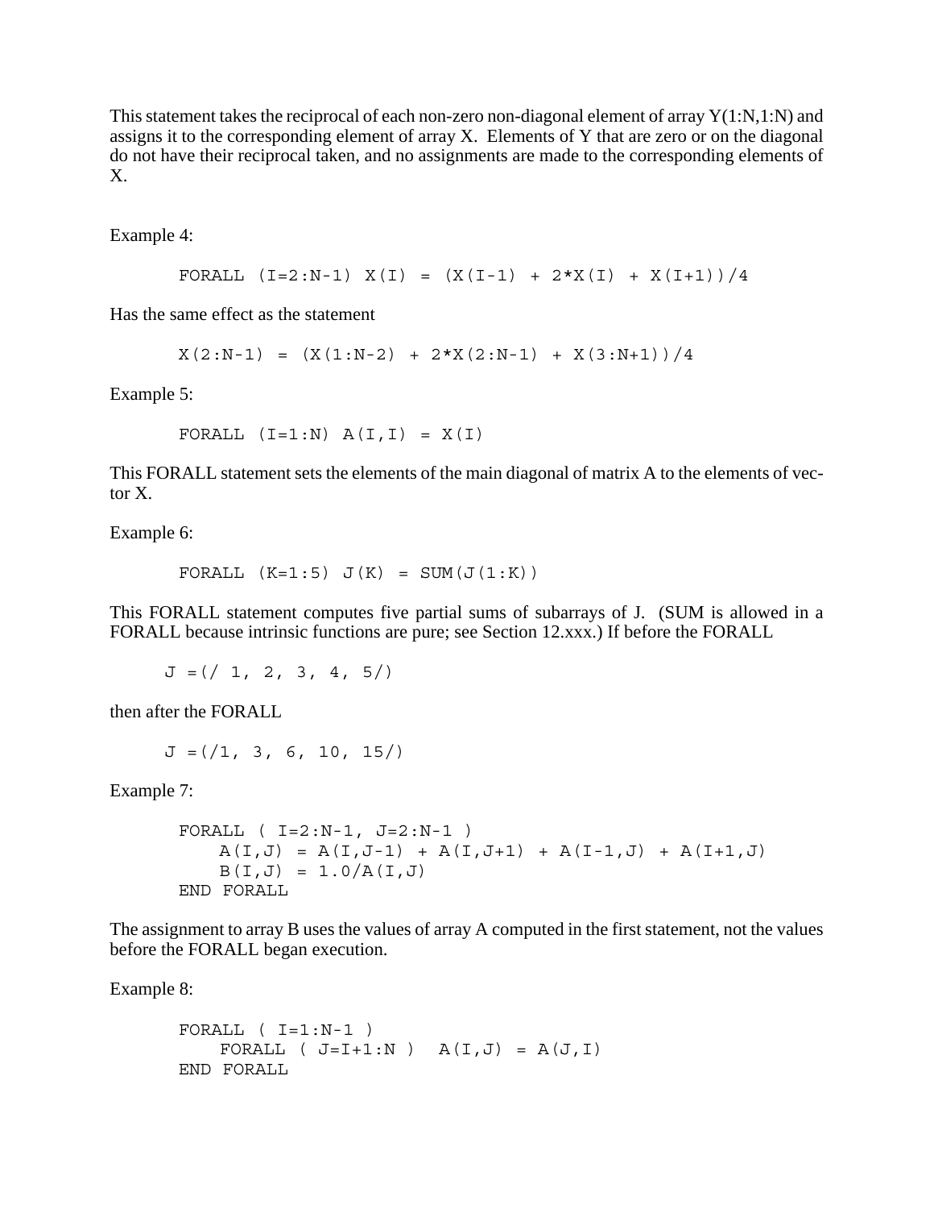This statement takes the reciprocal of each non-zero non-diagonal element of array Y(1:N,1:N) and assigns it to the corresponding element of array X. Elements of Y that are zero or on the diagonal do not have their reciprocal taken, and no assignments are made to the corresponding elements of X.

Example 4:

```
FORALL (I=2:N-1) X(I) = (X(I-1) + 2*X(I) + X(I+1))/4
```

Has the same effect as the statement

```
X(2:N-1) = (X(1:N-2) + 2*X(2:N-1) + X(3:N+1))/4
```

Example 5:

```
FORALL (I=1:N) A(I,I) = X(I)
```

This FORALL statement sets the elements of the main diagonal of matrix A to the elements of vector X.

Example 6:

```
FORALL (K=1:5) J(K) = SUM(J(1:K))
```

This FORALL statement computes five partial sums of subarrays of J. (SUM is allowed in a FORALL because intrinsic functions are pure; see Section 12.xxx.) If before the FORALL

```
J =(/ 1, 2, 3, 4, 5/)
```

then after the FORALL

```
J =(/1, 3, 6, 10, 15/)
```

Example 7:

```
FORALL ( I=2:N-1, J=2:N-1 )
    A(I,J) = A(I,J-1) + A(I,J+1) + A(I-1,J) + A(I+1,J)
    B(I,J) = 1.0/A(I,J)
END FORALL
```

The assignment to array B uses the values of array A computed in the first statement, not the values before the FORALL began execution.

Example 8:

```
FORALL ( I=1:N-1 )
    FORALL ( J=I+1:N )  A(I,J) = A(J,I)
END FORALL
```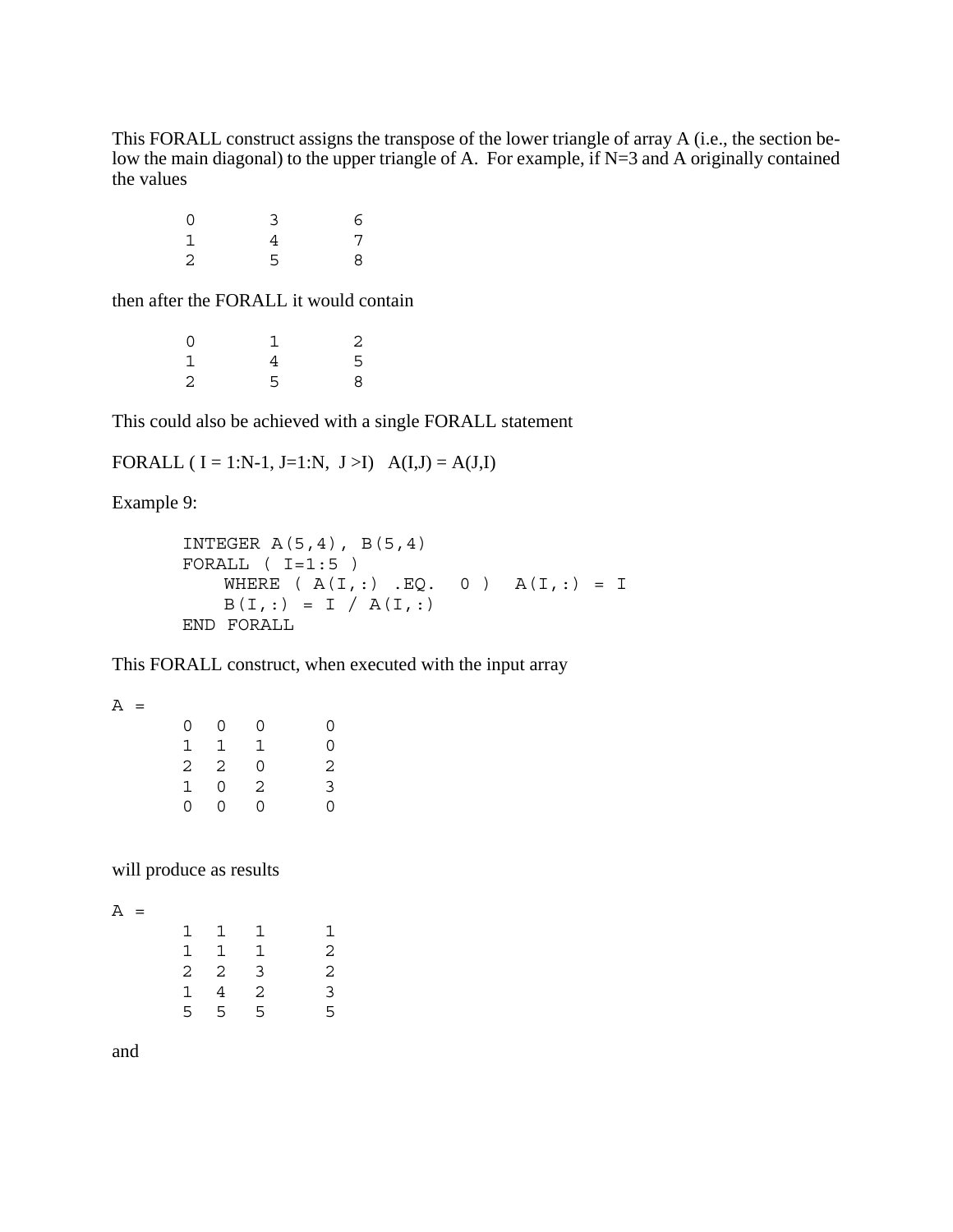This FORALL construct assigns the transpose of the lower triangle of array A (i.e., the section below the main diagonal) to the upper triangle of A. For example, if N=3 and A originally contained the values

```
0       3       6
1       4       7
2       5       8
```

then after the FORALL it would contain

```
0       1       2
1       4       5
2       5       8
```

This could also be achieved with a single FORALL statement

FORALL ( I = 1:N-1, J=1:N, J >I) A(I,J) = A(J,I)

Example 9:

```
INTEGER A(5,4), B(5,4)
FORALL ( I=1:5 )
    WHERE ( A(I,:) .EQ.  0 )  A(I,:) = I
    B(I,:) = I / A(I,:)
END FORALL
```

This FORALL construct, when executed with the input array

```
A =
      0  0  0    0
      1  1  1    0
      2  2  0    2
      1  0  2    3
      0  0  0    0
```

will produce as results

```
A =
      1  1  1    1
      1  1  1    2
      2  2  3    2
      1  4  2    3
      5  5  5    5
```

and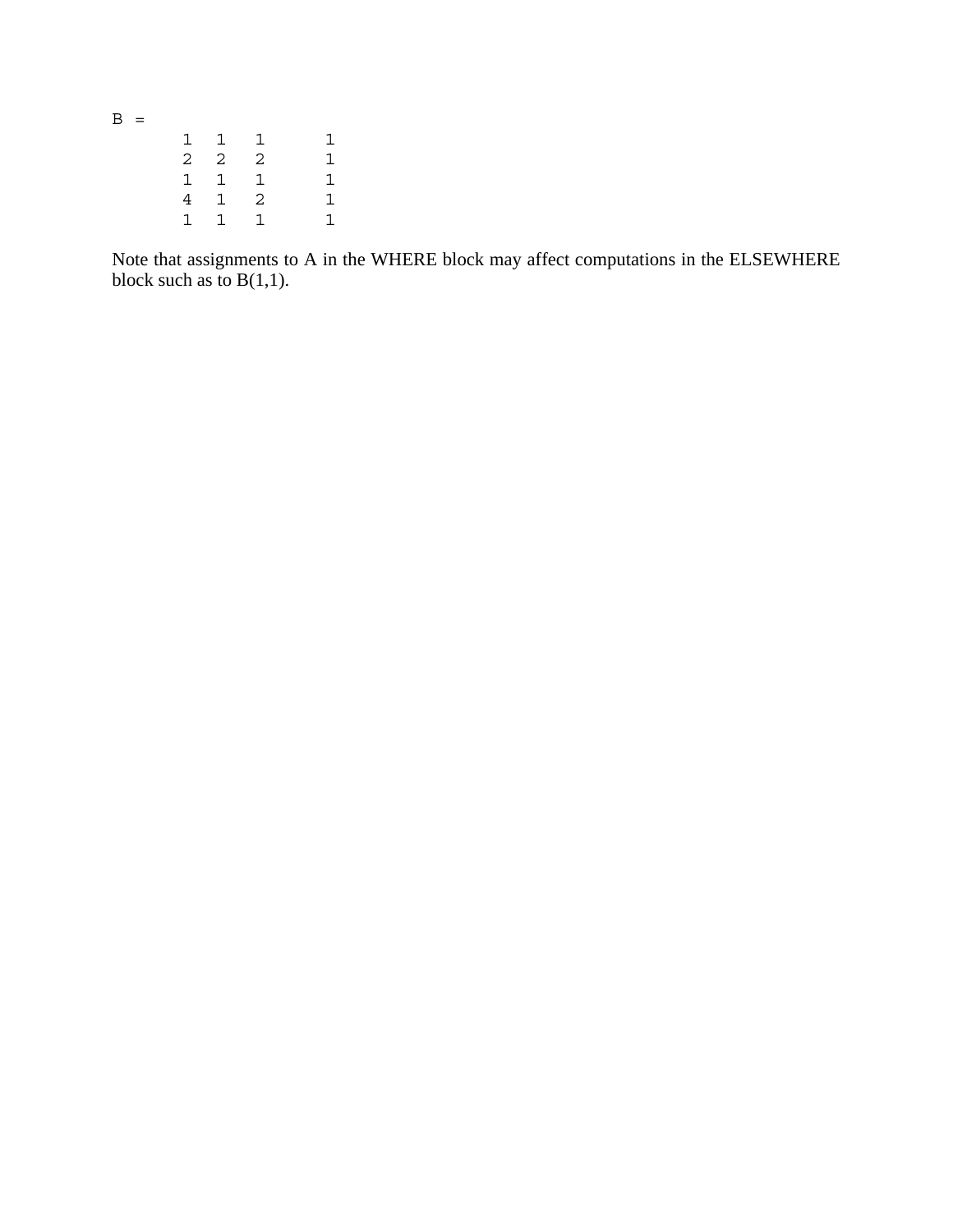```
B =
       1  1   1      1
       2  2   2      1
       1  1   1      1
       4  1   2      1
       1  1   1      1
```

Note that assignments to A in the WHERE block may affect computations in the ELSEWHERE block such as to B(1,1).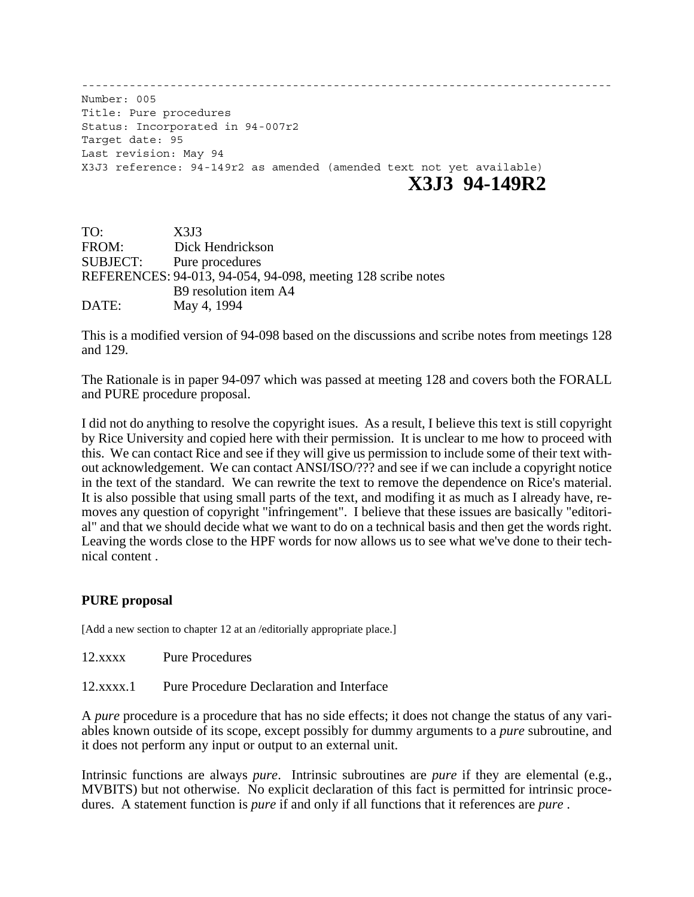-----------------------------------------------------------------------------
Number: 005
Title: Pure procedures
Status: Incorporated in 94-007r2
Target date: 95
Last revision: May 94
X3J3 reference: 94-149r2 as amended (amended text not yet available)

# X3J3 94-149R2

TO: X3J3
FROM: Dick Hendrickson
SUBJECT: Pure procedures
REFERENCES: 94-013, 94-054, 94-098, meeting 128 scribe notes
B9 resolution item A4
DATE: May 4, 1994

This is a modified version of 94-098 based on the discussions and scribe notes from meetings 128 and 129.

The Rationale is in paper 94-097 which was passed at meeting 128 and covers both the FORALL and PURE procedure proposal.

I did not do anything to resolve the copyright isues. As a result, I believe this text is still copyright by Rice University and copied here with their permission. It is unclear to me how to proceed with this. We can contact Rice and see if they will give us permission to include some of their text without acknowledgement. We can contact ANSI/ISO/??? and see if we can include a copyright notice in the text of the standard. We can rewrite the text to remove the dependence on Rice's material. It is also possible that using small parts of the text, and modifing it as much as I already have, removes any question of copyright "infringement". I believe that these issues are basically "editorial" and that we should decide what we want to do on a technical basis and then get the words right. Leaving the words close to the HPF words for now allows us to see what we've done to their technical content .

**PURE proposal**

[Add a new section to chapter 12 at an /editorially appropriate place.]

12.xxxx Pure Procedures

12.xxxx.1 Pure Procedure Declaration and Interface

A *pure* procedure is a procedure that has no side effects; it does not change the status of any variables known outside of its scope, except possibly for dummy arguments to a *pure* subroutine, and it does not perform any input or output to an external unit.

Intrinsic functions are always *pure*. Intrinsic subroutines are *pure* if they are elemental (e.g., MVBITS) but not otherwise. No explicit declaration of this fact is permitted for intrinsic procedures. A statement function is *pure* if and only if all functions that it references are *pure* .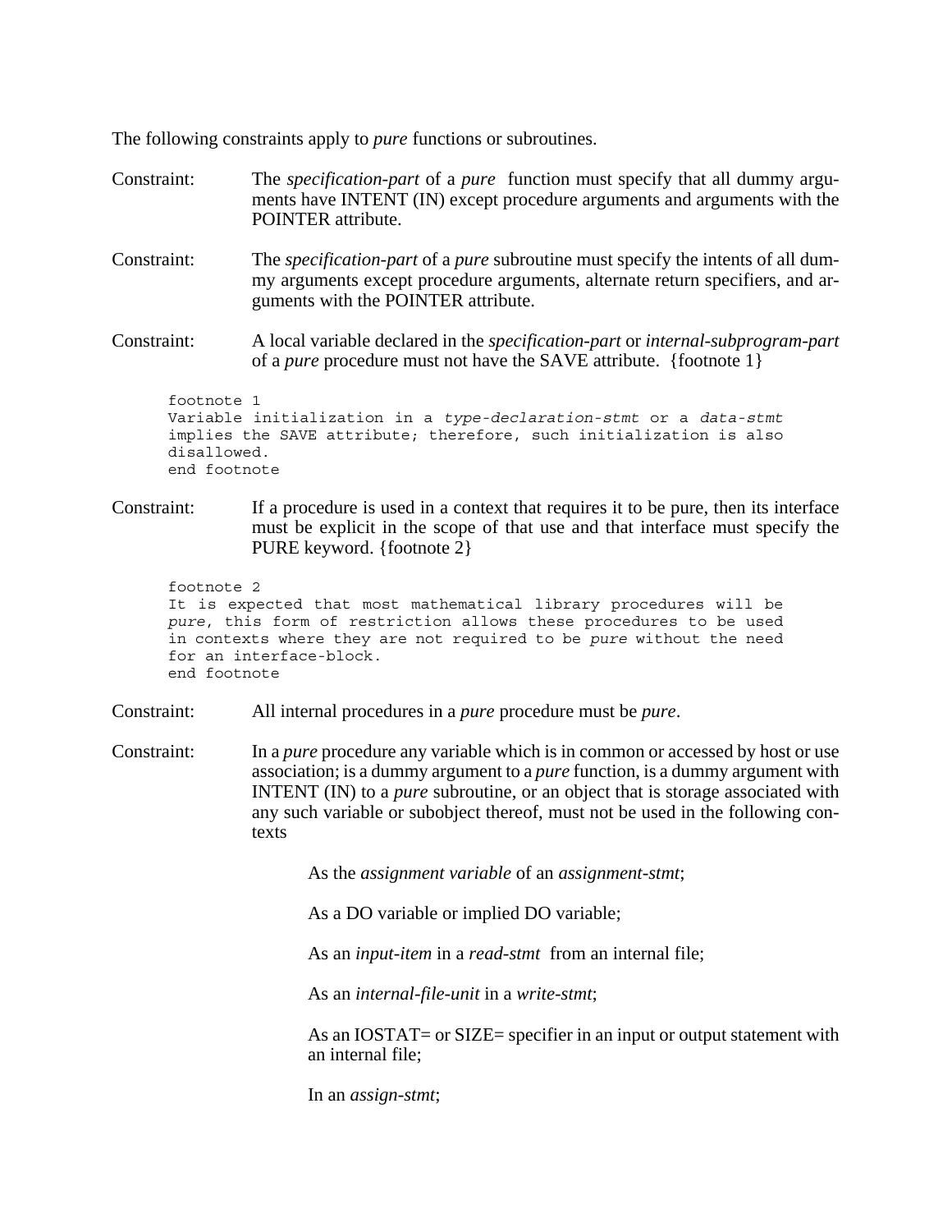The following constraints apply to *pure* functions or subroutines.

Constraint: The *specification-part* of a *pure* function must specify that all dummy arguments have INTENT (IN) except procedure arguments and arguments with the POINTER attribute.

Constraint: The *specification-part* of a *pure* subroutine must specify the intents of all dummy arguments except procedure arguments, alternate return specifiers, and arguments with the POINTER attribute.

Constraint: A local variable declared in the *specification-part* or *internal-subprogram-part* of a *pure* procedure must not have the SAVE attribute. {footnote 1}

```
footnote 1
Variable initialization in a type-declaration-stmt or a data-stmt
implies the SAVE attribute; therefore, such initialization is also
disallowed.
end footnote
```

Constraint: If a procedure is used in a context that requires it to be pure, then its interface must be explicit in the scope of that use and that interface must specify the PURE keyword. {footnote 2}

```
footnote 2
It is expected that most mathematical library procedures will be
pure, this form of restriction allows these procedures to be used
in contexts where they are not required to be pure without the need
for an interface-block.
end footnote
```

Constraint: All internal procedures in a *pure* procedure must be *pure*.

Constraint: In a *pure* procedure any variable which is in common or accessed by host or use association; is a dummy argument to a *pure* function, is a dummy argument with INTENT (IN) to a *pure* subroutine, or an object that is storage associated with any such variable or subobject thereof, must not be used in the following contexts

- As the *assignment variable* of an *assignment-stmt*;
- As a DO variable or implied DO variable;
- As an *input-item* in a *read-stmt* from an internal file;
- As an *internal-file-unit* in a *write-stmt*;
- As an IOSTAT= or SIZE= specifier in an input or output statement with an internal file;
- In an *assign-stmt*;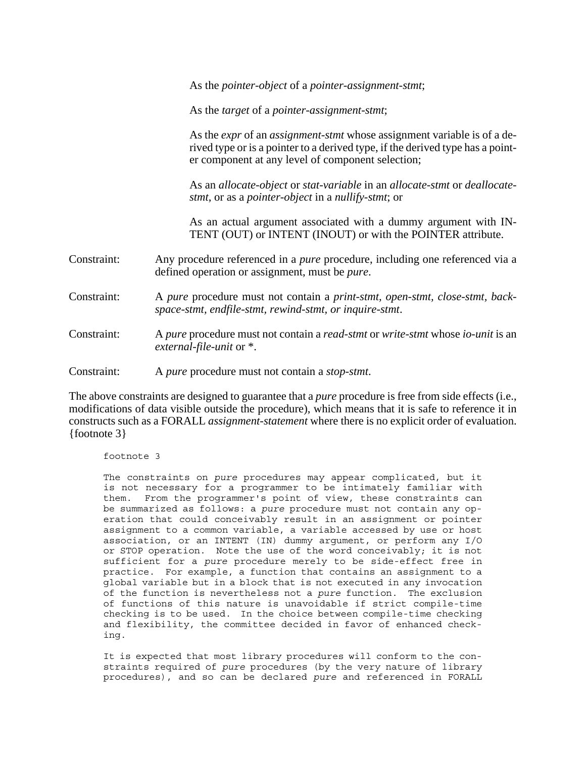As the *pointer-object* of a *pointer-assignment-stmt*;

As the *target* of a *pointer-assignment-stmt*;

As the *expr* of an *assignment-stmt* whose assignment variable is of a derived type or is a pointer to a derived type, if the derived type has a pointer component at any level of component selection;

As an *allocate-object* or *stat-variable* in an *allocate-stmt* or *deallocate-stmt*, or as a *pointer-object* in a *nullify-stmt*; or

As an actual argument associated with a dummy argument with INTENT (OUT) or INTENT (INOUT) or with the POINTER attribute.

Constraint: Any procedure referenced in a *pure* procedure, including one referenced via a defined operation or assignment, must be *pure*.

Constraint: A *pure* procedure must not contain a *print-stmt, open-stmt, close-stmt, backspace-stmt, endfile-stmt, rewind-stmt, or inquire-stmt*.

Constraint: A *pure* procedure must not contain a *read-stmt* or *write-stmt* whose *io-unit* is an *external-file-unit* or *.

Constraint: A *pure* procedure must not contain a *stop-stmt*.

The above constraints are designed to guarantee that a *pure* procedure is free from side effects (i.e., modifications of data visible outside the procedure), which means that it is safe to reference it in constructs such as a FORALL *assignment-statement* where there is no explicit order of evaluation. {footnote 3}

footnote 3

The constraints on *pure* procedures may appear complicated, but it is not necessary for a programmer to be intimately familiar with them. From the programmer's point of view, these constraints can be summarized as follows: a *pure* procedure must not contain any operation that could conceivably result in an assignment or pointer assignment to a common variable, a variable accessed by use or host association, or an INTENT (IN) dummy argument, or perform any I/O or STOP operation. Note the use of the word conceivably; it is not sufficient for a *pure* procedure merely to be side-effect free in practice. For example, a function that contains an assignment to a global variable but in a block that is not executed in any invocation of the function is nevertheless not a *pure* function. The exclusion of functions of this nature is unavoidable if strict compile-time checking is to be used. In the choice between compile-time checking and flexibility, the committee decided in favor of enhanced checking.

It is expected that most library procedures will conform to the constraints required of *pure* procedures (by the very nature of library procedures), and so can be declared *pure* and referenced in FORALL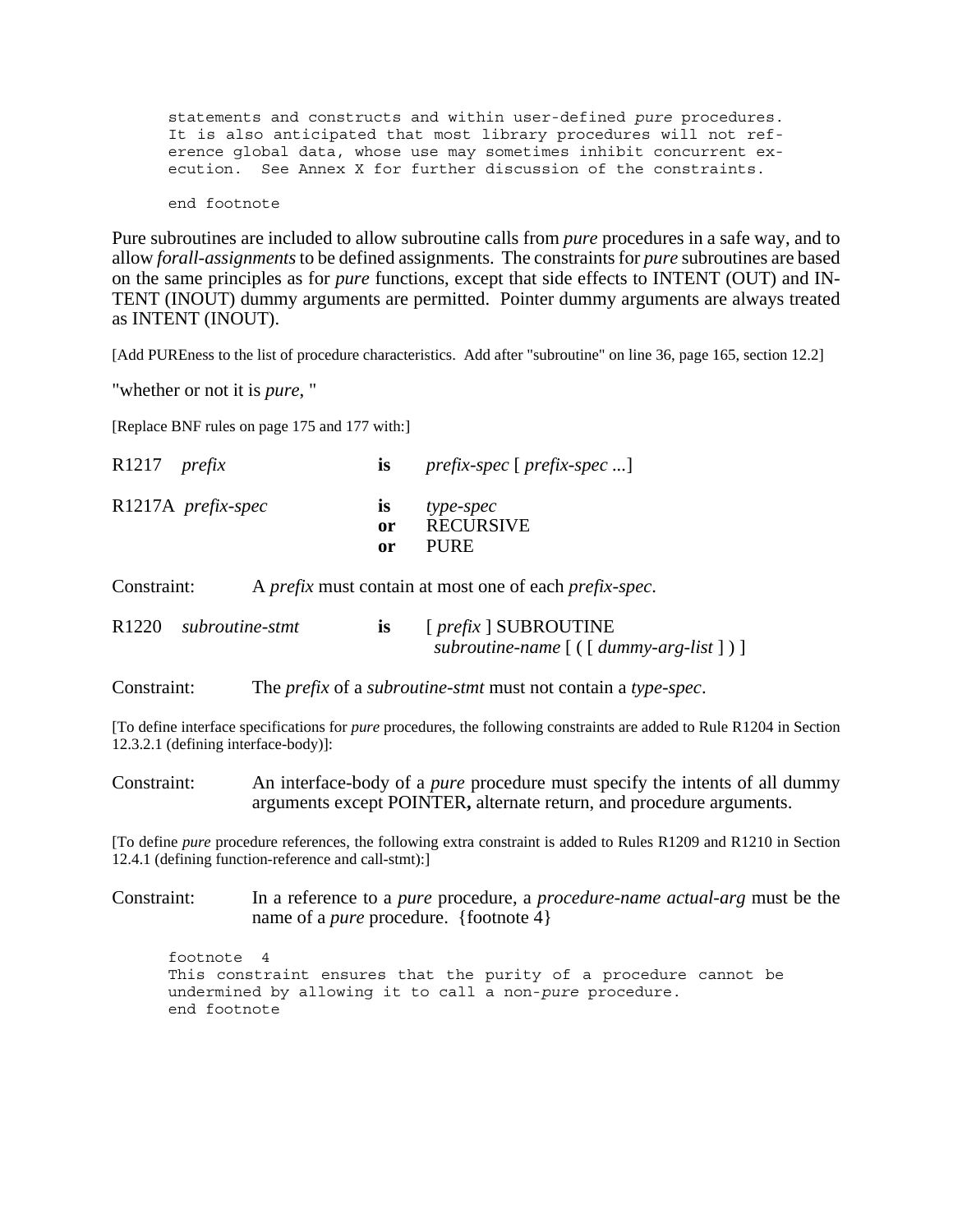```
statements and constructs and within user-defined pure procedures.
It is also anticipated that most library procedures will not ref-
erence global data, whose use may sometimes inhibit concurrent ex-
ecution.  See Annex X for further discussion of the constraints.

end footnote
```

Pure subroutines are included to allow subroutine calls from *pure* procedures in a safe way, and to allow *forall-assignments* to be defined assignments. The constraints for *pure* subroutines are based on the same principles as for *pure* functions, except that side effects to INTENT (OUT) and INTENT (INOUT) dummy arguments are permitted. Pointer dummy arguments are always treated as INTENT (INOUT).

[Add PUREness to the list of procedure characteristics. Add after "subroutine" on line 36, page 165, section 12.2]

"whether or not it is *pure*, "

[Replace BNF rules on page 175 and 177 with:]

| | | | |
|---|---|---|---|
| R1217 | *prefix* | **is** | *prefix-spec* [ *prefix-spec* ...] |
| R1217A | *prefix-spec* | **is** | *type-spec* |
| | | **or** | RECURSIVE |
| | | **or** | PURE |

Constraint: A *prefix* must contain at most one of each *prefix-spec*.

| | | | |
|---|---|---|---|
| R1220 | *subroutine-stmt* | **is** | [ *prefix* ] SUBROUTINE *subroutine-name* [ ( [ *dummy-arg-list* ] ) ] |

Constraint: The *prefix* of a *subroutine-stmt* must not contain a *type-spec*.

[To define interface specifications for *pure* procedures, the following constraints are added to Rule R1204 in Section 12.3.2.1 (defining interface-body)]:

Constraint: An interface-body of a *pure* procedure must specify the intents of all dummy arguments except POINTER**,** alternate return, and procedure arguments.

[To define *pure* procedure references, the following extra constraint is added to Rules R1209 and R1210 in Section 12.4.1 (defining function-reference and call-stmt):]

Constraint: In a reference to a *pure* procedure, a *procedure-name actual-arg* must be the name of a *pure* procedure. {footnote 4}

```
footnote  4
This constraint ensures that the purity of a procedure cannot be
undermined by allowing it to call a non-pure procedure.
end footnote
```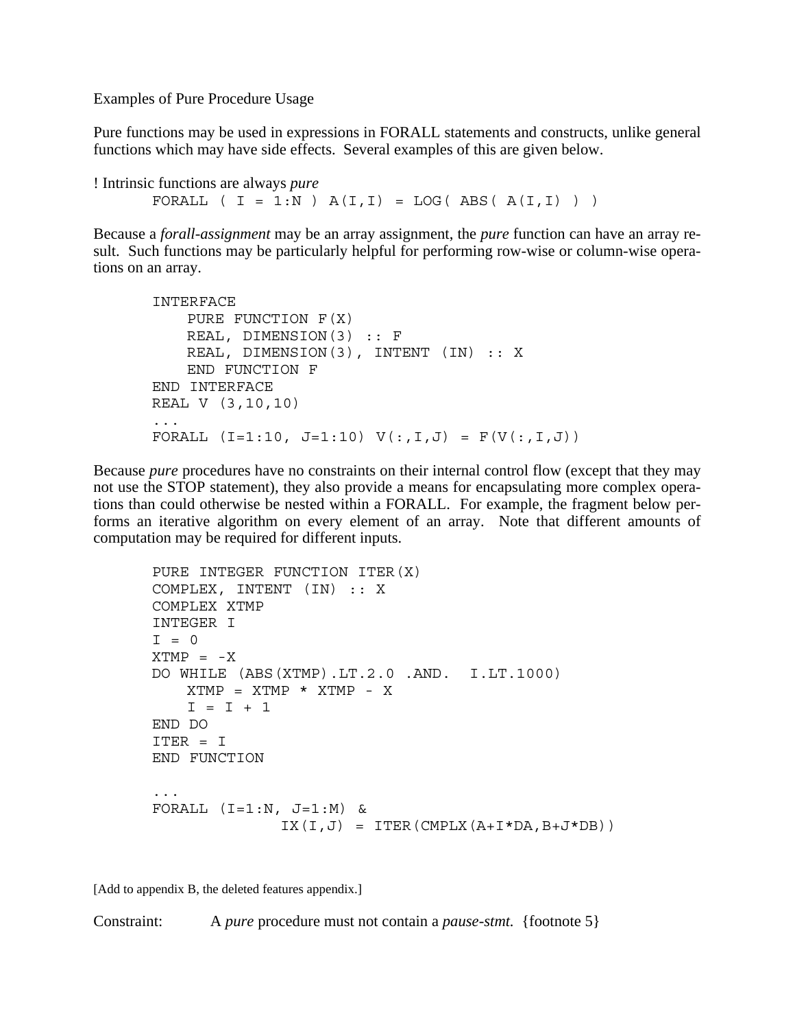Examples of Pure Procedure Usage

Pure functions may be used in expressions in FORALL statements and constructs, unlike general functions which may have side effects. Several examples of this are given below.

```
! Intrinsic functions are always pure
      FORALL ( I = 1:N ) A(I,I) = LOG( ABS( A(I,I) ) )
```

Because a *forall-assignment* may be an array assignment, the *pure* function can have an array result. Such functions may be particularly helpful for performing row-wise or column-wise operations on an array.

```
      INTERFACE
          PURE FUNCTION F(X)
          REAL, DIMENSION(3) :: F
          REAL, DIMENSION(3), INTENT (IN) :: X
          END FUNCTION F
      END INTERFACE
      REAL V (3,10,10)
      ...
      FORALL (I=1:10, J=1:10) V(:,I,J) = F(V(:,I,J))
```

Because *pure* procedures have no constraints on their internal control flow (except that they may not use the STOP statement), they also provide a means for encapsulating more complex operations than could otherwise be nested within a FORALL. For example, the fragment below performs an iterative algorithm on every element of an array. Note that different amounts of computation may be required for different inputs.

```
      PURE INTEGER FUNCTION ITER(X)
      COMPLEX, INTENT (IN) :: X
      COMPLEX XTMP
      INTEGER I
      I = 0
      XTMP = -X
      DO WHILE (ABS(XTMP).LT.2.0 .AND.  I.LT.1000)
          XTMP = XTMP * XTMP - X
          I = I + 1
      END DO
      ITER = I
      END FUNCTION

      ...
      FORALL (I=1:N, J=1:M) &
                    IX(I,J) = ITER(CMPLX(A+I*DA,B+J*DB))
```

[Add to appendix B, the deleted features appendix.]

Constraint: A *pure* procedure must not contain a *pause-stmt.* {footnote 5}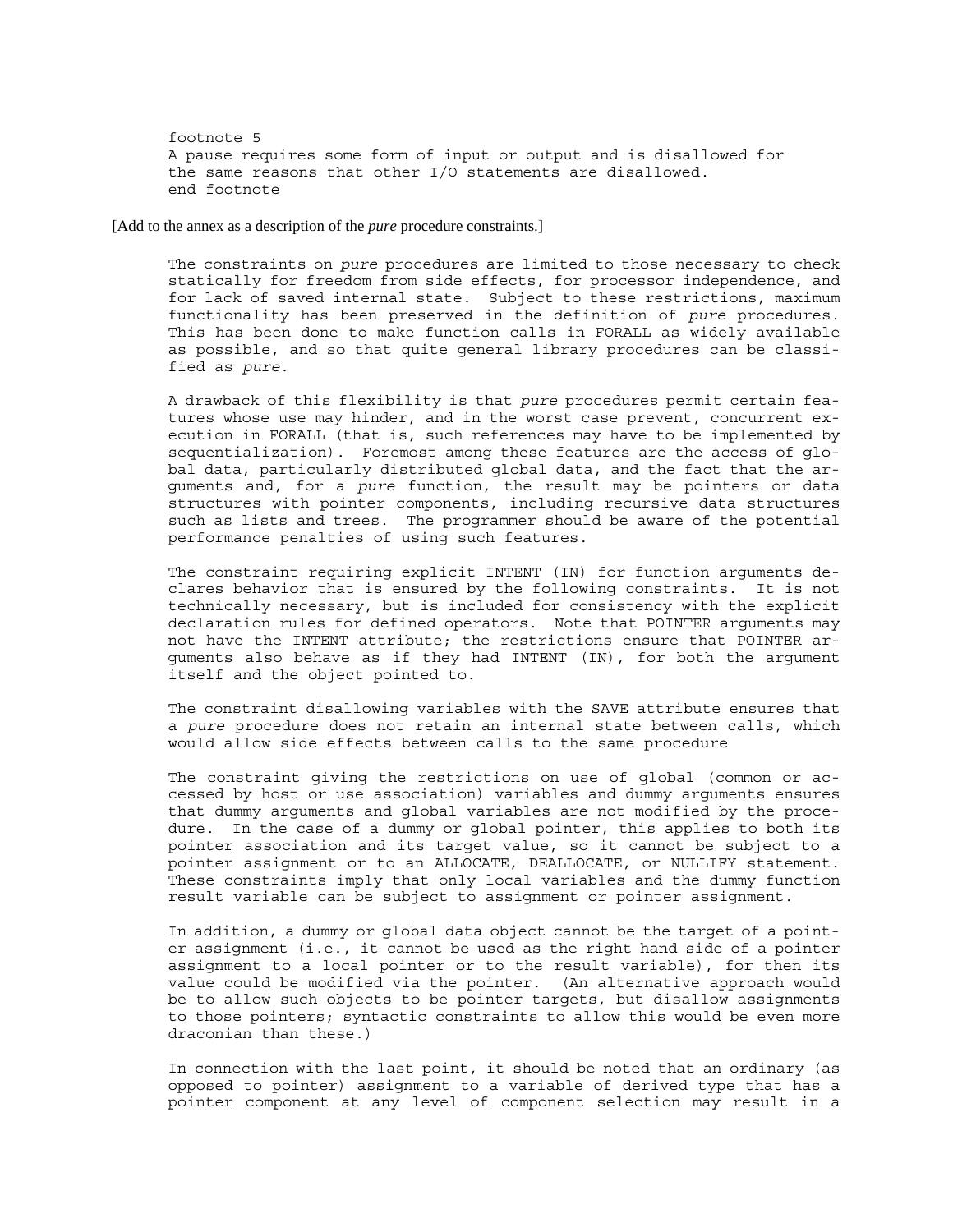footnote 5
A pause requires some form of input or output and is disallowed for the same reasons that other I/O statements are disallowed.
end footnote

[Add to the annex as a description of the *pure* procedure constraints.]

The constraints on *pure* procedures are limited to those necessary to check statically for freedom from side effects, for processor independence, and for lack of saved internal state. Subject to these restrictions, maximum functionality has been preserved in the definition of *pure* procedures. This has been done to make function calls in FORALL as widely available as possible, and so that quite general library procedures can be classified as *pure*.

A drawback of this flexibility is that *pure* procedures permit certain features whose use may hinder, and in the worst case prevent, concurrent execution in FORALL (that is, such references may have to be implemented by sequentialization). Foremost among these features are the access of global data, particularly distributed global data, and the fact that the arguments and, for a *pure* function, the result may be pointers or data structures with pointer components, including recursive data structures such as lists and trees. The programmer should be aware of the potential performance penalties of using such features.

The constraint requiring explicit INTENT (IN) for function arguments declares behavior that is ensured by the following constraints. It is not technically necessary, but is included for consistency with the explicit declaration rules for defined operators. Note that POINTER arguments may not have the INTENT attribute; the restrictions ensure that POINTER arguments also behave as if they had INTENT (IN), for both the argument itself and the object pointed to.

The constraint disallowing variables with the SAVE attribute ensures that a *pure* procedure does not retain an internal state between calls, which would allow side effects between calls to the same procedure

The constraint giving the restrictions on use of global (common or accessed by host or use association) variables and dummy arguments ensures that dummy arguments and global variables are not modified by the procedure. In the case of a dummy or global pointer, this applies to both its pointer association and its target value, so it cannot be subject to a pointer assignment or to an ALLOCATE, DEALLOCATE, or NULLIFY statement. These constraints imply that only local variables and the dummy function result variable can be subject to assignment or pointer assignment.

In addition, a dummy or global data object cannot be the target of a pointer assignment (i.e., it cannot be used as the right hand side of a pointer assignment to a local pointer or to the result variable), for then its value could be modified via the pointer. (An alternative approach would be to allow such objects to be pointer targets, but disallow assignments to those pointers; syntactic constraints to allow this would be even more draconian than these.)

In connection with the last point, it should be noted that an ordinary (as opposed to pointer) assignment to a variable of derived type that has a pointer component at any level of component selection may result in a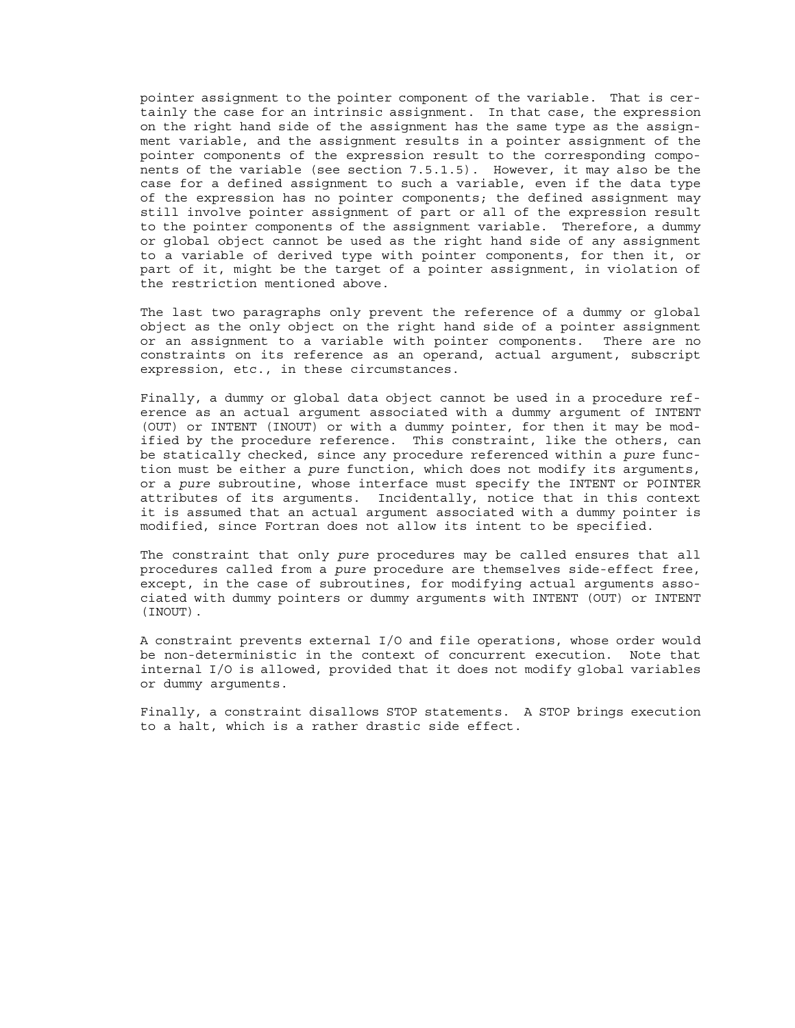pointer assignment to the pointer component of the variable. That is certainly the case for an intrinsic assignment. In that case, the expression on the right hand side of the assignment has the same type as the assignment variable, and the assignment results in a pointer assignment of the pointer components of the expression result to the corresponding components of the variable (see section 7.5.1.5). However, it may also be the case for a defined assignment to such a variable, even if the data type of the expression has no pointer components; the defined assignment may still involve pointer assignment of part or all of the expression result to the pointer components of the assignment variable. Therefore, a dummy or global object cannot be used as the right hand side of any assignment to a variable of derived type with pointer components, for then it, or part of it, might be the target of a pointer assignment, in violation of the restriction mentioned above.

The last two paragraphs only prevent the reference of a dummy or global object as the only object on the right hand side of a pointer assignment or an assignment to a variable with pointer components. There are no constraints on its reference as an operand, actual argument, subscript expression, etc., in these circumstances.

Finally, a dummy or global data object cannot be used in a procedure reference as an actual argument associated with a dummy argument of INTENT (OUT) or INTENT (INOUT) or with a dummy pointer, for then it may be modified by the procedure reference. This constraint, like the others, can be statically checked, since any procedure referenced within a *pure* function must be either a *pure* function, which does not modify its arguments, or a *pure* subroutine, whose interface must specify the INTENT or POINTER attributes of its arguments. Incidentally, notice that in this context it is assumed that an actual argument associated with a dummy pointer is modified, since Fortran does not allow its intent to be specified.

The constraint that only *pure* procedures may be called ensures that all procedures called from a *pure* procedure are themselves side-effect free, except, in the case of subroutines, for modifying actual arguments associated with dummy pointers or dummy arguments with INTENT (OUT) or INTENT (INOUT).

A constraint prevents external I/O and file operations, whose order would be non-deterministic in the context of concurrent execution. Note that internal I/O is allowed, provided that it does not modify global variables or dummy arguments.

Finally, a constraint disallows STOP statements. A STOP brings execution to a halt, which is a rather drastic side effect.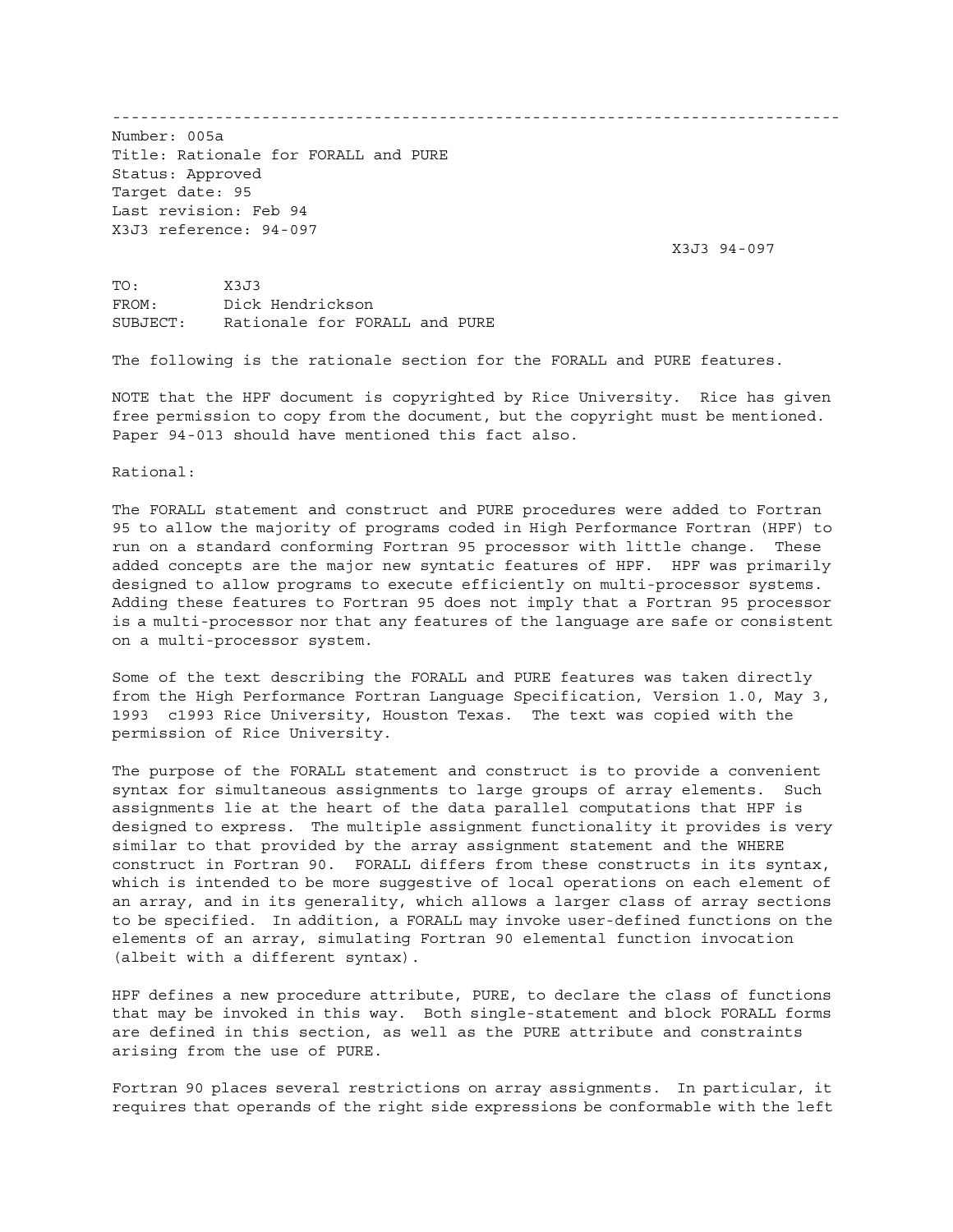---

Number: 005a
Title: Rationale for FORALL and PURE
Status: Approved
Target date: 95
Last revision: Feb 94
X3J3 reference: 94-097

X3J3 94-097

TO: X3J3
FROM: Dick Hendrickson
SUBJECT: Rationale for FORALL and PURE

The following is the rationale section for the FORALL and PURE features.

NOTE that the HPF document is copyrighted by Rice University. Rice has given free permission to copy from the document, but the copyright must be mentioned. Paper 94-013 should have mentioned this fact also.

Rational:

The FORALL statement and construct and PURE procedures were added to Fortran 95 to allow the majority of programs coded in High Performance Fortran (HPF) to run on a standard conforming Fortran 95 processor with little change. These added concepts are the major new syntatic features of HPF. HPF was primarily designed to allow programs to execute efficiently on multi-processor systems. Adding these features to Fortran 95 does not imply that a Fortran 95 processor is a multi-processor nor that any features of the language are safe or consistent on a multi-processor system.

Some of the text describing the FORALL and PURE features was taken directly from the High Performance Fortran Language Specification, Version 1.0, May 3, 1993 c1993 Rice University, Houston Texas. The text was copied with the permission of Rice University.

The purpose of the FORALL statement and construct is to provide a convenient syntax for simultaneous assignments to large groups of array elements. Such assignments lie at the heart of the data parallel computations that HPF is designed to express. The multiple assignment functionality it provides is very similar to that provided by the array assignment statement and the WHERE construct in Fortran 90. FORALL differs from these constructs in its syntax, which is intended to be more suggestive of local operations on each element of an array, and in its generality, which allows a larger class of array sections to be specified. In addition, a FORALL may invoke user-defined functions on the elements of an array, simulating Fortran 90 elemental function invocation (albeit with a different syntax).

HPF defines a new procedure attribute, PURE, to declare the class of functions that may be invoked in this way. Both single-statement and block FORALL forms are defined in this section, as well as the PURE attribute and constraints arising from the use of PURE.

Fortran 90 places several restrictions on array assignments. In particular, it requires that operands of the right side expressions be conformable with the left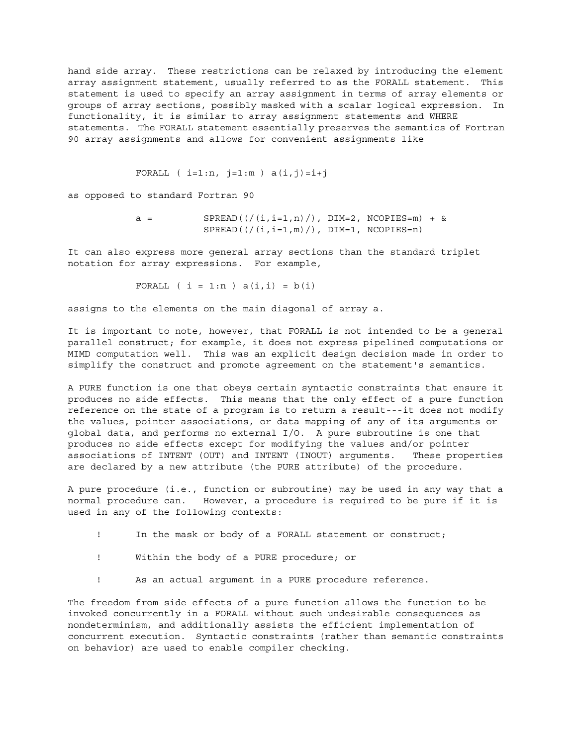hand side array. These restrictions can be relaxed by introducing the element array assignment statement, usually referred to as the FORALL statement. This statement is used to specify an array assignment in terms of array elements or groups of array sections, possibly masked with a scalar logical expression. In functionality, it is similar to array assignment statements and WHERE statements. The FORALL statement essentially preserves the semantics of Fortran 90 array assignments and allows for convenient assignments like

```
FORALL ( i=1:n, j=1:m ) a(i,j)=i+j
```

as opposed to standard Fortran 90

```
a =         SPREAD((/(i,i=1,n)/), DIM=2, NCOPIES=m) + &
            SPREAD((/(i,i=1,m)/), DIM=1, NCOPIES=n)
```

It can also express more general array sections than the standard triplet notation for array expressions. For example,

```
FORALL ( i = 1:n ) a(i,i) = b(i)
```

assigns to the elements on the main diagonal of array a.

It is important to note, however, that FORALL is not intended to be a general parallel construct; for example, it does not express pipelined computations or MIMD computation well. This was an explicit design decision made in order to simplify the construct and promote agreement on the statement's semantics.

A PURE function is one that obeys certain syntactic constraints that ensure it produces no side effects. This means that the only effect of a pure function reference on the state of a program is to return a result---it does not modify the values, pointer associations, or data mapping of any of its arguments or global data, and performs no external I/O. A pure subroutine is one that produces no side effects except for modifying the values and/or pointer associations of INTENT (OUT) and INTENT (INOUT) arguments. These properties are declared by a new attribute (the PURE attribute) of the procedure.

A pure procedure (i.e., function or subroutine) may be used in any way that a normal procedure can. However, a procedure is required to be pure if it is used in any of the following contexts:

- In the mask or body of a FORALL statement or construct;
- Within the body of a PURE procedure; or
- As an actual argument in a PURE procedure reference.

The freedom from side effects of a pure function allows the function to be invoked concurrently in a FORALL without such undesirable consequences as nondeterminism, and additionally assists the efficient implementation of concurrent execution. Syntactic constraints (rather than semantic constraints on behavior) are used to enable compiler checking.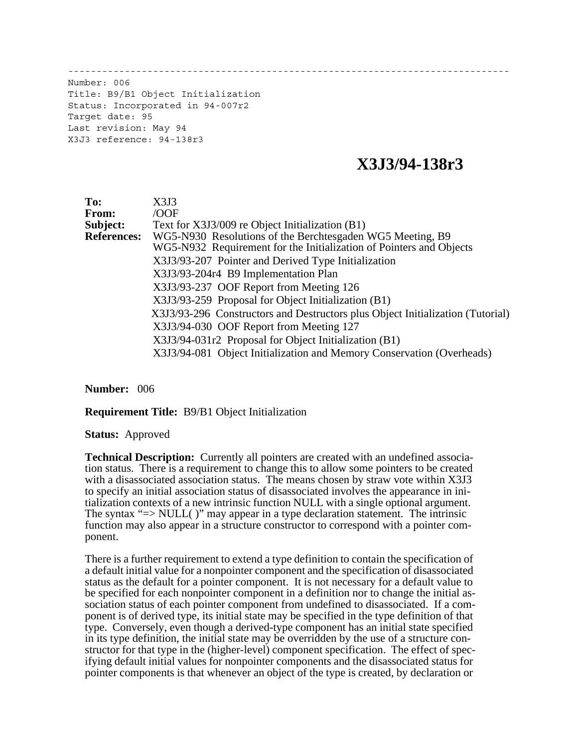---

```
Number: 006
Title: B9/B1 Object Initialization
Status: Incorporated in 94-007r2
Target date: 95
Last revision: May 94
X3J3 reference: 94-138r3
```

# X3J3/94-138r3

| | |
|---|---|
| **To:** | X3J3 |
| **From:** | /OOF |
| **Subject:** | Text for X3J3/009 re Object Initialization (B1) |
| **References:** | WG5-N930 Resolutions of the Berchtesgaden WG5 Meeting, B9 |
| | WG5-N932 Requirement for the Initialization of Pointers and Objects |
| | X3J3/93-207 Pointer and Derived Type Initialization |
| | X3J3/93-204r4 B9 Implementation Plan |
| | X3J3/93-237 OOF Report from Meeting 126 |
| | X3J3/93-259 Proposal for Object Initialization (B1) |
| | X3J3/93-296 Constructors and Destructors plus Object Initialization (Tutorial) |
| | X3J3/94-030 OOF Report from Meeting 127 |
| | X3J3/94-031r2 Proposal for Object Initialization (B1) |
| | X3J3/94-081 Object Initialization and Memory Conservation (Overheads) |

**Number:** 006

**Requirement Title:** B9/B1 Object Initialization

**Status:** Approved

**Technical Description:** Currently all pointers are created with an undefined association status. There is a requirement to change this to allow some pointers to be created with a disassociated association status. The means chosen by straw vote within X3J3 to specify an initial association status of disassociated involves the appearance in initialization contexts of a new intrinsic function NULL with a single optional argument. The syntax "=> NULL( )" may appear in a type declaration statement. The intrinsic function may also appear in a structure constructor to correspond with a pointer component.

There is a further requirement to extend a type definition to contain the specification of a default initial value for a nonpointer component and the specification of disassociated status as the default for a pointer component. It is not necessary for a default value to be specified for each nonpointer component in a definition nor to change the initial association status of each pointer component from undefined to disassociated. If a component is of derived type, its initial state may be specified in the type definition of that type. Conversely, even though a derived-type component has an initial state specified in its type definition, the initial state may be overridden by the use of a structure constructor for that type in the (higher-level) component specification. The effect of specifying default initial values for nonpointer components and the disassociated status for pointer components is that whenever an object of the type is created, by declaration or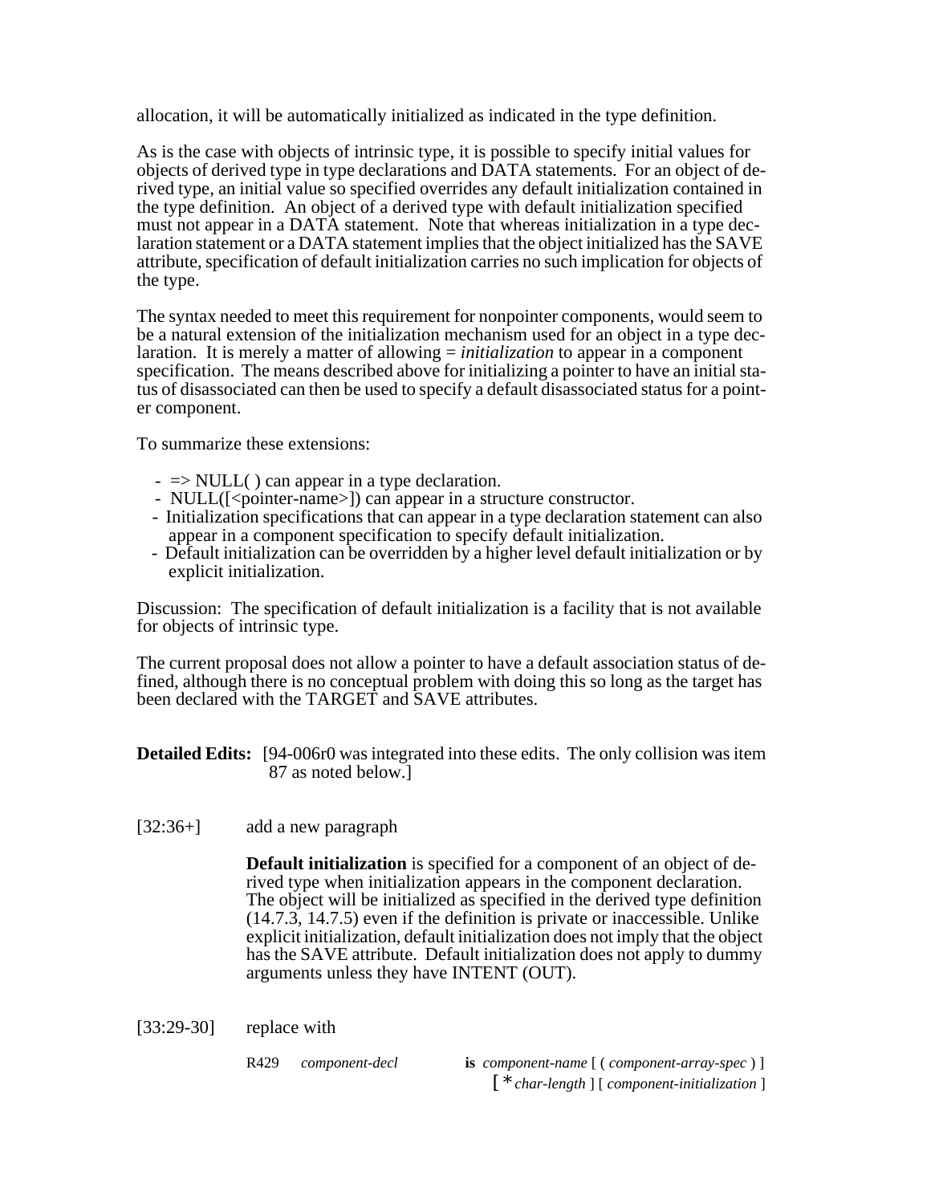allocation, it will be automatically initialized as indicated in the type definition.

As is the case with objects of intrinsic type, it is possible to specify initial values for objects of derived type in type declarations and DATA statements. For an object of derived type, an initial value so specified overrides any default initialization contained in the type definition. An object of a derived type with default initialization specified must not appear in a DATA statement. Note that whereas initialization in a type declaration statement or a DATA statement implies that the object initialized has the SAVE attribute, specification of default initialization carries no such implication for objects of the type.

The syntax needed to meet this requirement for nonpointer components, would seem to be a natural extension of the initialization mechanism used for an object in a type declaration. It is merely a matter of allowing = *initialization* to appear in a component specification. The means described above for initializing a pointer to have an initial status of disassociated can then be used to specify a default disassociated status for a pointer component.

To summarize these extensions:

- => NULL( ) can appear in a type declaration.
- NULL([<pointer-name>]) can appear in a structure constructor.
- Initialization specifications that can appear in a type declaration statement can also appear in a component specification to specify default initialization.
- Default initialization can be overridden by a higher level default initialization or by explicit initialization.

Discussion: The specification of default initialization is a facility that is not available for objects of intrinsic type.

The current proposal does not allow a pointer to have a default association status of defined, although there is no conceptual problem with doing this so long as the target has been declared with the TARGET and SAVE attributes.

**Detailed Edits:** [94-006r0 was integrated into these edits. The only collision was item 87 as noted below.]

[32:36+] add a new paragraph

> **Default initialization** is specified for a component of an object of derived type when initialization appears in the component declaration. The object will be initialized as specified in the derived type definition (14.7.3, 14.7.5) even if the definition is private or inaccessible. Unlike explicit initialization, default initialization does not imply that the object has the SAVE attribute. Default initialization does not apply to dummy arguments unless they have INTENT (OUT).

[33:29-30] replace with

> R429 *component-decl* **is** *component-name* [ ( *component-array-spec* ) ] [ * *char-length* ] [ *component-initialization* ]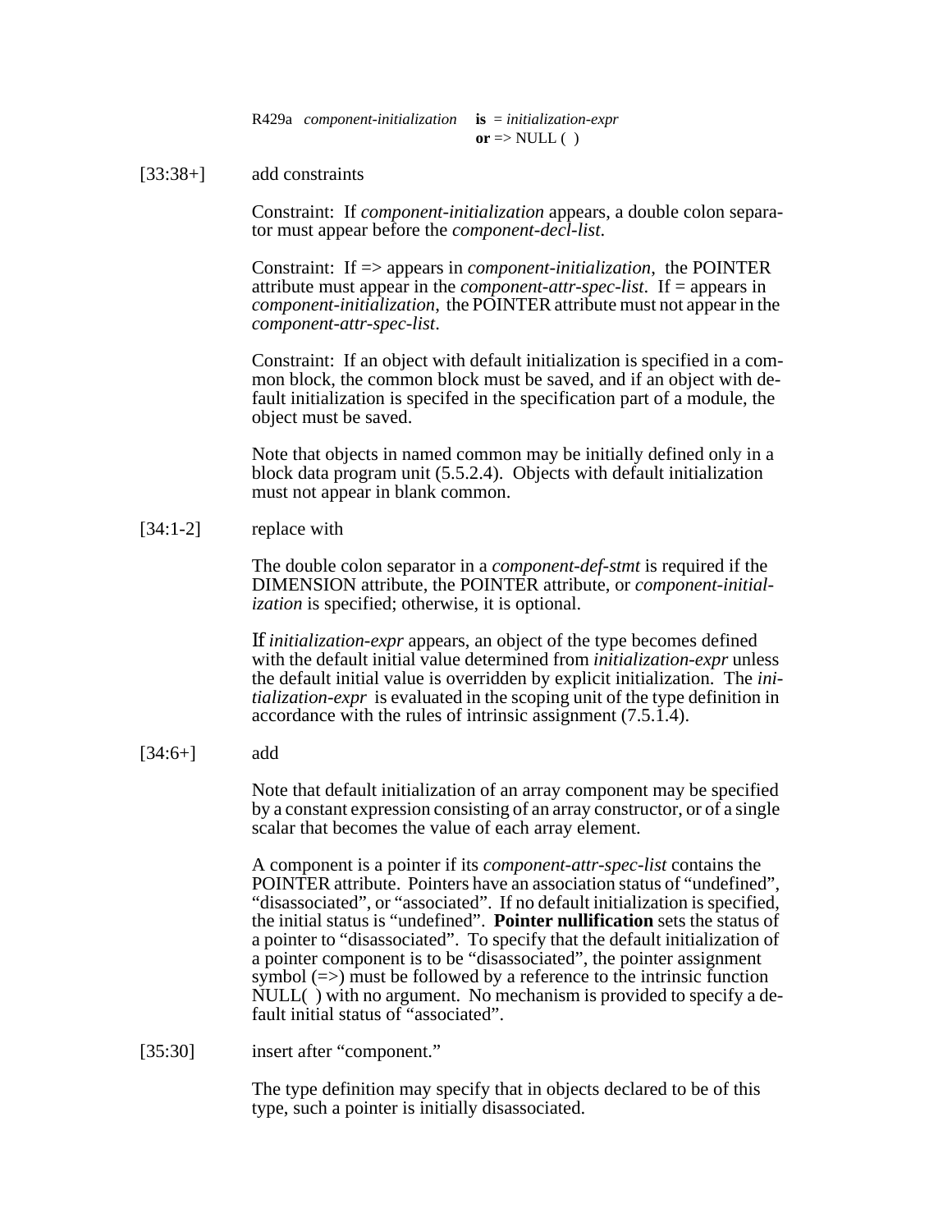R429a *component-initialization* **is** = *initialization-expr*
**or** => NULL ( )

[33:38+] add constraints

Constraint: If *component-initialization* appears, a double colon separator must appear before the *component-decl-list*.

Constraint: If => appears in *component-initialization*, the POINTER attribute must appear in the *component-attr-spec-list*. If = appears in *component-initialization*, the POINTER attribute must not appear in the *component-attr-spec-list*.

Constraint: If an object with default initialization is specified in a common block, the common block must be saved, and if an object with default initialization is specifed in the specification part of a module, the object must be saved.

Note that objects in named common may be initially defined only in a block data program unit (5.5.2.4). Objects with default initialization must not appear in blank common.

[34:1-2] replace with

The double colon separator in a *component-def-stmt* is required if the DIMENSION attribute, the POINTER attribute, or *component-initialization* is specified; otherwise, it is optional.

If *initialization-expr* appears, an object of the type becomes defined with the default initial value determined from *initialization-expr* unless the default initial value is overridden by explicit initialization. The *initialization-expr* is evaluated in the scoping unit of the type definition in accordance with the rules of intrinsic assignment (7.5.1.4).

[34:6+] add

Note that default initialization of an array component may be specified by a constant expression consisting of an array constructor, or of a single scalar that becomes the value of each array element.

A component is a pointer if its *component-attr-spec-list* contains the POINTER attribute. Pointers have an association status of "undefined", "disassociated", or "associated". If no default initialization is specified, the initial status is "undefined". **Pointer nullification** sets the status of a pointer to "disassociated". To specify that the default initialization of a pointer component is to be "disassociated", the pointer assignment symbol (=>) must be followed by a reference to the intrinsic function NULL( ) with no argument. No mechanism is provided to specify a default initial status of "associated".

[35:30] insert after "component."

The type definition may specify that in objects declared to be of this type, such a pointer is initially disassociated.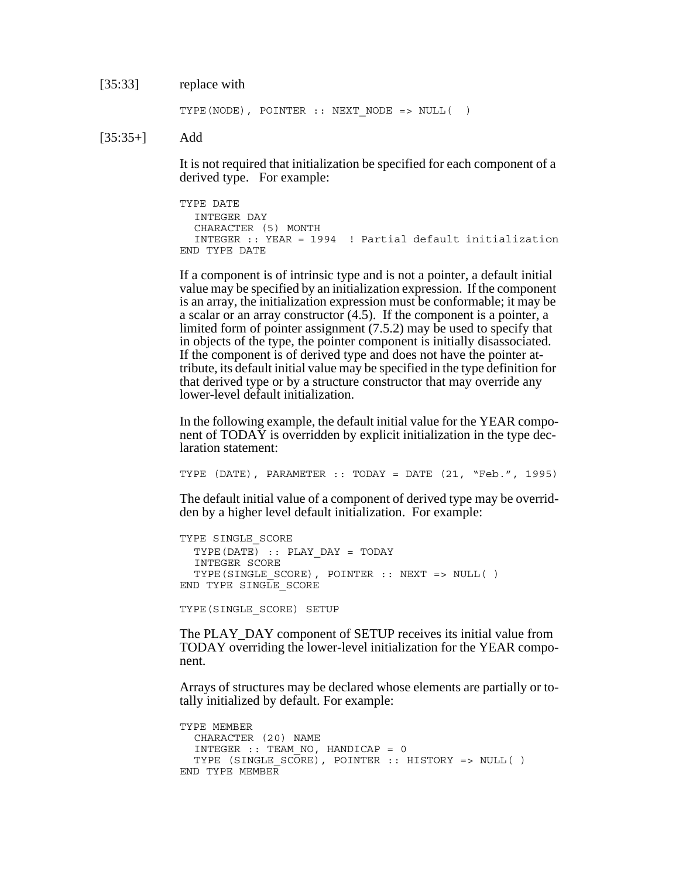[35:33] replace with

```
TYPE(NODE), POINTER :: NEXT_NODE => NULL( )
```

[35:35+] Add

It is not required that initialization be specified for each component of a derived type. For example:

```
TYPE DATE
  INTEGER DAY
  CHARACTER (5) MONTH
  INTEGER :: YEAR = 1994  ! Partial default initialization
END TYPE DATE
```

If a component is of intrinsic type and is not a pointer, a default initial value may be specified by an initialization expression. If the component is an array, the initialization expression must be conformable; it may be a scalar or an array constructor (4.5). If the component is a pointer, a limited form of pointer assignment (7.5.2) may be used to specify that in objects of the type, the pointer component is initially disassociated. If the component is of derived type and does not have the pointer attribute, its default initial value may be specified in the type definition for that derived type or by a structure constructor that may override any lower-level default initialization.

In the following example, the default initial value for the YEAR component of TODAY is overridden by explicit initialization in the type declaration statement:

```
TYPE (DATE), PARAMETER :: TODAY = DATE (21, "Feb.", 1995)
```

The default initial value of a component of derived type may be overridden by a higher level default initialization. For example:

```
TYPE SINGLE_SCORE
  TYPE(DATE) :: PLAY_DAY = TODAY
  INTEGER SCORE
  TYPE(SINGLE_SCORE), POINTER :: NEXT => NULL( )
END TYPE SINGLE_SCORE

TYPE(SINGLE_SCORE) SETUP
```

The PLAY_DAY component of SETUP receives its initial value from TODAY overriding the lower-level initialization for the YEAR component.

Arrays of structures may be declared whose elements are partially or totally initialized by default. For example:

```
TYPE MEMBER
  CHARACTER (20) NAME
  INTEGER :: TEAM_NO, HANDICAP = 0
  TYPE (SINGLE_SCORE), POINTER :: HISTORY => NULL( )
END TYPE MEMBER
```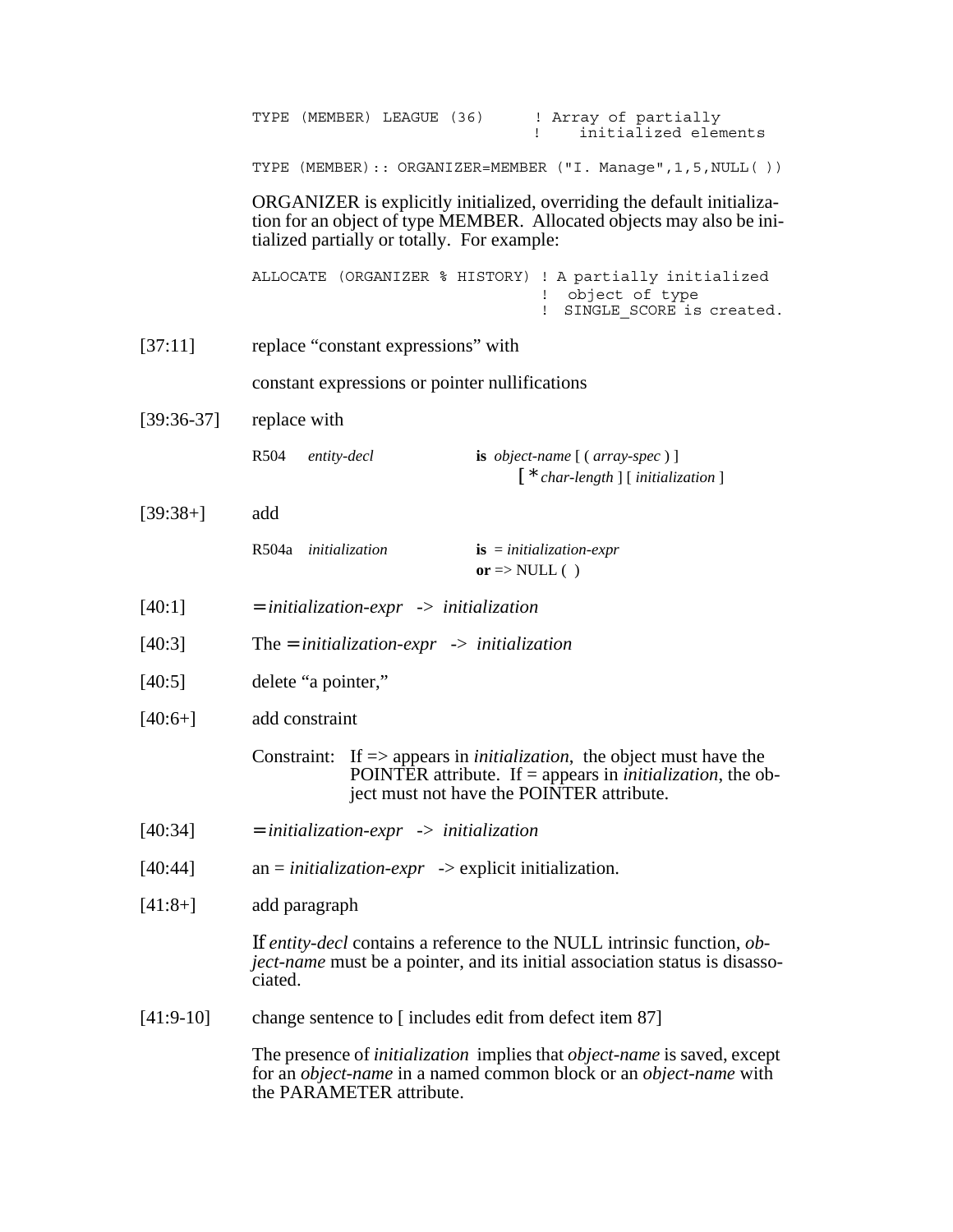```
TYPE (MEMBER) LEAGUE (36)      ! Array of partially
                               !    initialized elements

TYPE (MEMBER):: ORGANIZER=MEMBER ("I. Manage",1,5,NULL( ))
```

ORGANIZER is explicitly initialized, overriding the default initialization for an object of type MEMBER. Allocated objects may also be initialized partially or totally. For example:

```
ALLOCATE (ORGANIZER % HISTORY) ! A partially initialized
                               !  object of type
                               !  SINGLE_SCORE is created.
```

[37:11] replace "constant expressions" with

constant expressions or pointer nullifications

[39:36-37] replace with

R504 *entity-decl* **is** *object-name* [ ( *array-spec* ) ] [ * *char-length* ] [ *initialization* ]

[39:38+] add

R504a *initialization* **is** = *initialization-expr*
**or** => NULL ( )

[40:1] = *initialization-expr* -> *initialization*

[40:3] The = *initialization-expr* -> *initialization*

[40:5] delete "a pointer,"

[40:6+] add constraint

Constraint: If => appears in *initialization*, the object must have the POINTER attribute. If = appears in *initialization*, the object must not have the POINTER attribute.

[40:34] = *initialization-expr* -> *initialization*

[40:44] an = *initialization-expr* -> explicit initialization.

[41:8+] add paragraph

If *entity-decl* contains a reference to the NULL intrinsic function, *object-name* must be a pointer, and its initial association status is disassociated.

[41:9-10] change sentence to [ includes edit from defect item 87]

The presence of *initialization* implies that *object-name* is saved, except for an *object-name* in a named common block or an *object-name* with the PARAMETER attribute.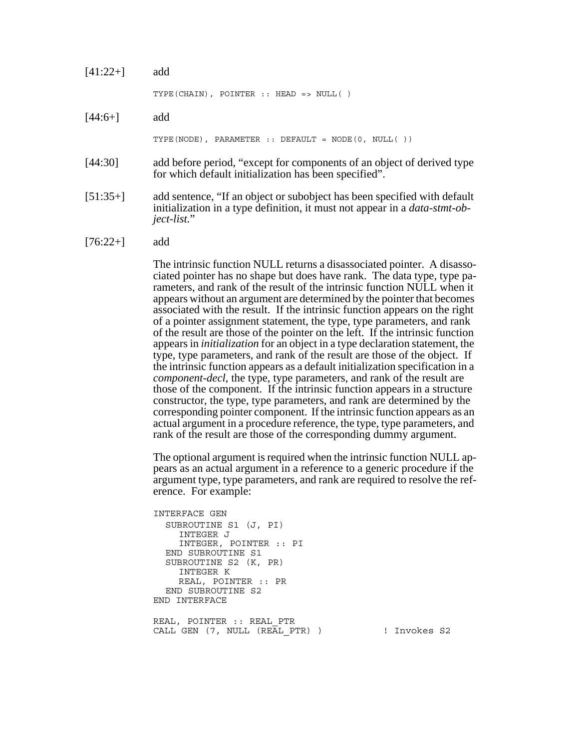[41:22+] add

```
TYPE(CHAIN), POINTER :: HEAD => NULL( )
```

[44:6+] add

```
TYPE(NODE), PARAMETER :: DEFAULT = NODE(0, NULL( ))
```

[44:30] add before period, "except for components of an object of derived type for which default initialization has been specified".

[51:35+] add sentence, "If an object or subobject has been specified with default initialization in a type definition, it must not appear in a *data-stmt-object-list.*"

[76:22+] add

The intrinsic function NULL returns a disassociated pointer. A disassociated pointer has no shape but does have rank. The data type, type parameters, and rank of the result of the intrinsic function NULL when it appears without an argument are determined by the pointer that becomes associated with the result. If the intrinsic function appears on the right of a pointer assignment statement, the type, type parameters, and rank of the result are those of the pointer on the left. If the intrinsic function appears in *initialization* for an object in a type declaration statement, the type, type parameters, and rank of the result are those of the object. If the intrinsic function appears as a default initialization specification in a *component-decl*, the type, type parameters, and rank of the result are those of the component. If the intrinsic function appears in a structure constructor, the type, type parameters, and rank are determined by the corresponding pointer component. If the intrinsic function appears as an actual argument in a procedure reference, the type, type parameters, and rank of the result are those of the corresponding dummy argument.

The optional argument is required when the intrinsic function NULL appears as an actual argument in a reference to a generic procedure if the argument type, type parameters, and rank are required to resolve the reference. For example:

```
INTERFACE GEN
  SUBROUTINE S1 (J, PI)
    INTEGER J
    INTEGER, POINTER :: PI
  END SUBROUTINE S1
  SUBROUTINE S2 (K, PR)
    INTEGER K
    REAL, POINTER :: PR
  END SUBROUTINE S2
END INTERFACE

REAL, POINTER :: REAL_PTR
CALL GEN (7, NULL (REAL_PTR) )          ! Invokes S2
```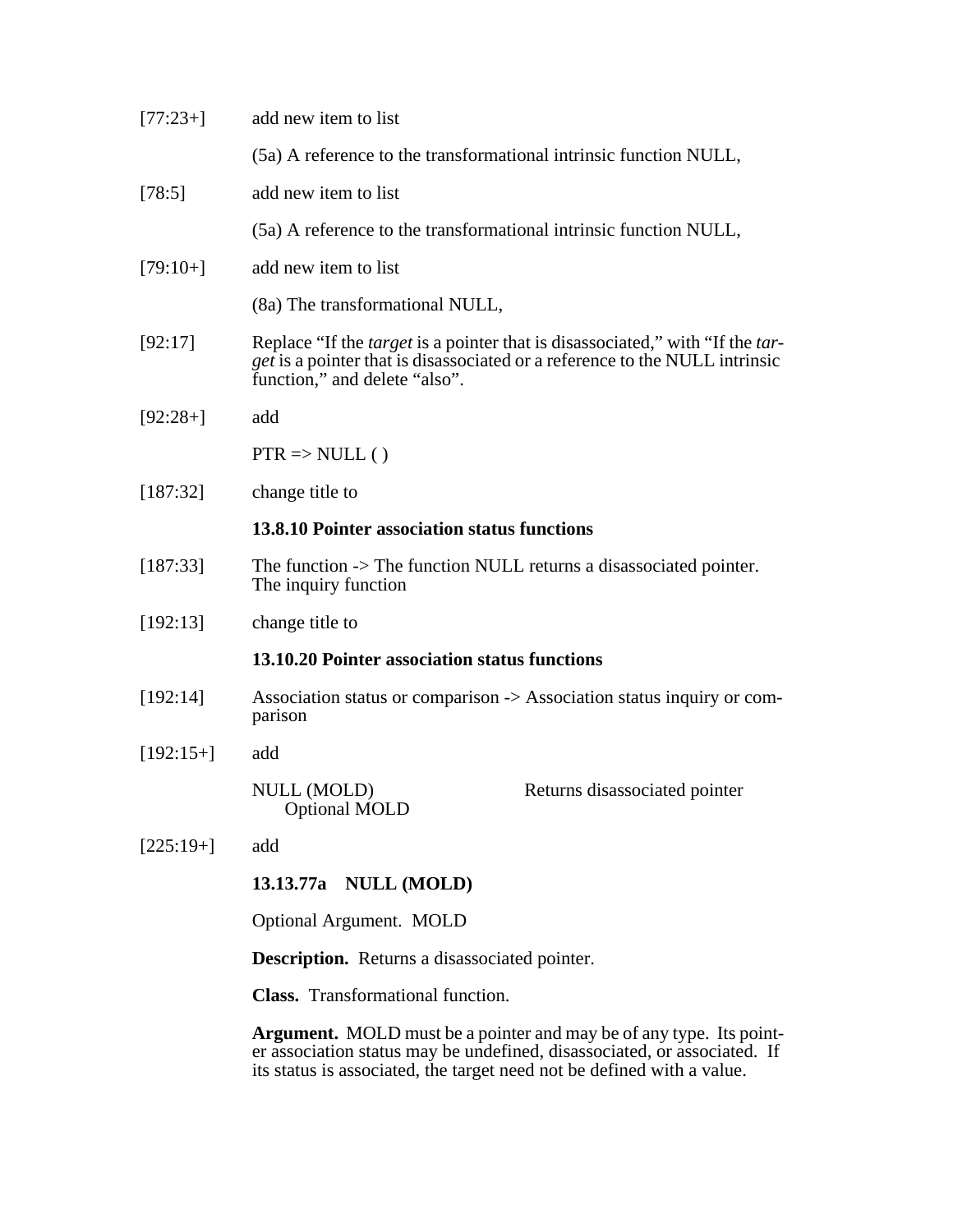[77:23+] add new item to list

(5a) A reference to the transformational intrinsic function NULL,

[78:5] add new item to list

(5a) A reference to the transformational intrinsic function NULL,

[79:10+] add new item to list

(8a) The transformational NULL,

[92:17] Replace “If the *target* is a pointer that is disassociated,” with “If the *target* is a pointer that is disassociated or a reference to the NULL intrinsic function,” and delete “also”.

[92:28+] add

PTR => NULL ( )

[187:32] change title to

**13.8.10 Pointer association status functions**

[187:33] The function -> The function NULL returns a disassociated pointer. The inquiry function

[192:13] change title to

**13.10.20 Pointer association status functions**

[192:14] Association status or comparison -> Association status inquiry or comparison

[192:15+] add

NULL (MOLD) Optional MOLD — Returns disassociated pointer

[225:19+] add

**13.13.77a NULL (MOLD)**

Optional Argument. MOLD

**Description.** Returns a disassociated pointer.

**Class.** Transformational function.

**Argument.** MOLD must be a pointer and may be of any type. Its pointer association status may be undefined, disassociated, or associated. If its status is associated, the target need not be defined with a value.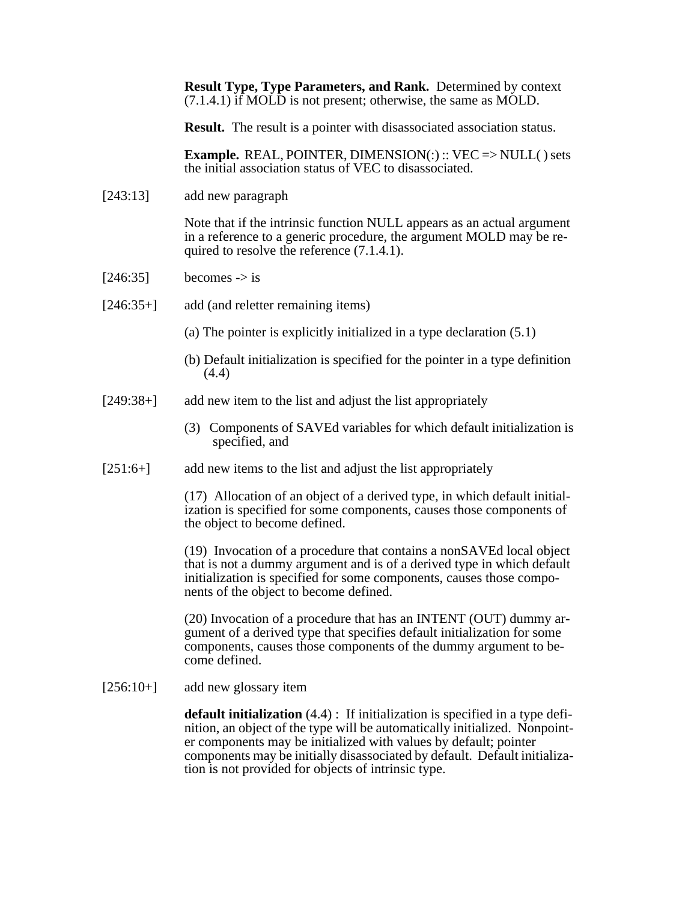**Result Type, Type Parameters, and Rank.** Determined by context (7.1.4.1) if MOLD is not present; otherwise, the same as MOLD.

**Result.** The result is a pointer with disassociated association status.

**Example.** REAL, POINTER, DIMENSION(:) :: VEC => NULL( ) sets the initial association status of VEC to disassociated.

[243:13] add new paragraph

Note that if the intrinsic function NULL appears as an actual argument in a reference to a generic procedure, the argument MOLD may be required to resolve the reference (7.1.4.1).

[246:35] becomes -> is

[246:35+] add (and reletter remaining items)

(a) The pointer is explicitly initialized in a type declaration (5.1)

(b) Default initialization is specified for the pointer in a type definition (4.4)

[249:38+] add new item to the list and adjust the list appropriately

(3) Components of SAVEd variables for which default initialization is specified, and

[251:6+] add new items to the list and adjust the list appropriately

(17) Allocation of an object of a derived type, in which default initialization is specified for some components, causes those components of the object to become defined.

(19) Invocation of a procedure that contains a nonSAVEd local object that is not a dummy argument and is of a derived type in which default initialization is specified for some components, causes those components of the object to become defined.

(20) Invocation of a procedure that has an INTENT (OUT) dummy argument of a derived type that specifies default initialization for some components, causes those components of the dummy argument to become defined.

[256:10+] add new glossary item

**default initialization** (4.4) : If initialization is specified in a type definition, an object of the type will be automatically initialized. Nonpointer components may be initialized with values by default; pointer components may be initially disassociated by default. Default initialization is not provided for objects of intrinsic type.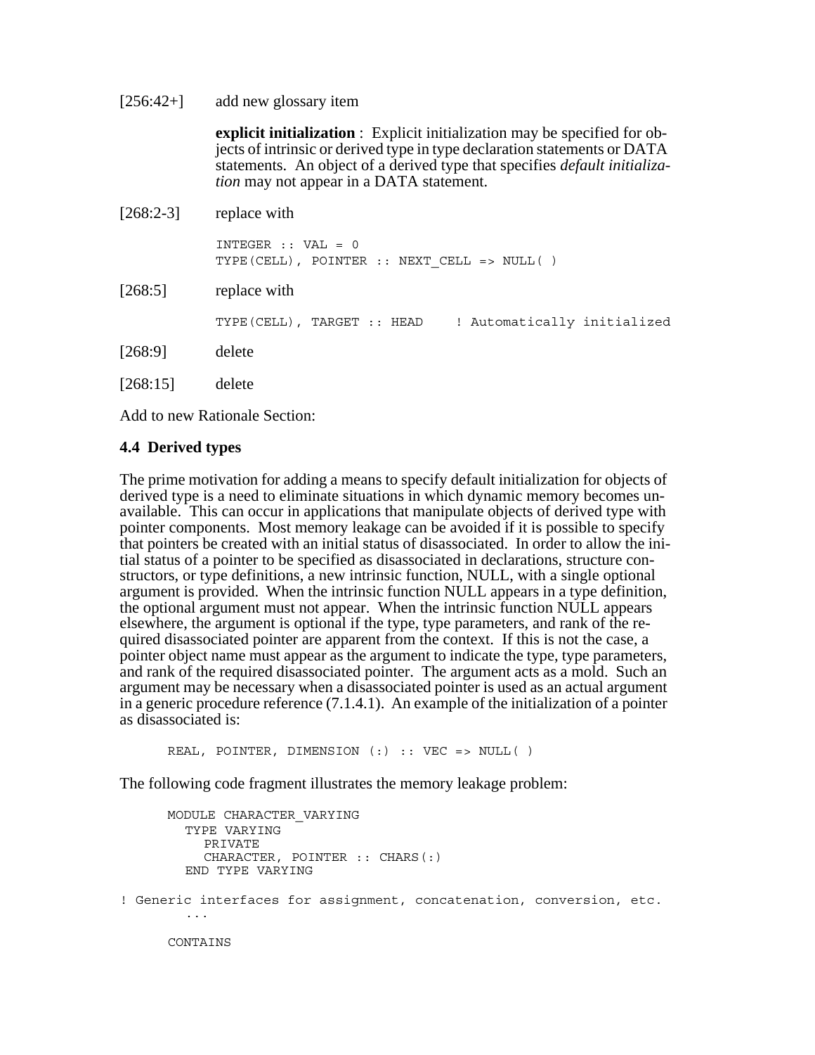[256:42+] add new glossary item

**explicit initialization** : Explicit initialization may be specified for objects of intrinsic or derived type in type declaration statements or DATA statements. An object of a derived type that specifies *default initialization* may not appear in a DATA statement.

[268:2-3] replace with

```
INTEGER :: VAL = 0
TYPE(CELL), POINTER :: NEXT_CELL => NULL( )
```

[268:5] replace with

```
TYPE(CELL), TARGET :: HEAD    ! Automatically initialized
```

[268:9] delete

[268:15] delete

Add to new Rationale Section:

### 4.4 Derived types

The prime motivation for adding a means to specify default initialization for objects of derived type is a need to eliminate situations in which dynamic memory becomes unavailable. This can occur in applications that manipulate objects of derived type with pointer components. Most memory leakage can be avoided if it is possible to specify that pointers be created with an initial status of disassociated. In order to allow the initial status of a pointer to be specified as disassociated in declarations, structure constructors, or type definitions, a new intrinsic function, NULL, with a single optional argument is provided. When the intrinsic function NULL appears in a type definition, the optional argument must not appear. When the intrinsic function NULL appears elsewhere, the argument is optional if the type, type parameters, and rank of the required disassociated pointer are apparent from the context. If this is not the case, a pointer object name must appear as the argument to indicate the type, type parameters, and rank of the required disassociated pointer. The argument acts as a mold. Such an argument may be necessary when a disassociated pointer is used as an actual argument in a generic procedure reference (7.1.4.1). An example of the initialization of a pointer as disassociated is:

```
      REAL, POINTER, DIMENSION (:) :: VEC => NULL( )
```

The following code fragment illustrates the memory leakage problem:

```
      MODULE CHARACTER_VARYING
        TYPE VARYING
          PRIVATE
          CHARACTER, POINTER :: CHARS(:)
        END TYPE VARYING

! Generic interfaces for assignment, concatenation, conversion, etc.
        ...

      CONTAINS
```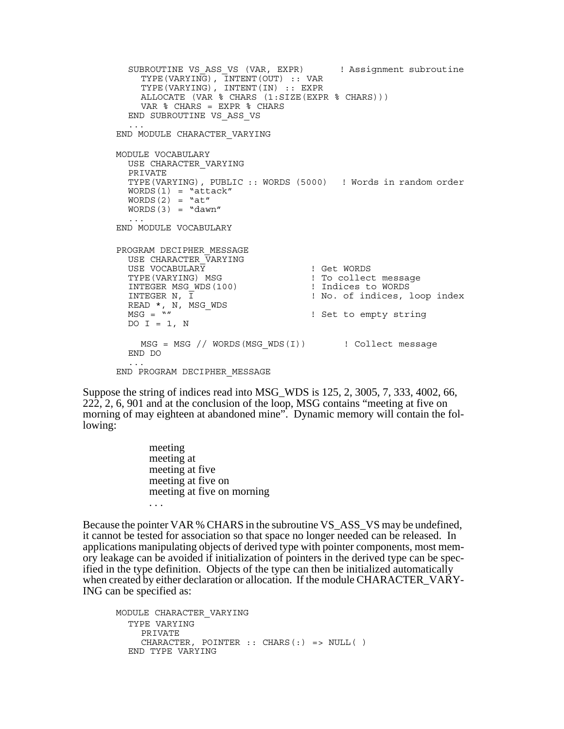```
  SUBROUTINE VS_ASS_VS (VAR, EXPR)      ! Assignment subroutine
    TYPE(VARYING), INTENT(OUT) :: VAR
    TYPE(VARYING), INTENT(IN) :: EXPR
    ALLOCATE (VAR % CHARS (1:SIZE(EXPR % CHARS)))
    VAR % CHARS = EXPR % CHARS
  END SUBROUTINE VS_ASS_VS
  ...
END MODULE CHARACTER_VARYING

MODULE VOCABULARY
  USE CHARACTER_VARYING
  PRIVATE
  TYPE(VARYING), PUBLIC :: WORDS (5000)   ! Words in random order
  WORDS(1) = "attack"
  WORDS(2) = "at"
  WORDS(3) = "dawn"
  ...
END MODULE VOCABULARY

PROGRAM DECIPHER_MESSAGE
  USE CHARACTER_VARYING
  USE VOCABULARY                      ! Get WORDS
  TYPE(VARYING) MSG                   ! To collect message
  INTEGER MSG_WDS(100)                ! Indices to WORDS
  INTEGER N, I                        ! No. of indices, loop index
  READ *, N, MSG_WDS
  MSG = ""                            ! Set to empty string
  DO I = 1, N

    MSG = MSG // WORDS(MSG_WDS(I))       ! Collect message
  END DO
  ...
END PROGRAM DECIPHER_MESSAGE
```

Suppose the string of indices read into MSG_WDS is 125, 2, 3005, 7, 333, 4002, 66, 222, 2, 6, 901 and at the conclusion of the loop, MSG contains "meeting at five on morning of may eighteen at abandoned mine". Dynamic memory will contain the following:

meeting
meeting at
meeting at five
meeting at five on
meeting at five on morning
. . .

Because the pointer VAR % CHARS in the subroutine VS_ASS_VS may be undefined, it cannot be tested for association so that space no longer needed can be released. In applications manipulating objects of derived type with pointer components, most memory leakage can be avoided if initialization of pointers in the derived type can be specified in the type definition. Objects of the type can then be initialized automatically when created by either declaration or allocation. If the module CHARACTER_VARYING can be specified as:

```
MODULE CHARACTER_VARYING
  TYPE VARYING
    PRIVATE
    CHARACTER, POINTER :: CHARS(:) => NULL( )
  END TYPE VARYING
```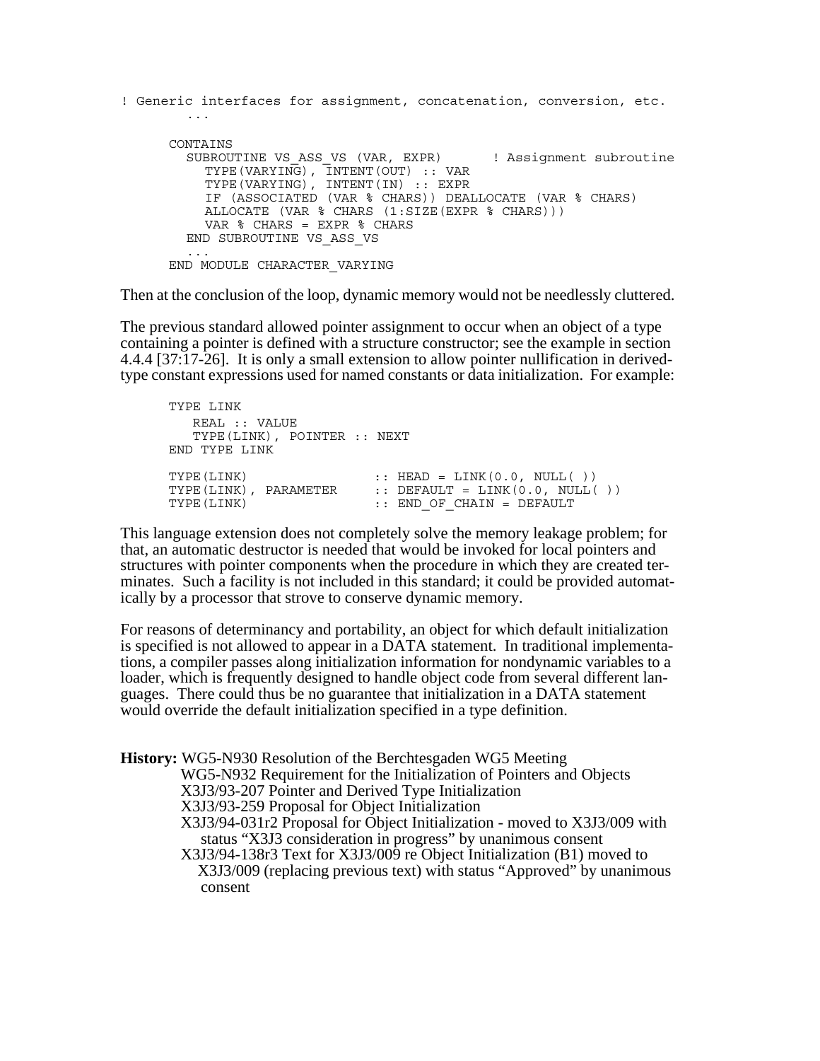```
! Generic interfaces for assignment, concatenation, conversion, etc.
      ...

      CONTAINS
        SUBROUTINE VS_ASS_VS (VAR, EXPR)      ! Assignment subroutine
          TYPE(VARYING), INTENT(OUT) :: VAR
          TYPE(VARYING), INTENT(IN) :: EXPR
          IF (ASSOCIATED (VAR % CHARS)) DEALLOCATE (VAR % CHARS)
          ALLOCATE (VAR % CHARS (1:SIZE(EXPR % CHARS)))
          VAR % CHARS = EXPR % CHARS
        END SUBROUTINE VS_ASS_VS
        ...
      END MODULE CHARACTER_VARYING
```

Then at the conclusion of the loop, dynamic memory would not be needlessly cluttered.

The previous standard allowed pointer assignment to occur when an object of a type containing a pointer is defined with a structure constructor; see the example in section 4.4.4 [37:17-26]. It is only a small extension to allow pointer nullification in derived-type constant expressions used for named constants or data initialization. For example:

```
      TYPE LINK
         REAL :: VALUE
         TYPE(LINK), POINTER :: NEXT
      END TYPE LINK

      TYPE(LINK)                  :: HEAD = LINK(0.0, NULL( ))
      TYPE(LINK), PARAMETER       :: DEFAULT = LINK(0.0, NULL( ))
      TYPE(LINK)                  :: END_OF_CHAIN = DEFAULT
```

This language extension does not completely solve the memory leakage problem; for that, an automatic destructor is needed that would be invoked for local pointers and structures with pointer components when the procedure in which they are created terminates. Such a facility is not included in this standard; it could be provided automatically by a processor that strove to conserve dynamic memory.

For reasons of determinancy and portability, an object for which default initialization is specified is not allowed to appear in a DATA statement. In traditional implementations, a compiler passes along initialization information for nondynamic variables to a loader, which is frequently designed to handle object code from several different languages. There could thus be no guarantee that initialization in a DATA statement would override the default initialization specified in a type definition.

**History:** WG5-N930 Resolution of the Berchtesgaden WG5 Meeting
WG5-N932 Requirement for the Initialization of Pointers and Objects
X3J3/93-207 Pointer and Derived Type Initialization
X3J3/93-259 Proposal for Object Initialization
X3J3/94-031r2 Proposal for Object Initialization - moved to X3J3/009 with status "X3J3 consideration in progress" by unanimous consent
X3J3/94-138r3 Text for X3J3/009 re Object Initialization (B1) moved to X3J3/009 (replacing previous text) with status "Approved" by unanimous consent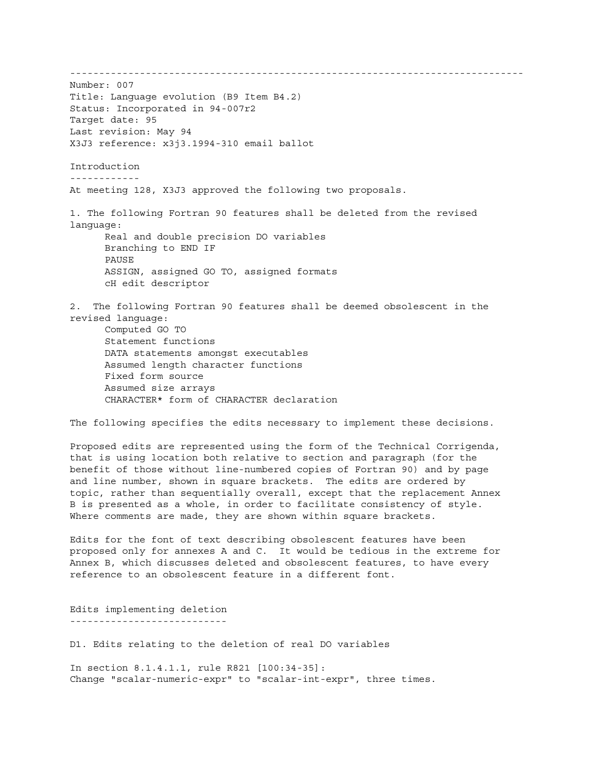---

Number: 007
Title: Language evolution (B9 Item B4.2)
Status: Incorporated in 94-007r2
Target date: 95
Last revision: May 94
X3J3 reference: x3j3.1994-310 email ballot

## Introduction

At meeting 128, X3J3 approved the following two proposals.

1. The following Fortran 90 features shall be deleted from the revised language:
   - Real and double precision DO variables
   - Branching to END IF
   - PAUSE
   - ASSIGN, assigned GO TO, assigned formats
   - cH edit descriptor

2. The following Fortran 90 features shall be deemed obsolescent in the revised language:
   - Computed GO TO
   - Statement functions
   - DATA statements amongst executables
   - Assumed length character functions
   - Fixed form source
   - Assumed size arrays
   - CHARACTER* form of CHARACTER declaration

The following specifies the edits necessary to implement these decisions.

Proposed edits are represented using the form of the Technical Corrigenda, that is using location both relative to section and paragraph (for the benefit of those without line-numbered copies of Fortran 90) and by page and line number, shown in square brackets. The edits are ordered by topic, rather than sequentially overall, except that the replacement Annex B is presented as a whole, in order to facilitate consistency of style. Where comments are made, they are shown within square brackets.

Edits for the font of text describing obsolescent features have been proposed only for annexes A and C. It would be tedious in the extreme for Annex B, which discusses deleted and obsolescent features, to have every reference to an obsolescent feature in a different font.

## Edits implementing deletion

D1. Edits relating to the deletion of real DO variables

In section 8.1.4.1.1, rule R821 [100:34-35]:
Change "scalar-numeric-expr" to "scalar-int-expr", three times.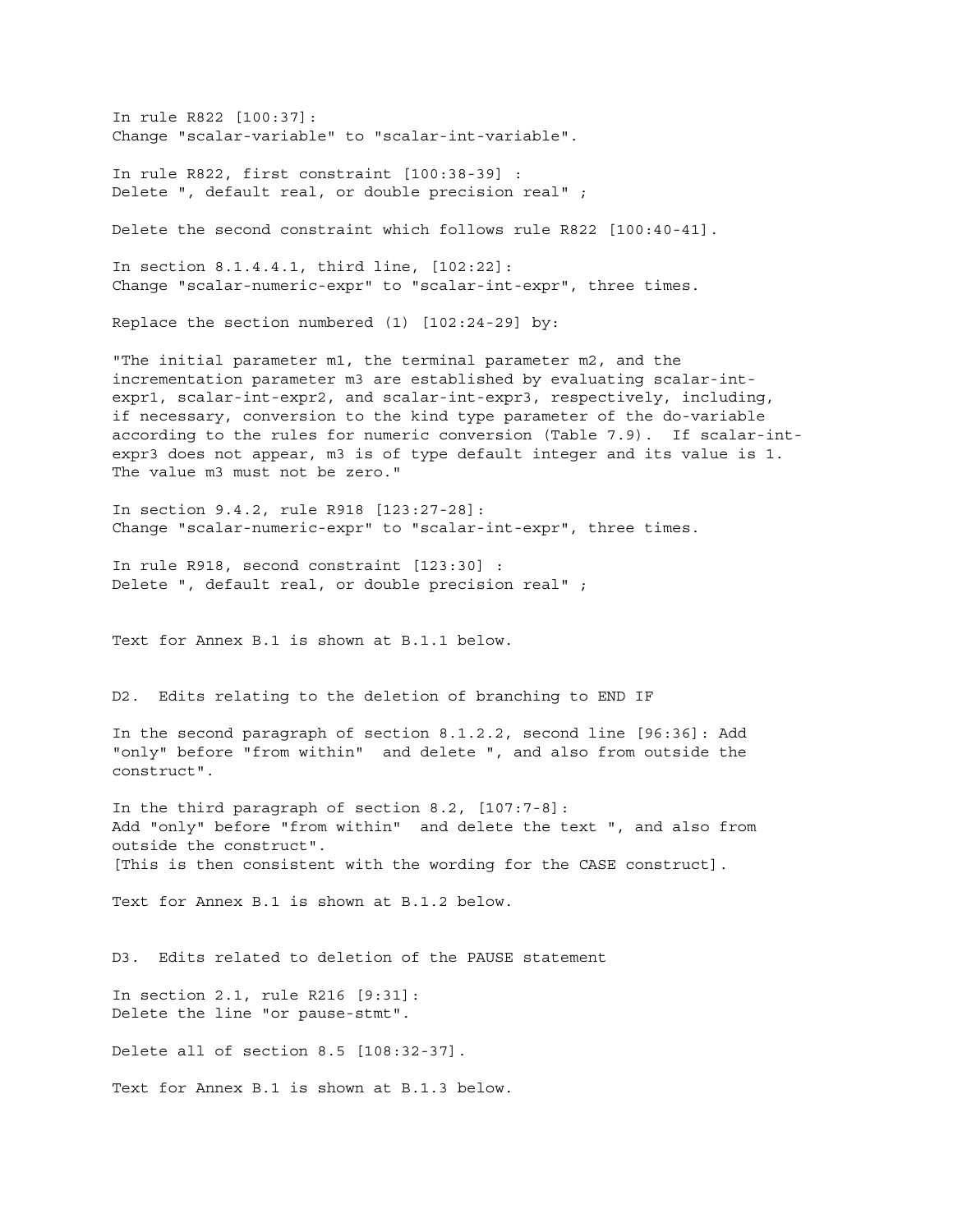In rule R822 [100:37]:
Change "scalar-variable" to "scalar-int-variable".

In rule R822, first constraint [100:38-39] :
Delete ", default real, or double precision real" ;

Delete the second constraint which follows rule R822 [100:40-41].

In section 8.1.4.4.1, third line, [102:22]:
Change "scalar-numeric-expr" to "scalar-int-expr", three times.

Replace the section numbered (1) [102:24-29] by:

"The initial parameter m1, the terminal parameter m2, and the incrementation parameter m3 are established by evaluating scalar-int-expr1, scalar-int-expr2, and scalar-int-expr3, respectively, including, if necessary, conversion to the kind type parameter of the do-variable according to the rules for numeric conversion (Table 7.9). If scalar-int-expr3 does not appear, m3 is of type default integer and its value is 1. The value m3 must not be zero."

In section 9.4.2, rule R918 [123:27-28]:
Change "scalar-numeric-expr" to "scalar-int-expr", three times.

In rule R918, second constraint [123:30] :
Delete ", default real, or double precision real" ;

Text for Annex B.1 is shown at B.1.1 below.

D2. Edits relating to the deletion of branching to END IF

In the second paragraph of section 8.1.2.2, second line [96:36]: Add "only" before "from within" and delete ", and also from outside the construct".

In the third paragraph of section 8.2, [107:7-8]:
Add "only" before "from within" and delete the text ", and also from outside the construct".
[This is then consistent with the wording for the CASE construct].

Text for Annex B.1 is shown at B.1.2 below.

D3. Edits related to deletion of the PAUSE statement

In section 2.1, rule R216 [9:31]:
Delete the line "or pause-stmt".

Delete all of section 8.5 [108:32-37].

Text for Annex B.1 is shown at B.1.3 below.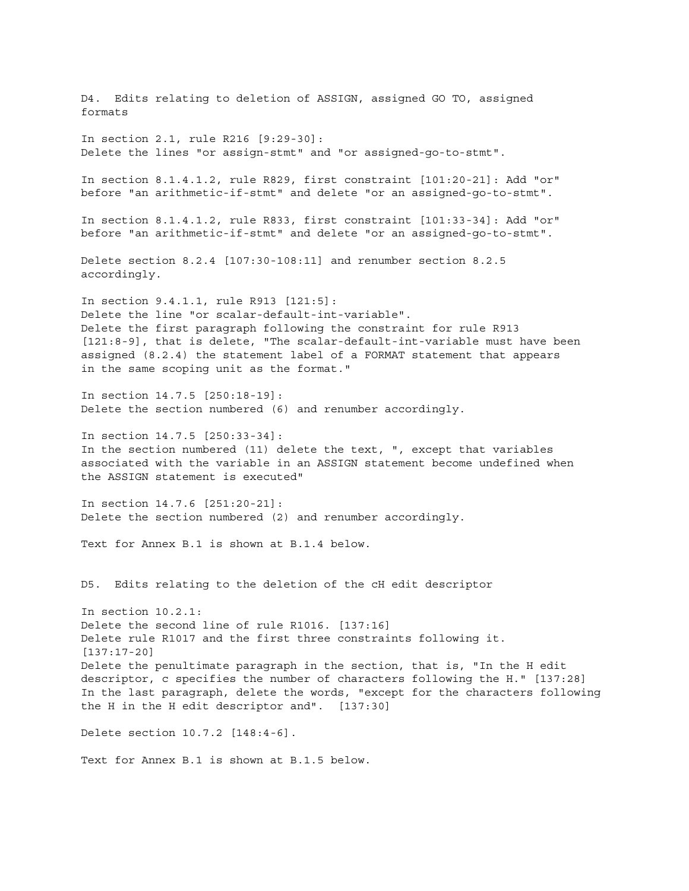D4. Edits relating to deletion of ASSIGN, assigned GO TO, assigned formats

In section 2.1, rule R216 [9:29-30]:
Delete the lines "or assign-stmt" and "or assigned-go-to-stmt".

In section 8.1.4.1.2, rule R829, first constraint [101:20-21]: Add "or" before "an arithmetic-if-stmt" and delete "or an assigned-go-to-stmt".

In section 8.1.4.1.2, rule R833, first constraint [101:33-34]: Add "or" before "an arithmetic-if-stmt" and delete "or an assigned-go-to-stmt".

Delete section 8.2.4 [107:30-108:11] and renumber section 8.2.5 accordingly.

In section 9.4.1.1, rule R913 [121:5]:
Delete the line "or scalar-default-int-variable".
Delete the first paragraph following the constraint for rule R913 [121:8-9], that is delete, "The scalar-default-int-variable must have been assigned (8.2.4) the statement label of a FORMAT statement that appears in the same scoping unit as the format."

In section 14.7.5 [250:18-19]:
Delete the section numbered (6) and renumber accordingly.

In section 14.7.5 [250:33-34]:
In the section numbered (11) delete the text, ", except that variables associated with the variable in an ASSIGN statement become undefined when the ASSIGN statement is executed"

In section 14.7.6 [251:20-21]:
Delete the section numbered (2) and renumber accordingly.

Text for Annex B.1 is shown at B.1.4 below.

D5. Edits relating to the deletion of the cH edit descriptor

In section 10.2.1:
Delete the second line of rule R1016. [137:16]
Delete rule R1017 and the first three constraints following it. [137:17-20]
Delete the penultimate paragraph in the section, that is, "In the H edit descriptor, c specifies the number of characters following the H." [137:28]
In the last paragraph, delete the words, "except for the characters following the H in the H edit descriptor and". [137:30]

Delete section 10.7.2 [148:4-6].

Text for Annex B.1 is shown at B.1.5 below.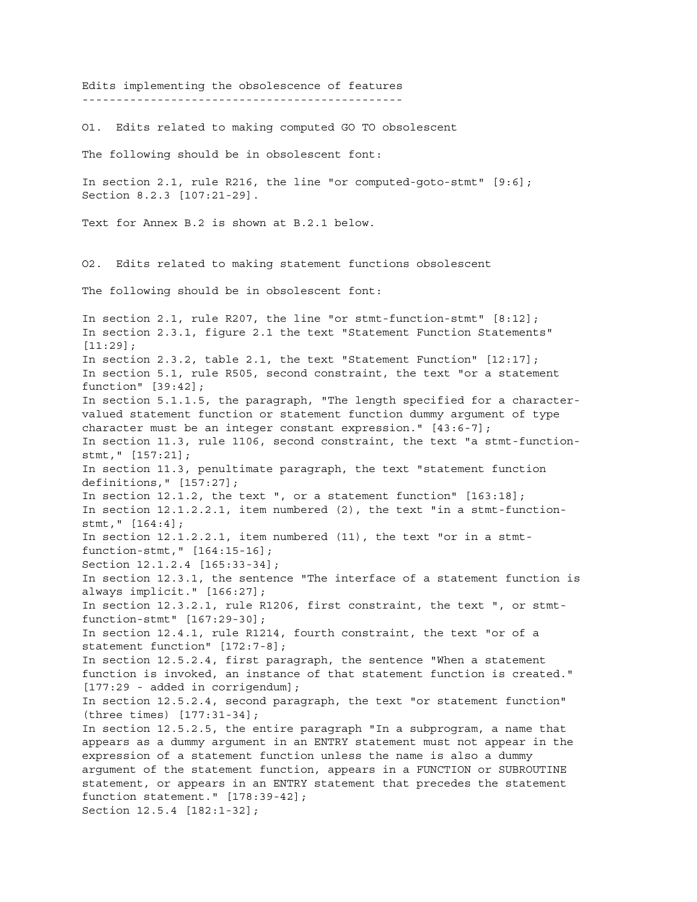## Edits implementing the obsolescence of features

O1. Edits related to making computed GO TO obsolescent

The following should be in obsolescent font:

In section 2.1, rule R216, the line "or computed-goto-stmt" [9:6];
Section 8.2.3 [107:21-29].

Text for Annex B.2 is shown at B.2.1 below.

O2. Edits related to making statement functions obsolescent

The following should be in obsolescent font:

In section 2.1, rule R207, the line "or stmt-function-stmt" [8:12];
In section 2.3.1, figure 2.1 the text "Statement Function Statements" [11:29];
In section 2.3.2, table 2.1, the text "Statement Function" [12:17];
In section 5.1, rule R505, second constraint, the text "or a statement function" [39:42];
In section 5.1.1.5, the paragraph, "The length specified for a character-valued statement function or statement function dummy argument of type character must be an integer constant expression." [43:6-7];
In section 11.3, rule 1106, second constraint, the text "a stmt-function-stmt," [157:21];
In section 11.3, penultimate paragraph, the text "statement function definitions," [157:27];
In section 12.1.2, the text ", or a statement function" [163:18];
In section 12.1.2.2.1, item numbered (2), the text "in a stmt-function-stmt," [164:4];
In section 12.1.2.2.1, item numbered (11), the text "or in a stmt-function-stmt," [164:15-16];
Section 12.1.2.4 [165:33-34];
In section 12.3.1, the sentence "The interface of a statement function is always implicit." [166:27];
In section 12.3.2.1, rule R1206, first constraint, the text ", or stmt-function-stmt" [167:29-30];
In section 12.4.1, rule R1214, fourth constraint, the text "or of a statement function" [172:7-8];
In section 12.5.2.4, first paragraph, the sentence "When a statement function is invoked, an instance of that statement function is created." [177:29 - added in corrigendum];
In section 12.5.2.4, second paragraph, the text "or statement function" (three times) [177:31-34];
In section 12.5.2.5, the entire paragraph "In a subprogram, a name that appears as a dummy argument in an ENTRY statement must not appear in the expression of a statement function unless the name is also a dummy argument of the statement function, appears in a FUNCTION or SUBROUTINE statement, or appears in an ENTRY statement that precedes the statement function statement." [178:39-42];
Section 12.5.4 [182:1-32];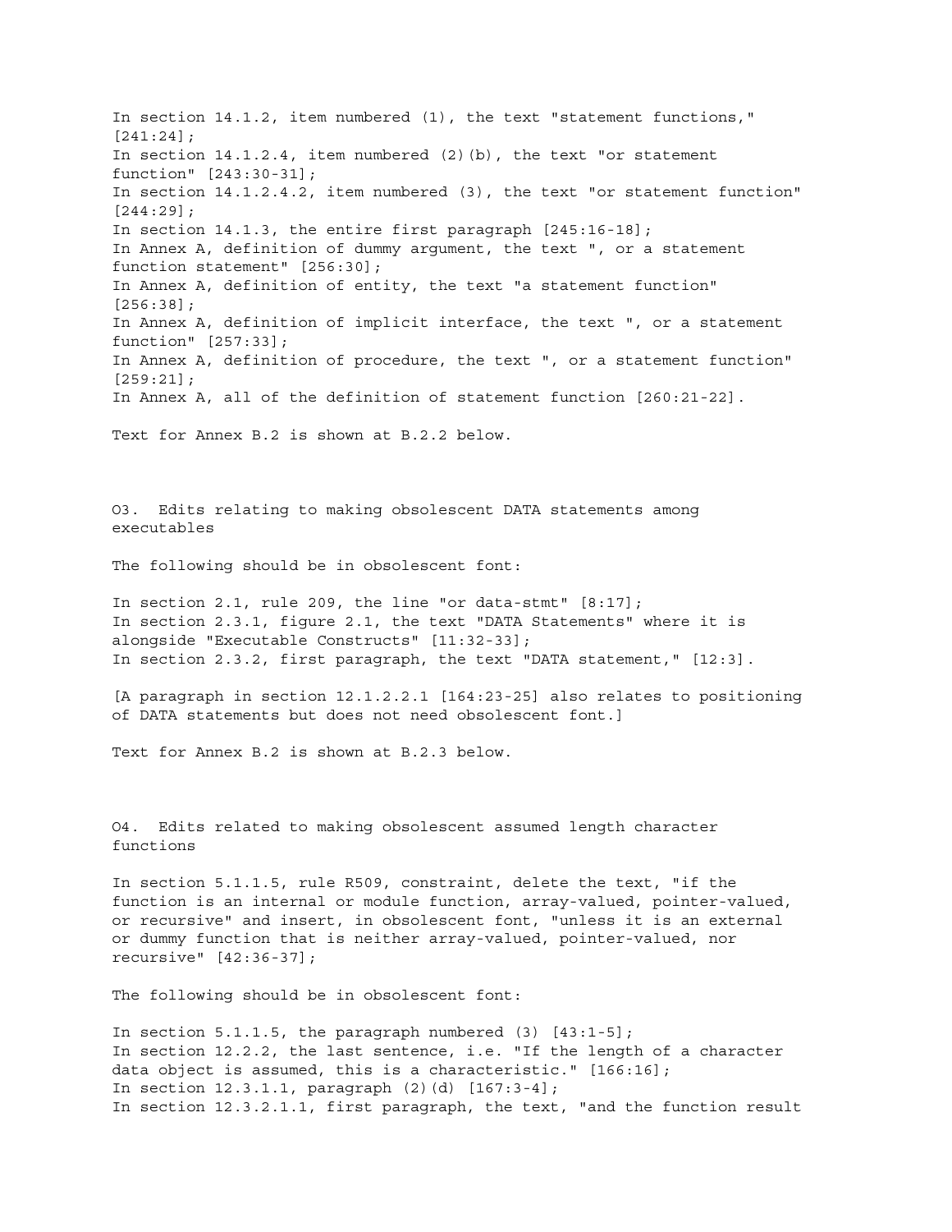In section 14.1.2, item numbered (1), the text "statement functions," [241:24];
In section 14.1.2.4, item numbered (2)(b), the text "or statement function" [243:30-31];
In section 14.1.2.4.2, item numbered (3), the text "or statement function" [244:29];
In section 14.1.3, the entire first paragraph [245:16-18];
In Annex A, definition of dummy argument, the text ", or a statement function statement" [256:30];
In Annex A, definition of entity, the text "a statement function" [256:38];
In Annex A, definition of implicit interface, the text ", or a statement function" [257:33];
In Annex A, definition of procedure, the text ", or a statement function" [259:21];
In Annex A, all of the definition of statement function [260:21-22].

Text for Annex B.2 is shown at B.2.2 below.

O3. Edits relating to making obsolescent DATA statements among executables

The following should be in obsolescent font:

In section 2.1, rule 209, the line "or data-stmt" [8:17];
In section 2.3.1, figure 2.1, the text "DATA Statements" where it is alongside "Executable Constructs" [11:32-33];
In section 2.3.2, first paragraph, the text "DATA statement," [12:3].

[A paragraph in section 12.1.2.2.1 [164:23-25] also relates to positioning of DATA statements but does not need obsolescent font.]

Text for Annex B.2 is shown at B.2.3 below.

O4. Edits related to making obsolescent assumed length character functions

In section 5.1.1.5, rule R509, constraint, delete the text, "if the function is an internal or module function, array-valued, pointer-valued, or recursive" and insert, in obsolescent font, "unless it is an external or dummy function that is neither array-valued, pointer-valued, nor recursive" [42:36-37];

The following should be in obsolescent font:

In section 5.1.1.5, the paragraph numbered (3) [43:1-5];
In section 12.2.2, the last sentence, i.e. "If the length of a character data object is assumed, this is a characteristic." [166:16];
In section 12.3.1.1, paragraph (2)(d) [167:3-4];
In section 12.3.2.1.1, first paragraph, the text, "and the function result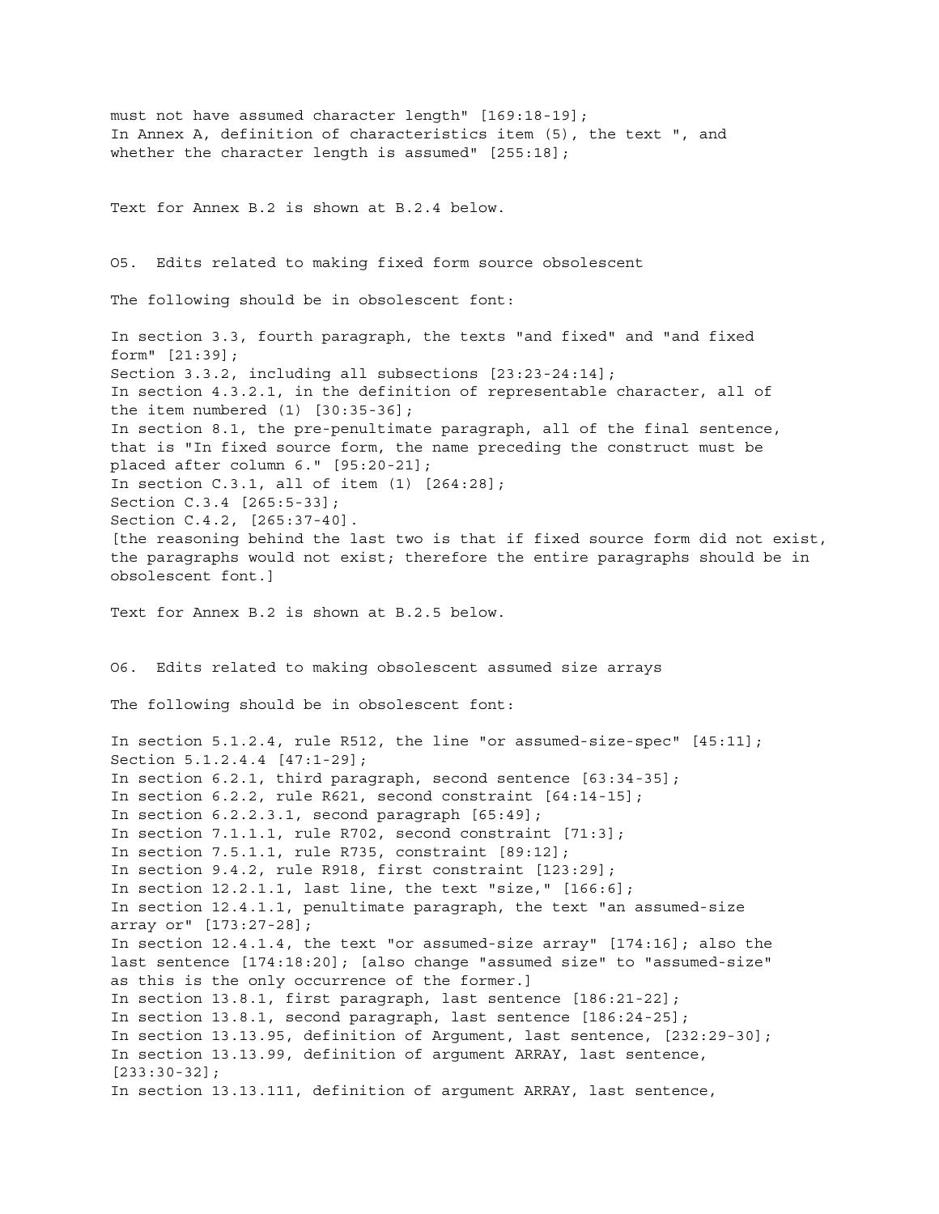must not have assumed character length" [169:18-19];
In Annex A, definition of characteristics item (5), the text ", and whether the character length is assumed" [255:18];

Text for Annex B.2 is shown at B.2.4 below.

O5. Edits related to making fixed form source obsolescent

The following should be in obsolescent font:

In section 3.3, fourth paragraph, the texts "and fixed" and "and fixed form" [21:39];
Section 3.3.2, including all subsections [23:23-24:14];
In section 4.3.2.1, in the definition of representable character, all of the item numbered (1) [30:35-36];
In section 8.1, the pre-penultimate paragraph, all of the final sentence, that is "In fixed source form, the name preceding the construct must be placed after column 6." [95:20-21];
In section C.3.1, all of item (1) [264:28];
Section C.3.4 [265:5-33];
Section C.4.2, [265:37-40].
[the reasoning behind the last two is that if fixed source form did not exist, the paragraphs would not exist; therefore the entire paragraphs should be in obsolescent font.]

Text for Annex B.2 is shown at B.2.5 below.

O6. Edits related to making obsolescent assumed size arrays

The following should be in obsolescent font:

In section 5.1.2.4, rule R512, the line "or assumed-size-spec" [45:11];
Section 5.1.2.4.4 [47:1-29];
In section 6.2.1, third paragraph, second sentence [63:34-35];
In section 6.2.2, rule R621, second constraint [64:14-15];
In section 6.2.2.3.1, second paragraph [65:49];
In section 7.1.1.1, rule R702, second constraint [71:3];
In section 7.5.1.1, rule R735, constraint [89:12];
In section 9.4.2, rule R918, first constraint [123:29];
In section 12.2.1.1, last line, the text "size," [166:6];
In section 12.4.1.1, penultimate paragraph, the text "an assumed-size array or" [173:27-28];
In section 12.4.1.4, the text "or assumed-size array" [174:16]; also the last sentence [174:18:20]; [also change "assumed size" to "assumed-size" as this is the only occurrence of the former.]
In section 13.8.1, first paragraph, last sentence [186:21-22];
In section 13.8.1, second paragraph, last sentence [186:24-25];
In section 13.13.95, definition of Argument, last sentence, [232:29-30];
In section 13.13.99, definition of argument ARRAY, last sentence, [233:30-32];
In section 13.13.111, definition of argument ARRAY, last sentence,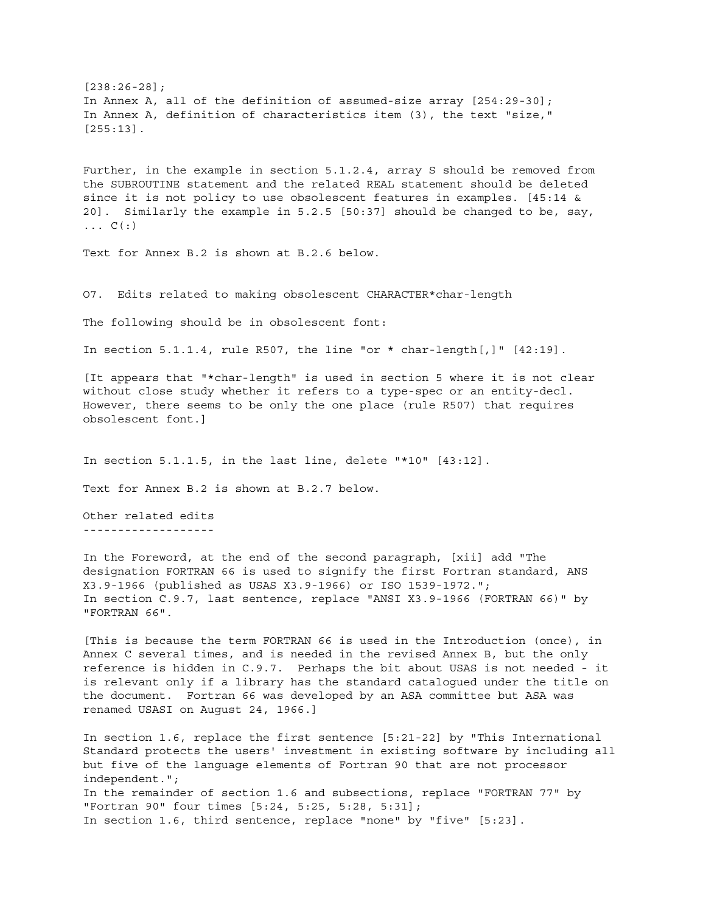[238:26-28];
In Annex A, all of the definition of assumed-size array [254:29-30];
In Annex A, definition of characteristics item (3), the text "size," [255:13].

Further, in the example in section 5.1.2.4, array S should be removed from the SUBROUTINE statement and the related REAL statement should be deleted since it is not policy to use obsolescent features in examples. [45:14 & 20]. Similarly the example in 5.2.5 [50:37] should be changed to be, say, ... C(:)

Text for Annex B.2 is shown at B.2.6 below.

O7. Edits related to making obsolescent CHARACTER*char-length

The following should be in obsolescent font:

In section 5.1.1.4, rule R507, the line "or * char-length[,]" [42:19].

[It appears that "*char-length" is used in section 5 where it is not clear without close study whether it refers to a type-spec or an entity-decl. However, there seems to be only the one place (rule R507) that requires obsolescent font.]

In section 5.1.1.5, in the last line, delete "*10" [43:12].

Text for Annex B.2 is shown at B.2.7 below.

## Other related edits

In the Foreword, at the end of the second paragraph, [xii] add "The designation FORTRAN 66 is used to signify the first Fortran standard, ANS X3.9-1966 (published as USAS X3.9-1966) or ISO 1539-1972.";
In section C.9.7, last sentence, replace "ANSI X3.9-1966 (FORTRAN 66)" by "FORTRAN 66".

[This is because the term FORTRAN 66 is used in the Introduction (once), in Annex C several times, and is needed in the revised Annex B, but the only reference is hidden in C.9.7. Perhaps the bit about USAS is not needed - it is relevant only if a library has the standard catalogued under the title on the document. Fortran 66 was developed by an ASA committee but ASA was renamed USASI on August 24, 1966.]

In section 1.6, replace the first sentence [5:21-22] by "This International Standard protects the users' investment in existing software by including all but five of the language elements of Fortran 90 that are not processor independent.";
In the remainder of section 1.6 and subsections, replace "FORTRAN 77" by "Fortran 90" four times [5:24, 5:25, 5:28, 5:31];
In section 1.6, third sentence, replace "none" by "five" [5:23].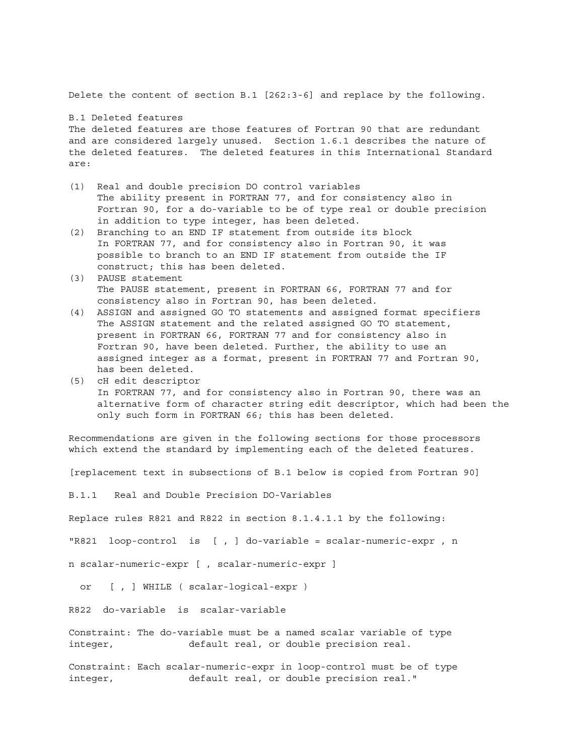Delete the content of section B.1 [262:3-6] and replace by the following.

B.1 Deleted features

The deleted features are those features of Fortran 90 that are redundant and are considered largely unused. Section 1.6.1 describes the nature of the deleted features. The deleted features in this International Standard are:

(1) Real and double precision DO control variables
    The ability present in FORTRAN 77, and for consistency also in Fortran 90, for a do-variable to be of type real or double precision in addition to type integer, has been deleted.

(2) Branching to an END IF statement from outside its block
    In FORTRAN 77, and for consistency also in Fortran 90, it was possible to branch to an END IF statement from outside the IF construct; this has been deleted.

(3) PAUSE statement
    The PAUSE statement, present in FORTRAN 66, FORTRAN 77 and for consistency also in Fortran 90, has been deleted.

(4) ASSIGN and assigned GO TO statements and assigned format specifiers
    The ASSIGN statement and the related assigned GO TO statement, present in FORTRAN 66, FORTRAN 77 and for consistency also in Fortran 90, have been deleted. Further, the ability to use an assigned integer as a format, present in FORTRAN 77 and Fortran 90, has been deleted.

(5) cH edit descriptor
    In FORTRAN 77, and for consistency also in Fortran 90, there was an alternative form of character string edit descriptor, which had been the only such form in FORTRAN 66; this has been deleted.

Recommendations are given in the following sections for those processors which extend the standard by implementing each of the deleted features.

[replacement text in subsections of B.1 below is copied from Fortran 90]

B.1.1 Real and Double Precision DO-Variables

Replace rules R821 and R822 in section 8.1.4.1.1 by the following:

"R821 loop-control is [ , ] do-variable = scalar-numeric-expr , n

n scalar-numeric-expr [ , scalar-numeric-expr ]

  or [ , ] WHILE ( scalar-logical-expr )

R822 do-variable is scalar-variable

Constraint: The do-variable must be a named scalar variable of type integer, default real, or double precision real.

Constraint: Each scalar-numeric-expr in loop-control must be of type integer, default real, or double precision real."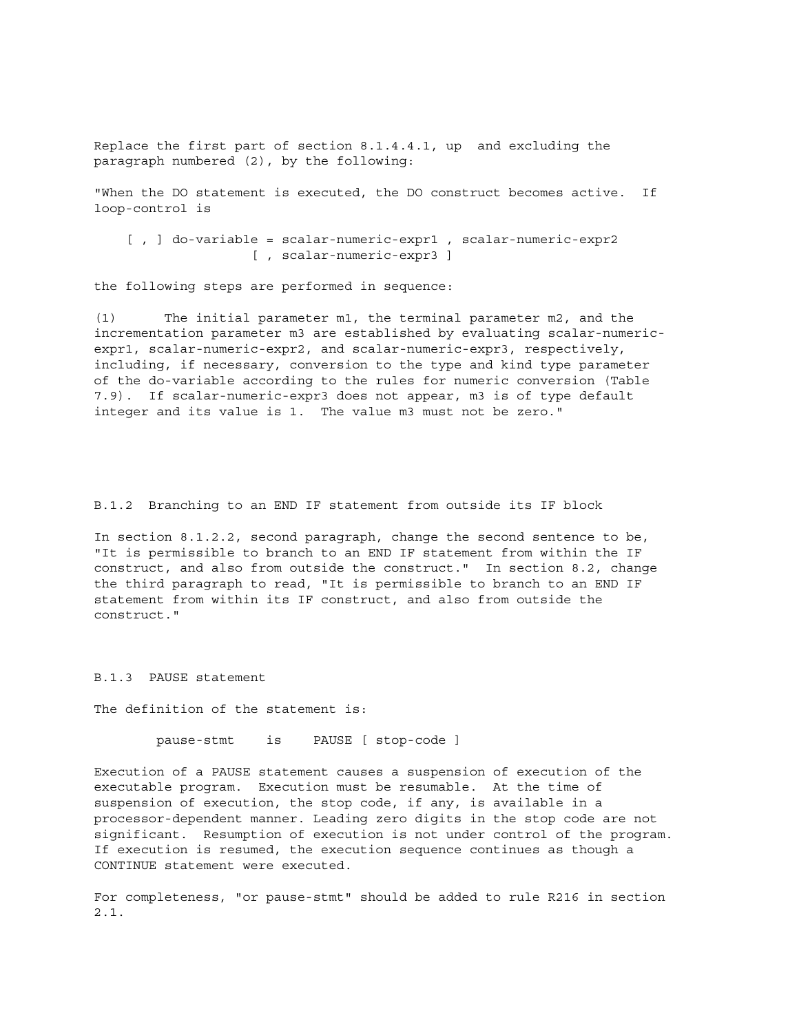Replace the first part of section 8.1.4.4.1, up and excluding the paragraph numbered (2), by the following:

"When the DO statement is executed, the DO construct becomes active. If loop-control is

```
    [ , ] do-variable = scalar-numeric-expr1 , scalar-numeric-expr2
                  [ , scalar-numeric-expr3 ]
```

the following steps are performed in sequence:

(1) The initial parameter m1, the terminal parameter m2, and the incrementation parameter m3 are established by evaluating scalar-numeric-expr1, scalar-numeric-expr2, and scalar-numeric-expr3, respectively, including, if necessary, conversion to the type and kind type parameter of the do-variable according to the rules for numeric conversion (Table 7.9). If scalar-numeric-expr3 does not appear, m3 is of type default integer and its value is 1. The value m3 must not be zero."

### B.1.2 Branching to an END IF statement from outside its IF block

In section 8.1.2.2, second paragraph, change the second sentence to be, "It is permissible to branch to an END IF statement from within the IF construct, and also from outside the construct." In section 8.2, change the third paragraph to read, "It is permissible to branch to an END IF statement from within its IF construct, and also from outside the construct."

### B.1.3 PAUSE statement

The definition of the statement is:

```
        pause-stmt    is    PAUSE [ stop-code ]
```

Execution of a PAUSE statement causes a suspension of execution of the executable program. Execution must be resumable. At the time of suspension of execution, the stop code, if any, is available in a processor-dependent manner. Leading zero digits in the stop code are not significant. Resumption of execution is not under control of the program. If execution is resumed, the execution sequence continues as though a CONTINUE statement were executed.

For completeness, "or pause-stmt" should be added to rule R216 in section 2.1.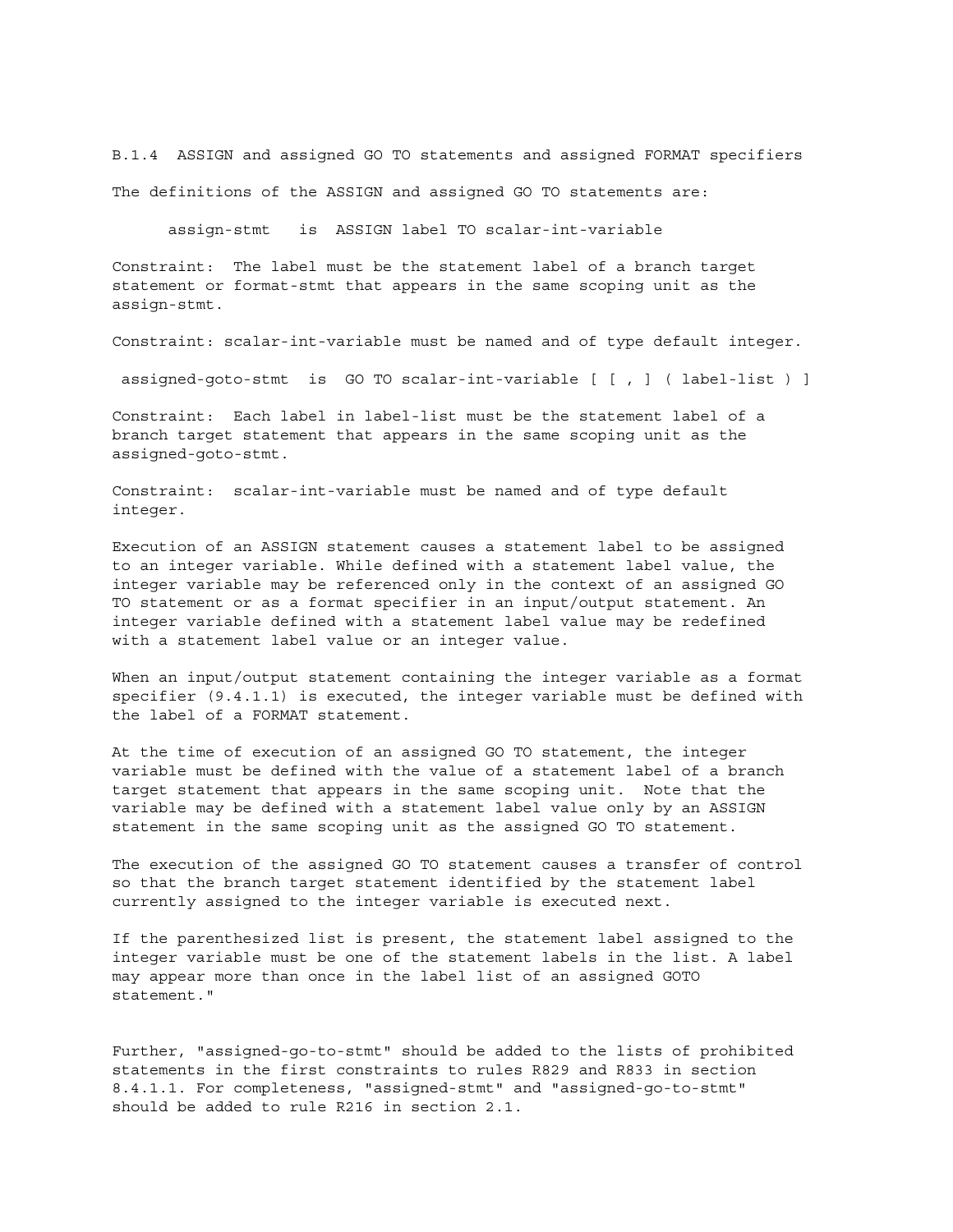B.1.4 ASSIGN and assigned GO TO statements and assigned FORMAT specifiers

The definitions of the ASSIGN and assigned GO TO statements are:

```
      assign-stmt   is  ASSIGN label TO scalar-int-variable
```

Constraint: The label must be the statement label of a branch target statement or format-stmt that appears in the same scoping unit as the assign-stmt.

Constraint: scalar-int-variable must be named and of type default integer.

```
 assigned-goto-stmt  is  GO TO scalar-int-variable [ [ , ] ( label-list ) ]
```

Constraint: Each label in label-list must be the statement label of a branch target statement that appears in the same scoping unit as the assigned-goto-stmt.

Constraint: scalar-int-variable must be named and of type default integer.

Execution of an ASSIGN statement causes a statement label to be assigned to an integer variable. While defined with a statement label value, the integer variable may be referenced only in the context of an assigned GO TO statement or as a format specifier in an input/output statement. An integer variable defined with a statement label value may be redefined with a statement label value or an integer value.

When an input/output statement containing the integer variable as a format specifier (9.4.1.1) is executed, the integer variable must be defined with the label of a FORMAT statement.

At the time of execution of an assigned GO TO statement, the integer variable must be defined with the value of a statement label of a branch target statement that appears in the same scoping unit. Note that the variable may be defined with a statement label value only by an ASSIGN statement in the same scoping unit as the assigned GO TO statement.

The execution of the assigned GO TO statement causes a transfer of control so that the branch target statement identified by the statement label currently assigned to the integer variable is executed next.

If the parenthesized list is present, the statement label assigned to the integer variable must be one of the statement labels in the list. A label may appear more than once in the label list of an assigned GOTO statement."

Further, "assigned-go-to-stmt" should be added to the lists of prohibited statements in the first constraints to rules R829 and R833 in section 8.4.1.1. For completeness, "assigned-stmt" and "assigned-go-to-stmt" should be added to rule R216 in section 2.1.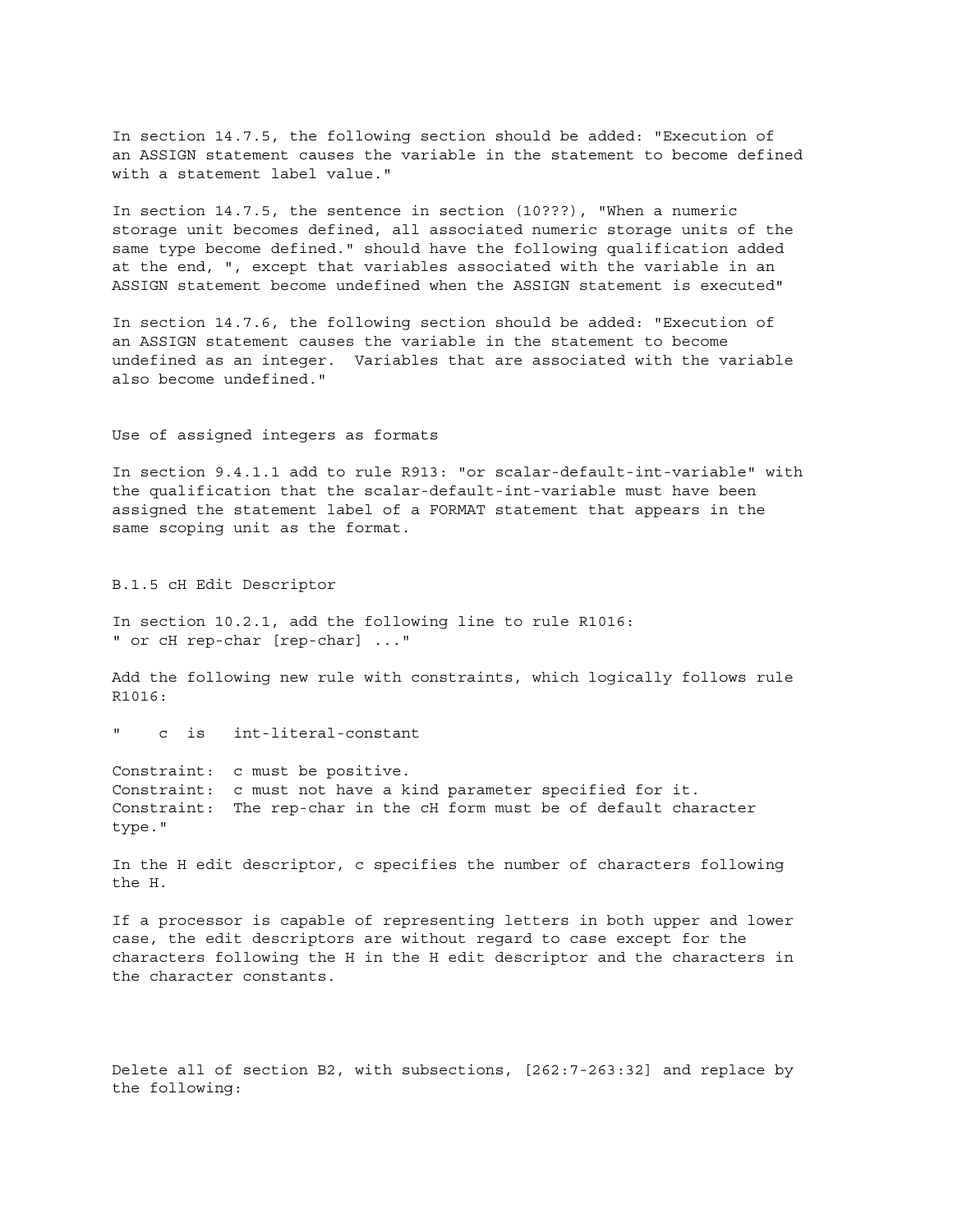In section 14.7.5, the following section should be added: "Execution of an ASSIGN statement causes the variable in the statement to become defined with a statement label value."

In section 14.7.5, the sentence in section (10???), "When a numeric storage unit becomes defined, all associated numeric storage units of the same type become defined." should have the following qualification added at the end, ", except that variables associated with the variable in an ASSIGN statement become undefined when the ASSIGN statement is executed"

In section 14.7.6, the following section should be added: "Execution of an ASSIGN statement causes the variable in the statement to become undefined as an integer. Variables that are associated with the variable also become undefined."

Use of assigned integers as formats

In section 9.4.1.1 add to rule R913: "or scalar-default-int-variable" with the qualification that the scalar-default-int-variable must have been assigned the statement label of a FORMAT statement that appears in the same scoping unit as the format.

B.1.5 cH Edit Descriptor

In section 10.2.1, add the following line to rule R1016:
" or cH rep-char [rep-char] ..."

Add the following new rule with constraints, which logically follows rule R1016:

"    c  is   int-literal-constant

Constraint:  c must be positive.
Constraint:  c must not have a kind parameter specified for it.
Constraint:  The rep-char in the cH form must be of default character type."

In the H edit descriptor, c specifies the number of characters following the H.

If a processor is capable of representing letters in both upper and lower case, the edit descriptors are without regard to case except for the characters following the H in the H edit descriptor and the characters in the character constants.

Delete all of section B2, with subsections, [262:7-263:32] and replace by the following: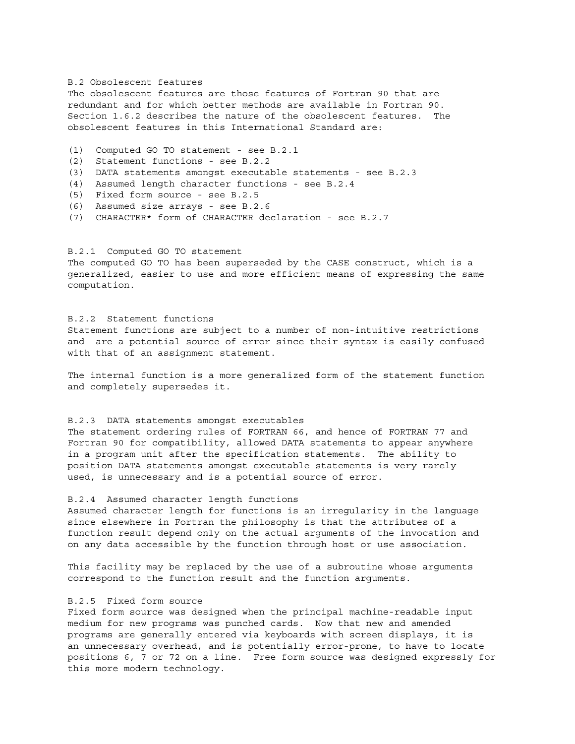## B.2 Obsolescent features

The obsolescent features are those features of Fortran 90 that are redundant and for which better methods are available in Fortran 90. Section 1.6.2 describes the nature of the obsolescent features. The obsolescent features in this International Standard are:

(1) Computed GO TO statement - see B.2.1
(2) Statement functions - see B.2.2
(3) DATA statements amongst executable statements - see B.2.3
(4) Assumed length character functions - see B.2.4
(5) Fixed form source - see B.2.5
(6) Assumed size arrays - see B.2.6
(7) CHARACTER* form of CHARACTER declaration - see B.2.7

### B.2.1 Computed GO TO statement

The computed GO TO has been superseded by the CASE construct, which is a generalized, easier to use and more efficient means of expressing the same computation.

### B.2.2 Statement functions

Statement functions are subject to a number of non-intuitive restrictions and are a potential source of error since their syntax is easily confused with that of an assignment statement.

The internal function is a more generalized form of the statement function and completely supersedes it.

### B.2.3 DATA statements amongst executables

The statement ordering rules of FORTRAN 66, and hence of FORTRAN 77 and Fortran 90 for compatibility, allowed DATA statements to appear anywhere in a program unit after the specification statements. The ability to position DATA statements amongst executable statements is very rarely used, is unnecessary and is a potential source of error.

### B.2.4 Assumed character length functions

Assumed character length for functions is an irregularity in the language since elsewhere in Fortran the philosophy is that the attributes of a function result depend only on the actual arguments of the invocation and on any data accessible by the function through host or use association.

This facility may be replaced by the use of a subroutine whose arguments correspond to the function result and the function arguments.

### B.2.5 Fixed form source

Fixed form source was designed when the principal machine-readable input medium for new programs was punched cards. Now that new and amended programs are generally entered via keyboards with screen displays, it is an unnecessary overhead, and is potentially error-prone, to have to locate positions 6, 7 or 72 on a line. Free form source was designed expressly for this more modern technology.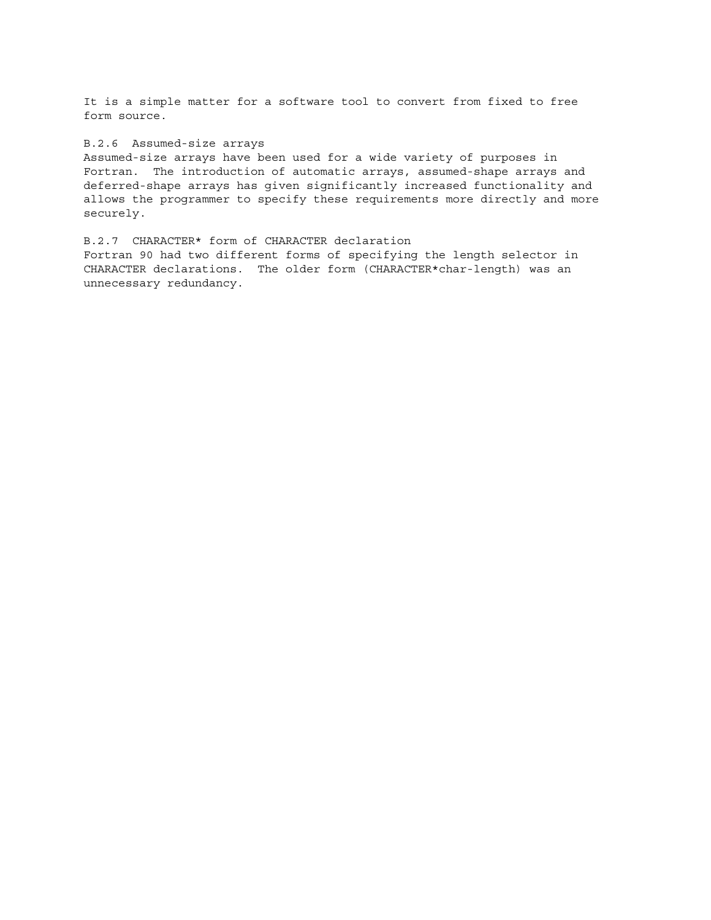It is a simple matter for a software tool to convert from fixed to free form source.

### B.2.6 Assumed-size arrays

Assumed-size arrays have been used for a wide variety of purposes in Fortran. The introduction of automatic arrays, assumed-shape arrays and deferred-shape arrays has given significantly increased functionality and allows the programmer to specify these requirements more directly and more securely.

### B.2.7 CHARACTER* form of CHARACTER declaration

Fortran 90 had two different forms of specifying the length selector in CHARACTER declarations. The older form (CHARACTER*char-length) was an unnecessary redundancy.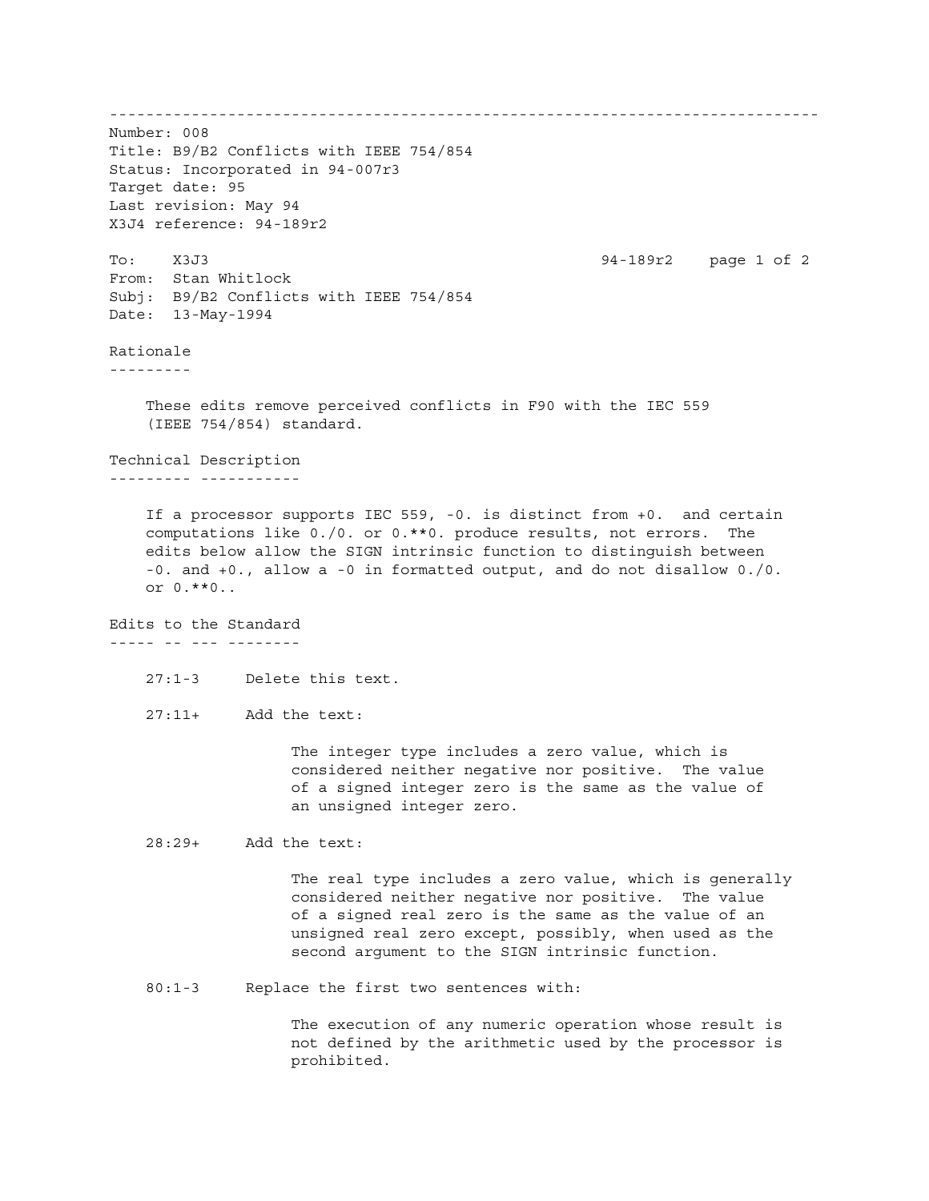---

Number: 008
Title: B9/B2 Conflicts with IEEE 754/854
Status: Incorporated in 94-007r3
Target date: 95
Last revision: May 94
X3J4 reference: 94-189r2

To: X3J3 94-189r2
From: Stan Whitlock
Subj: B9/B2 Conflicts with IEEE 754/854
Date: 13-May-1994

## Rationale

These edits remove perceived conflicts in F90 with the IEC 559 (IEEE 754/854) standard.

## Technical Description

If a processor supports IEC 559, -0. is distinct from +0. and certain computations like 0./0. or 0.**0. produce results, not errors. The edits below allow the SIGN intrinsic function to distinguish between -0. and +0., allow a -0 in formatted output, and do not disallow 0./0. or 0.**0..

## Edits to the Standard

27:1-3 Delete this text.

27:11+ Add the text:

> The integer type includes a zero value, which is considered neither negative nor positive. The value of a signed integer zero is the same as the value of an unsigned integer zero.

28:29+ Add the text:

> The real type includes a zero value, which is generally considered neither negative nor positive. The value of a signed real zero is the same as the value of an unsigned real zero except, possibly, when used as the second argument to the SIGN intrinsic function.

80:1-3 Replace the first two sentences with:

> The execution of any numeric operation whose result is not defined by the arithmetic used by the processor is prohibited.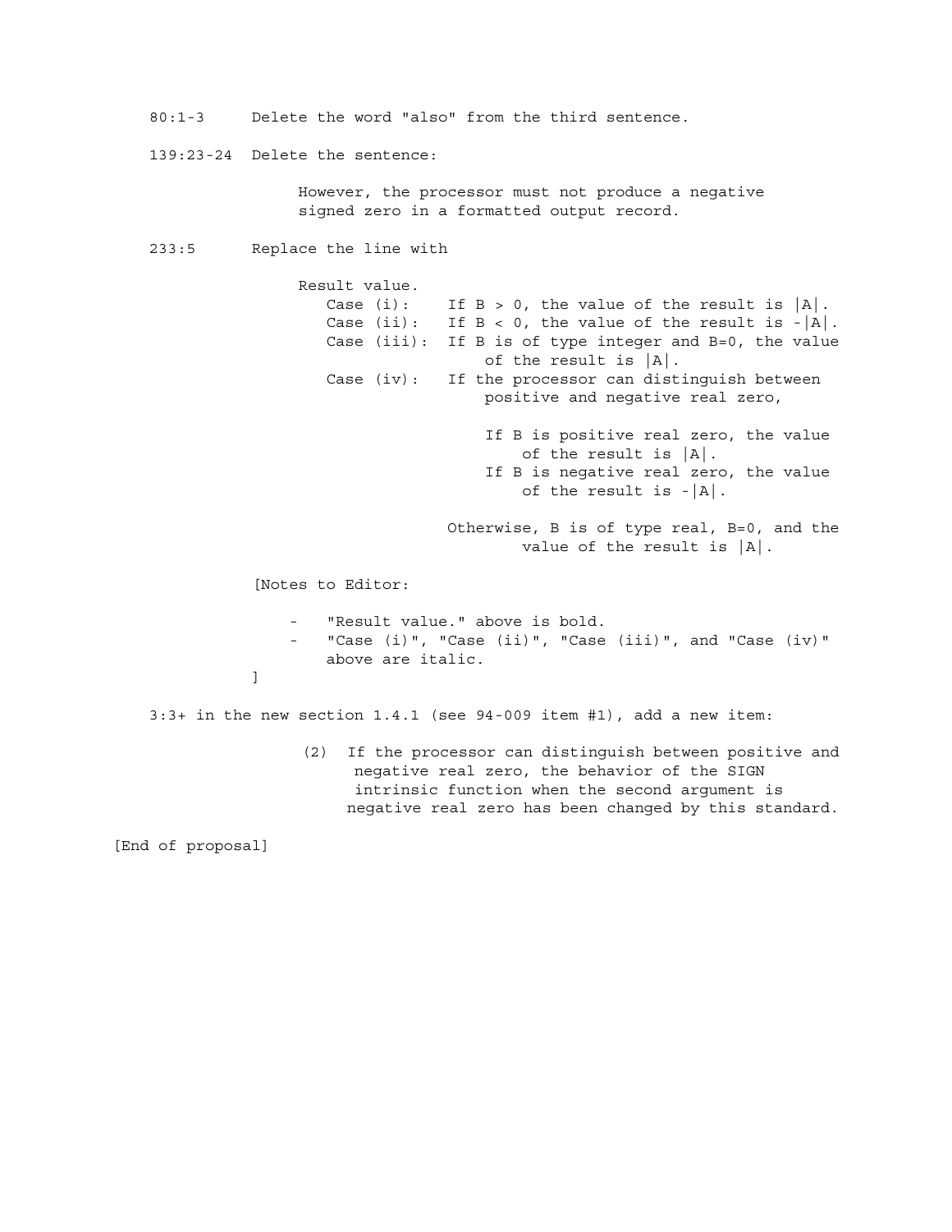80:1-3     Delete the word "also" from the third sentence.

139:23-24  Delete the sentence:

> However, the processor must not produce a negative signed zero in a formatted output record.

233:5      Replace the line with

```
Result value.
   Case (i):    If B > 0, the value of the result is |A|.
   Case (ii):   If B < 0, the value of the result is -|A|.
   Case (iii):  If B is of type integer and B=0, the value
                    of the result is |A|.
   Case (iv):   If the processor can distinguish between
                    positive and negative real zero,

                    If B is positive real zero, the value
                        of the result is |A|.
                    If B is negative real zero, the value
                        of the result is -|A|.

                Otherwise, B is of type real, B=0, and the
                        value of the result is |A|.
```

[Notes to Editor:

- "Result value." above is bold.
- "Case (i)", "Case (ii)", "Case (iii)", and "Case (iv)" above are italic.

]

3:3+ in the new section 1.4.1 (see 94-009 item #1), add a new item:

> (2) If the processor can distinguish between positive and negative real zero, the behavior of the SIGN intrinsic function when the second argument is negative real zero has been changed by this standard.

[End of proposal]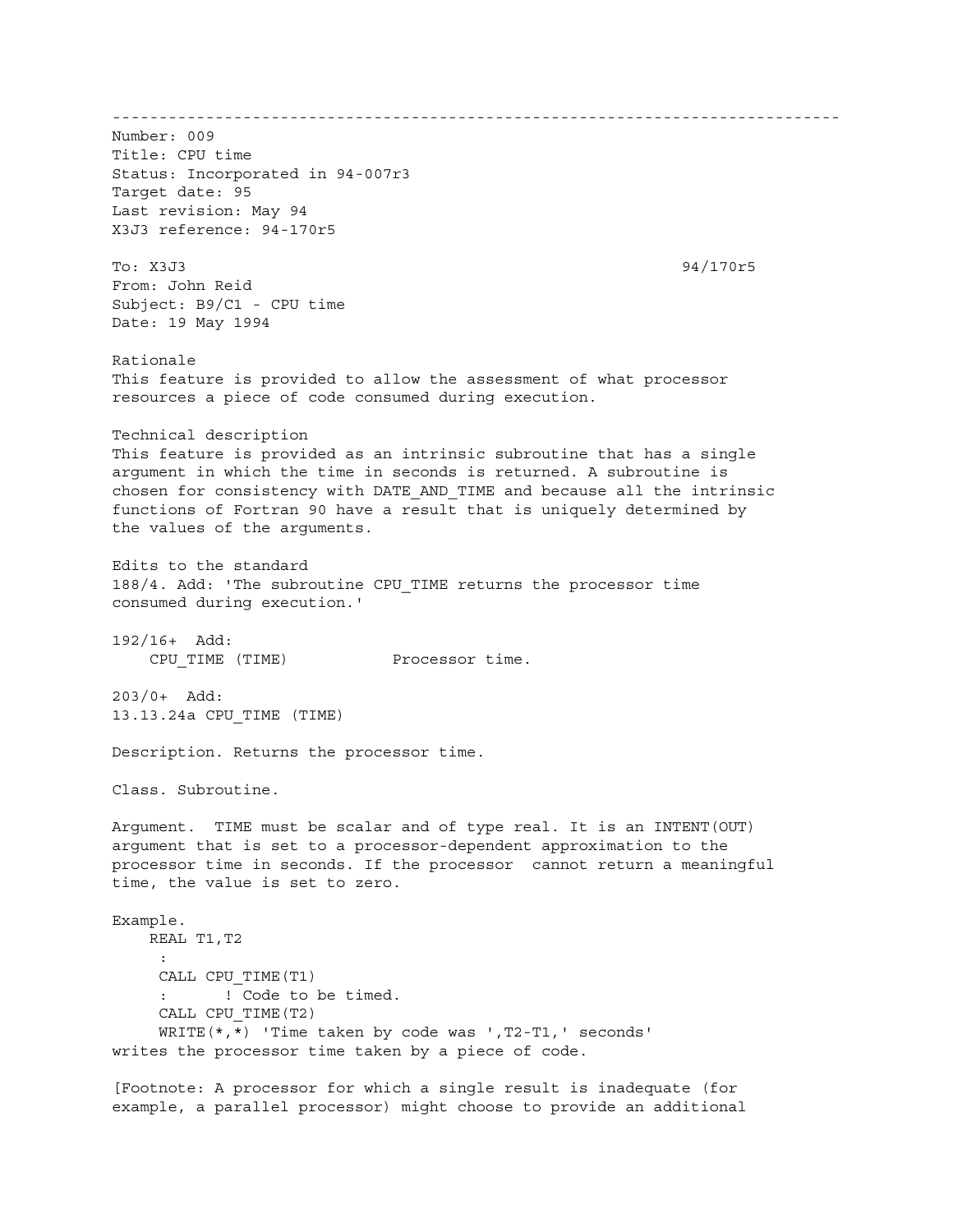---

Number: 009
Title: CPU time
Status: Incorporated in 94-007r3
Target date: 95
Last revision: May 94
X3J3 reference: 94-170r5

To: X3J3 94/170r5
From: John Reid
Subject: B9/C1 - CPU time
Date: 19 May 1994

Rationale
This feature is provided to allow the assessment of what processor resources a piece of code consumed during execution.

Technical description
This feature is provided as an intrinsic subroutine that has a single argument in which the time in seconds is returned. A subroutine is chosen for consistency with DATE_AND_TIME and because all the intrinsic functions of Fortran 90 have a result that is uniquely determined by the values of the arguments.

Edits to the standard
188/4. Add: 'The subroutine CPU_TIME returns the processor time consumed during execution.'

192/16+ Add:

```
    CPU_TIME (TIME)           Processor time.
```

203/0+ Add:
13.13.24a CPU_TIME (TIME)

Description. Returns the processor time.

Class. Subroutine.

Argument. TIME must be scalar and of type real. It is an INTENT(OUT) argument that is set to a processor-dependent approximation to the processor time in seconds. If the processor cannot return a meaningful time, the value is set to zero.

Example.

```
    REAL T1,T2
     :
     CALL CPU_TIME(T1)
     :      ! Code to be timed.
     CALL CPU_TIME(T2)
     WRITE(*,*) 'Time taken by code was ',T2-T1,' seconds'
```

writes the processor time taken by a piece of code.

[Footnote: A processor for which a single result is inadequate (for example, a parallel processor) might choose to provide an additional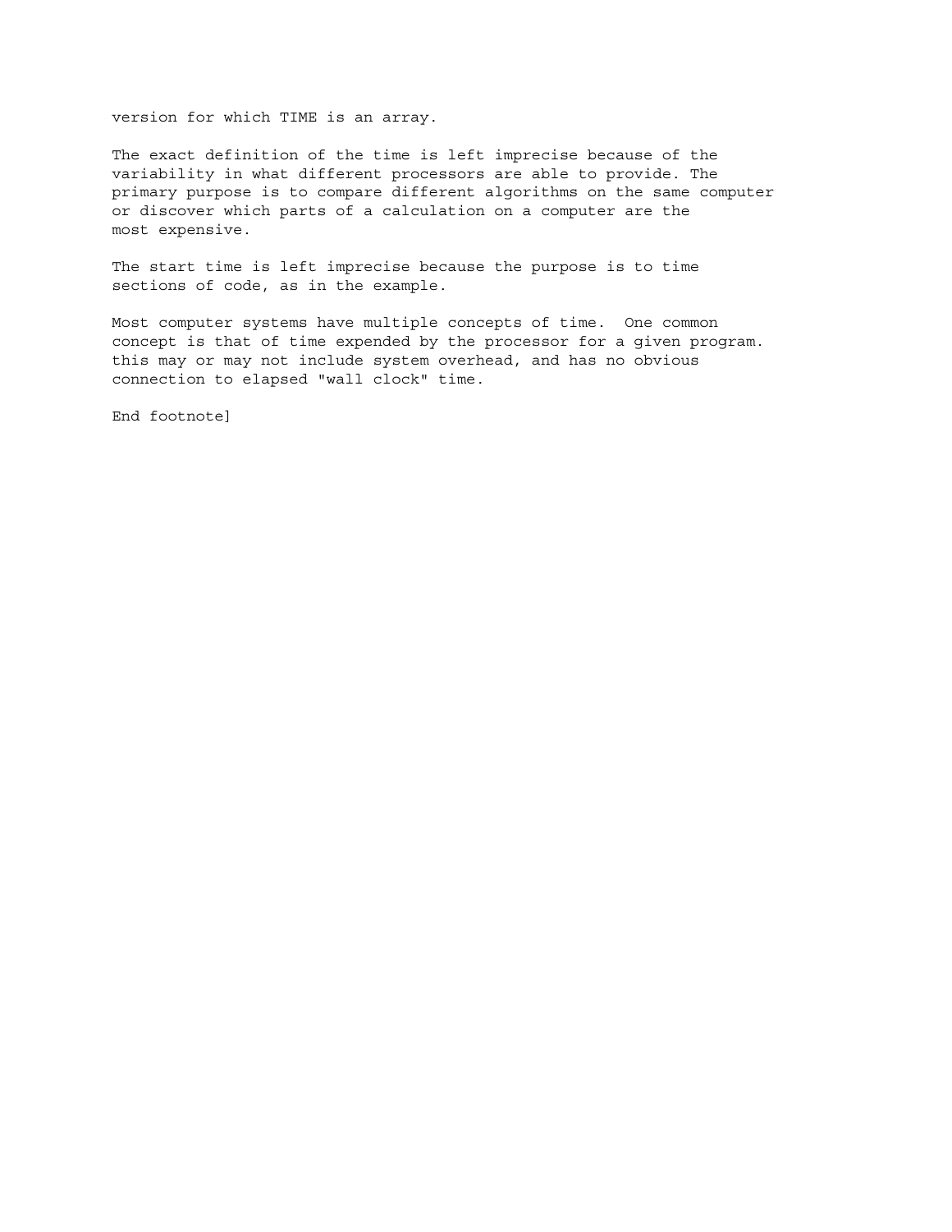version for which TIME is an array.

The exact definition of the time is left imprecise because of the variability in what different processors are able to provide. The primary purpose is to compare different algorithms on the same computer or discover which parts of a calculation on a computer are the most expensive.

The start time is left imprecise because the purpose is to time sections of code, as in the example.

Most computer systems have multiple concepts of time.  One common concept is that of time expended by the processor for a given program. this may or may not include system overhead, and has no obvious connection to elapsed "wall clock" time.

End footnote]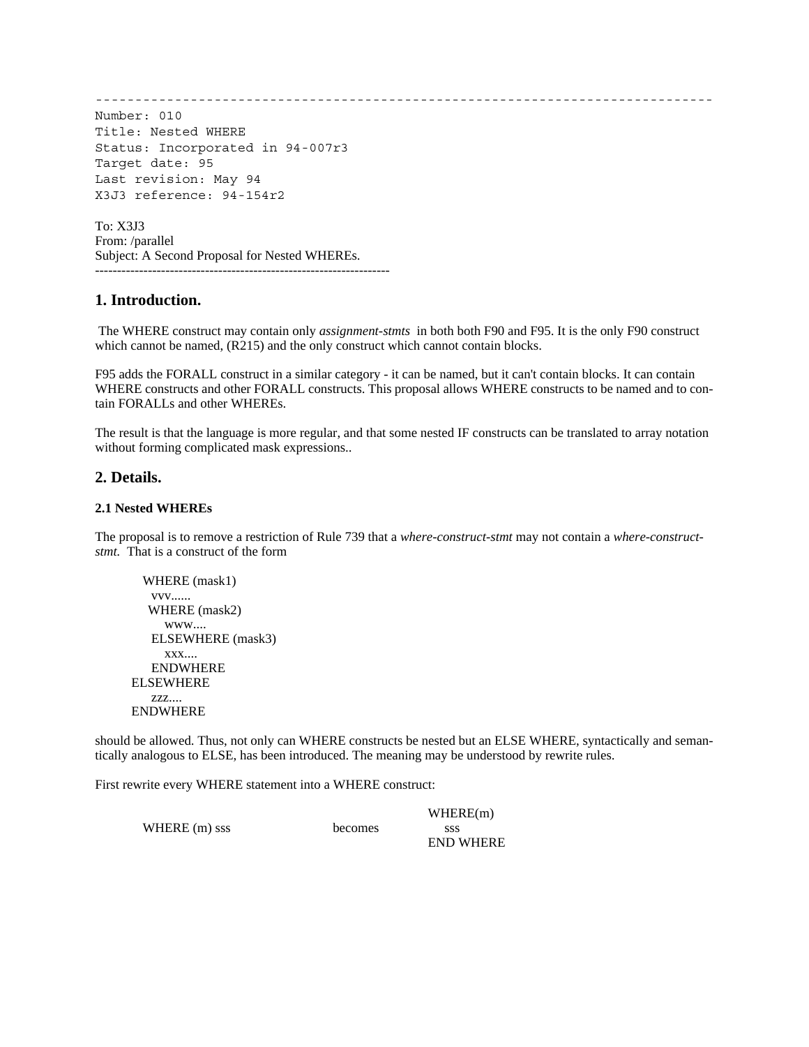```
----------------------------------------------------------------------------
Number: 010
Title: Nested WHERE
Status: Incorporated in 94-007r3
Target date: 95
Last revision: May 94
X3J3 reference: 94-154r2
```

To: X3J3
From: /parallel
Subject: A Second Proposal for Nested WHEREs.

---

## 1. Introduction.

The WHERE construct may contain only *assignment-stmts* in both both F90 and F95. It is the only F90 construct which cannot be named, (R215) and the only construct which cannot contain blocks.

F95 adds the FORALL construct in a similar category - it can be named, but it can't contain blocks. It can contain WHERE constructs and other FORALL constructs. This proposal allows WHERE constructs to be named and to contain FORALLs and other WHEREs.

The result is that the language is more regular, and that some nested IF constructs can be translated to array notation without forming complicated mask expressions..

## 2. Details.

### 2.1 Nested WHEREs

The proposal is to remove a restriction of Rule 739 that a *where-construct-stmt* may not contain a *where-construct-stmt.* That is a construct of the form

```
   WHERE (mask1)
     vvv......
    WHERE (mask2)
       www....
     ELSEWHERE (mask3)
       xxx....
     ENDWHERE
 ELSEWHERE
     zzz....
 ENDWHERE
```

should be allowed. Thus, not only can WHERE constructs be nested but an ELSE WHERE, syntactically and semantically analogous to ELSE, has been introduced. The meaning may be understood by rewrite rules.

First rewrite every WHERE statement into a WHERE construct:

```
                                          WHERE(m)
WHERE (m) sss              becomes          sss
                                          END WHERE
```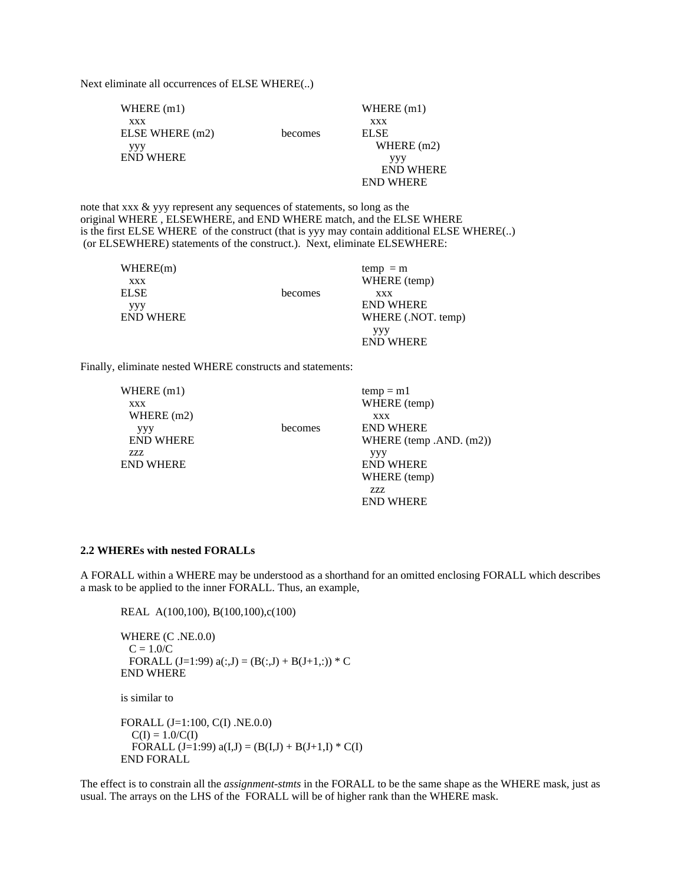Next eliminate all occurrences of ELSE WHERE(..)

```
WHERE (m1)                              WHERE (m1)
  xxx                                     xxx
ELSE WHERE (m2)          becomes        ELSE
  yyy                                      WHERE (m2)
END WHERE                                    yyy
                                            END WHERE
                                        END WHERE
```

note that xxx & yyy represent any sequences of statements, so long as the original WHERE , ELSEWHERE, and END WHERE match, and the ELSE WHERE is the first ELSE WHERE of the construct (that is yyy may contain additional ELSE WHERE(..) (or ELSEWHERE) statements of the construct.). Next, eliminate ELSEWHERE:

```
WHERE(m)                                temp  = m
  xxx                                   WHERE (temp)
ELSE                     becomes          xxx
  yyy                                   END WHERE
END WHERE                               WHERE (.NOT. temp)
                                          yyy
                                        END WHERE
```

Finally, eliminate nested WHERE constructs and statements:

```
WHERE (m1)                              temp = m1
  xxx                                   WHERE (temp)
  WHERE (m2)                              xxx
    yyy                  becomes        END WHERE
  END WHERE                             WHERE (temp .AND. (m2))
  zzz                                     yyy
END WHERE                               END WHERE
                                        WHERE (temp)
                                          zzz
                                        END WHERE
```

**2.2 WHEREs with nested FORALLs**

A FORALL within a WHERE may be understood as a shorthand for an omitted enclosing FORALL which describes a mask to be applied to the inner FORALL. Thus, an example,

```
REAL  A(100,100), B(100,100),c(100)

WHERE (C .NE.0.0)
  C = 1.0/C
  FORALL (J=1:99) a(:,J) = (B(:,J) + B(J+1,:)) * C
END WHERE
```

is similar to

```
FORALL (J=1:100, C(I) .NE.0.0)
   C(I) = 1.0/C(I)
   FORALL (J=1:99) a(I,J) = (B(I,J) + B(J+1,I) * C(I)
END FORALL
```

The effect is to constrain all the *assignment-stmts* in the FORALL to be the same shape as the WHERE mask, just as usual. The arrays on the LHS of the FORALL will be of higher rank than the WHERE mask.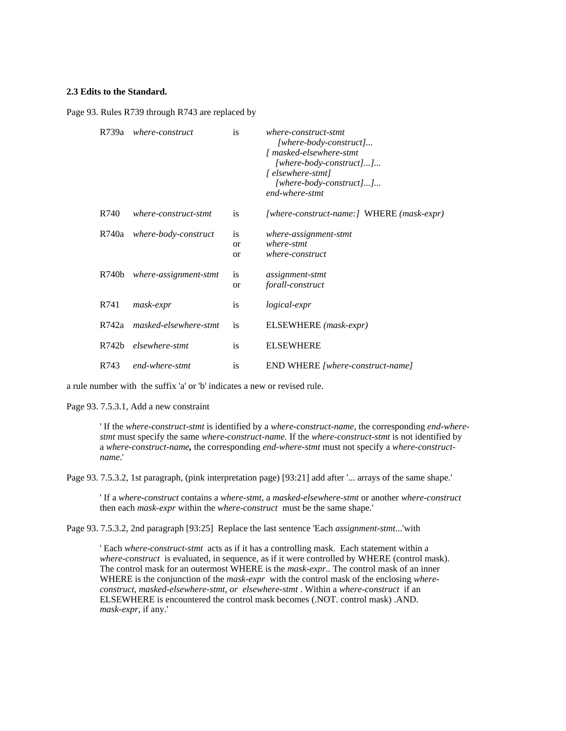**2.3 Edits to the Standard.**

Page 93. Rules R739 through R743 are replaced by

| | | | |
|---|---|---|---|
| R739a | *where-construct* | is | *where-construct-stmt* <br> *[where-body-construct]...* <br> *[ masked-elsewhere-stmt* <br> *[where-body-construct]...]...* <br> *[ elsewhere-stmt]* <br> *[where-body-construct]...]...* <br> *end-where-stmt* |
| R740 | *where-construct-stmt* | is | *[where-construct-name:]* WHERE *(mask-expr)* |
| R740a | *where-body-construct* | is <br> or <br> or | *where-assignment-stmt* <br> *where-stmt* <br> *where-construct* |
| R740b | *where-assignment-stmt* | is <br> or | *assignment-stmt* <br> *forall-construct* |
| R741 | *mask-expr* | is | *logical-expr* |
| R742a | *masked-elsewhere-stmt* | is | ELSEWHERE *(mask-expr)* |
| R742b | *elsewhere-stmt* | is | ELSEWHERE |
| R743 | *end-where-stmt* | is | END WHERE *[where-construct-name]* |

a rule number with the suffix 'a' or 'b' indicates a new or revised rule.

Page 93. 7.5.3.1, Add a new constraint

> ' If the *where-construct-stmt* is identified by a *where-construct-name*, the corresponding *end-where-stmt* must specify the same *where-construct-name*. If the *where-construct-stmt* is not identified by a *where-construct-name***,** the corresponding *end-where-stmt* must not specify a *where-construct-name*.'

Page 93. 7.5.3.2, 1st paragraph, (pink interpretation page) [93:21] add after '... arrays of the same shape.'

> ' If a *where-construct* contains a *where-stmt*, a *masked-elsewhere-stmt* or another *where-construct* then each *mask-expr* within the *where-construct* must be the same shape.'

Page 93. 7.5.3.2, 2nd paragraph [93:25] Replace the last sentence 'Each *assignment-stmt*...'with

> ' Each *where-construct-stmt* acts as if it has a controlling mask. Each statement within a *where-construct* is evaluated, in sequence, as if it were controlled by WHERE (control mask). The control mask for an outermost WHERE is the *mask-expr*.. The control mask of an inner WHERE is the conjunction of the *mask-expr* with the control mask of the enclosing *where-construct, masked-elsewhere-stmt, or elsewhere-stmt* . Within a *where-construct* if an ELSEWHERE is encountered the control mask becomes (.NOT. control mask) .AND. *mask-expr*, if any.'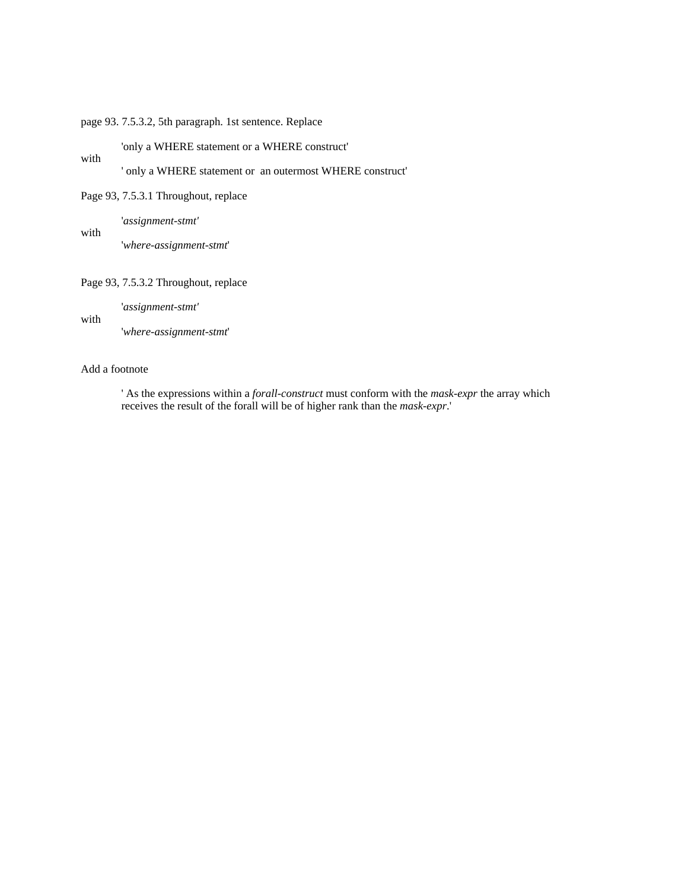page 93. 7.5.3.2, 5th paragraph. 1st sentence. Replace

> 'only a WHERE statement or a WHERE construct'

with

> ' only a WHERE statement or  an outermost WHERE construct'

Page 93, 7.5.3.1 Throughout, replace

> '*assignment-stmt'*

with

> '*where-assignment-stmt*'

Page 93, 7.5.3.2 Throughout, replace

> '*assignment-stmt'*

with

> '*where-assignment-stmt*'

Add a footnote

> ' As the expressions within a *forall-construct* must conform with the *mask-expr* the array which receives the result of the forall will be of higher rank than the *mask-expr*.'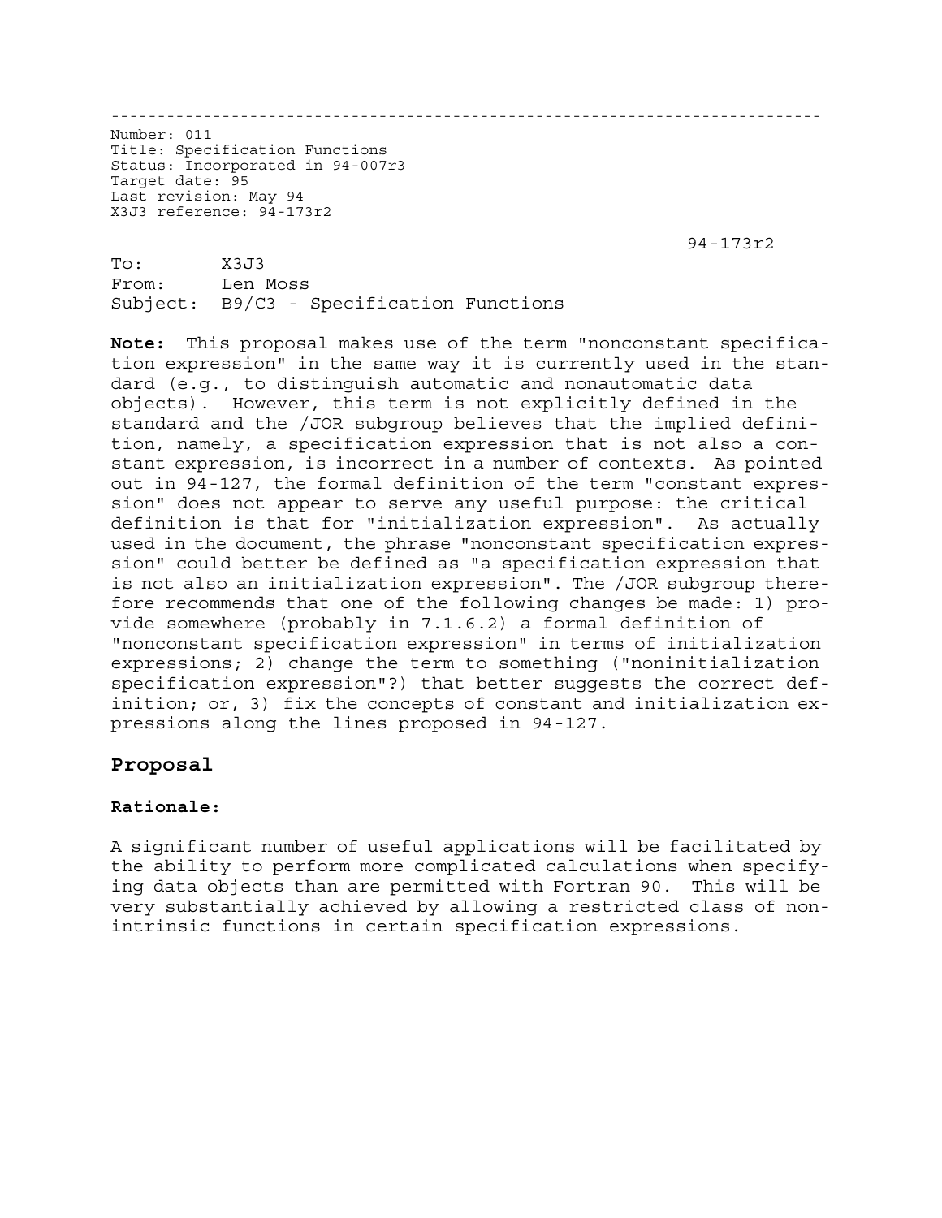---

Number: 011
Title: Specification Functions
Status: Incorporated in 94-007r3
Target date: 95
Last revision: May 94
X3J3 reference: 94-173r2

94-173r2

To: X3J3
From: Len Moss
Subject: B9/C3 - Specification Functions

**Note:** This proposal makes use of the term "nonconstant specification expression" in the same way it is currently used in the standard (e.g., to distinguish automatic and nonautomatic data objects). However, this term is not explicitly defined in the standard and the /JOR subgroup believes that the implied definition, namely, a specification expression that is not also a constant expression, is incorrect in a number of contexts. As pointed out in 94-127, the formal definition of the term "constant expression" does not appear to serve any useful purpose: the critical definition is that for "initialization expression". As actually used in the document, the phrase "nonconstant specification expression" could better be defined as "a specification expression that is not also an initialization expression". The /JOR subgroup therefore recommends that one of the following changes be made: 1) provide somewhere (probably in 7.1.6.2) a formal definition of "nonconstant specification expression" in terms of initialization expressions; 2) change the term to something ("noninitialization specification expression"?) that better suggests the correct definition; or, 3) fix the concepts of constant and initialization expressions along the lines proposed in 94-127.

## Proposal

### Rationale:

A significant number of useful applications will be facilitated by the ability to perform more complicated calculations when specifying data objects than are permitted with Fortran 90. This will be very substantially achieved by allowing a restricted class of nonintrinsic functions in certain specification expressions.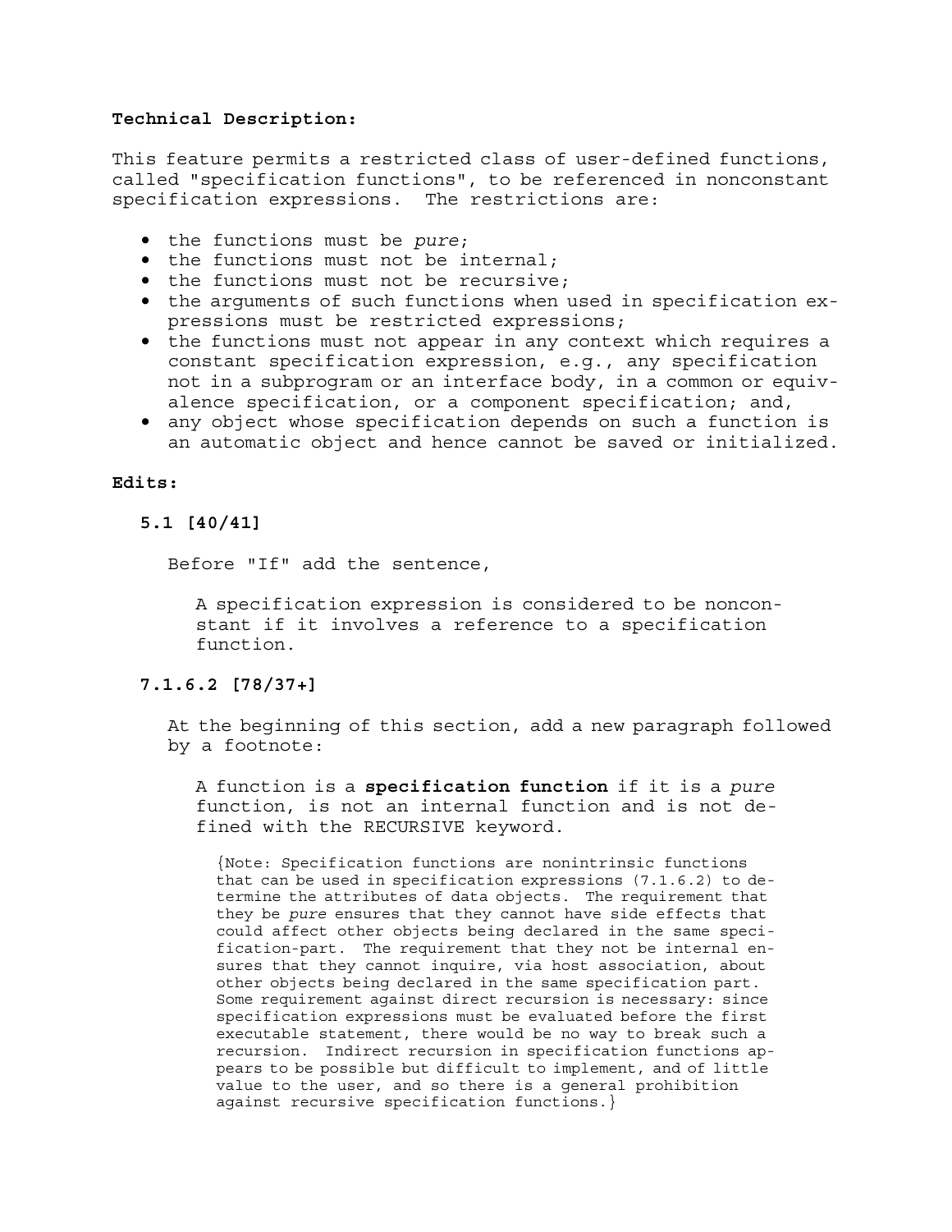**Technical Description:**

This feature permits a restricted class of user-defined functions, called "specification functions", to be referenced in nonconstant specification expressions. The restrictions are:

- the functions must be *pure*;
- the functions must not be internal;
- the functions must not be recursive;
- the arguments of such functions when used in specification expressions must be restricted expressions;
- the functions must not appear in any context which requires a constant specification expression, e.g., any specification not in a subprogram or an interface body, in a common or equivalence specification, or a component specification; and,
- any object whose specification depends on such a function is an automatic object and hence cannot be saved or initialized.

**Edits:**

**5.1 [40/41]**

Before "If" add the sentence,

> A specification expression is considered to be nonconstant if it involves a reference to a specification function.

**7.1.6.2 [78/37+]**

At the beginning of this section, add a new paragraph followed by a footnote:

> A function is a **specification function** if it is a *pure* function, is not an internal function and is not defined with the RECURSIVE keyword.
>
> {Note: Specification functions are nonintrinsic functions that can be used in specification expressions (7.1.6.2) to determine the attributes of data objects. The requirement that they be *pure* ensures that they cannot have side effects that could affect other objects being declared in the same specification-part. The requirement that they not be internal ensures that they cannot inquire, via host association, about other objects being declared in the same specification part. Some requirement against direct recursion is necessary: since specification expressions must be evaluated before the first executable statement, there would be no way to break such a recursion. Indirect recursion in specification functions appears to be possible but difficult to implement, and of little value to the user, and so there is a general prohibition against recursive specification functions.}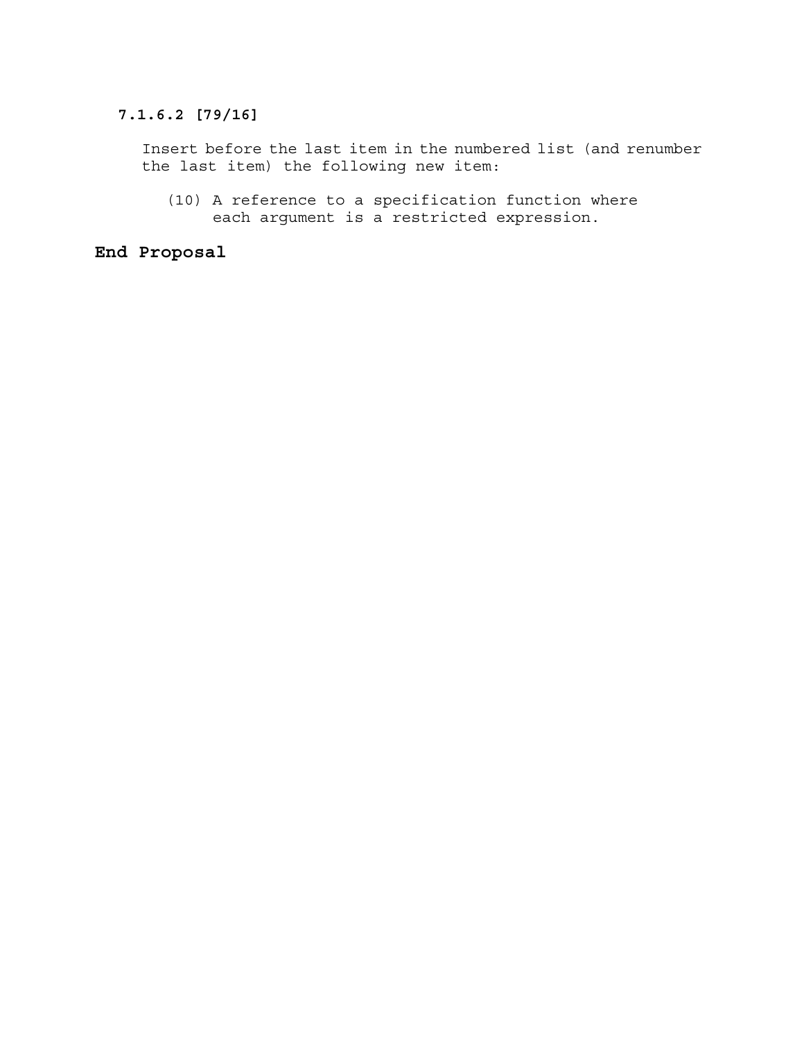**7.1.6.2 [79/16]**

Insert before the last item in the numbered list (and renumber the last item) the following new item:

(10) A reference to a specification function where each argument is a restricted expression.

**End Proposal**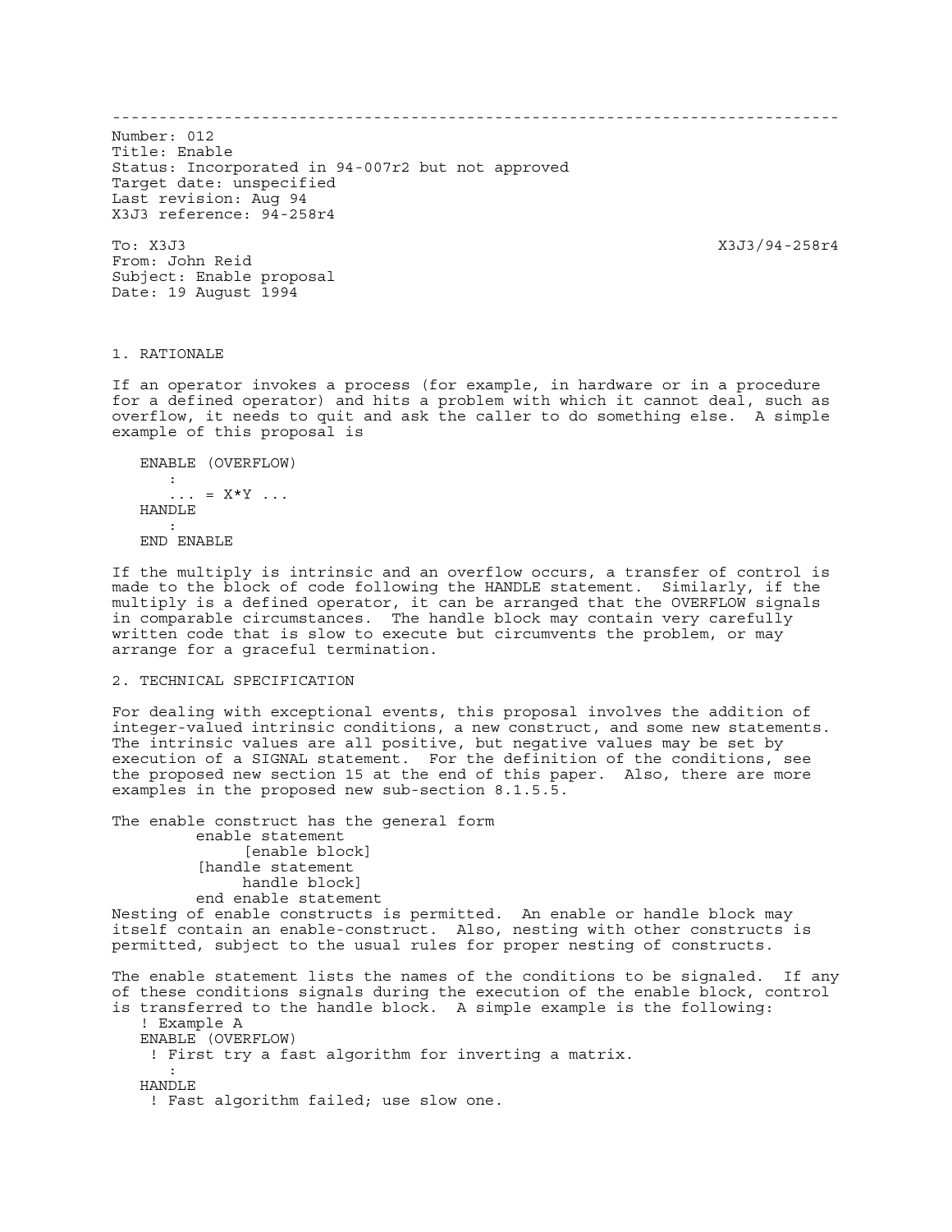---

Number: 012
Title: Enable
Status: Incorporated in 94-007r2 but not approved
Target date: unspecified
Last revision: Aug 94
X3J3 reference: 94-258r4

To: X3J3 X3J3/94-258r4
From: John Reid
Subject: Enable proposal
Date: 19 August 1994

## 1. RATIONALE

If an operator invokes a process (for example, in hardware or in a procedure for a defined operator) and hits a problem with which it cannot deal, such as overflow, it needs to quit and ask the caller to do something else. A simple example of this proposal is

```
   ENABLE (OVERFLOW)
      :
      ... = X*Y ...
   HANDLE
      :
   END ENABLE
```

If the multiply is intrinsic and an overflow occurs, a transfer of control is made to the block of code following the HANDLE statement. Similarly, if the multiply is a defined operator, it can be arranged that the OVERFLOW signals in comparable circumstances. The handle block may contain very carefully written code that is slow to execute but circumvents the problem, or may arrange for a graceful termination.

## 2. TECHNICAL SPECIFICATION

For dealing with exceptional events, this proposal involves the addition of integer-valued intrinsic conditions, a new construct, and some new statements. The intrinsic values are all positive, but negative values may be set by execution of a SIGNAL statement. For the definition of the conditions, see the proposed new section 15 at the end of this paper. Also, there are more examples in the proposed new sub-section 8.1.5.5.

The enable construct has the general form

```
         enable statement
              [enable block]
         [handle statement
              handle block]
         end enable statement
```

Nesting of enable constructs is permitted. An enable or handle block may itself contain an enable-construct. Also, nesting with other constructs is permitted, subject to the usual rules for proper nesting of constructs.

The enable statement lists the names of the conditions to be signaled. If any of these conditions signals during the execution of the enable block, control is transferred to the handle block. A simple example is the following:

```
   ! Example A
   ENABLE (OVERFLOW)
    ! First try a fast algorithm for inverting a matrix.
      :
   HANDLE
    ! Fast algorithm failed; use slow one.
```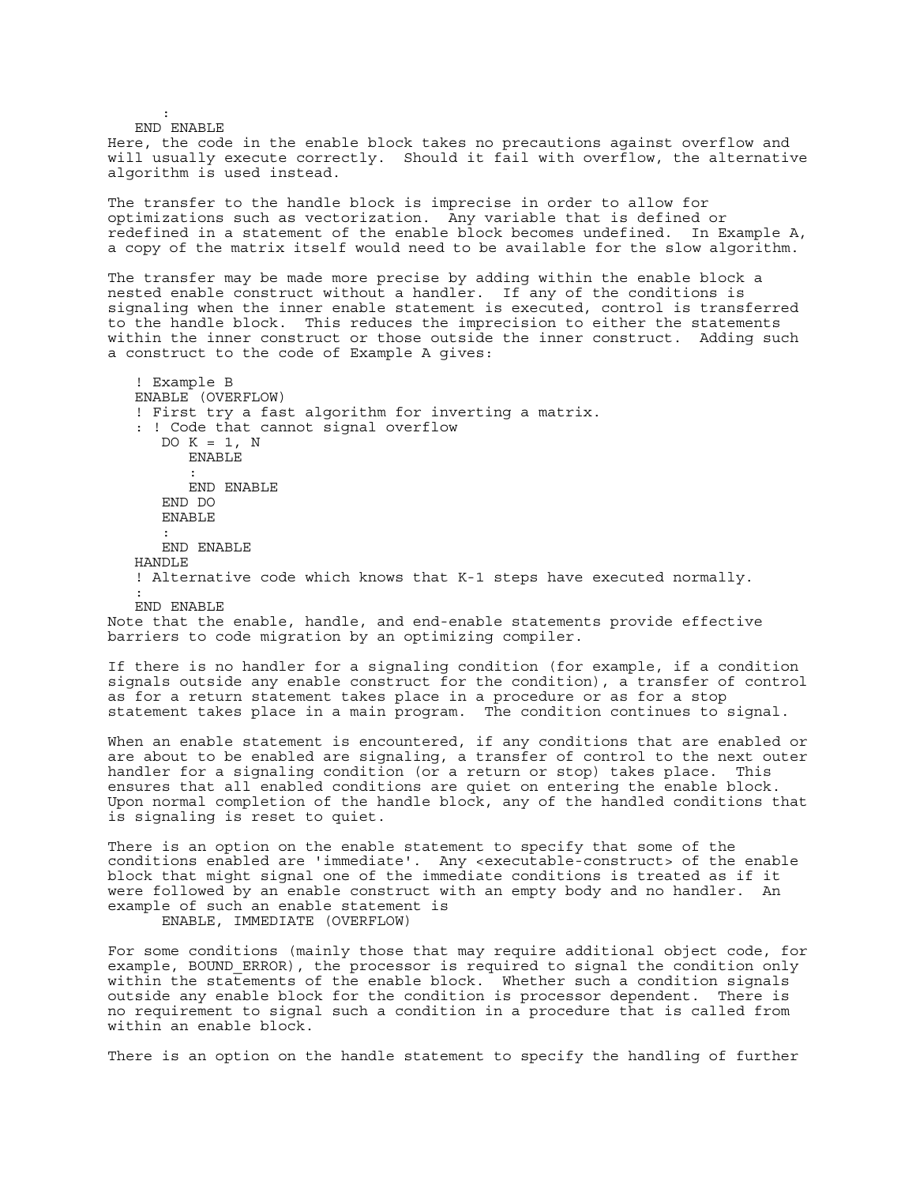```
      :
   END ENABLE
```

Here, the code in the enable block takes no precautions against overflow and will usually execute correctly. Should it fail with overflow, the alternative algorithm is used instead.

The transfer to the handle block is imprecise in order to allow for optimizations such as vectorization. Any variable that is defined or redefined in a statement of the enable block becomes undefined. In Example A, a copy of the matrix itself would need to be available for the slow algorithm.

The transfer may be made more precise by adding within the enable block a nested enable construct without a handler. If any of the conditions is signaling when the inner enable statement is executed, control is transferred to the handle block. This reduces the imprecision to either the statements within the inner construct or those outside the inner construct. Adding such a construct to the code of Example A gives:

```
   ! Example B
   ENABLE (OVERFLOW)
   ! First try a fast algorithm for inverting a matrix.
   : ! Code that cannot signal overflow
      DO K = 1, N
         ENABLE
         :
         END ENABLE
      END DO
      ENABLE
      :
      END ENABLE
   HANDLE
   ! Alternative code which knows that K-1 steps have executed normally.
   :
   END ENABLE
```

Note that the enable, handle, and end-enable statements provide effective barriers to code migration by an optimizing compiler.

If there is no handler for a signaling condition (for example, if a condition signals outside any enable construct for the condition), a transfer of control as for a return statement takes place in a procedure or as for a stop statement takes place in a main program. The condition continues to signal.

When an enable statement is encountered, if any conditions that are enabled or are about to be enabled are signaling, a transfer of control to the next outer handler for a signaling condition (or a return or stop) takes place. This ensures that all enabled conditions are quiet on entering the enable block. Upon normal completion of the handle block, any of the handled conditions that is signaling is reset to quiet.

There is an option on the enable statement to specify that some of the conditions enabled are 'immediate'. Any <executable-construct> of the enable block that might signal one of the immediate conditions is treated as if it were followed by an enable construct with an empty body and no handler. An example of such an enable statement is

```
      ENABLE, IMMEDIATE (OVERFLOW)
```

For some conditions (mainly those that may require additional object code, for example, BOUND_ERROR), the processor is required to signal the condition only within the statements of the enable block. Whether such a condition signals outside any enable block for the condition is processor dependent. There is no requirement to signal such a condition in a procedure that is called from within an enable block.

There is an option on the handle statement to specify the handling of further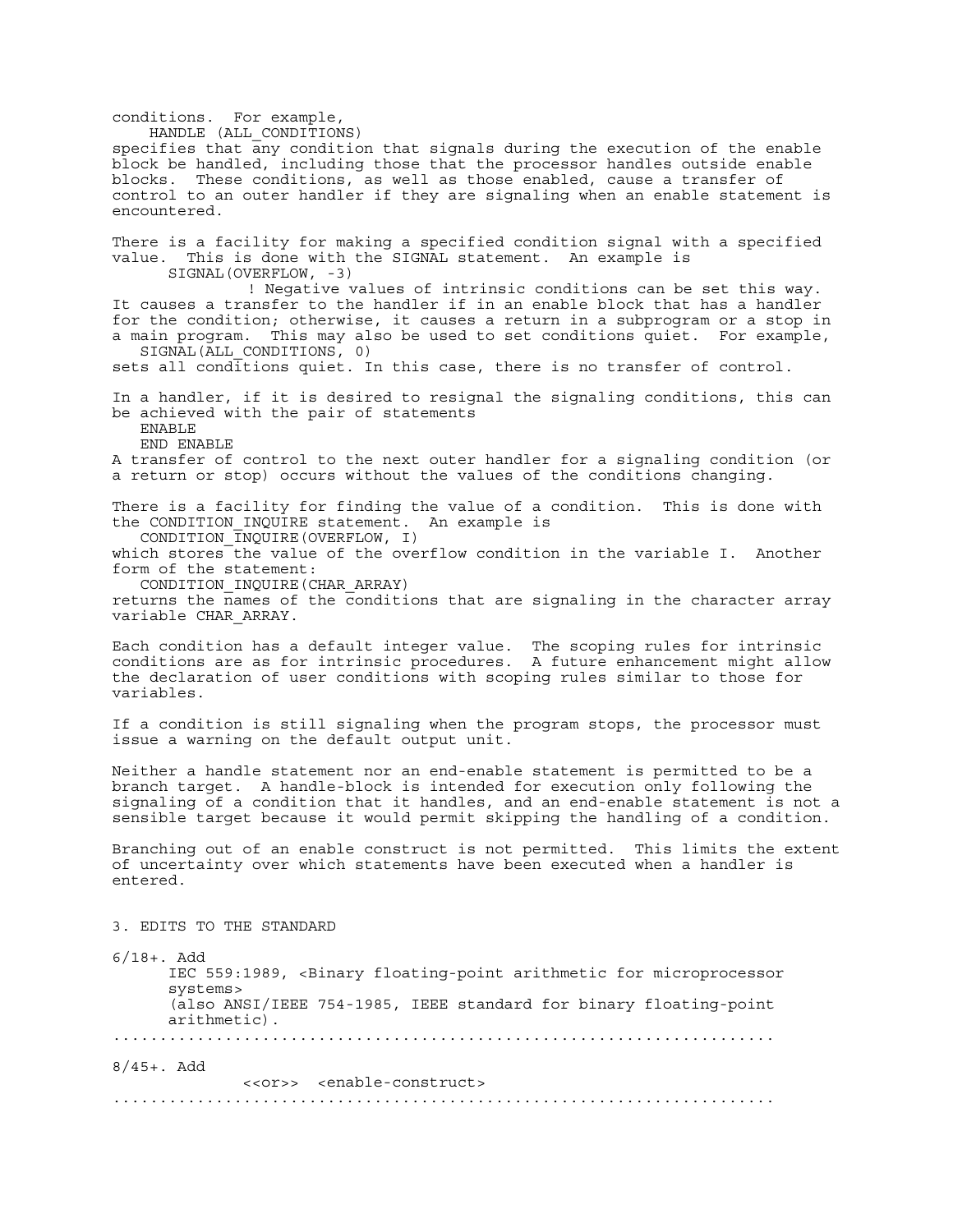conditions.  For example,

```
    HANDLE (ALL_CONDITIONS)
```

specifies that any condition that signals during the execution of the enable block be handled, including those that the processor handles outside enable blocks.  These conditions, as well as those enabled, cause a transfer of control to an outer handler if they are signaling when an enable statement is encountered.

There is a facility for making a specified condition signal with a specified value.  This is done with the SIGNAL statement.  An example is

```
      SIGNAL(OVERFLOW, -3)
              ! Negative values of intrinsic conditions can be set this way.
```

It causes a transfer to the handler if in an enable block that has a handler for the condition; otherwise, it causes a return in a subprogram or a stop in a main program.  This may also be used to set conditions quiet.  For example,

```
   SIGNAL(ALL_CONDITIONS, 0)
```

sets all conditions quiet. In this case, there is no transfer of control.

In a handler, if it is desired to resignal the signaling conditions, this can be achieved with the pair of statements

```
   ENABLE
   END ENABLE
```

A transfer of control to the next outer handler for a signaling condition (or a return or stop) occurs without the values of the conditions changing.

There is a facility for finding the value of a condition.  This is done with the CONDITION_INQUIRE statement.  An example is

```
   CONDITION_INQUIRE(OVERFLOW, I)
```

which stores the value of the overflow condition in the variable I.  Another form of the statement:

```
   CONDITION_INQUIRE(CHAR_ARRAY)
```

returns the names of the conditions that are signaling in the character array variable CHAR_ARRAY.

Each condition has a default integer value.  The scoping rules for intrinsic conditions are as for intrinsic procedures.  A future enhancement might allow the declaration of user conditions with scoping rules similar to those for variables.

If a condition is still signaling when the program stops, the processor must issue a warning on the default output unit.

Neither a handle statement nor an end-enable statement is permitted to be a branch target.  A handle-block is intended for execution only following the signaling of a condition that it handles, and an end-enable statement is not a sensible target because it would permit skipping the handling of a condition.

Branching out of an enable construct is not permitted.  This limits the extent of uncertainty over which statements have been executed when a handler is entered.

## 3. EDITS TO THE STANDARD

6/18+. Add

IEC 559:1989, <Binary floating-point arithmetic for microprocessor systems>
(also ANSI/IEEE 754-1985, IEEE standard for binary floating-point arithmetic).

.........................................................................

8/45+. Add

<<or>>  <enable-construct>

.........................................................................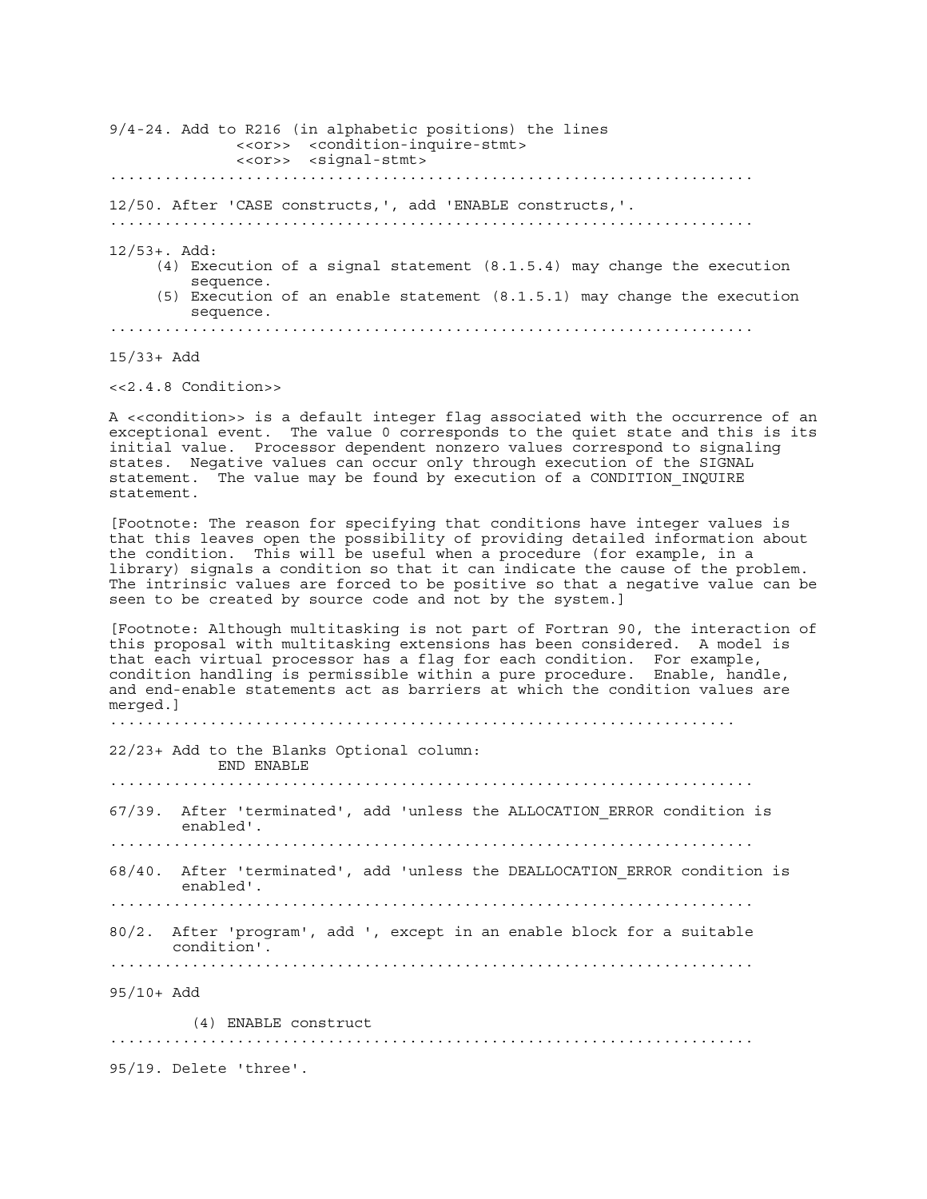9/4-24. Add to R216 (in alphabetic positions) the lines

```
              <<or>>  <condition-inquire-stmt>
              <<or>>  <signal-stmt>
```

.......................................................................

12/50. After 'CASE constructs,', add 'ENABLE constructs,'.

.......................................................................

12/53+. Add:

(4) Execution of a signal statement (8.1.5.4) may change the execution sequence.

(5) Execution of an enable statement (8.1.5.1) may change the execution sequence.

.......................................................................

15/33+ Add

<<2.4.8 Condition>>

A <<condition>> is a default integer flag associated with the occurrence of an exceptional event. The value 0 corresponds to the quiet state and this is its initial value. Processor dependent nonzero values correspond to signaling states. Negative values can occur only through execution of the SIGNAL statement. The value may be found by execution of a CONDITION_INQUIRE statement.

[Footnote: The reason for specifying that conditions have integer values is that this leaves open the possibility of providing detailed information about the condition. This will be useful when a procedure (for example, in a library) signals a condition so that it can indicate the cause of the problem. The intrinsic values are forced to be positive so that a negative value can be seen to be created by source code and not by the system.]

[Footnote: Although multitasking is not part of Fortran 90, the interaction of this proposal with multitasking extensions has been considered. A model is that each virtual processor has a flag for each condition. For example, condition handling is permissible within a pure procedure. Enable, handle, and end-enable statements act as barriers at which the condition values are merged.]

.......................................................................

22/23+ Add to the Blanks Optional column:

```
          END ENABLE
```

.......................................................................

67/39. After 'terminated', add 'unless the ALLOCATION_ERROR condition is enabled'.

.......................................................................

68/40. After 'terminated', add 'unless the DEALLOCATION_ERROR condition is enabled'.

.......................................................................

80/2. After 'program', add ', except in an enable block for a suitable condition'.

.......................................................................

95/10+ Add

(4) ENABLE construct

.......................................................................

95/19. Delete 'three'.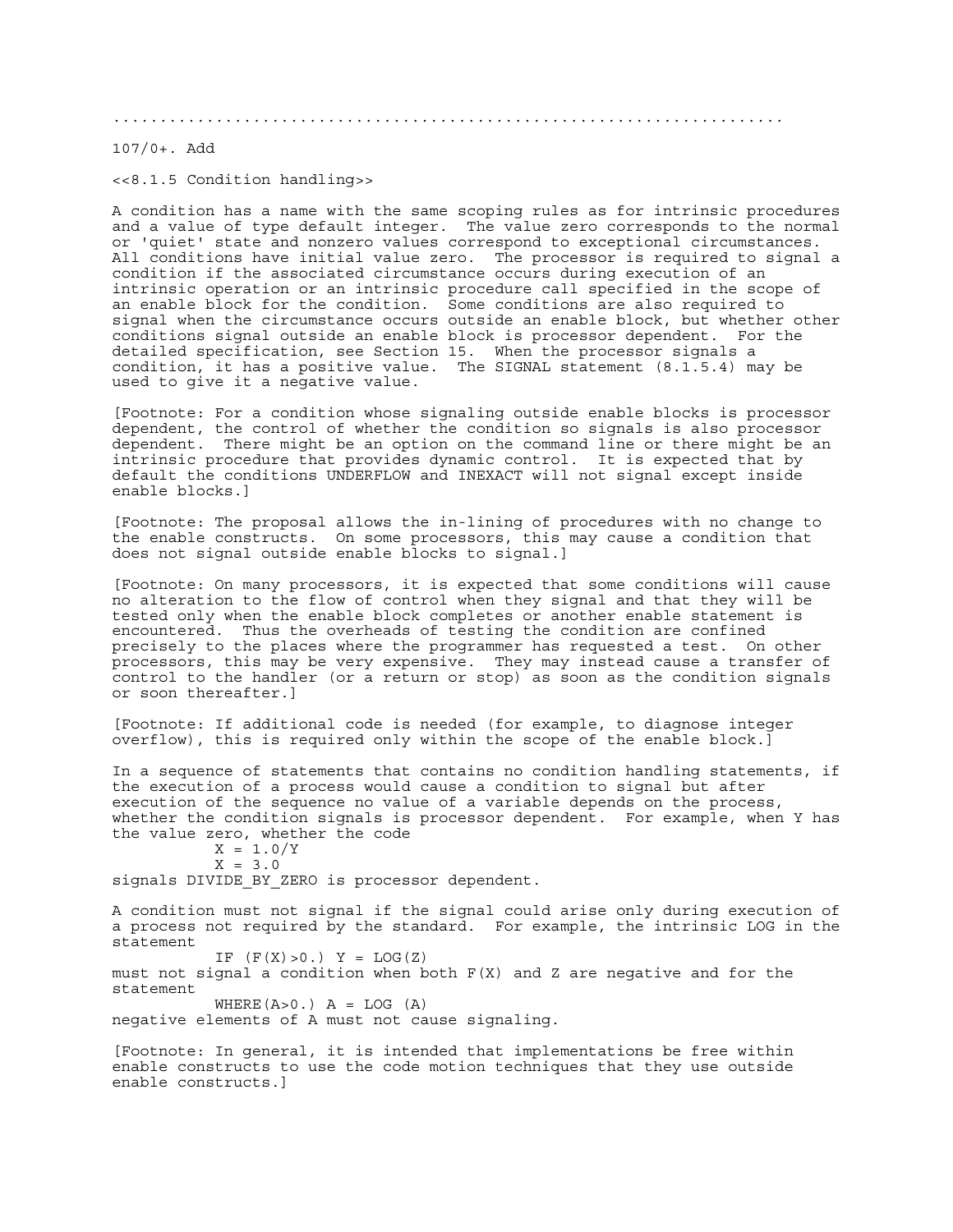.......................................................................

107/0+. Add

<<8.1.5 Condition handling>>

A condition has a name with the same scoping rules as for intrinsic procedures and a value of type default integer. The value zero corresponds to the normal or 'quiet' state and nonzero values correspond to exceptional circumstances. All conditions have initial value zero. The processor is required to signal a condition if the associated circumstance occurs during execution of an intrinsic operation or an intrinsic procedure call specified in the scope of an enable block for the condition. Some conditions are also required to signal when the circumstance occurs outside an enable block, but whether other conditions signal outside an enable block is processor dependent. For the detailed specification, see Section 15. When the processor signals a condition, it has a positive value. The SIGNAL statement (8.1.5.4) may be used to give it a negative value.

[Footnote: For a condition whose signaling outside enable blocks is processor dependent, the control of whether the condition so signals is also processor dependent. There might be an option on the command line or there might be an intrinsic procedure that provides dynamic control. It is expected that by default the conditions UNDERFLOW and INEXACT will not signal except inside enable blocks.]

[Footnote: The proposal allows the in-lining of procedures with no change to the enable constructs. On some processors, this may cause a condition that does not signal outside enable blocks to signal.]

[Footnote: On many processors, it is expected that some conditions will cause no alteration to the flow of control when they signal and that they will be tested only when the enable block completes or another enable statement is encountered. Thus the overheads of testing the condition are confined precisely to the places where the programmer has requested a test. On other processors, this may be very expensive. They may instead cause a transfer of control to the handler (or a return or stop) as soon as the condition signals or soon thereafter.]

[Footnote: If additional code is needed (for example, to diagnose integer overflow), this is required only within the scope of the enable block.]

In a sequence of statements that contains no condition handling statements, if the execution of a process would cause a condition to signal but after execution of the sequence no value of a variable depends on the process, whether the condition signals is processor dependent. For example, when Y has the value zero, whether the code

```
          X = 1.0/Y
          X = 3.0
```

signals DIVIDE_BY_ZERO is processor dependent.

A condition must not signal if the signal could arise only during execution of a process not required by the standard. For example, the intrinsic LOG in the statement

```
          IF (F(X)>0.) Y = LOG(Z)
```

must not signal a condition when both F(X) and Z are negative and for the statement

```
          WHERE(A>0.) A = LOG (A)
```

negative elements of A must not cause signaling.

[Footnote: In general, it is intended that implementations be free within enable constructs to use the code motion techniques that they use outside enable constructs.]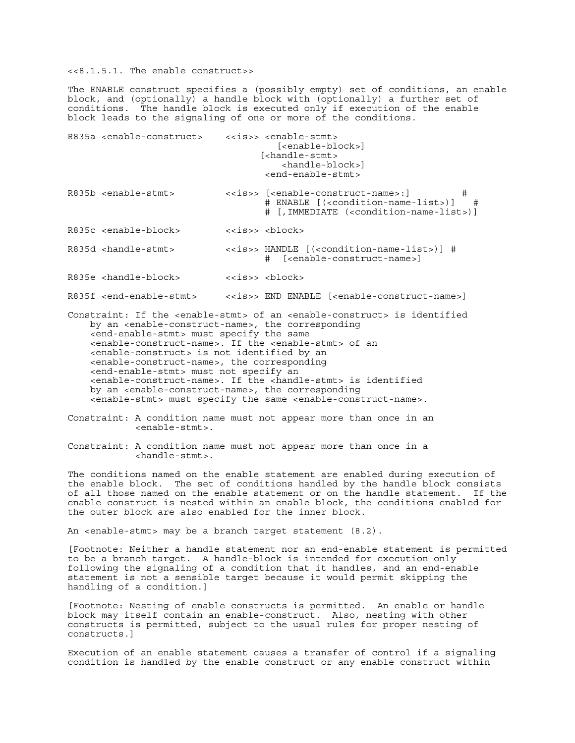<<8.1.5.1. The enable construct>>

The ENABLE construct specifies a (possibly empty) set of conditions, an enable block, and (optionally) a handle block with (optionally) a further set of conditions. The handle block is executed only if execution of the enable block leads to the signaling of one or more of the conditions.

```
R835a <enable-construct>    <<is>> <enable-stmt>
                                      [<enable-block>]
                                   [<handle-stmt>
                                       <handle-block>]
                                    <end-enable-stmt>

R835b <enable-stmt>         <<is>> [<enable-construct-name>:]         #
                                   # ENABLE [(<condition-name-list>)]   #
                                   # [,IMMEDIATE (<condition-name-list>)]

R835c <enable-block>        <<is>> <block>

R835d <handle-stmt>         <<is>> HANDLE [(<condition-name-list>)] #
                                   #  [<enable-construct-name>]

R835e <handle-block>        <<is>> <block>

R835f <end-enable-stmt>     <<is>> END ENABLE [<enable-construct-name>]
```

Constraint: If the <enable-stmt> of an <enable-construct> is identified by an <enable-construct-name>, the corresponding <end-enable-stmt> must specify the same <enable-construct-name>. If the <enable-stmt> of an <enable-construct> is not identified by an <enable-construct-name>, the corresponding <end-enable-stmt> must not specify an <enable-construct-name>. If the <handle-stmt> is identified by an <enable-construct-name>, the corresponding <enable-stmt> must specify the same <enable-construct-name>.

Constraint: A condition name must not appear more than once in an <enable-stmt>.

Constraint: A condition name must not appear more than once in a <handle-stmt>.

The conditions named on the enable statement are enabled during execution of the enable block. The set of conditions handled by the handle block consists of all those named on the enable statement or on the handle statement. If the enable construct is nested within an enable block, the conditions enabled for the outer block are also enabled for the inner block.

An <enable-stmt> may be a branch target statement (8.2).

[Footnote: Neither a handle statement nor an end-enable statement is permitted to be a branch target. A handle-block is intended for execution only following the signaling of a condition that it handles, and an end-enable statement is not a sensible target because it would permit skipping the handling of a condition.]

[Footnote: Nesting of enable constructs is permitted. An enable or handle block may itself contain an enable-construct. Also, nesting with other constructs is permitted, subject to the usual rules for proper nesting of constructs.]

Execution of an enable statement causes a transfer of control if a signaling condition is handled by the enable construct or any enable construct within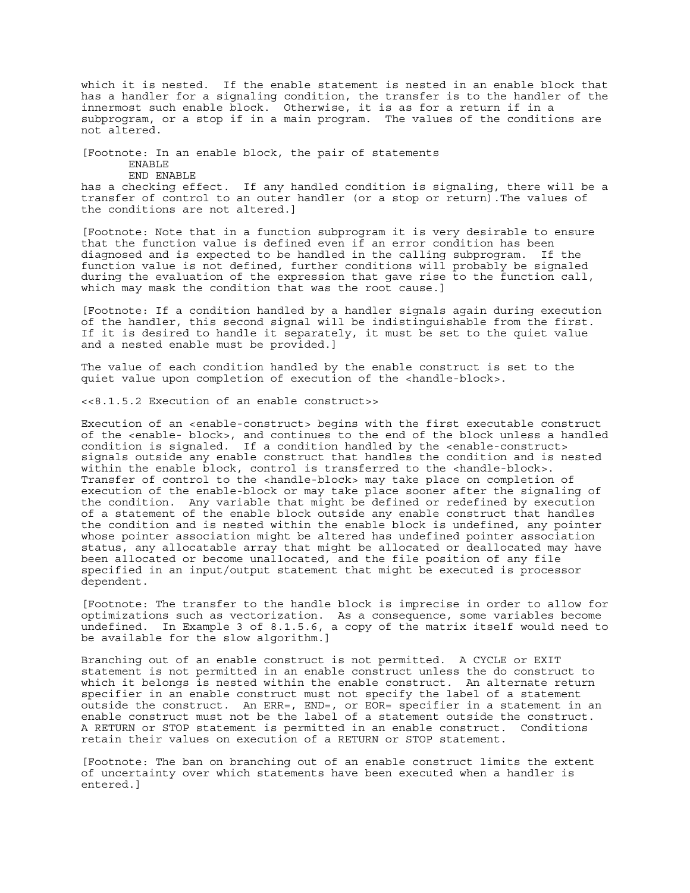which it is nested. If the enable statement is nested in an enable block that has a handler for a signaling condition, the transfer is to the handler of the innermost such enable block. Otherwise, it is as for a return if in a subprogram, or a stop if in a main program. The values of the conditions are not altered.

[Footnote: In an enable block, the pair of statements

```
       ENABLE
       END ENABLE
```

has a checking effect. If any handled condition is signaling, there will be a transfer of control to an outer handler (or a stop or return).The values of the conditions are not altered.]

[Footnote: Note that in a function subprogram it is very desirable to ensure that the function value is defined even if an error condition has been diagnosed and is expected to be handled in the calling subprogram. If the function value is not defined, further conditions will probably be signaled during the evaluation of the expression that gave rise to the function call, which may mask the condition that was the root cause.]

[Footnote: If a condition handled by a handler signals again during execution of the handler, this second signal will be indistinguishable from the first. If it is desired to handle it separately, it must be set to the quiet value and a nested enable must be provided.]

The value of each condition handled by the enable construct is set to the quiet value upon completion of execution of the <handle-block>.

<<8.1.5.2 Execution of an enable construct>>

Execution of an <enable-construct> begins with the first executable construct of the <enable- block>, and continues to the end of the block unless a handled condition is signaled. If a condition handled by the <enable-construct> signals outside any enable construct that handles the condition and is nested within the enable block, control is transferred to the <handle-block>. Transfer of control to the <handle-block> may take place on completion of execution of the enable-block or may take place sooner after the signaling of the condition. Any variable that might be defined or redefined by execution of a statement of the enable block outside any enable construct that handles the condition and is nested within the enable block is undefined, any pointer whose pointer association might be altered has undefined pointer association status, any allocatable array that might be allocated or deallocated may have been allocated or become unallocated, and the file position of any file specified in an input/output statement that might be executed is processor dependent.

[Footnote: The transfer to the handle block is imprecise in order to allow for optimizations such as vectorization. As a consequence, some variables become undefined. In Example 3 of 8.1.5.6, a copy of the matrix itself would need to be available for the slow algorithm.]

Branching out of an enable construct is not permitted. A CYCLE or EXIT statement is not permitted in an enable construct unless the do construct to which it belongs is nested within the enable construct. An alternate return specifier in an enable construct must not specify the label of a statement outside the construct. An ERR=, END=, or EOR= specifier in a statement in an enable construct must not be the label of a statement outside the construct. A RETURN or STOP statement is permitted in an enable construct. Conditions retain their values on execution of a RETURN or STOP statement.

[Footnote: The ban on branching out of an enable construct limits the extent of uncertainty over which statements have been executed when a handler is entered.]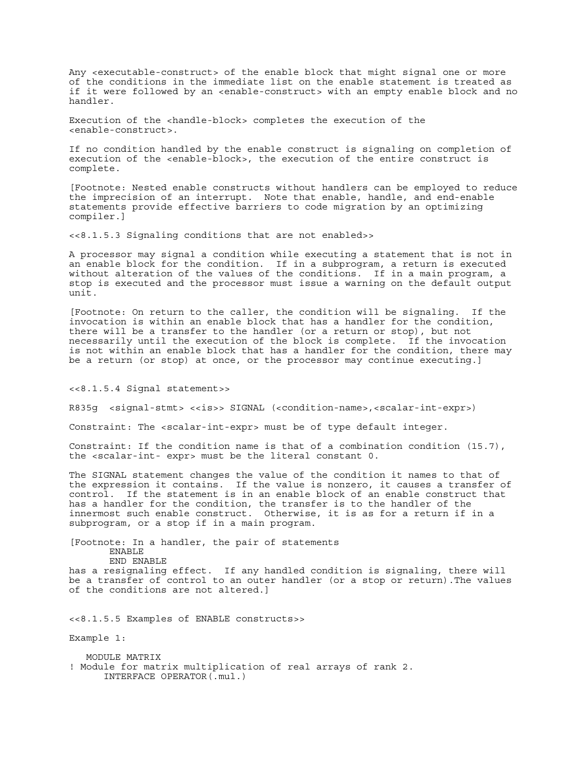Any <executable-construct> of the enable block that might signal one or more of the conditions in the immediate list on the enable statement is treated as if it were followed by an <enable-construct> with an empty enable block and no handler.

Execution of the <handle-block> completes the execution of the <enable-construct>.

If no condition handled by the enable construct is signaling on completion of execution of the <enable-block>, the execution of the entire construct is complete.

[Footnote: Nested enable constructs without handlers can be employed to reduce the imprecision of an interrupt. Note that enable, handle, and end-enable statements provide effective barriers to code migration by an optimizing compiler.]

<<8.1.5.3 Signaling conditions that are not enabled>>

A processor may signal a condition while executing a statement that is not in an enable block for the condition. If in a subprogram, a return is executed without alteration of the values of the conditions. If in a main program, a stop is executed and the processor must issue a warning on the default output unit.

[Footnote: On return to the caller, the condition will be signaling. If the invocation is within an enable block that has a handler for the condition, there will be a transfer to the handler (or a return or stop), but not necessarily until the execution of the block is complete. If the invocation is not within an enable block that has a handler for the condition, there may be a return (or stop) at once, or the processor may continue executing.]

<<8.1.5.4 Signal statement>>

R835g <signal-stmt> <<is>> SIGNAL (<condition-name>,<scalar-int-expr>)

Constraint: The <scalar-int-expr> must be of type default integer.

Constraint: If the condition name is that of a combination condition (15.7), the <scalar-int- expr> must be the literal constant 0.

The SIGNAL statement changes the value of the condition it names to that of the expression it contains. If the value is nonzero, it causes a transfer of control. If the statement is in an enable block of an enable construct that has a handler for the condition, the transfer is to the handler of the innermost such enable construct. Otherwise, it is as for a return if in a subprogram, or a stop if in a main program.

[Footnote: In a handler, the pair of statements

```
       ENABLE
       END ENABLE
```

has a resignaling effect. If any handled condition is signaling, there will be a transfer of control to an outer handler (or a stop or return).The values of the conditions are not altered.]

<<8.1.5.5 Examples of ENABLE constructs>>

Example 1:

```
   MODULE MATRIX
! Module for matrix multiplication of real arrays of rank 2.
      INTERFACE OPERATOR(.mul.)
```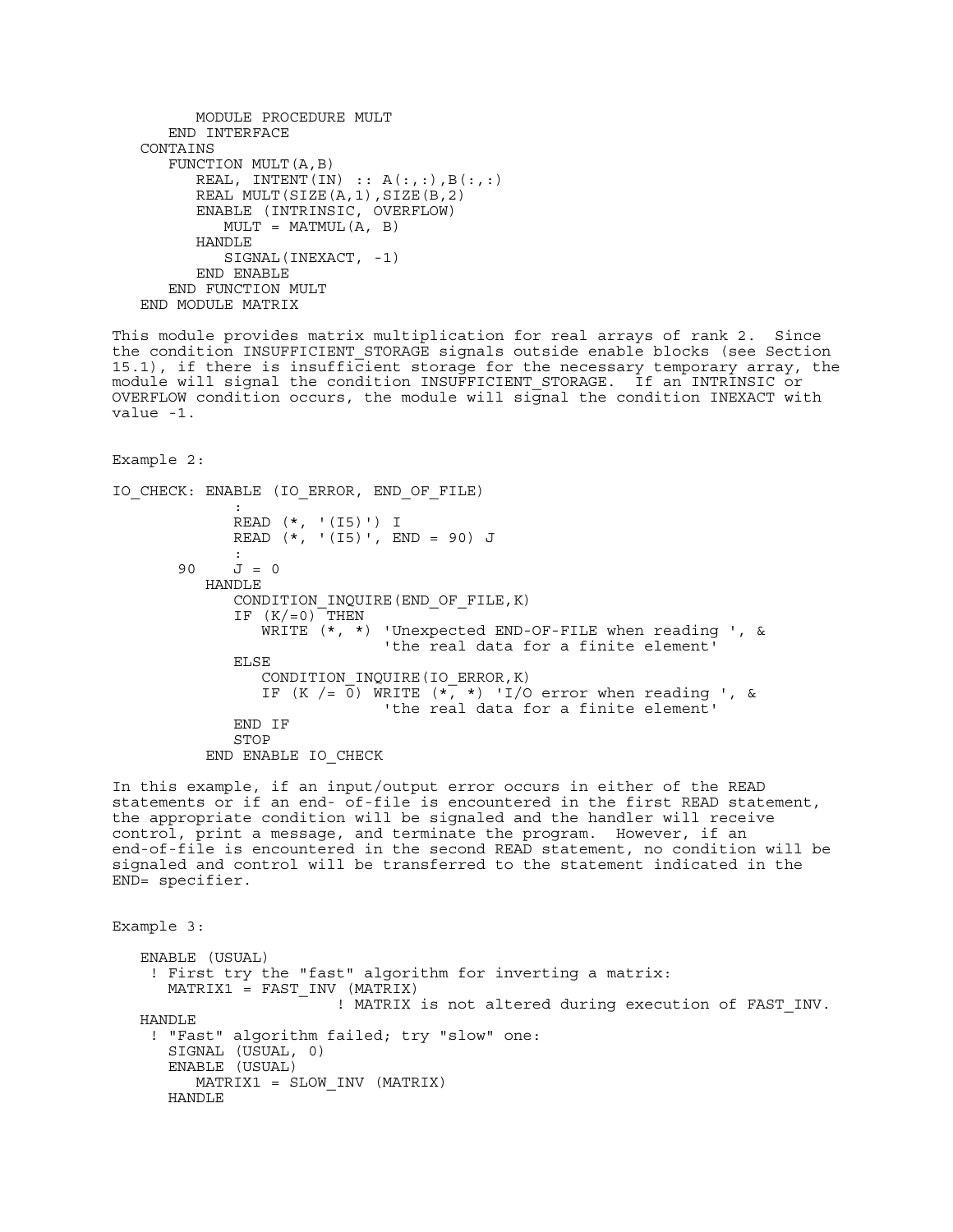```
         MODULE PROCEDURE MULT
      END INTERFACE
   CONTAINS
      FUNCTION MULT(A,B)
         REAL, INTENT(IN) :: A(:,:),B(:,:)
         REAL MULT(SIZE(A,1),SIZE(B,2)
         ENABLE (INTRINSIC, OVERFLOW)
            MULT = MATMUL(A, B)
         HANDLE
            SIGNAL(INEXACT, -1)
         END ENABLE
      END FUNCTION MULT
   END MODULE MATRIX
```

This module provides matrix multiplication for real arrays of rank 2. Since the condition INSUFFICIENT_STORAGE signals outside enable blocks (see Section 15.1), if there is insufficient storage for the necessary temporary array, the module will signal the condition INSUFFICIENT_STORAGE. If an INTRINSIC or OVERFLOW condition occurs, the module will signal the condition INEXACT with value -1.

Example 2:

```
IO_CHECK: ENABLE (IO_ERROR, END_OF_FILE)
             :
             READ (*, '(I5)') I
             READ (*, '(I5)', END = 90) J
             :
       90    J = 0
          HANDLE
             CONDITION_INQUIRE(END_OF_FILE,K)
             IF (K/=0) THEN
                WRITE (*, *) 'Unexpected END-OF-FILE when reading ', &
                             'the real data for a finite element'
             ELSE
                CONDITION_INQUIRE(IO_ERROR,K)
                IF (K /= 0) WRITE (*, *) 'I/O error when reading ', &
                             'the real data for a finite element'
             END IF
             STOP
          END ENABLE IO_CHECK
```

In this example, if an input/output error occurs in either of the READ statements or if an end- of-file is encountered in the first READ statement, the appropriate condition will be signaled and the handler will receive control, print a message, and terminate the program. However, if an end-of-file is encountered in the second READ statement, no condition will be signaled and control will be transferred to the statement indicated in the END= specifier.

Example 3:

```
   ENABLE (USUAL)
    ! First try the "fast" algorithm for inverting a matrix:
      MATRIX1 = FAST_INV (MATRIX)
                        ! MATRIX is not altered during execution of FAST_INV.
   HANDLE
    ! "Fast" algorithm failed; try "slow" one:
      SIGNAL (USUAL, 0)
      ENABLE (USUAL)
         MATRIX1 = SLOW_INV (MATRIX)
      HANDLE
```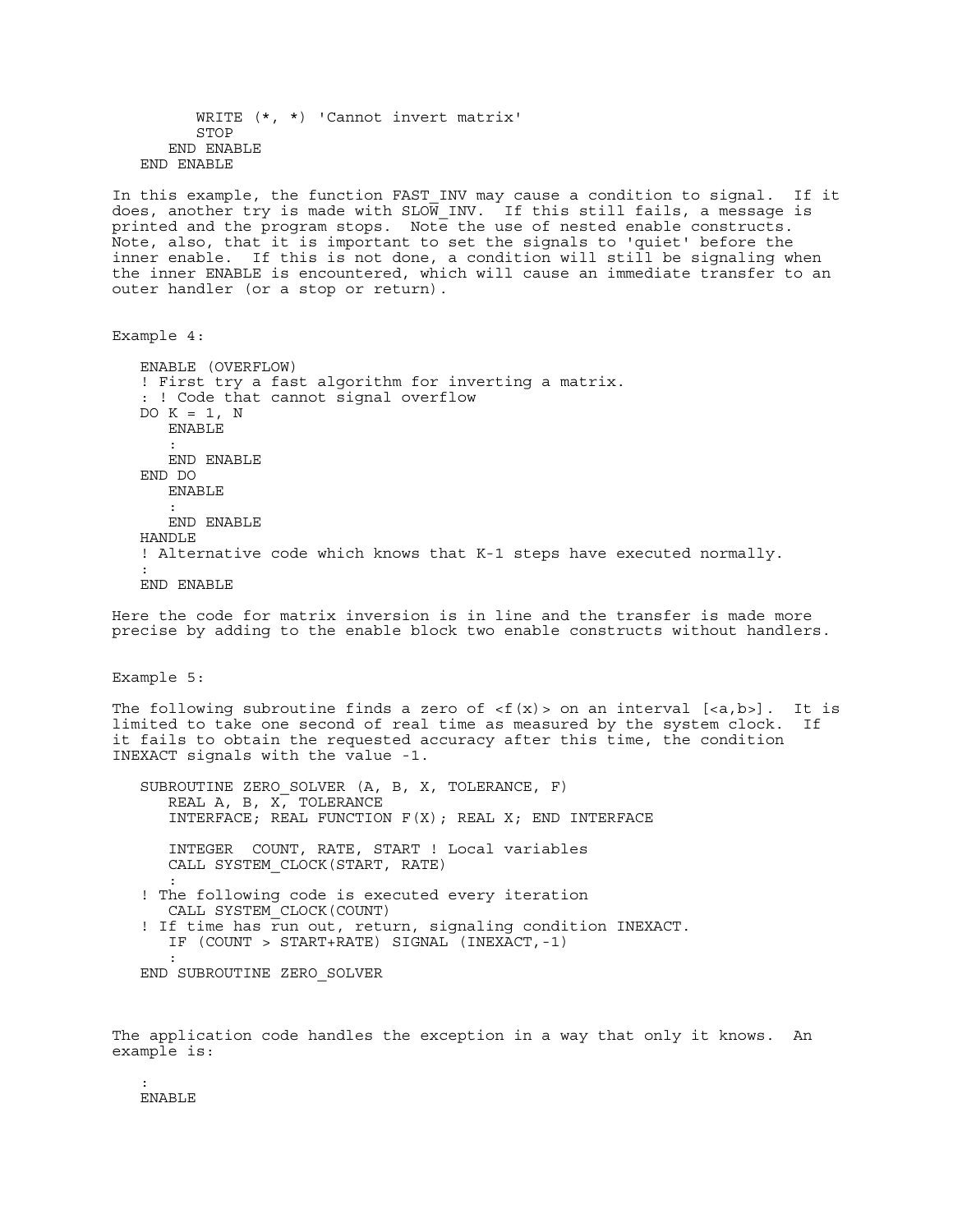```
         WRITE (*, *) 'Cannot invert matrix'
         STOP
      END ENABLE
   END ENABLE
```

In this example, the function FAST_INV may cause a condition to signal. If it does, another try is made with SLOW_INV. If this still fails, a message is printed and the program stops. Note the use of nested enable constructs. Note, also, that it is important to set the signals to 'quiet' before the inner enable. If this is not done, a condition will still be signaling when the inner ENABLE is encountered, which will cause an immediate transfer to an outer handler (or a stop or return).

Example 4:

```
   ENABLE (OVERFLOW)
   ! First try a fast algorithm for inverting a matrix.
   : ! Code that cannot signal overflow
   DO K = 1, N
      ENABLE
      :
      END ENABLE
   END DO
      ENABLE
      :
      END ENABLE
   HANDLE
   ! Alternative code which knows that K-1 steps have executed normally.
   :
   END ENABLE
```

Here the code for matrix inversion is in line and the transfer is made more precise by adding to the enable block two enable constructs without handlers.

Example 5:

The following subroutine finds a zero of <f(x)> on an interval [<a,b>]. It is limited to take one second of real time as measured by the system clock. If it fails to obtain the requested accuracy after this time, the condition INEXACT signals with the value -1.

```
   SUBROUTINE ZERO_SOLVER (A, B, X, TOLERANCE, F)
      REAL A, B, X, TOLERANCE
      INTERFACE; REAL FUNCTION F(X); REAL X; END INTERFACE

      INTEGER  COUNT, RATE, START ! Local variables
      CALL SYSTEM_CLOCK(START, RATE)
      :
   ! The following code is executed every iteration
      CALL SYSTEM_CLOCK(COUNT)
   ! If time has run out, return, signaling condition INEXACT.
      IF (COUNT > START+RATE) SIGNAL (INEXACT,-1)
      :
   END SUBROUTINE ZERO_SOLVER
```

The application code handles the exception in a way that only it knows. An example is:

```
   :
   ENABLE
```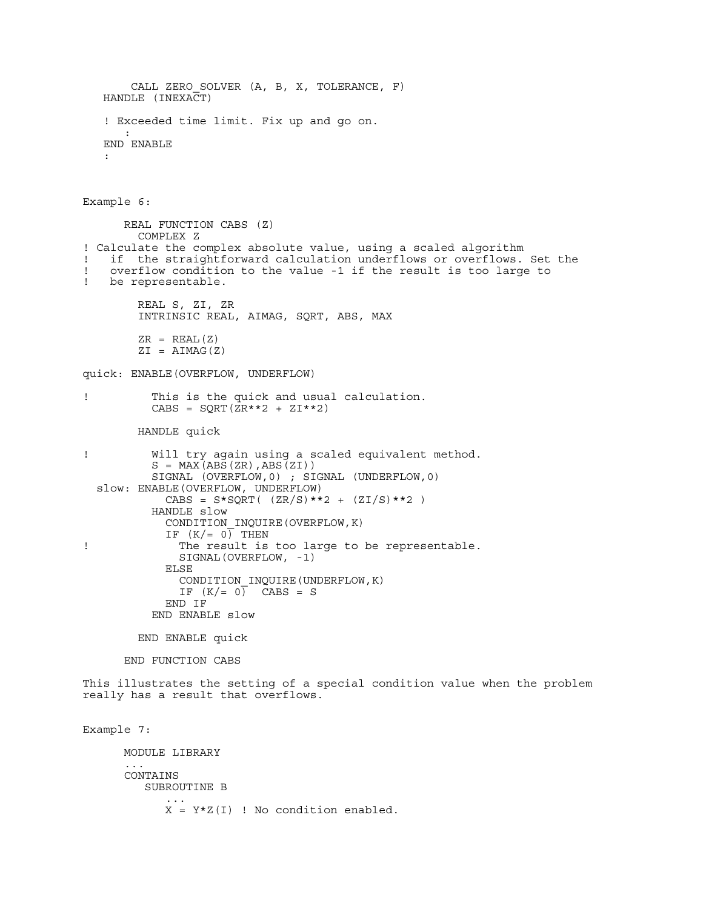```
       CALL ZERO_SOLVER (A, B, X, TOLERANCE, F)
   HANDLE (INEXACT)

   ! Exceeded time limit. Fix up and go on.
      :
   END ENABLE
   :
```

Example 6:

```
      REAL FUNCTION CABS (Z)
        COMPLEX Z
! Calculate the complex absolute value, using a scaled algorithm
!   if  the straightforward calculation underflows or overflows. Set the
!   overflow condition to the value -1 if the result is too large to
!   be representable.

        REAL S, ZI, ZR
        INTRINSIC REAL, AIMAG, SQRT, ABS, MAX

        ZR = REAL(Z)
        ZI = AIMAG(Z)

quick: ENABLE(OVERFLOW, UNDERFLOW)

!         This is the quick and usual calculation.
          CABS = SQRT(ZR**2 + ZI**2)

        HANDLE quick

!         Will try again using a scaled equivalent method.
          S = MAX(ABS(ZR),ABS(ZI))
          SIGNAL (OVERFLOW,0) ; SIGNAL (UNDERFLOW,0)
  slow: ENABLE(OVERFLOW, UNDERFLOW)
            CABS = S*SQRT( (ZR/S)**2 + (ZI/S)**2 )
          HANDLE slow
            CONDITION_INQUIRE(OVERFLOW,K)
            IF (K/= 0) THEN
!             The result is too large to be representable.
              SIGNAL(OVERFLOW, -1)
            ELSE
              CONDITION_INQUIRE(UNDERFLOW,K)
              IF (K/= 0)  CABS = S
            END IF
          END ENABLE slow

        END ENABLE quick

      END FUNCTION CABS
```

This illustrates the setting of a special condition value when the problem really has a result that overflows.

Example 7:

```
      MODULE LIBRARY
      ...
      CONTAINS
         SUBROUTINE B
            ...
            X = Y*Z(I) ! No condition enabled.
```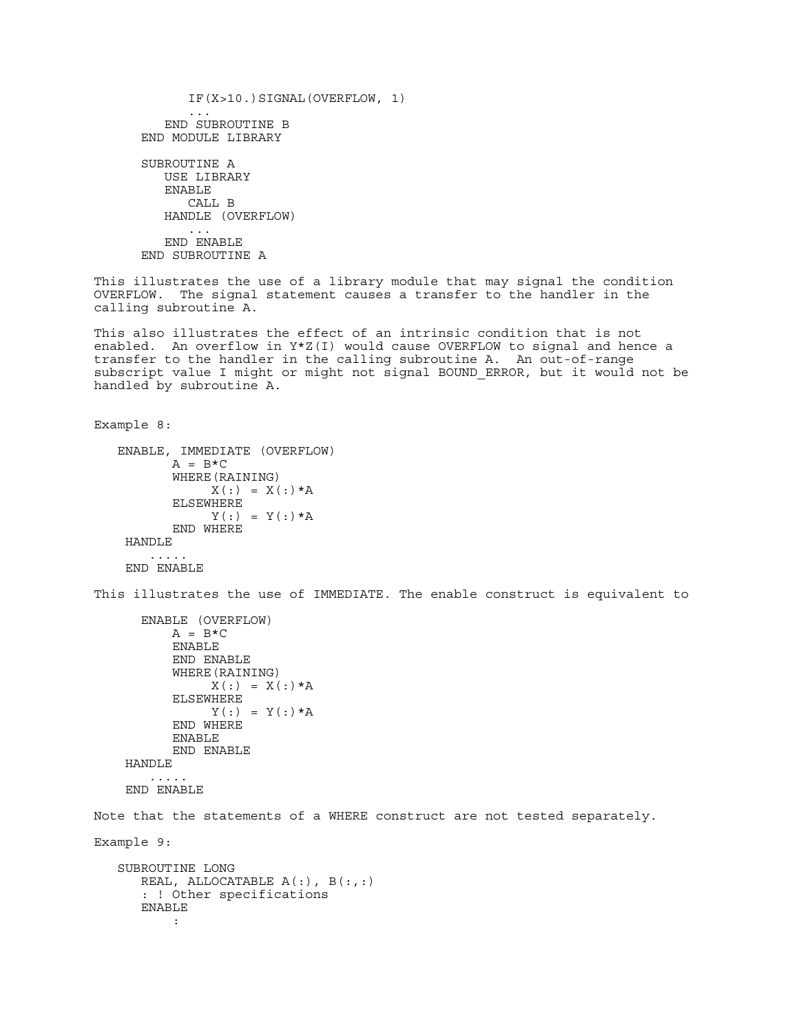```
            IF(X>10.)SIGNAL(OVERFLOW, 1)
            ...
         END SUBROUTINE B
      END MODULE LIBRARY

      SUBROUTINE A
         USE LIBRARY
         ENABLE
            CALL B
         HANDLE (OVERFLOW)
            ...
         END ENABLE
      END SUBROUTINE A
```

This illustrates the use of a library module that may signal the condition OVERFLOW. The signal statement causes a transfer to the handler in the calling subroutine A.

This also illustrates the effect of an intrinsic condition that is not enabled. An overflow in Y*Z(I) would cause OVERFLOW to signal and hence a transfer to the handler in the calling subroutine A. An out-of-range subscript value I might or might not signal BOUND_ERROR, but it would not be handled by subroutine A.

Example 8:

```
   ENABLE, IMMEDIATE (OVERFLOW)
         A = B*C
         WHERE(RAINING)
              X(:) = X(:)*A
         ELSEWHERE
              Y(:) = Y(:)*A
         END WHERE
    HANDLE
       .....
    END ENABLE
```

This illustrates the use of IMMEDIATE. The enable construct is equivalent to

```
      ENABLE (OVERFLOW)
          A = B*C
          ENABLE
          END ENABLE
          WHERE(RAINING)
               X(:) = X(:)*A
          ELSEWHERE
               Y(:) = Y(:)*A
          END WHERE
          ENABLE
          END ENABLE
    HANDLE
       .....
    END ENABLE
```

Note that the statements of a WHERE construct are not tested separately.

Example 9:

```
   SUBROUTINE LONG
      REAL, ALLOCATABLE A(:), B(:,:)
      : ! Other specifications
      ENABLE
          :
```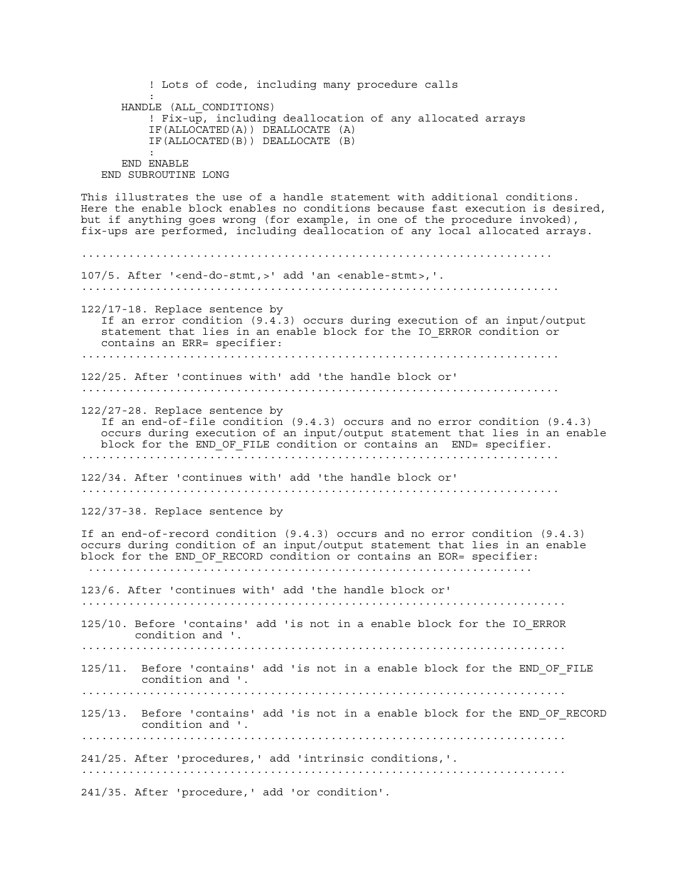```
         ! Lots of code, including many procedure calls
         :
      HANDLE (ALL_CONDITIONS)
         ! Fix-up, including deallocation of any allocated arrays
         IF(ALLOCATED(A)) DEALLOCATE (A)
         IF(ALLOCATED(B)) DEALLOCATE (B)
         :
      END ENABLE
   END SUBROUTINE LONG
```

This illustrates the use of a handle statement with additional conditions. Here the enable block enables no conditions because fast execution is desired, but if anything goes wrong (for example, in one of the procedure invoked), fix-ups are performed, including deallocation of any local allocated arrays.

.....................................................................

107/5. After '<end-do-stmt,>' add 'an <enable-stmt>,'.

.....................................................................

122/17-18. Replace sentence by

If an error condition (9.4.3) occurs during execution of an input/output statement that lies in an enable block for the IO_ERROR condition or contains an ERR= specifier:

.....................................................................

122/25. After 'continues with' add 'the handle block or'

.....................................................................

122/27-28. Replace sentence by

If an end-of-file condition (9.4.3) occurs and no error condition (9.4.3) occurs during execution of an input/output statement that lies in an enable block for the END_OF_FILE condition or contains an END= specifier.

.....................................................................

122/34. After 'continues with' add 'the handle block or'

.....................................................................

122/37-38. Replace sentence by

If an end-of-record condition (9.4.3) occurs and no error condition (9.4.3) occurs during condition of an input/output statement that lies in an enable block for the END_OF_RECORD condition or contains an EOR= specifier:

.....................................................................

123/6. After 'continues with' add 'the handle block or'

.....................................................................

125/10. Before 'contains' add 'is not in a enable block for the IO_ERROR condition and '.

.....................................................................

125/11. Before 'contains' add 'is not in a enable block for the END_OF_FILE condition and '.

.....................................................................

125/13. Before 'contains' add 'is not in a enable block for the END_OF_RECORD condition and '.

.....................................................................

241/25. After 'procedures,' add 'intrinsic conditions,'.

.....................................................................

241/35. After 'procedure,' add 'or condition'.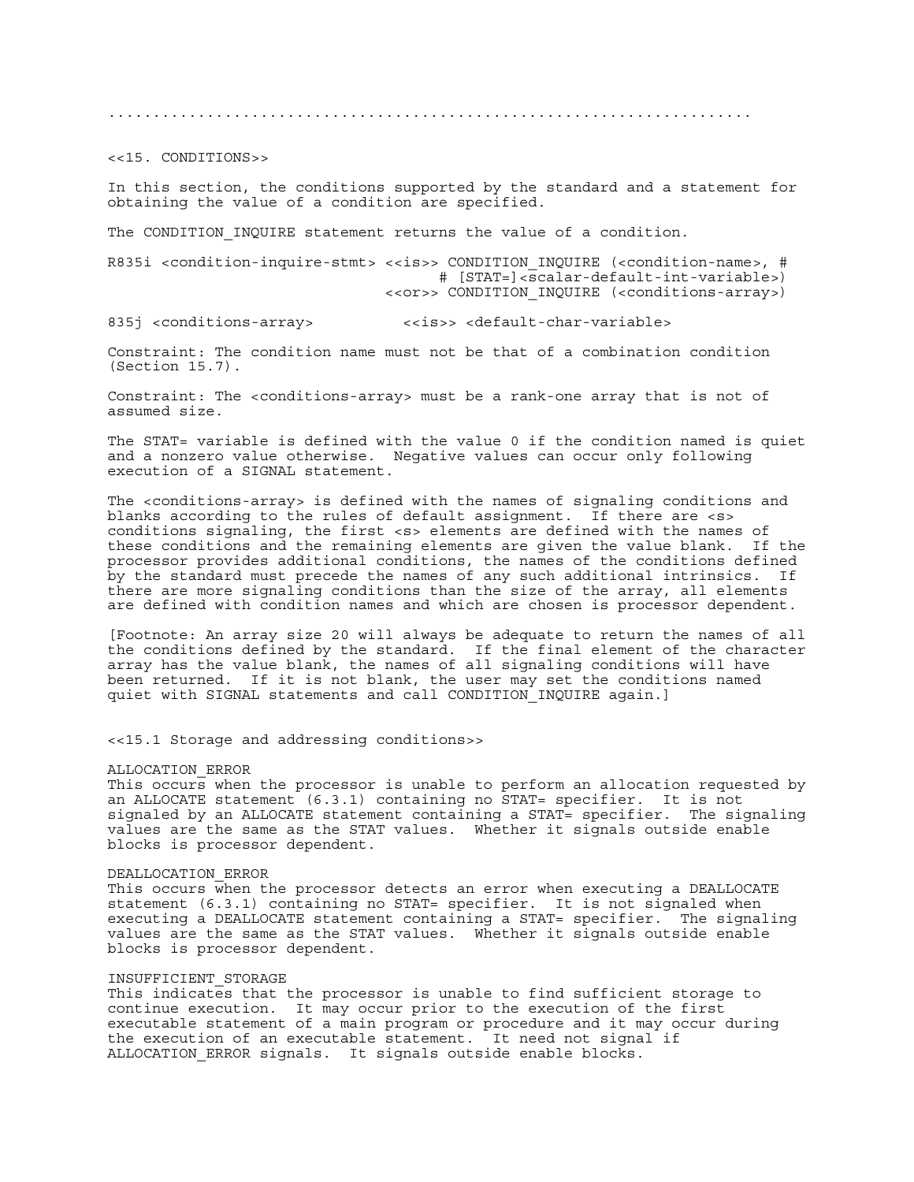.....................................................................

## <<15. CONDITIONS>>

In this section, the conditions supported by the standard and a statement for obtaining the value of a condition are specified.

The CONDITION_INQUIRE statement returns the value of a condition.

```
R835i <condition-inquire-stmt> <<is>> CONDITION_INQUIRE (<condition-name>, #
                                        # [STAT=]<scalar-default-int-variable>)
                                 <<or>> CONDITION_INQUIRE (<conditions-array>)

835j <conditions-array>          <<is>> <default-char-variable>
```

Constraint: The condition name must not be that of a combination condition (Section 15.7).

Constraint: The <conditions-array> must be a rank-one array that is not of assumed size.

The STAT= variable is defined with the value 0 if the condition named is quiet and a nonzero value otherwise. Negative values can occur only following execution of a SIGNAL statement.

The <conditions-array> is defined with the names of signaling conditions and blanks according to the rules of default assignment. If there are <s> conditions signaling, the first <s> elements are defined with the names of these conditions and the remaining elements are given the value blank. If the processor provides additional conditions, the names of the conditions defined by the standard must precede the names of any such additional intrinsics. If there are more signaling conditions than the size of the array, all elements are defined with condition names and which are chosen is processor dependent.

[Footnote: An array size 20 will always be adequate to return the names of all the conditions defined by the standard. If the final element of the character array has the value blank, the names of all signaling conditions will have been returned. If it is not blank, the user may set the conditions named quiet with SIGNAL statements and call CONDITION_INQUIRE again.]

### <<15.1 Storage and addressing conditions>>

ALLOCATION_ERROR
This occurs when the processor is unable to perform an allocation requested by an ALLOCATE statement (6.3.1) containing no STAT= specifier. It is not signaled by an ALLOCATE statement containing a STAT= specifier. The signaling values are the same as the STAT values. Whether it signals outside enable blocks is processor dependent.

DEALLOCATION_ERROR
This occurs when the processor detects an error when executing a DEALLOCATE statement (6.3.1) containing no STAT= specifier. It is not signaled when executing a DEALLOCATE statement containing a STAT= specifier. The signaling values are the same as the STAT values. Whether it signals outside enable blocks is processor dependent.

INSUFFICIENT_STORAGE
This indicates that the processor is unable to find sufficient storage to continue execution. It may occur prior to the execution of the first executable statement of a main program or procedure and it may occur during the execution of an executable statement. It need not signal if ALLOCATION_ERROR signals. It signals outside enable blocks.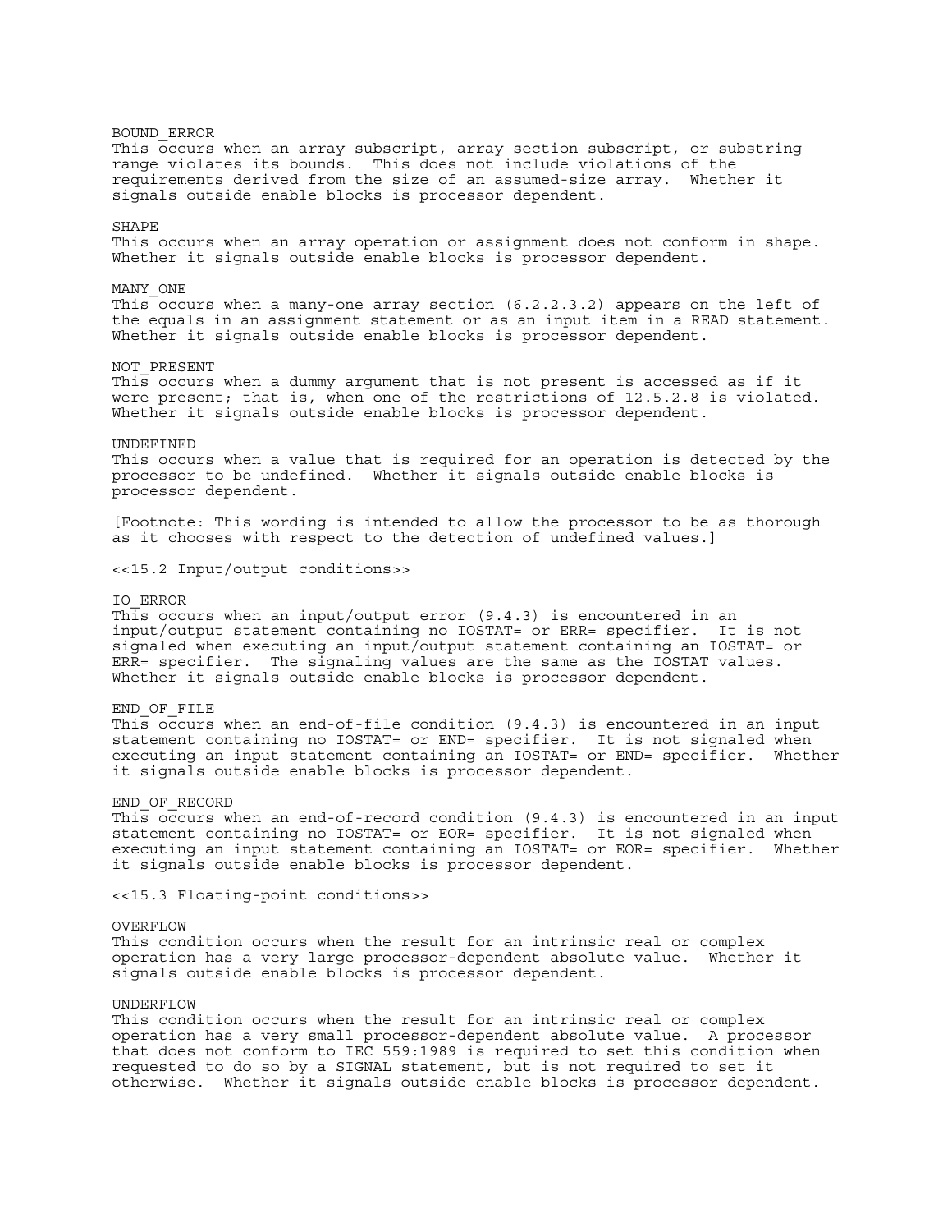BOUND_ERROR
This occurs when an array subscript, array section subscript, or substring range violates its bounds. This does not include violations of the requirements derived from the size of an assumed-size array. Whether it signals outside enable blocks is processor dependent.

SHAPE
This occurs when an array operation or assignment does not conform in shape. Whether it signals outside enable blocks is processor dependent.

MANY_ONE
This occurs when a many-one array section (6.2.2.3.2) appears on the left of the equals in an assignment statement or as an input item in a READ statement. Whether it signals outside enable blocks is processor dependent.

NOT_PRESENT
This occurs when a dummy argument that is not present is accessed as if it were present; that is, when one of the restrictions of 12.5.2.8 is violated. Whether it signals outside enable blocks is processor dependent.

UNDEFINED
This occurs when a value that is required for an operation is detected by the processor to be undefined. Whether it signals outside enable blocks is processor dependent.

[Footnote: This wording is intended to allow the processor to be as thorough as it chooses with respect to the detection of undefined values.]

<<15.2 Input/output conditions>>

IO_ERROR
This occurs when an input/output error (9.4.3) is encountered in an input/output statement containing no IOSTAT= or ERR= specifier. It is not signaled when executing an input/output statement containing an IOSTAT= or ERR= specifier. The signaling values are the same as the IOSTAT values. Whether it signals outside enable blocks is processor dependent.

END_OF_FILE
This occurs when an end-of-file condition (9.4.3) is encountered in an input statement containing no IOSTAT= or END= specifier. It is not signaled when executing an input statement containing an IOSTAT= or END= specifier. Whether it signals outside enable blocks is processor dependent.

END_OF_RECORD
This occurs when an end-of-record condition (9.4.3) is encountered in an input statement containing no IOSTAT= or EOR= specifier. It is not signaled when executing an input statement containing an IOSTAT= or EOR= specifier. Whether it signals outside enable blocks is processor dependent.

<<15.3 Floating-point conditions>>

OVERFLOW
This condition occurs when the result for an intrinsic real or complex operation has a very large processor-dependent absolute value. Whether it signals outside enable blocks is processor dependent.

UNDERFLOW
This condition occurs when the result for an intrinsic real or complex operation has a very small processor-dependent absolute value. A processor that does not conform to IEC 559:1989 is required to set this condition when requested to do so by a SIGNAL statement, but is not required to set it otherwise. Whether it signals outside enable blocks is processor dependent.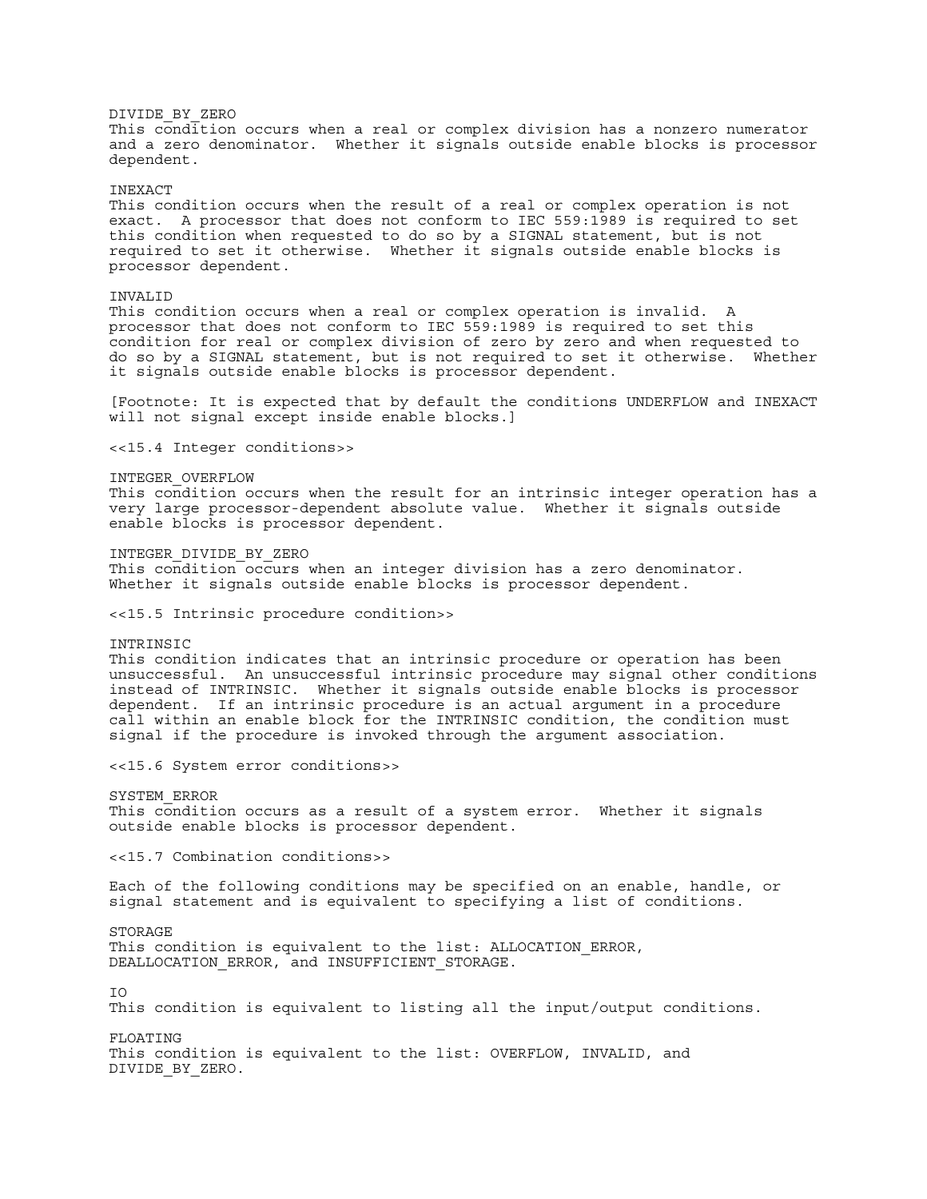DIVIDE_BY_ZERO
This condition occurs when a real or complex division has a nonzero numerator and a zero denominator. Whether it signals outside enable blocks is processor dependent.

INEXACT
This condition occurs when the result of a real or complex operation is not exact. A processor that does not conform to IEC 559:1989 is required to set this condition when requested to do so by a SIGNAL statement, but is not required to set it otherwise. Whether it signals outside enable blocks is processor dependent.

INVALID
This condition occurs when a real or complex operation is invalid. A processor that does not conform to IEC 559:1989 is required to set this condition for real or complex division of zero by zero and when requested to do so by a SIGNAL statement, but is not required to set it otherwise. Whether it signals outside enable blocks is processor dependent.

[Footnote: It is expected that by default the conditions UNDERFLOW and INEXACT will not signal except inside enable blocks.]

## <<15.4 Integer conditions>>

INTEGER_OVERFLOW
This condition occurs when the result for an intrinsic integer operation has a very large processor-dependent absolute value. Whether it signals outside enable blocks is processor dependent.

INTEGER_DIVIDE_BY_ZERO
This condition occurs when an integer division has a zero denominator. Whether it signals outside enable blocks is processor dependent.

## <<15.5 Intrinsic procedure condition>>

INTRINSIC
This condition indicates that an intrinsic procedure or operation has been unsuccessful. An unsuccessful intrinsic procedure may signal other conditions instead of INTRINSIC. Whether it signals outside enable blocks is processor dependent. If an intrinsic procedure is an actual argument in a procedure call within an enable block for the INTRINSIC condition, the condition must signal if the procedure is invoked through the argument association.

## <<15.6 System error conditions>>

SYSTEM_ERROR
This condition occurs as a result of a system error. Whether it signals outside enable blocks is processor dependent.

## <<15.7 Combination conditions>>

Each of the following conditions may be specified on an enable, handle, or signal statement and is equivalent to specifying a list of conditions.

STORAGE
This condition is equivalent to the list: ALLOCATION_ERROR, DEALLOCATION_ERROR, and INSUFFICIENT_STORAGE.

IO
This condition is equivalent to listing all the input/output conditions.

FLOATING
This condition is equivalent to the list: OVERFLOW, INVALID, and DIVIDE_BY_ZERO.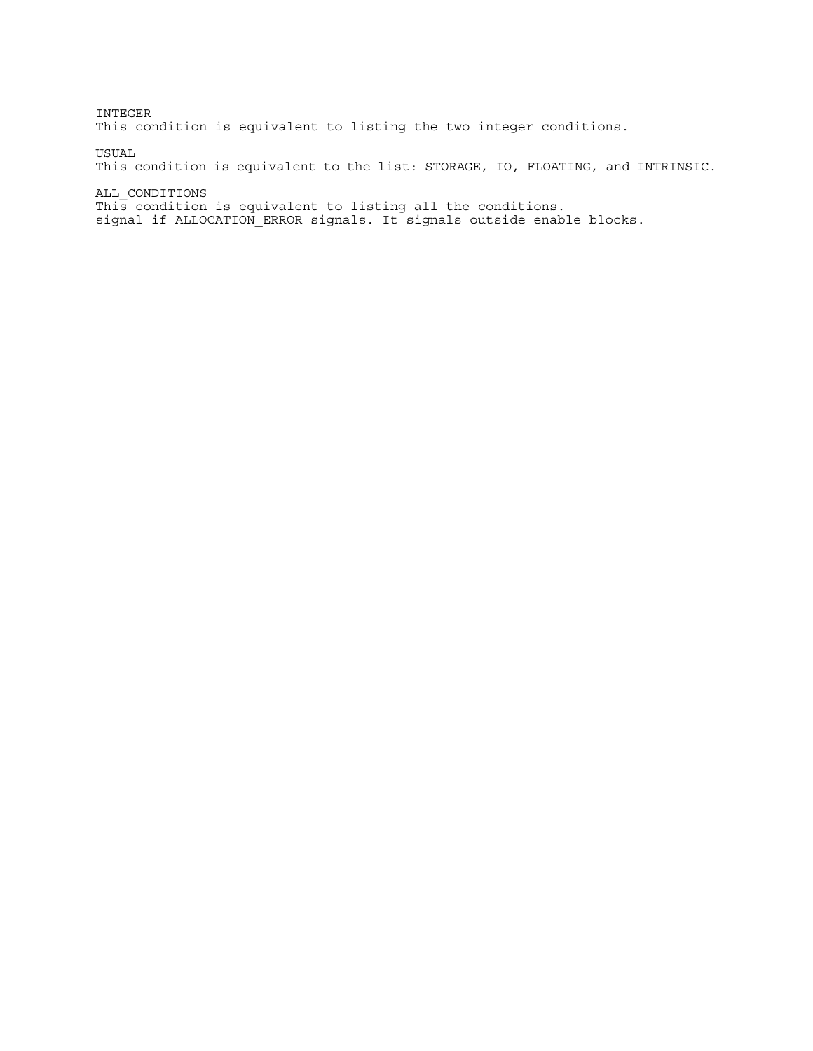INTEGER
This condition is equivalent to listing the two integer conditions.

USUAL
This condition is equivalent to the list: STORAGE, IO, FLOATING, and INTRINSIC.

ALL_CONDITIONS
This condition is equivalent to listing all the conditions.
signal if ALLOCATION_ERROR signals. It signals outside enable blocks.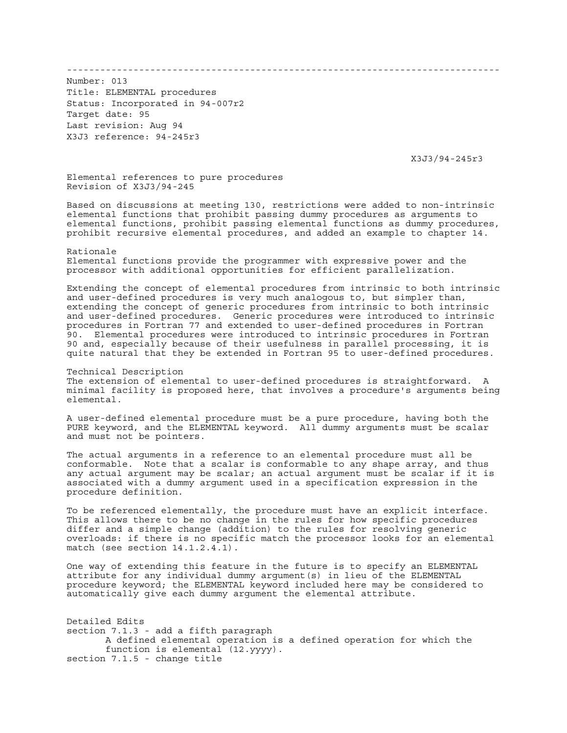---

Number: 013
Title: ELEMENTAL procedures
Status: Incorporated in 94-007r2
Target date: 95
Last revision: Aug 94
X3J3 reference: 94-245r3

X3J3/94-245r3

Elemental references to pure procedures
Revision of X3J3/94-245

Based on discussions at meeting 130, restrictions were added to non-intrinsic elemental functions that prohibit passing dummy procedures as arguments to elemental functions, prohibit passing elemental functions as dummy procedures, prohibit recursive elemental procedures, and added an example to chapter 14.

Rationale
Elemental functions provide the programmer with expressive power and the processor with additional opportunities for efficient parallelization.

Extending the concept of elemental procedures from intrinsic to both intrinsic and user-defined procedures is very much analogous to, but simpler than, extending the concept of generic procedures from intrinsic to both intrinsic and user-defined procedures. Generic procedures were introduced to intrinsic procedures in Fortran 77 and extended to user-defined procedures in Fortran 90. Elemental procedures were introduced to intrinsic procedures in Fortran 90 and, especially because of their usefulness in parallel processing, it is quite natural that they be extended in Fortran 95 to user-defined procedures.

Technical Description
The extension of elemental to user-defined procedures is straightforward. A minimal facility is proposed here, that involves a procedure's arguments being elemental.

A user-defined elemental procedure must be a pure procedure, having both the PURE keyword, and the ELEMENTAL keyword. All dummy arguments must be scalar and must not be pointers.

The actual arguments in a reference to an elemental procedure must all be conformable. Note that a scalar is conformable to any shape array, and thus any actual argument may be scalar; an actual argument must be scalar if it is associated with a dummy argument used in a specification expression in the procedure definition.

To be referenced elementally, the procedure must have an explicit interface. This allows there to be no change in the rules for how specific procedures differ and a simple change (addition) to the rules for resolving generic overloads: if there is no specific match the processor looks for an elemental match (see section 14.1.2.4.1).

One way of extending this feature in the future is to specify an ELEMENTAL attribute for any individual dummy argument(s) in lieu of the ELEMENTAL procedure keyword; the ELEMENTAL keyword included here may be considered to automatically give each dummy argument the elemental attribute.

Detailed Edits
section 7.1.3 - add a fifth paragraph
    A defined elemental operation is a defined operation for which the function is elemental (12.yyyy).
section 7.1.5 - change title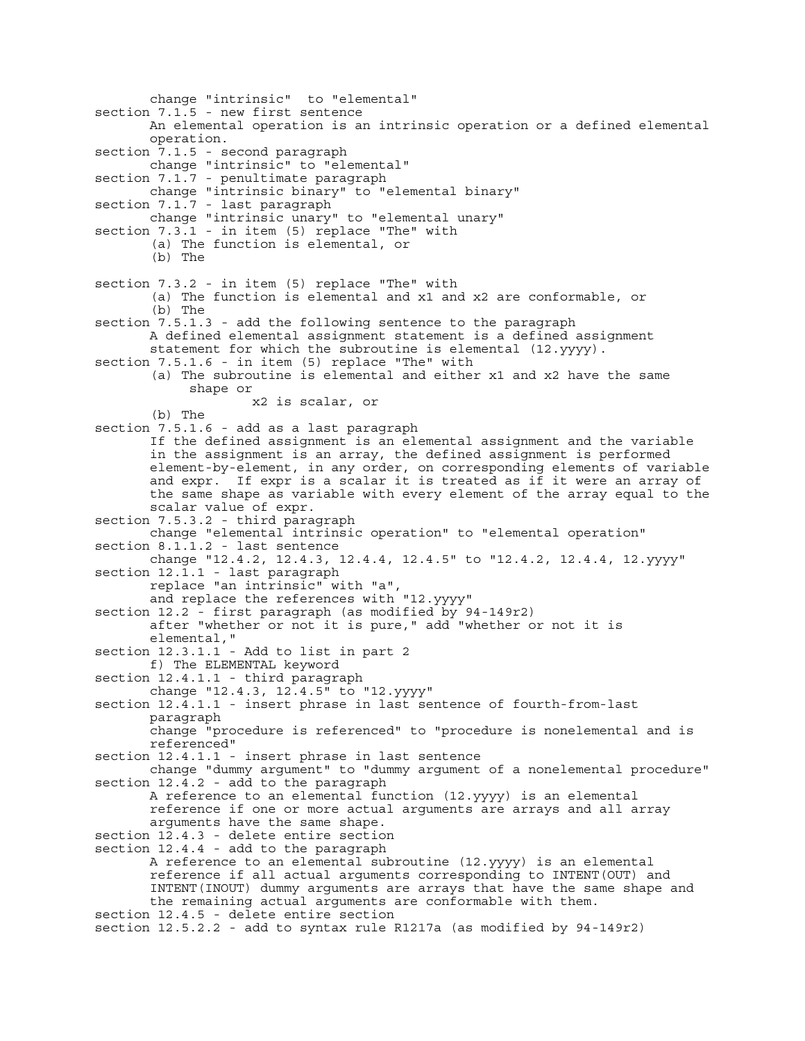change "intrinsic" to "elemental"

section 7.1.5 - new first sentence

An elemental operation is an intrinsic operation or a defined elemental operation.

section 7.1.5 - second paragraph

change "intrinsic" to "elemental"

section 7.1.7 - penultimate paragraph

change "intrinsic binary" to "elemental binary"

section 7.1.7 - last paragraph

change "intrinsic unary" to "elemental unary"

section 7.3.1 - in item (5) replace "The" with

(a) The function is elemental, or
(b) The

section 7.3.2 - in item (5) replace "The" with

(a) The function is elemental and x1 and x2 are conformable, or
(b) The

section 7.5.1.3 - add the following sentence to the paragraph

A defined elemental assignment statement is a defined assignment statement for which the subroutine is elemental (12.yyyy).

section 7.5.1.6 - in item (5) replace "The" with

(a) The subroutine is elemental and either x1 and x2 have the same shape or
x2 is scalar, or
(b) The

section 7.5.1.6 - add as a last paragraph

If the defined assignment is an elemental assignment and the variable in the assignment is an array, the defined assignment is performed element-by-element, in any order, on corresponding elements of variable and expr. If expr is a scalar it is treated as if it were an array of the same shape as variable with every element of the array equal to the scalar value of expr.

section 7.5.3.2 - third paragraph

change "elemental intrinsic operation" to "elemental operation"

section 8.1.1.2 - last sentence

change "12.4.2, 12.4.3, 12.4.4, 12.4.5" to "12.4.2, 12.4.4, 12.yyyy"

section 12.1.1 - last paragraph

replace "an intrinsic" with "a",
and replace the references with "12.yyyy"

section 12.2 - first paragraph (as modified by 94-149r2)

after "whether or not it is pure," add "whether or not it is elemental,"

section 12.3.1.1 - Add to list in part 2

f) The ELEMENTAL keyword

section 12.4.1.1 - third paragraph

change "12.4.3, 12.4.5" to "12.yyyy"

section 12.4.1.1 - insert phrase in last sentence of fourth-from-last paragraph

change "procedure is referenced" to "procedure is nonelemental and is referenced"

section 12.4.1.1 - insert phrase in last sentence

change "dummy argument" to "dummy argument of a nonelemental procedure"

section 12.4.2 - add to the paragraph

A reference to an elemental function (12.yyyy) is an elemental reference if one or more actual arguments are arrays and all array arguments have the same shape.

section 12.4.3 - delete entire section

section 12.4.4 - add to the paragraph

A reference to an elemental subroutine (12.yyyy) is an elemental reference if all actual arguments corresponding to INTENT(OUT) and INTENT(INOUT) dummy arguments are arrays that have the same shape and the remaining actual arguments are conformable with them.

section 12.4.5 - delete entire section

section 12.5.2.2 - add to syntax rule R1217a (as modified by 94-149r2)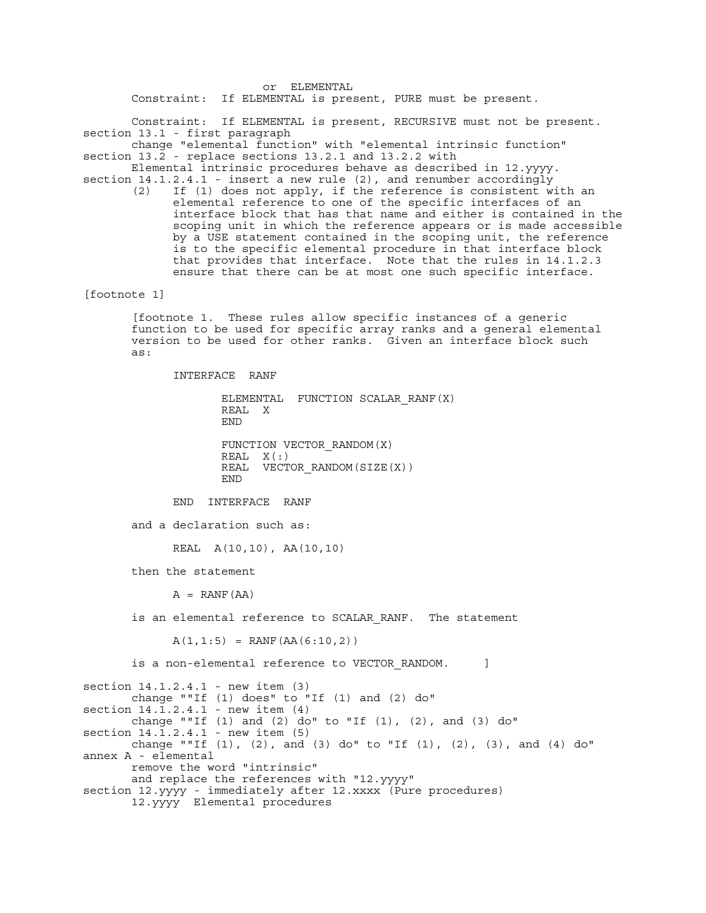or ELEMENTAL

Constraint: If ELEMENTAL is present, PURE must be present.

Constraint: If ELEMENTAL is present, RECURSIVE must not be present.

section 13.1 - first paragraph

change "elemental function" with "elemental intrinsic function"

section 13.2 - replace sections 13.2.1 and 13.2.2 with

Elemental intrinsic procedures behave as described in 12.yyyy.

section 14.1.2.4.1 - insert a new rule (2), and renumber accordingly

(2) If (1) does not apply, if the reference is consistent with an elemental reference to one of the specific interfaces of an interface block that has that name and either is contained in the scoping unit in which the reference appears or is made accessible by a USE statement contained in the scoping unit, the reference is to the specific elemental procedure in that interface block that provides that interface. Note that the rules in 14.1.2.3 ensure that there can be at most one such specific interface.

[footnote 1]

[footnote 1. These rules allow specific instances of a generic function to be used for specific array ranks and a general elemental version to be used for other ranks. Given an interface block such as:

```
      INTERFACE  RANF

            ELEMENTAL  FUNCTION SCALAR_RANF(X)
            REAL  X
            END

            FUNCTION VECTOR_RANDOM(X)
            REAL  X(:)
            REAL  VECTOR_RANDOM(SIZE(X))
            END

      END  INTERFACE  RANF
```

and a declaration such as:

```
      REAL  A(10,10), AA(10,10)
```

then the statement

```
      A = RANF(AA)
```

is an elemental reference to SCALAR_RANF. The statement

```
      A(1,1:5) = RANF(AA(6:10,2))
```

is a non-elemental reference to VECTOR_RANDOM. ]

section 14.1.2.4.1 - new item (3)

change ""If (1) does" to "If (1) and (2) do"

section 14.1.2.4.1 - new item (4)

change ""If (1) and (2) do" to "If (1), (2), and (3) do"

section 14.1.2.4.1 - new item (5)

change ""If (1), (2), and (3) do" to "If (1), (2), (3), and (4) do"

annex A - elemental

remove the word "intrinsic"

and replace the references with "12.yyyy"

section 12.yyyy - immediately after 12.xxxx (Pure procedures)

12.yyyy Elemental procedures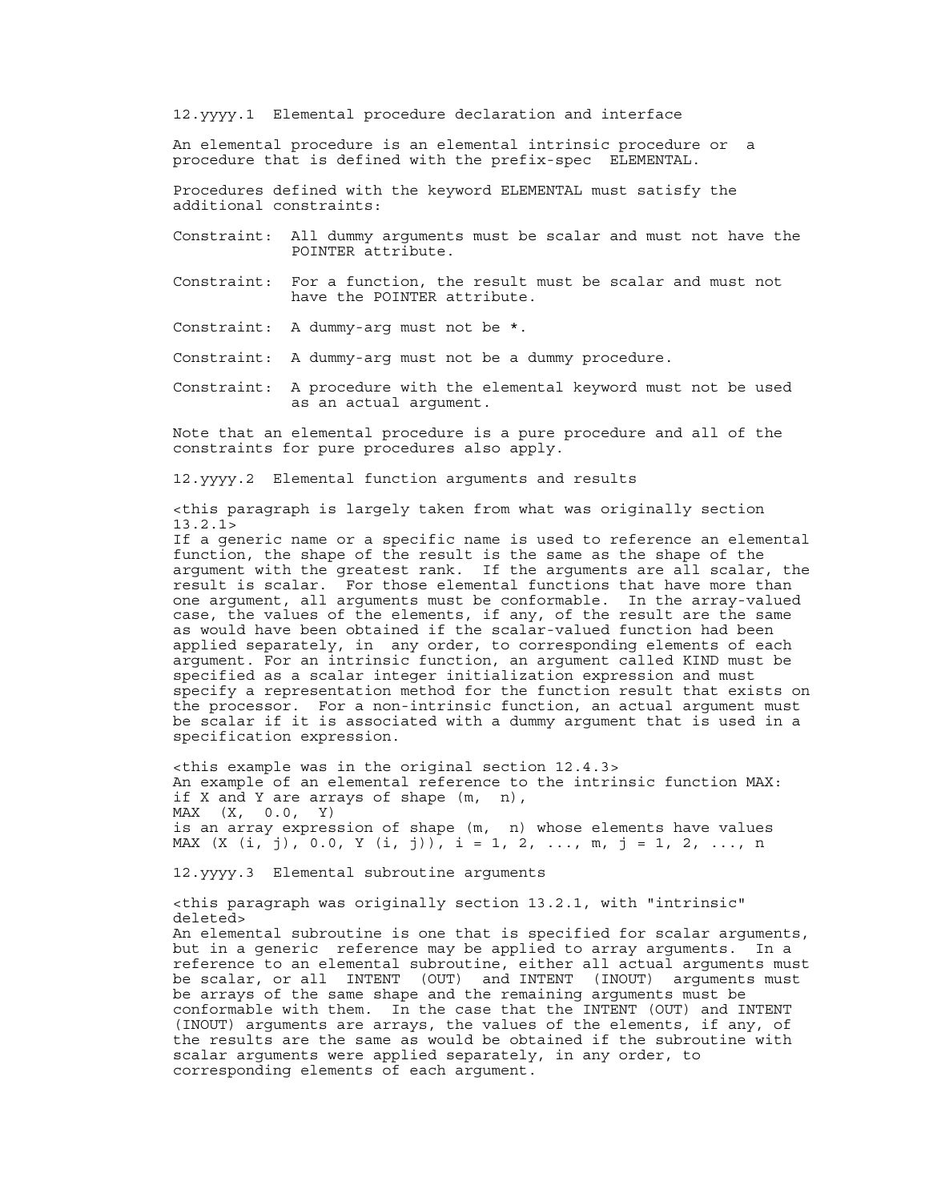### 12.yyyy.1 Elemental procedure declaration and interface

An elemental procedure is an elemental intrinsic procedure or a procedure that is defined with the prefix-spec ELEMENTAL.

Procedures defined with the keyword ELEMENTAL must satisfy the additional constraints:

Constraint: All dummy arguments must be scalar and must not have the POINTER attribute.

Constraint: For a function, the result must be scalar and must not have the POINTER attribute.

Constraint: A dummy-arg must not be *.

Constraint: A dummy-arg must not be a dummy procedure.

Constraint: A procedure with the elemental keyword must not be used as an actual argument.

Note that an elemental procedure is a pure procedure and all of the constraints for pure procedures also apply.

### 12.yyyy.2 Elemental function arguments and results

<this paragraph is largely taken from what was originally section 13.2.1>
If a generic name or a specific name is used to reference an elemental function, the shape of the result is the same as the shape of the argument with the greatest rank. If the arguments are all scalar, the result is scalar. For those elemental functions that have more than one argument, all arguments must be conformable. In the array-valued case, the values of the elements, if any, of the result are the same as would have been obtained if the scalar-valued function had been applied separately, in any order, to corresponding elements of each argument. For an intrinsic function, an argument called KIND must be specified as a scalar integer initialization expression and must specify a representation method for the function result that exists on the processor. For a non-intrinsic function, an actual argument must be scalar if it is associated with a dummy argument that is used in a specification expression.

<this example was in the original section 12.4.3>
An example of an elemental reference to the intrinsic function MAX:
if X and Y are arrays of shape (m, n),

```
MAX  (X,  0.0,  Y)
```

is an array expression of shape (m, n) whose elements have values

```
MAX (X (i, j), 0.0, Y (i, j)), i = 1, 2, ..., m, j = 1, 2, ..., n
```

### 12.yyyy.3 Elemental subroutine arguments

<this paragraph was originally section 13.2.1, with "intrinsic" deleted>
An elemental subroutine is one that is specified for scalar arguments, but in a generic reference may be applied to array arguments. In a reference to an elemental subroutine, either all actual arguments must be scalar, or all INTENT (OUT) and INTENT (INOUT) arguments must be arrays of the same shape and the remaining arguments must be conformable with them. In the case that the INTENT (OUT) and INTENT (INOUT) arguments are arrays, the values of the elements, if any, of the results are the same as would be obtained if the subroutine with scalar arguments were applied separately, in any order, to corresponding elements of each argument.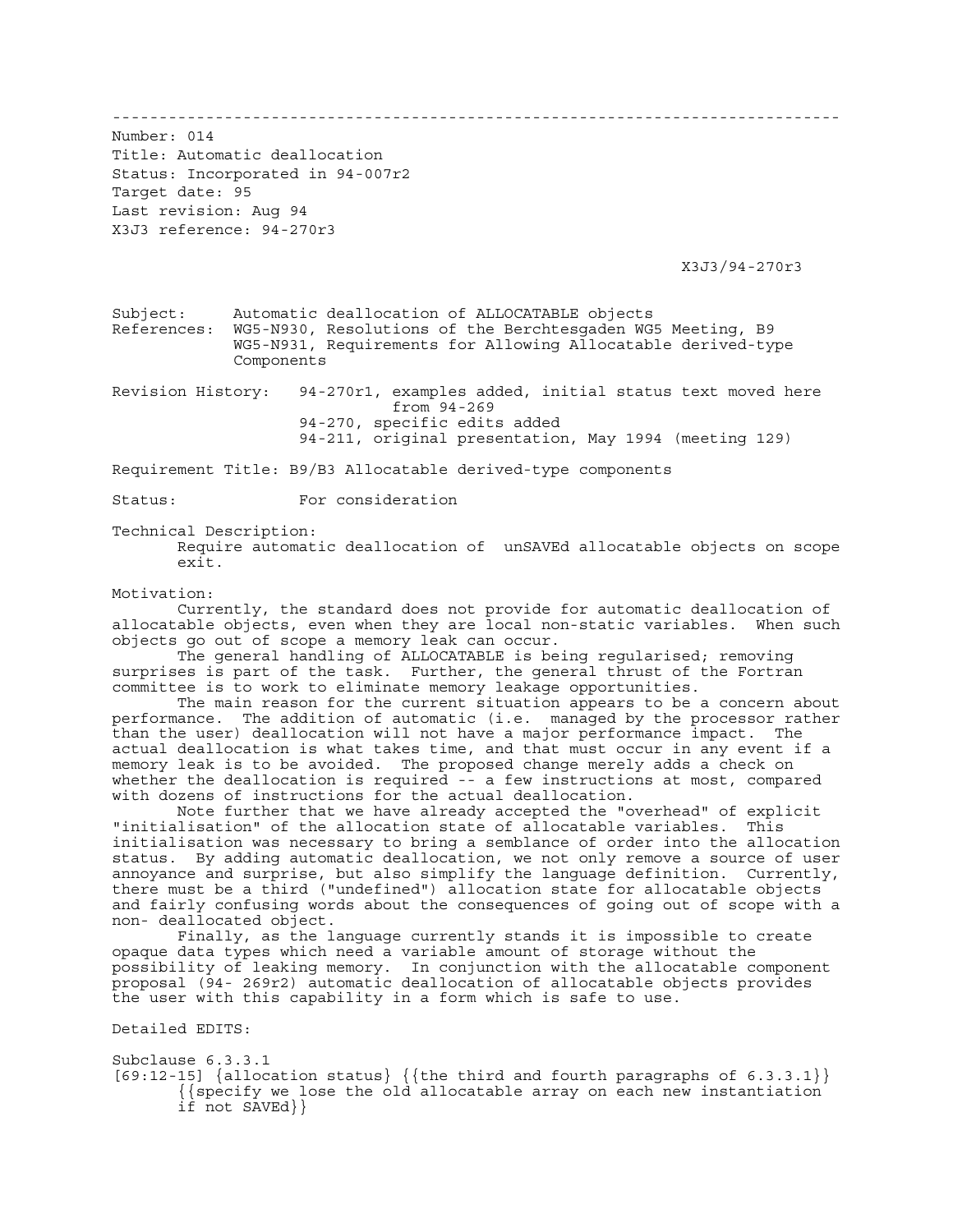-------------------------------------------------------------------------------

Number: 014
Title: Automatic deallocation
Status: Incorporated in 94-007r2
Target date: 95
Last revision: Aug 94
X3J3 reference: 94-270r3

X3J3/94-270r3

Subject: Automatic deallocation of ALLOCATABLE objects
References: WG5-N930, Resolutions of the Berchtesgaden WG5 Meeting, B9
WG5-N931, Requirements for Allowing Allocatable derived-type Components

Revision History: 94-270r1, examples added, initial status text moved here from 94-269
94-270, specific edits added
94-211, original presentation, May 1994 (meeting 129)

Requirement Title: B9/B3 Allocatable derived-type components

Status: For consideration

Technical Description:
Require automatic deallocation of unSAVEd allocatable objects on scope exit.

Motivation:
Currently, the standard does not provide for automatic deallocation of allocatable objects, even when they are local non-static variables. When such objects go out of scope a memory leak can occur.
The general handling of ALLOCATABLE is being regularised; removing surprises is part of the task. Further, the general thrust of the Fortran committee is to work to eliminate memory leakage opportunities.
The main reason for the current situation appears to be a concern about performance. The addition of automatic (i.e. managed by the processor rather than the user) deallocation will not have a major performance impact. The actual deallocation is what takes time, and that must occur in any event if a memory leak is to be avoided. The proposed change merely adds a check on whether the deallocation is required -- a few instructions at most, compared with dozens of instructions for the actual deallocation.
Note further that we have already accepted the "overhead" of explicit "initialisation" of the allocation state of allocatable variables. This initialisation was necessary to bring a semblance of order into the allocation status. By adding automatic deallocation, we not only remove a source of user annoyance and surprise, but also simplify the language definition. Currently, there must be a third ("undefined") allocation state for allocatable objects and fairly confusing words about the consequences of going out of scope with a non- deallocated object.
Finally, as the language currently stands it is impossible to create opaque data types which need a variable amount of storage without the possibility of leaking memory. In conjunction with the allocatable component proposal (94- 269r2) automatic deallocation of allocatable objects provides the user with this capability in a form which is safe to use.

Detailed EDITS:

Subclause 6.3.3.1
[69:12-15] {allocation status} {{the third and fourth paragraphs of 6.3.3.1}}
{{specify we lose the old allocatable array on each new instantiation if not SAVEd}}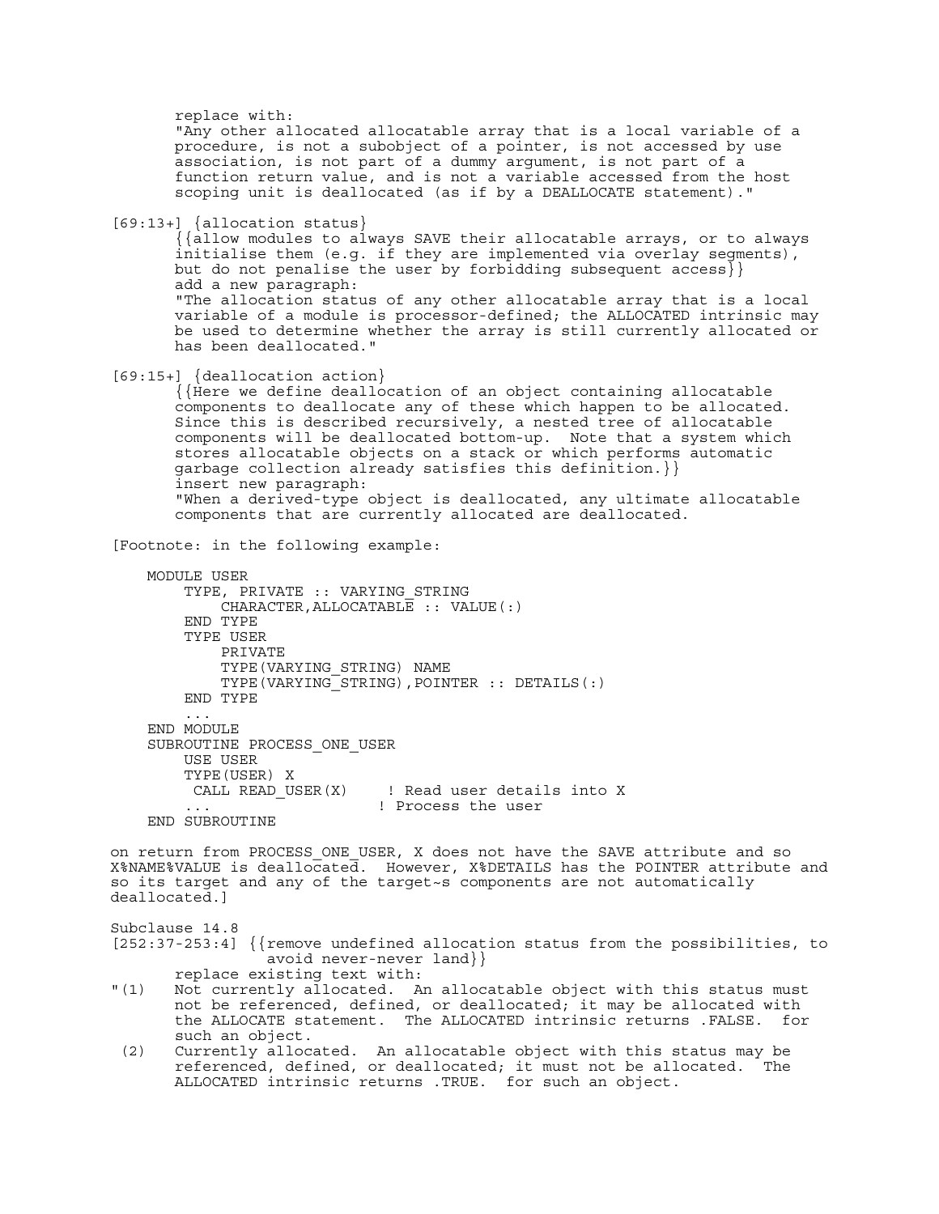replace with:
"Any other allocated allocatable array that is a local variable of a procedure, is not a subobject of a pointer, is not accessed by use association, is not part of a dummy argument, is not part of a function return value, and is not a variable accessed from the host scoping unit is deallocated (as if by a DEALLOCATE statement)."

[69:13+] {allocation status}

{{allow modules to always SAVE their allocatable arrays, or to always initialise them (e.g. if they are implemented via overlay segments), but do not penalise the user by forbidding subsequent access}}

add a new paragraph:

"The allocation status of any other allocatable array that is a local variable of a module is processor-defined; the ALLOCATED intrinsic may be used to determine whether the array is still currently allocated or has been deallocated."

[69:15+] {deallocation action}

{{Here we define deallocation of an object containing allocatable components to deallocate any of these which happen to be allocated. Since this is described recursively, a nested tree of allocatable components will be deallocated bottom-up. Note that a system which stores allocatable objects on a stack or which performs automatic garbage collection already satisfies this definition.}}

insert new paragraph:

"When a derived-type object is deallocated, any ultimate allocatable components that are currently allocated are deallocated.

[Footnote: in the following example:

```
    MODULE USER
        TYPE, PRIVATE :: VARYING_STRING
            CHARACTER,ALLOCATABLE :: VALUE(:)
        END TYPE
        TYPE USER
            PRIVATE
            TYPE(VARYING_STRING) NAME
            TYPE(VARYING_STRING),POINTER :: DETAILS(:)
        END TYPE
        ...
    END MODULE
    SUBROUTINE PROCESS_ONE_USER
        USE USER
        TYPE(USER) X
         CALL READ_USER(X)     ! Read user details into X
        ...                    ! Process the user
    END SUBROUTINE
```

on return from PROCESS_ONE_USER, X does not have the SAVE attribute and so X%NAME%VALUE is deallocated. However, X%DETAILS has the POINTER attribute and so its target and any of the target~s components are not automatically deallocated.]

Subclause 14.8

[252:37-253:4] {{remove undefined allocation status from the possibilities, to avoid never-never land}}

replace existing text with:

"(1) Not currently allocated. An allocatable object with this status must not be referenced, defined, or deallocated; it may be allocated with the ALLOCATE statement. The ALLOCATED intrinsic returns .FALSE. for such an object.

(2) Currently allocated. An allocatable object with this status may be referenced, defined, or deallocated; it must not be allocated. The ALLOCATED intrinsic returns .TRUE. for such an object.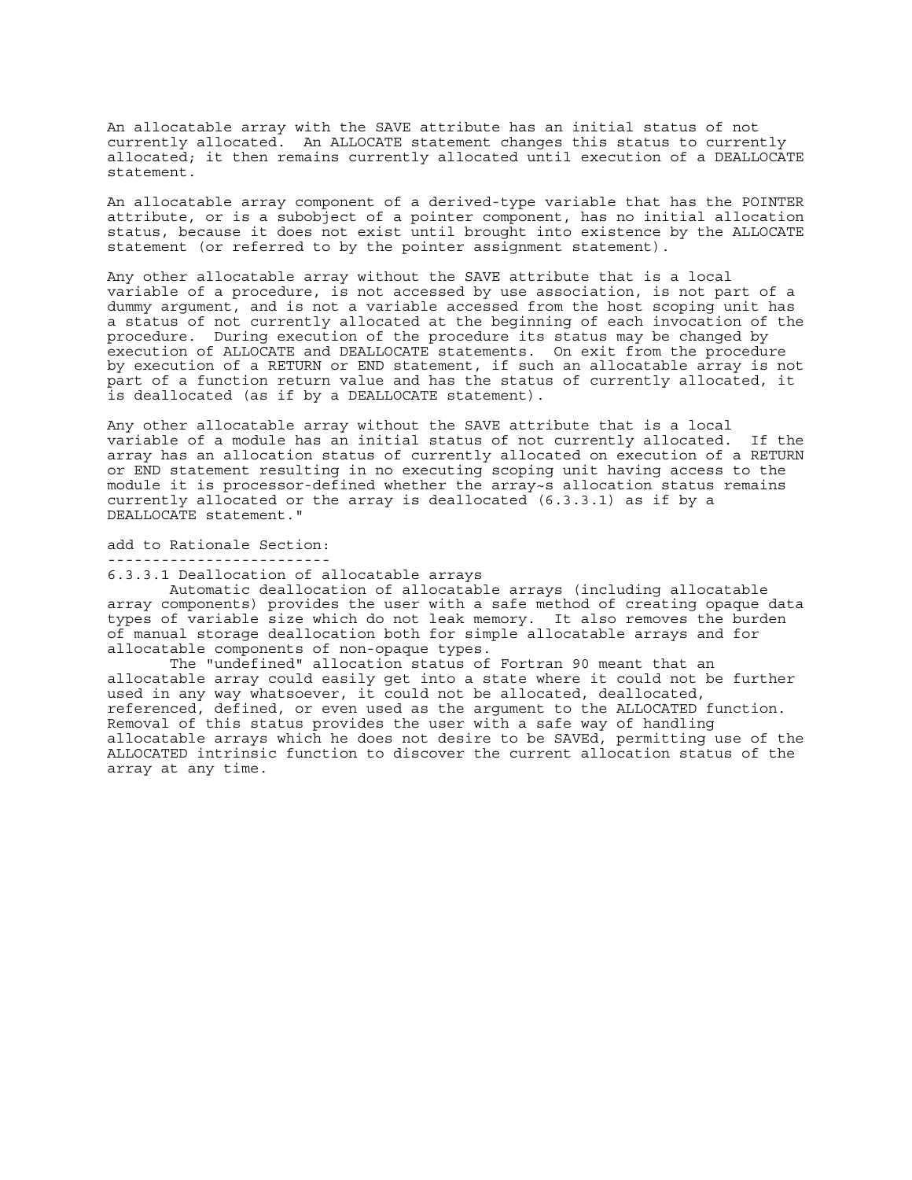An allocatable array with the SAVE attribute has an initial status of not currently allocated. An ALLOCATE statement changes this status to currently allocated; it then remains currently allocated until execution of a DEALLOCATE statement.

An allocatable array component of a derived-type variable that has the POINTER attribute, or is a subobject of a pointer component, has no initial allocation status, because it does not exist until brought into existence by the ALLOCATE statement (or referred to by the pointer assignment statement).

Any other allocatable array without the SAVE attribute that is a local variable of a procedure, is not accessed by use association, is not part of a dummy argument, and is not a variable accessed from the host scoping unit has a status of not currently allocated at the beginning of each invocation of the procedure. During execution of the procedure its status may be changed by execution of ALLOCATE and DEALLOCATE statements. On exit from the procedure by execution of a RETURN or END statement, if such an allocatable array is not part of a function return value and has the status of currently allocated, it is deallocated (as if by a DEALLOCATE statement).

Any other allocatable array without the SAVE attribute that is a local variable of a module has an initial status of not currently allocated. If the array has an allocation status of currently allocated on execution of a RETURN or END statement resulting in no executing scoping unit having access to the module it is processor-defined whether the array~s allocation status remains currently allocated or the array is deallocated (6.3.3.1) as if by a DEALLOCATE statement."

add to Rationale Section:
-------------------------

6.3.3.1 Deallocation of allocatable arrays

Automatic deallocation of allocatable arrays (including allocatable array components) provides the user with a safe method of creating opaque data types of variable size which do not leak memory. It also removes the burden of manual storage deallocation both for simple allocatable arrays and for allocatable components of non-opaque types.

The "undefined" allocation status of Fortran 90 meant that an allocatable array could easily get into a state where it could not be further used in any way whatsoever, it could not be allocated, deallocated, referenced, defined, or even used as the argument to the ALLOCATED function. Removal of this status provides the user with a safe way of handling allocatable arrays which he does not desire to be SAVEd, permitting use of the ALLOCATED intrinsic function to discover the current allocation status of the array at any time.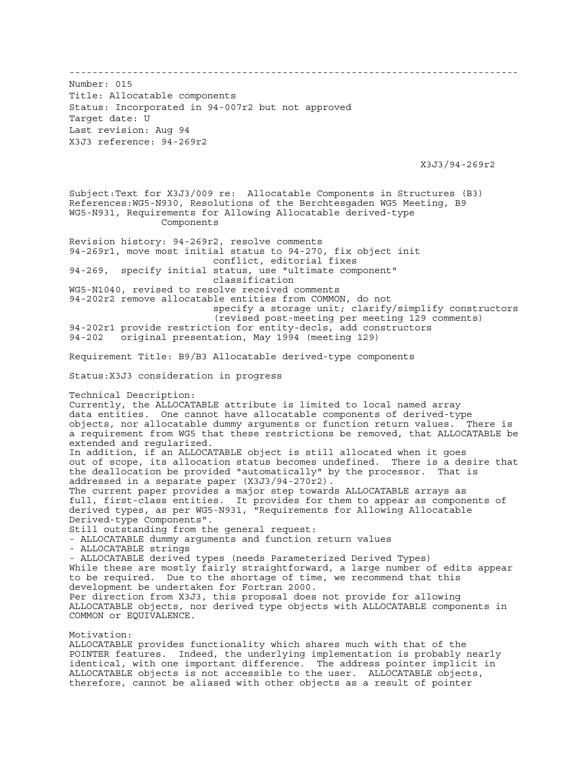---

Number: 015
Title: Allocatable components
Status: Incorporated in 94-007r2 but not approved
Target date: U
Last revision: Aug 94
X3J3 reference: 94-269r2

X3J3/94-269r2

Subject:Text for X3J3/009 re: Allocatable Components in Structures (B3)
References:WG5-N930, Resolutions of the Berchtesgaden WG5 Meeting, B9
WG5-N931, Requirements for Allowing Allocatable derived-type
Components

Revision history: 94-269r2, resolve comments
94-269r1, move most initial status to 94-270, fix object init
conflict, editorial fixes
94-269, specify initial status, use "ultimate component"
classification
WG5-N1040, revised to resolve received comments
94-202r2 remove allocatable entities from COMMON, do not
specify a storage unit; clarify/simplify constructors
(revised post-meeting per meeting 129 comments)
94-202r1 provide restriction for entity-decls, add constructors
94-202 original presentation, May 1994 (meeting 129)

Requirement Title: B9/B3 Allocatable derived-type components

Status:X3J3 consideration in progress

Technical Description:
Currently, the ALLOCATABLE attribute is limited to local named array
data entities. One cannot have allocatable components of derived-type
objects, nor allocatable dummy arguments or function return values. There is
a requirement from WG5 that these restrictions be removed, that ALLOCATABLE be
extended and regularized.
In addition, if an ALLOCATABLE object is still allocated when it goes
out of scope, its allocation status becomes undefined. There is a desire that
the deallocation be provided "automatically" by the processor. That is
addressed in a separate paper (X3J3/94-270r2).
The current paper provides a major step towards ALLOCATABLE arrays as
full, first-class entities. It provides for them to appear as components of
derived types, as per WG5-N931, "Requirements for Allowing Allocatable
Derived-type Components".
Still outstanding from the general request:
- ALLOCATABLE dummy arguments and function return values
- ALLOCATABLE strings
- ALLOCATABLE derived types (needs Parameterized Derived Types)

While these are mostly fairly straightforward, a large number of edits appear
to be required. Due to the shortage of time, we recommend that this
development be undertaken for Fortran 2000.
Per direction from X3J3, this proposal does not provide for allowing
ALLOCATABLE objects, nor derived type objects with ALLOCATABLE components in
COMMON or EQUIVALENCE.

Motivation:
ALLOCATABLE provides functionality which shares much with that of the
POINTER features. Indeed, the underlying implementation is probably nearly
identical, with one important difference. The address pointer implicit in
ALLOCATABLE objects is not accessible to the user. ALLOCATABLE objects,
therefore, cannot be aliased with other objects as a result of pointer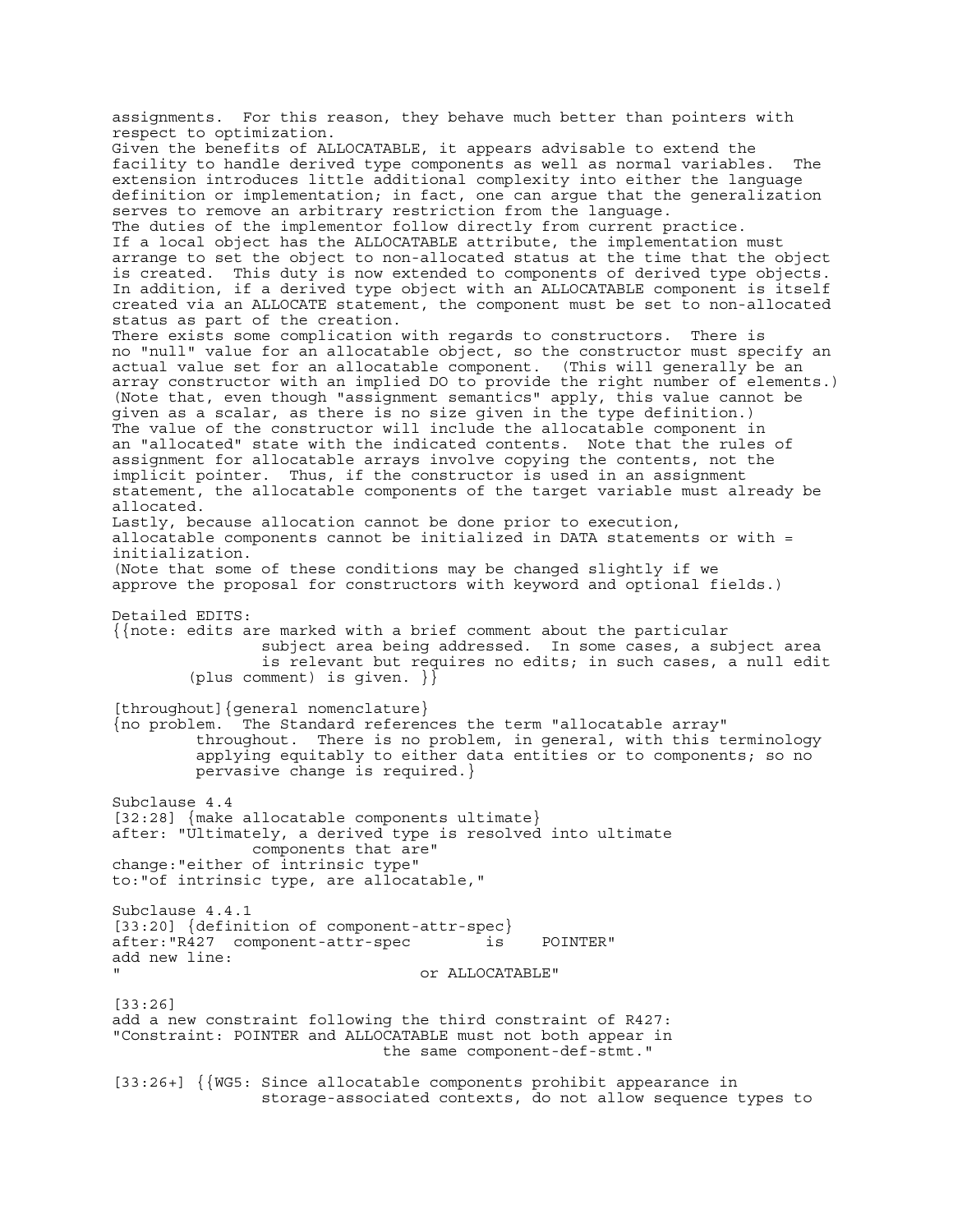assignments. For this reason, they behave much better than pointers with respect to optimization.

Given the benefits of ALLOCATABLE, it appears advisable to extend the facility to handle derived type components as well as normal variables. The extension introduces little additional complexity into either the language definition or implementation; in fact, one can argue that the generalization serves to remove an arbitrary restriction from the language.

The duties of the implementor follow directly from current practice.

If a local object has the ALLOCATABLE attribute, the implementation must arrange to set the object to non-allocated status at the time that the object is created. This duty is now extended to components of derived type objects. In addition, if a derived type object with an ALLOCATABLE component is itself created via an ALLOCATE statement, the component must be set to non-allocated status as part of the creation.

There exists some complication with regards to constructors. There is no "null" value for an allocatable object, so the constructor must specify an actual value set for an allocatable component. (This will generally be an array constructor with an implied DO to provide the right number of elements.) (Note that, even though "assignment semantics" apply, this value cannot be given as a scalar, as there is no size given in the type definition.)

The value of the constructor will include the allocatable component in an "allocated" state with the indicated contents. Note that the rules of assignment for allocatable arrays involve copying the contents, not the implicit pointer. Thus, if the constructor is used in an assignment statement, the allocatable components of the target variable must already be allocated.

Lastly, because allocation cannot be done prior to execution, allocatable components cannot be initialized in DATA statements or with = initialization.

(Note that some of these conditions may be changed slightly if we approve the proposal for constructors with keyword and optional fields.)

Detailed EDITS:

```
{{note: edits are marked with a brief comment about the particular
                subject area being addressed.  In some cases, a subject area
                is relevant but requires no edits; in such cases, a null edit
        (plus comment) is given. }}

[throughout]{general nomenclature}
{no problem.  The Standard references the term "allocatable array"
         throughout.  There is no problem, in general, with this terminology
         applying equitably to either data entities or to components; so no
         pervasive change is required.}

Subclause 4.4
[32:28] {make allocatable components ultimate}
after: "Ultimately, a derived type is resolved into ultimate
            components that are"
change:"either of intrinsic type"
to:"of intrinsic type, are allocatable,"

Subclause 4.4.1
[33:20] {definition of component-attr-spec}
after:"R427  component-attr-spec        is    POINTER"
add new line:
"                                 or ALLOCATABLE"

[33:26]
add a new constraint following the third constraint of R427:
"Constraint: POINTER and ALLOCATABLE must not both appear in
                            the same component-def-stmt."

[33:26+] {{WG5: Since allocatable components prohibit appearance in
                storage-associated contexts, do not allow sequence types to
```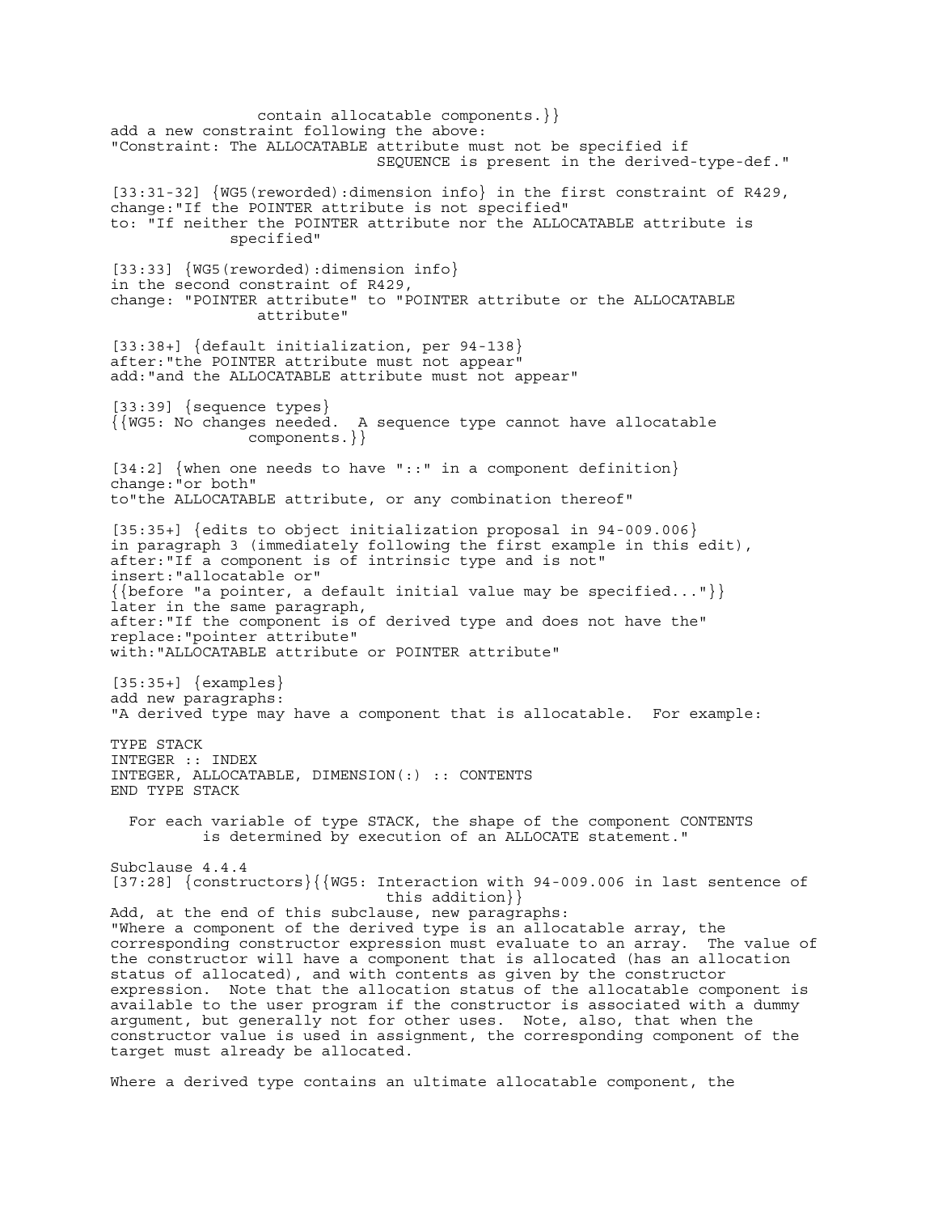contain allocatable components.}}
add a new constraint following the above:
"Constraint: The ALLOCATABLE attribute must not be specified if
SEQUENCE is present in the derived-type-def."

[33:31-32] {WG5(reworded):dimension info} in the first constraint of R429,
change:"If the POINTER attribute is not specified"
to: "If neither the POINTER attribute nor the ALLOCATABLE attribute is
specified"

[33:33] {WG5(reworded):dimension info}
in the second constraint of R429,
change: "POINTER attribute" to "POINTER attribute or the ALLOCATABLE
attribute"

[33:38+] {default initialization, per 94-138}
after:"the POINTER attribute must not appear"
add:"and the ALLOCATABLE attribute must not appear"

[33:39] {sequence types}
{{WG5: No changes needed. A sequence type cannot have allocatable
components.}}

[34:2] {when one needs to have "::" in a component definition}
change:"or both"
to"the ALLOCATABLE attribute, or any combination thereof"

[35:35+] {edits to object initialization proposal in 94-009.006}
in paragraph 3 (immediately following the first example in this edit),
after:"If a component is of intrinsic type and is not"
insert:"allocatable or"
{{before "a pointer, a default initial value may be specified..."}}
later in the same paragraph,
after:"If the component is of derived type and does not have the"
replace:"pointer attribute"
with:"ALLOCATABLE attribute or POINTER attribute"

[35:35+] {examples}
add new paragraphs:
"A derived type may have a component that is allocatable. For example:

```
TYPE STACK
INTEGER :: INDEX
INTEGER, ALLOCATABLE, DIMENSION(:) :: CONTENTS
END TYPE STACK
```

For each variable of type STACK, the shape of the component CONTENTS
is determined by execution of an ALLOCATE statement."

Subclause 4.4.4
[37:28] {constructors}{{WG5: Interaction with 94-009.006 in last sentence of
this addition}}
Add, at the end of this subclause, new paragraphs:
"Where a component of the derived type is an allocatable array, the
corresponding constructor expression must evaluate to an array. The value of
the constructor will have a component that is allocated (has an allocation
status of allocated), and with contents as given by the constructor
expression. Note that the allocation status of the allocatable component is
available to the user program if the constructor is associated with a dummy
argument, but generally not for other uses. Note, also, that when the
constructor value is used in assignment, the corresponding component of the
target must already be allocated.

Where a derived type contains an ultimate allocatable component, the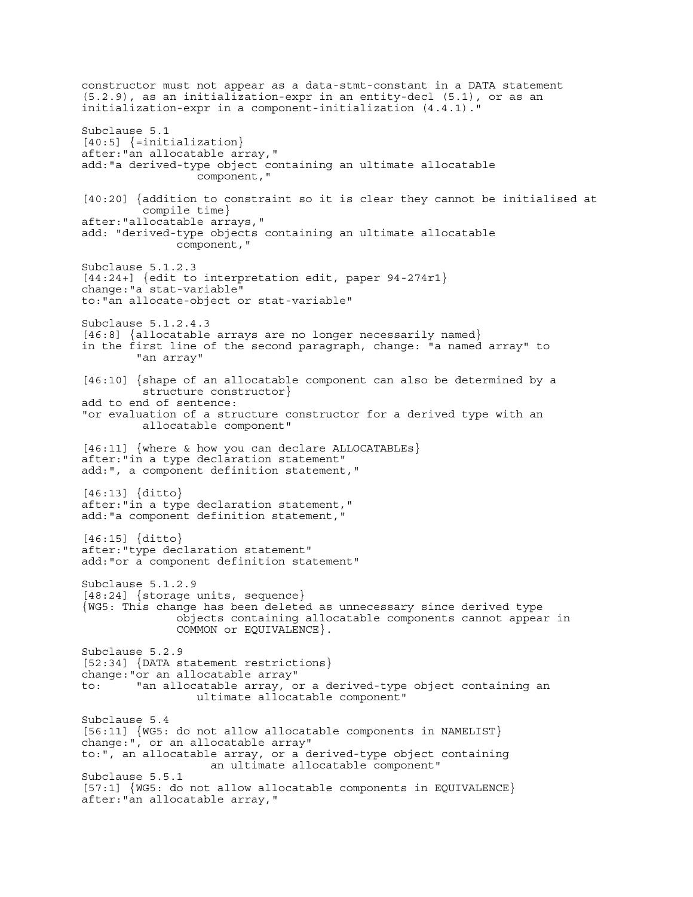constructor must not appear as a data-stmt-constant in a DATA statement (5.2.9), as an initialization-expr in an entity-decl (5.1), or as an initialization-expr in a component-initialization (4.4.1)."

Subclause 5.1
[40:5] {=initialization}
after:"an allocatable array,"
add:"a derived-type object containing an ultimate allocatable
component,"

[40:20] {addition to constraint so it is clear they cannot be initialised at
compile time}
after:"allocatable arrays,"
add: "derived-type objects containing an ultimate allocatable
component,"

Subclause 5.1.2.3
[44:24+] {edit to interpretation edit, paper 94-274r1}
change:"a stat-variable"
to:"an allocate-object or stat-variable"

Subclause 5.1.2.4.3
[46:8] {allocatable arrays are no longer necessarily named}
in the first line of the second paragraph, change: "a named array" to
"an array"

[46:10] {shape of an allocatable component can also be determined by a
structure constructor}
add to end of sentence:
"or evaluation of a structure constructor for a derived type with an
allocatable component"

[46:11] {where & how you can declare ALLOCATABLEs}
after:"in a type declaration statement"
add:", a component definition statement,"

[46:13] {ditto}
after:"in a type declaration statement,"
add:"a component definition statement,"

[46:15] {ditto}
after:"type declaration statement"
add:"or a component definition statement"

Subclause 5.1.2.9
[48:24] {storage units, sequence}
{WG5: This change has been deleted as unnecessary since derived type
objects containing allocatable components cannot appear in
COMMON or EQUIVALENCE}.

Subclause 5.2.9
[52:34] {DATA statement restrictions}
change:"or an allocatable array"
to: "an allocatable array, or a derived-type object containing an
ultimate allocatable component"

Subclause 5.4
[56:11] {WG5: do not allow allocatable components in NAMELIST}
change:", or an allocatable array"
to:", an allocatable array, or a derived-type object containing
an ultimate allocatable component"

Subclause 5.5.1
[57:1] {WG5: do not allow allocatable components in EQUIVALENCE}
after:"an allocatable array,"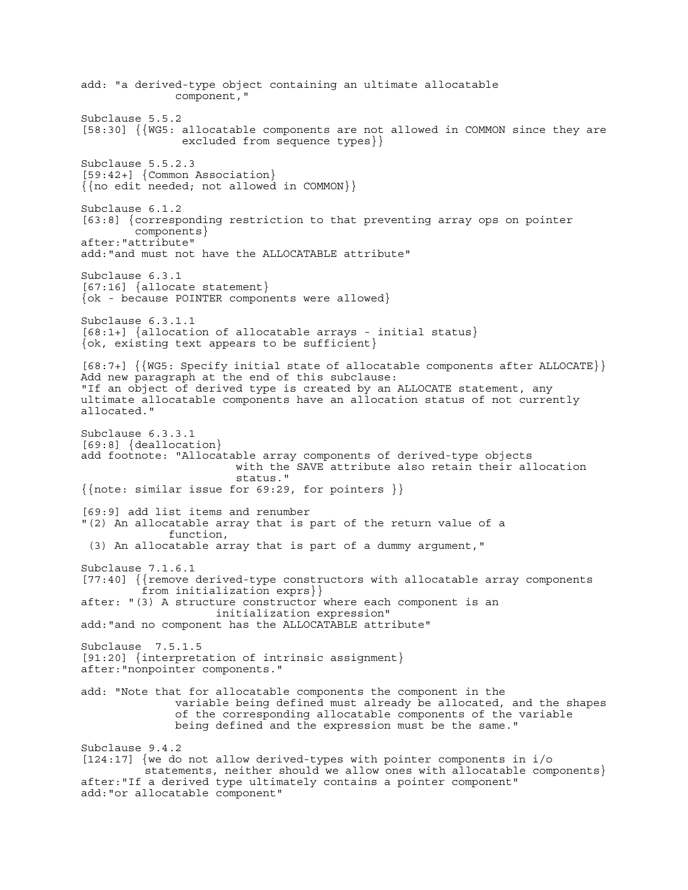add: "a derived-type object containing an ultimate allocatable
 component,"

Subclause 5.5.2
[58:30] {{WG5: allocatable components are not allowed in COMMON since they are
 excluded from sequence types}}

Subclause 5.5.2.3
[59:42+] {Common Association}
{{no edit needed; not allowed in COMMON}}

Subclause 6.1.2
[63:8] {corresponding restriction to that preventing array ops on pointer
 components}
after:"attribute"
add:"and must not have the ALLOCATABLE attribute"

Subclause 6.3.1
[67:16] {allocate statement}
{ok - because POINTER components were allowed}

Subclause 6.3.1.1
[68:1+] {allocation of allocatable arrays - initial status}
{ok, existing text appears to be sufficient}

[68:7+] {{WG5: Specify initial state of allocatable components after ALLOCATE}}
Add new paragraph at the end of this subclause:
"If an object of derived type is created by an ALLOCATE statement, any
ultimate allocatable components have an allocation status of not currently
allocated."

Subclause 6.3.3.1
[69:8] {deallocation}
add footnote: "Allocatable array components of derived-type objects
 with the SAVE attribute also retain their allocation
 status."
{{note: similar issue for 69:29, for pointers }}

[69:9] add list items and renumber
"(2) An allocatable array that is part of the return value of a
 function,
 (3) An allocatable array that is part of a dummy argument,"

Subclause 7.1.6.1
[77:40] {{remove derived-type constructors with allocatable array components
 from initialization exprs}}
after: "(3) A structure constructor where each component is an
 initialization expression"
add:"and no component has the ALLOCATABLE attribute"

Subclause 7.5.1.5
[91:20] {interpretation of intrinsic assignment}
after:"nonpointer components."

add: "Note that for allocatable components the component in the
 variable being defined must already be allocated, and the shapes
 of the corresponding allocatable components of the variable
 being defined and the expression must be the same."

Subclause 9.4.2
[124:17] {we do not allow derived-types with pointer components in i/o
 statements, neither should we allow ones with allocatable components}
after:"If a derived type ultimately contains a pointer component"
add:"or allocatable component"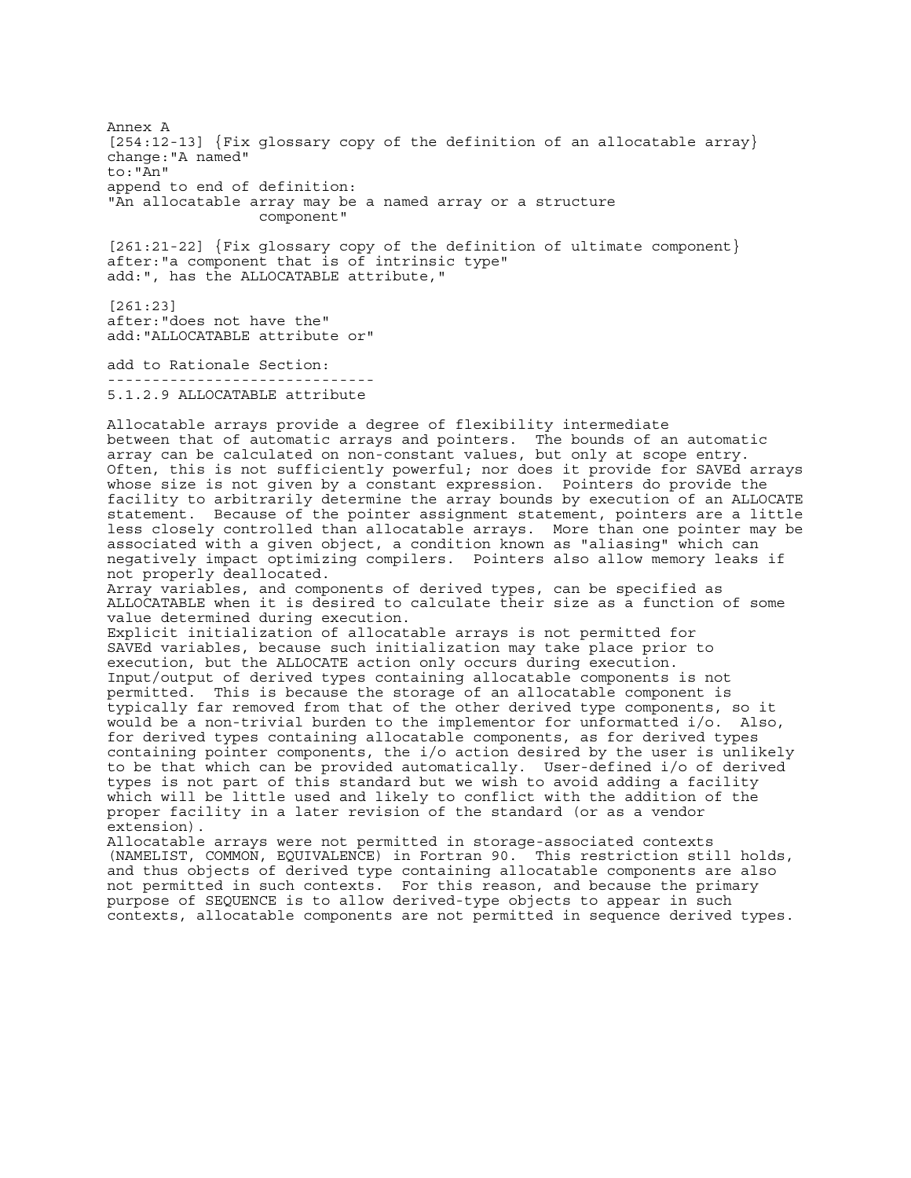Annex A

[254:12-13] {Fix glossary copy of the definition of an allocatable array}
change:"A named"
to:"An"
append to end of definition:
"An allocatable array may be a named array or a structure
component"

[261:21-22] {Fix glossary copy of the definition of ultimate component}
after:"a component that is of intrinsic type"
add:", has the ALLOCATABLE attribute,"

[261:23]
after:"does not have the"
add:"ALLOCATABLE attribute or"

add to Rationale Section:

------------------------------

5.1.2.9 ALLOCATABLE attribute

Allocatable arrays provide a degree of flexibility intermediate between that of automatic arrays and pointers. The bounds of an automatic array can be calculated on non-constant values, but only at scope entry. Often, this is not sufficiently powerful; nor does it provide for SAVEd arrays whose size is not given by a constant expression. Pointers do provide the facility to arbitrarily determine the array bounds by execution of an ALLOCATE statement. Because of the pointer assignment statement, pointers are a little less closely controlled than allocatable arrays. More than one pointer may be associated with a given object, a condition known as "aliasing" which can negatively impact optimizing compilers. Pointers also allow memory leaks if not properly deallocated.

Array variables, and components of derived types, can be specified as ALLOCATABLE when it is desired to calculate their size as a function of some value determined during execution.

Explicit initialization of allocatable arrays is not permitted for SAVEd variables, because such initialization may take place prior to execution, but the ALLOCATE action only occurs during execution.

Input/output of derived types containing allocatable components is not permitted. This is because the storage of an allocatable component is typically far removed from that of the other derived type components, so it would be a non-trivial burden to the implementor for unformatted i/o. Also, for derived types containing allocatable components, as for derived types containing pointer components, the i/o action desired by the user is unlikely to be that which can be provided automatically. User-defined i/o of derived types is not part of this standard but we wish to avoid adding a facility which will be little used and likely to conflict with the addition of the proper facility in a later revision of the standard (or as a vendor extension).

Allocatable arrays were not permitted in storage-associated contexts (NAMELIST, COMMON, EQUIVALENCE) in Fortran 90. This restriction still holds, and thus objects of derived type containing allocatable components are also not permitted in such contexts. For this reason, and because the primary purpose of SEQUENCE is to allow derived-type objects to appear in such contexts, allocatable components are not permitted in sequence derived types.